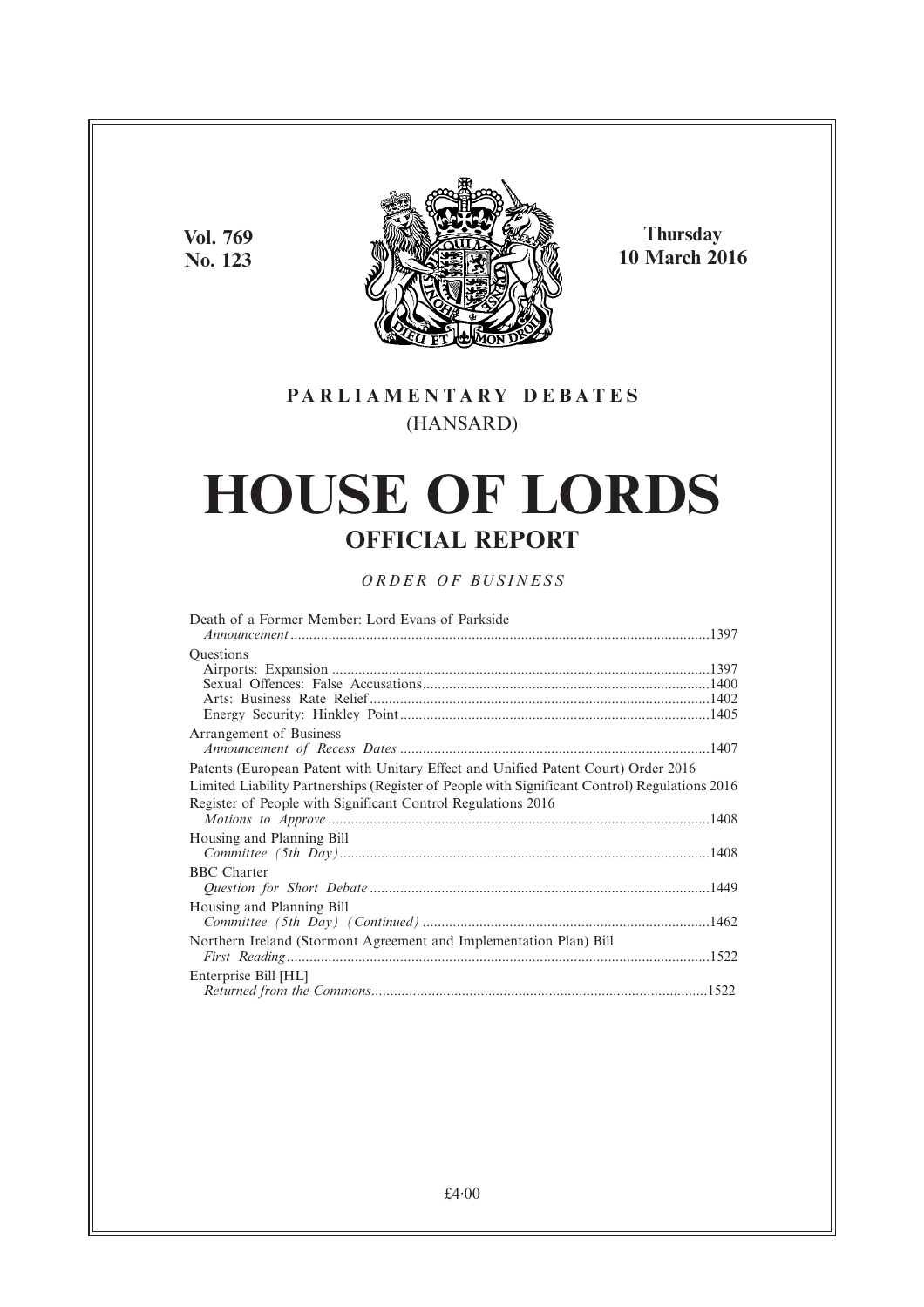**Vol. 769**
**No. 123**

**Thursday**
**10 March 2016**

**PARLIAMENTARY DEBATES**

(HANSARD)

# HOUSE OF LORDS

## OFFICIAL REPORT

*ORDER OF BUSINESS*

Death of a Former Member: Lord Evans of Parkside
*Announcement* ....................1397

Questions
Airports: Expansion ....................1397
Sexual Offences: False Accusations....................1400
Arts: Business Rate Relief....................1402
Energy Security: Hinkley Point....................1405

Arrangement of Business
*Announcement of Recess Dates* ....................1407

Patents (European Patent with Unitary Effect and Unified Patent Court) Order 2016
Limited Liability Partnerships (Register of People with Significant Control) Regulations 2016
Register of People with Significant Control Regulations 2016
*Motions to Approve* ....................1408

Housing and Planning Bill
*Committee (5th Day)*....................1408

BBC Charter
*Question for Short Debate* ....................1449

Housing and Planning Bill
*Committee (5th Day) (Continued)* ....................1462

Northern Ireland (Stormont Agreement and Implementation Plan) Bill
*First Reading*....................1522

Enterprise Bill [HL]
*Returned from the Commons*....................1522

£4·00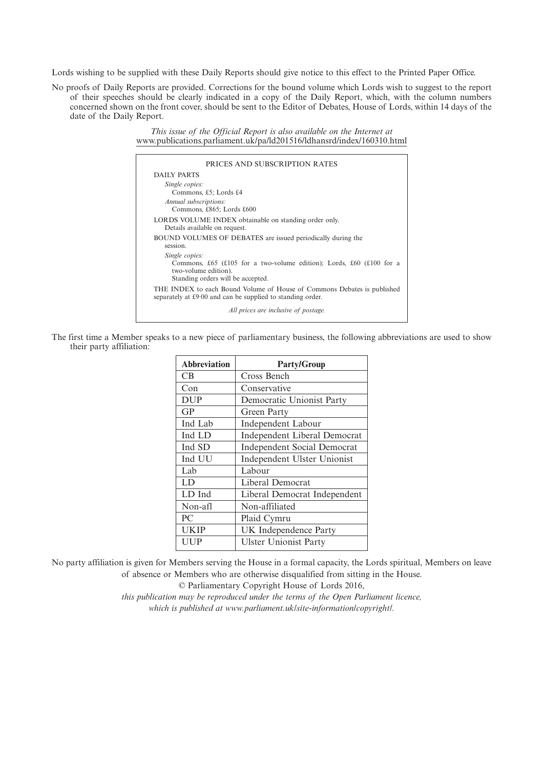Lords wishing to be supplied with these Daily Reports should give notice to this effect to the Printed Paper Office.

No proofs of Daily Reports are provided. Corrections for the bound volume which Lords wish to suggest to the report of their speeches should be clearly indicated in a copy of the Daily Report, which, with the column numbers concerned shown on the front cover, should be sent to the Editor of Debates, House of Lords, within 14 days of the date of the Daily Report.

*This issue of the Official Report is also available on the Internet at*
www.publications.parliament.uk/pa/ld201516/ldhansrd/index/160310.html

PRICES AND SUBSCRIPTION RATES

DAILY PARTS

*Single copies:*
Commons, £5; Lords £4

*Annual subscriptions:*
Commons, £865; Lords £600

LORDS VOLUME INDEX obtainable on standing order only.
Details available on request.

BOUND VOLUMES OF DEBATES are issued periodically during the session.

*Single copies:*
Commons, £65 (£105 for a two-volume edition); Lords, £60 (£100 for a two-volume edition).
Standing orders will be accepted.

THE INDEX to each Bound Volume of House of Commons Debates is published separately at £9·00 and can be supplied to standing order.

*All prices are inclusive of postage.*

The first time a Member speaks to a new piece of parliamentary business, the following abbreviations are used to show their party affiliation:

| Abbreviation | Party/Group |
|---|---|
| CB | Cross Bench |
| Con | Conservative |
| DUP | Democratic Unionist Party |
| GP | Green Party |
| Ind Lab | Independent Labour |
| Ind LD | Independent Liberal Democrat |
| Ind SD | Independent Social Democrat |
| Ind UU | Independent Ulster Unionist |
| Lab | Labour |
| LD | Liberal Democrat |
| LD Ind | Liberal Democrat Independent |
| Non-afl | Non-affiliated |
| PC | Plaid Cymru |
| UKIP | UK Independence Party |
| UUP | Ulster Unionist Party |

No party affiliation is given for Members serving the House in a formal capacity, the Lords spiritual, Members on leave of absence or Members who are otherwise disqualified from sitting in the House.

© Parliamentary Copyright House of Lords 2016,
*this publication may be reproduced under the terms of the Open Parliament licence, which is published at www.parliament.uk/site-information/copyright/.*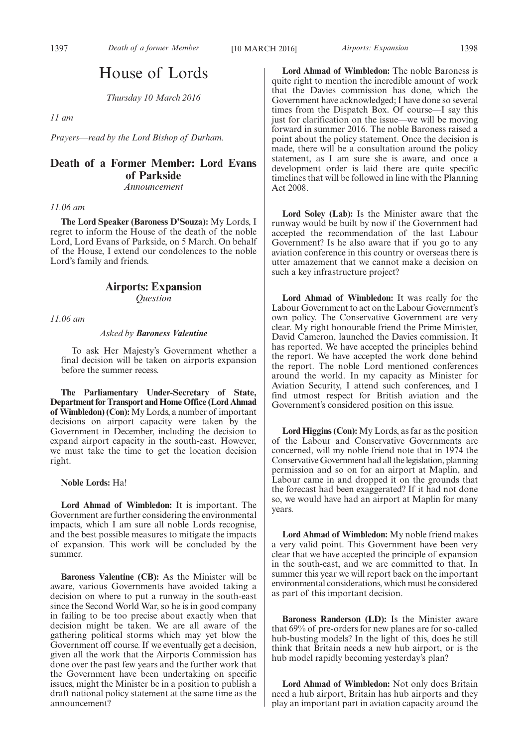# House of Lords

*Thursday 10 March 2016*

*11 am*

*Prayers—read by the Lord Bishop of Durham.*

## Death of a Former Member: Lord Evans of Parkside

*Announcement*

*11.06 am*

**The Lord Speaker (Baroness D'Souza):** My Lords, I regret to inform the House of the death of the noble Lord, Lord Evans of Parkside, on 5 March. On behalf of the House, I extend our condolences to the noble Lord's family and friends.

## Airports: Expansion

*Question*

*11.06 am*

*Asked by **Baroness Valentine***

To ask Her Majesty's Government whether a final decision will be taken on airports expansion before the summer recess.

**The Parliamentary Under-Secretary of State, Department for Transport and Home Office (Lord Ahmad of Wimbledon) (Con):** My Lords, a number of important decisions on airport capacity were taken by the Government in December, including the decision to expand airport capacity in the south-east. However, we must take the time to get the location decision right.

**Noble Lords:** Ha!

**Lord Ahmad of Wimbledon:** It is important. The Government are further considering the environmental impacts, which I am sure all noble Lords recognise, and the best possible measures to mitigate the impacts of expansion. This work will be concluded by the summer.

**Baroness Valentine (CB):** As the Minister will be aware, various Governments have avoided taking a decision on where to put a runway in the south-east since the Second World War, so he is in good company in failing to be too precise about exactly when that decision might be taken. We are all aware of the gathering political storms which may yet blow the Government off course. If we eventually get a decision, given all the work that the Airports Commission has done over the past few years and the further work that the Government have been undertaking on specific issues, might the Minister be in a position to publish a draft national policy statement at the same time as the announcement?

**Lord Ahmad of Wimbledon:** The noble Baroness is quite right to mention the incredible amount of work that the Davies commission has done, which the Government have acknowledged; I have done so several times from the Dispatch Box. Of course—I say this just for clarification on the issue—we will be moving forward in summer 2016. The noble Baroness raised a point about the policy statement. Once the decision is made, there will be a consultation around the policy statement, as I am sure she is aware, and once a development order is laid there are quite specific timelines that will be followed in line with the Planning Act 2008.

**Lord Soley (Lab):** Is the Minister aware that the runway would be built by now if the Government had accepted the recommendation of the last Labour Government? Is he also aware that if you go to any aviation conference in this country or overseas there is utter amazement that we cannot make a decision on such a key infrastructure project?

**Lord Ahmad of Wimbledon:** It was really for the Labour Government to act on the Labour Government's own policy. The Conservative Government are very clear. My right honourable friend the Prime Minister, David Cameron, launched the Davies commission. It has reported. We have accepted the principles behind the report. We have accepted the work done behind the report. The noble Lord mentioned conferences around the world. In my capacity as Minister for Aviation Security, I attend such conferences, and I find utmost respect for British aviation and the Government's considered position on this issue.

**Lord Higgins (Con):** My Lords, as far as the position of the Labour and Conservative Governments are concerned, will my noble friend note that in 1974 the Conservative Government had all the legislation, planning permission and so on for an airport at Maplin, and Labour came in and dropped it on the grounds that the forecast had been exaggerated? If it had not done so, we would have had an airport at Maplin for many years.

**Lord Ahmad of Wimbledon:** My noble friend makes a very valid point. This Government have been very clear that we have accepted the principle of expansion in the south-east, and we are committed to that. In summer this year we will report back on the important environmental considerations, which must be considered as part of this important decision.

**Baroness Randerson (LD):** Is the Minister aware that 69% of pre-orders for new planes are for so-called hub-busting models? In the light of this, does he still think that Britain needs a new hub airport, or is the hub model rapidly becoming yesterday's plan?

**Lord Ahmad of Wimbledon:** Not only does Britain need a hub airport, Britain has hub airports and they play an important part in aviation capacity around the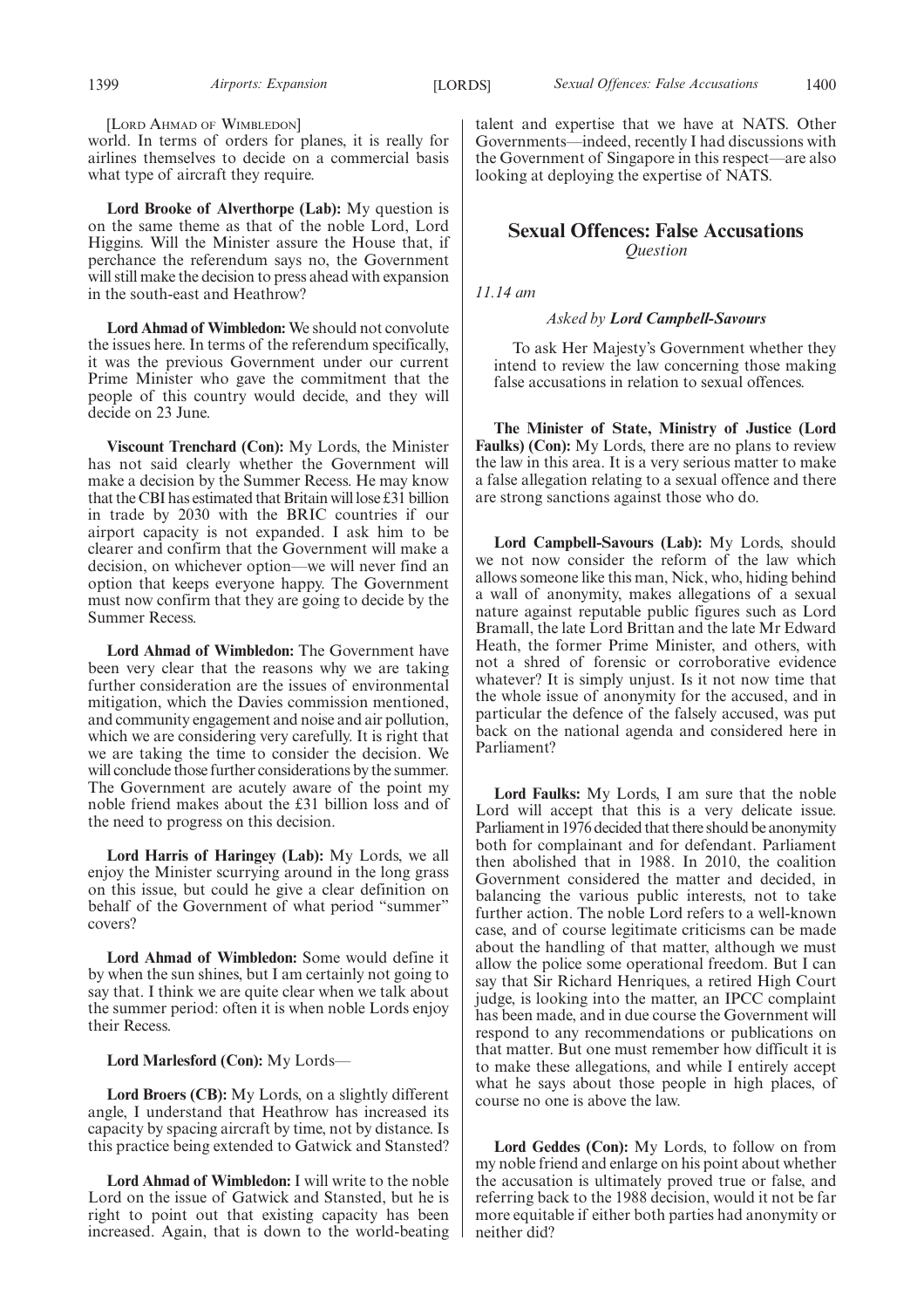[Lord Ahmad of Wimbledon]

world. In terms of orders for planes, it is really for airlines themselves to decide on a commercial basis what type of aircraft they require.

**Lord Brooke of Alverthorpe (Lab):** My question is on the same theme as that of the noble Lord, Lord Higgins. Will the Minister assure the House that, if perchance the referendum says no, the Government will still make the decision to press ahead with expansion in the south-east and Heathrow?

**Lord Ahmad of Wimbledon:** We should not convolute the issues here. In terms of the referendum specifically, it was the previous Government under our current Prime Minister who gave the commitment that the people of this country would decide, and they will decide on 23 June.

**Viscount Trenchard (Con):** My Lords, the Minister has not said clearly whether the Government will make a decision by the Summer Recess. He may know that the CBI has estimated that Britain will lose £31 billion in trade by 2030 with the BRIC countries if our airport capacity is not expanded. I ask him to be clearer and confirm that the Government will make a decision, on whichever option—we will never find an option that keeps everyone happy. The Government must now confirm that they are going to decide by the Summer Recess.

**Lord Ahmad of Wimbledon:** The Government have been very clear that the reasons why we are taking further consideration are the issues of environmental mitigation, which the Davies commission mentioned, and community engagement and noise and air pollution, which we are considering very carefully. It is right that we are taking the time to consider the decision. We will conclude those further considerations by the summer. The Government are acutely aware of the point my noble friend makes about the £31 billion loss and of the need to progress on this decision.

**Lord Harris of Haringey (Lab):** My Lords, we all enjoy the Minister scurrying around in the long grass on this issue, but could he give a clear definition on behalf of the Government of what period "summer" covers?

**Lord Ahmad of Wimbledon:** Some would define it by when the sun shines, but I am certainly not going to say that. I think we are quite clear when we talk about the summer period: often it is when noble Lords enjoy their Recess.

**Lord Marlesford (Con):** My Lords—

**Lord Broers (CB):** My Lords, on a slightly different angle, I understand that Heathrow has increased its capacity by spacing aircraft by time, not by distance. Is this practice being extended to Gatwick and Stansted?

**Lord Ahmad of Wimbledon:** I will write to the noble Lord on the issue of Gatwick and Stansted, but he is right to point out that existing capacity has been increased. Again, that is down to the world-beating talent and expertise that we have at NATS. Other Governments—indeed, recently I had discussions with the Government of Singapore in this respect—are also looking at deploying the expertise of NATS.

## Sexual Offences: False Accusations

*Question*

*11.14 am*

*Asked by* ***Lord Campbell-Savours***

To ask Her Majesty's Government whether they intend to review the law concerning those making false accusations in relation to sexual offences.

**The Minister of State, Ministry of Justice (Lord Faulks) (Con):** My Lords, there are no plans to review the law in this area. It is a very serious matter to make a false allegation relating to a sexual offence and there are strong sanctions against those who do.

**Lord Campbell-Savours (Lab):** My Lords, should we not now consider the reform of the law which allows someone like this man, Nick, who, hiding behind a wall of anonymity, makes allegations of a sexual nature against reputable public figures such as Lord Bramall, the late Lord Brittan and the late Mr Edward Heath, the former Prime Minister, and others, with not a shred of forensic or corroborative evidence whatever? It is simply unjust. Is it not now time that the whole issue of anonymity for the accused, and in particular the defence of the falsely accused, was put back on the national agenda and considered here in Parliament?

**Lord Faulks:** My Lords, I am sure that the noble Lord will accept that this is a very delicate issue. Parliament in 1976 decided that there should be anonymity both for complainant and for defendant. Parliament then abolished that in 1988. In 2010, the coalition Government considered the matter and decided, in balancing the various public interests, not to take further action. The noble Lord refers to a well-known case, and of course legitimate criticisms can be made about the handling of that matter, although we must allow the police some operational freedom. But I can say that Sir Richard Henriques, a retired High Court judge, is looking into the matter, an IPCC complaint has been made, and in due course the Government will respond to any recommendations or publications on that matter. But one must remember how difficult it is to make these allegations, and while I entirely accept what he says about those people in high places, of course no one is above the law.

**Lord Geddes (Con):** My Lords, to follow on from my noble friend and enlarge on his point about whether the accusation is ultimately proved true or false, and referring back to the 1988 decision, would it not be far more equitable if either both parties had anonymity or neither did?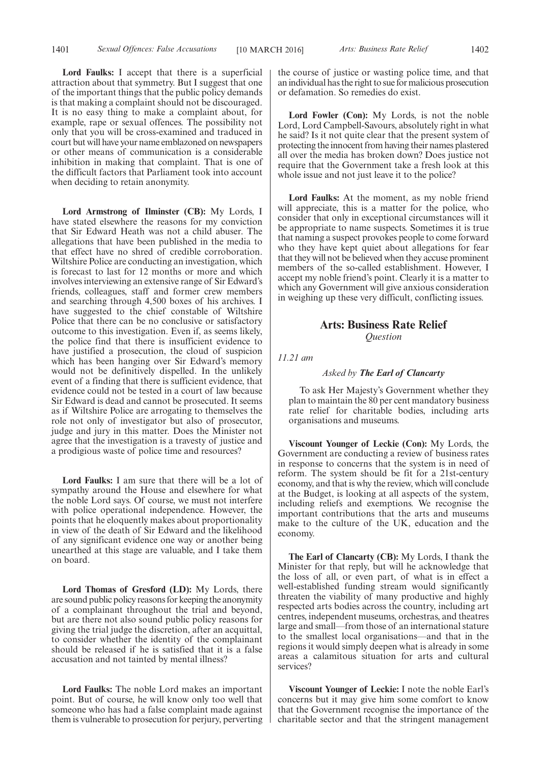**Lord Faulks:** I accept that there is a superficial attraction about that symmetry. But I suggest that one of the important things that the public policy demands is that making a complaint should not be discouraged. It is no easy thing to make a complaint about, for example, rape or sexual offences. The possibility not only that you will be cross-examined and traduced in court but will have your name emblazoned on newspapers or other means of communication is a considerable inhibition in making that complaint. That is one of the difficult factors that Parliament took into account when deciding to retain anonymity.

**Lord Armstrong of Ilminster (CB):** My Lords, I have stated elsewhere the reasons for my conviction that Sir Edward Heath was not a child abuser. The allegations that have been published in the media to that effect have no shred of credible corroboration. Wiltshire Police are conducting an investigation, which is forecast to last for 12 months or more and which involves interviewing an extensive range of Sir Edward's friends, colleagues, staff and former crew members and searching through 4,500 boxes of his archives. I have suggested to the chief constable of Wiltshire Police that there can be no conclusive or satisfactory outcome to this investigation. Even if, as seems likely, the police find that there is insufficient evidence to have justified a prosecution, the cloud of suspicion which has been hanging over Sir Edward's memory would not be definitively dispelled. In the unlikely event of a finding that there is sufficient evidence, that evidence could not be tested in a court of law because Sir Edward is dead and cannot be prosecuted. It seems as if Wiltshire Police are arrogating to themselves the role not only of investigator but also of prosecutor, judge and jury in this matter. Does the Minister not agree that the investigation is a travesty of justice and a prodigious waste of police time and resources?

**Lord Faulks:** I am sure that there will be a lot of sympathy around the House and elsewhere for what the noble Lord says. Of course, we must not interfere with police operational independence. However, the points that he eloquently makes about proportionality in view of the death of Sir Edward and the likelihood of any significant evidence one way or another being unearthed at this stage are valuable, and I take them on board.

**Lord Thomas of Gresford (LD):** My Lords, there are sound public policy reasons for keeping the anonymity of a complainant throughout the trial and beyond, but are there not also sound public policy reasons for giving the trial judge the discretion, after an acquittal, to consider whether the identity of the complainant should be released if he is satisfied that it is a false accusation and not tainted by mental illness?

**Lord Faulks:** The noble Lord makes an important point. But of course, he will know only too well that someone who has had a false complaint made against them is vulnerable to prosecution for perjury, perverting the course of justice or wasting police time, and that an individual has the right to sue for malicious prosecution or defamation. So remedies do exist.

**Lord Fowler (Con):** My Lords, is not the noble Lord, Lord Campbell-Savours, absolutely right in what he said? Is it not quite clear that the present system of protecting the innocent from having their names plastered all over the media has broken down? Does justice not require that the Government take a fresh look at this whole issue and not just leave it to the police?

**Lord Faulks:** At the moment, as my noble friend will appreciate, this is a matter for the police, who consider that only in exceptional circumstances will it be appropriate to name suspects. Sometimes it is true that naming a suspect provokes people to come forward who they have kept quiet about allegations for fear that they will not be believed when they accuse prominent members of the so-called establishment. However, I accept my noble friend's point. Clearly it is a matter to which any Government will give anxious consideration in weighing up these very difficult, conflicting issues.

## Arts: Business Rate Relief

*Question*

*11.21 am*

*Asked by* ***The Earl of Clancarty***

To ask Her Majesty's Government whether they plan to maintain the 80 per cent mandatory business rate relief for charitable bodies, including arts organisations and museums.

**Viscount Younger of Leckie (Con):** My Lords, the Government are conducting a review of business rates in response to concerns that the system is in need of reform. The system should be fit for a 21st-century economy, and that is why the review, which will conclude at the Budget, is looking at all aspects of the system, including reliefs and exemptions. We recognise the important contributions that the arts and museums make to the culture of the UK, education and the economy.

**The Earl of Clancarty (CB):** My Lords, I thank the Minister for that reply, but will he acknowledge that the loss of all, or even part, of what is in effect a well-established funding stream would significantly threaten the viability of many productive and highly respected arts bodies across the country, including art centres, independent museums, orchestras, and theatres large and small—from those of an international stature to the smallest local organisations—and that in the regions it would simply deepen what is already in some areas a calamitous situation for arts and cultural services?

**Viscount Younger of Leckie:** I note the noble Earl's concerns but it may give him some comfort to know that the Government recognise the importance of the charitable sector and that the stringent management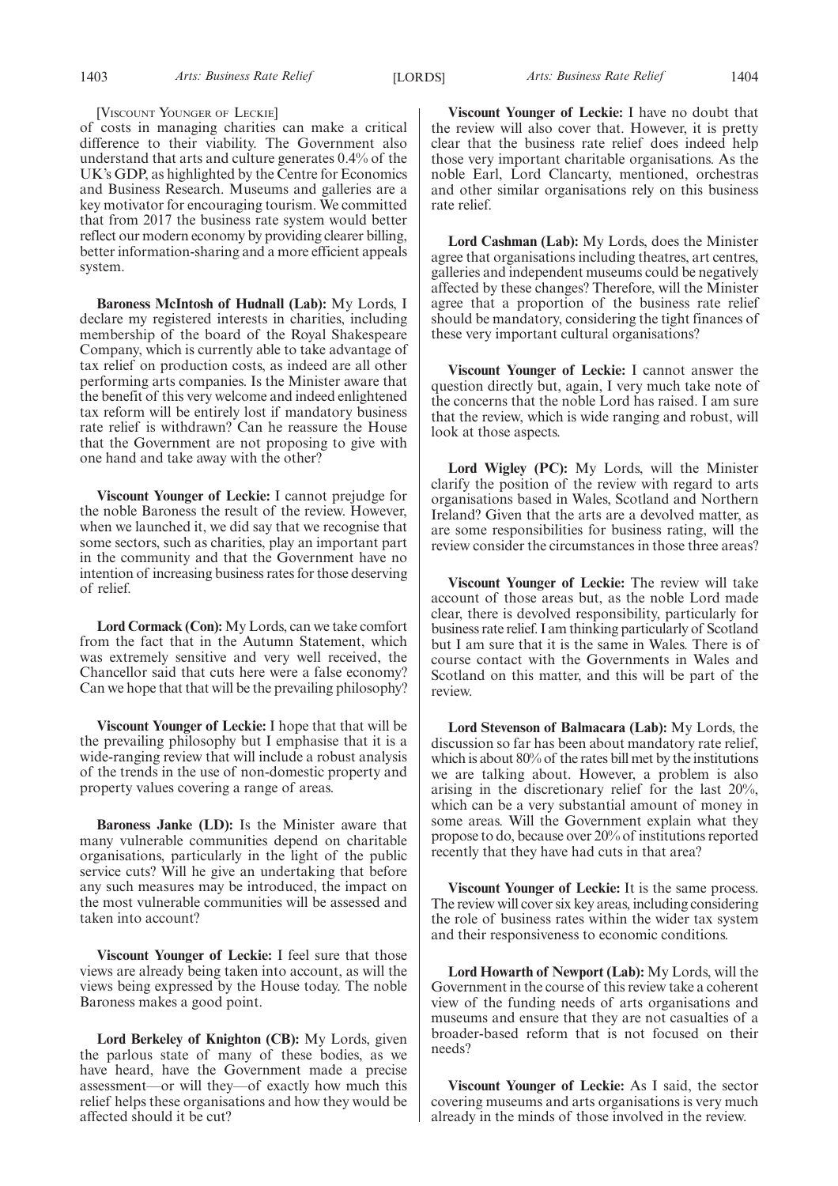[Viscount Younger of Leckie]

of costs in managing charities can make a critical difference to their viability. The Government also understand that arts and culture generates 0.4% of the UK's GDP, as highlighted by the Centre for Economics and Business Research. Museums and galleries are a key motivator for encouraging tourism. We committed that from 2017 the business rate system would better reflect our modern economy by providing clearer billing, better information-sharing and a more efficient appeals system.

**Baroness McIntosh of Hudnall (Lab):** My Lords, I declare my registered interests in charities, including membership of the board of the Royal Shakespeare Company, which is currently able to take advantage of tax relief on production costs, as indeed are all other performing arts companies. Is the Minister aware that the benefit of this very welcome and indeed enlightened tax reform will be entirely lost if mandatory business rate relief is withdrawn? Can he reassure the House that the Government are not proposing to give with one hand and take away with the other?

**Viscount Younger of Leckie:** I cannot prejudge for the noble Baroness the result of the review. However, when we launched it, we did say that we recognise that some sectors, such as charities, play an important part in the community and that the Government have no intention of increasing business rates for those deserving of relief.

**Lord Cormack (Con):** My Lords, can we take comfort from the fact that in the Autumn Statement, which was extremely sensitive and very well received, the Chancellor said that cuts here were a false economy? Can we hope that that will be the prevailing philosophy?

**Viscount Younger of Leckie:** I hope that that will be the prevailing philosophy but I emphasise that it is a wide-ranging review that will include a robust analysis of the trends in the use of non-domestic property and property values covering a range of areas.

**Baroness Janke (LD):** Is the Minister aware that many vulnerable communities depend on charitable organisations, particularly in the light of the public service cuts? Will he give an undertaking that before any such measures may be introduced, the impact on the most vulnerable communities will be assessed and taken into account?

**Viscount Younger of Leckie:** I feel sure that those views are already being taken into account, as will the views being expressed by the House today. The noble Baroness makes a good point.

**Lord Berkeley of Knighton (CB):** My Lords, given the parlous state of many of these bodies, as we have heard, have the Government made a precise assessment—or will they—of exactly how much this relief helps these organisations and how they would be affected should it be cut?

**Viscount Younger of Leckie:** I have no doubt that the review will also cover that. However, it is pretty clear that the business rate relief does indeed help those very important charitable organisations. As the noble Earl, Lord Clancarty, mentioned, orchestras and other similar organisations rely on this business rate relief.

**Lord Cashman (Lab):** My Lords, does the Minister agree that organisations including theatres, art centres, galleries and independent museums could be negatively affected by these changes? Therefore, will the Minister agree that a proportion of the business rate relief should be mandatory, considering the tight finances of these very important cultural organisations?

**Viscount Younger of Leckie:** I cannot answer the question directly but, again, I very much take note of the concerns that the noble Lord has raised. I am sure that the review, which is wide ranging and robust, will look at those aspects.

**Lord Wigley (PC):** My Lords, will the Minister clarify the position of the review with regard to arts organisations based in Wales, Scotland and Northern Ireland? Given that the arts are a devolved matter, as are some responsibilities for business rating, will the review consider the circumstances in those three areas?

**Viscount Younger of Leckie:** The review will take account of those areas but, as the noble Lord made clear, there is devolved responsibility, particularly for business rate relief. I am thinking particularly of Scotland but I am sure that it is the same in Wales. There is of course contact with the Governments in Wales and Scotland on this matter, and this will be part of the review.

**Lord Stevenson of Balmacara (Lab):** My Lords, the discussion so far has been about mandatory rate relief, which is about 80% of the rates bill met by the institutions we are talking about. However, a problem is also arising in the discretionary relief for the last 20%, which can be a very substantial amount of money in some areas. Will the Government explain what they propose to do, because over 20% of institutions reported recently that they have had cuts in that area?

**Viscount Younger of Leckie:** It is the same process. The review will cover six key areas, including considering the role of business rates within the wider tax system and their responsiveness to economic conditions.

**Lord Howarth of Newport (Lab):** My Lords, will the Government in the course of this review take a coherent view of the funding needs of arts organisations and museums and ensure that they are not casualties of a broader-based reform that is not focused on their needs?

**Viscount Younger of Leckie:** As I said, the sector covering museums and arts organisations is very much already in the minds of those involved in the review.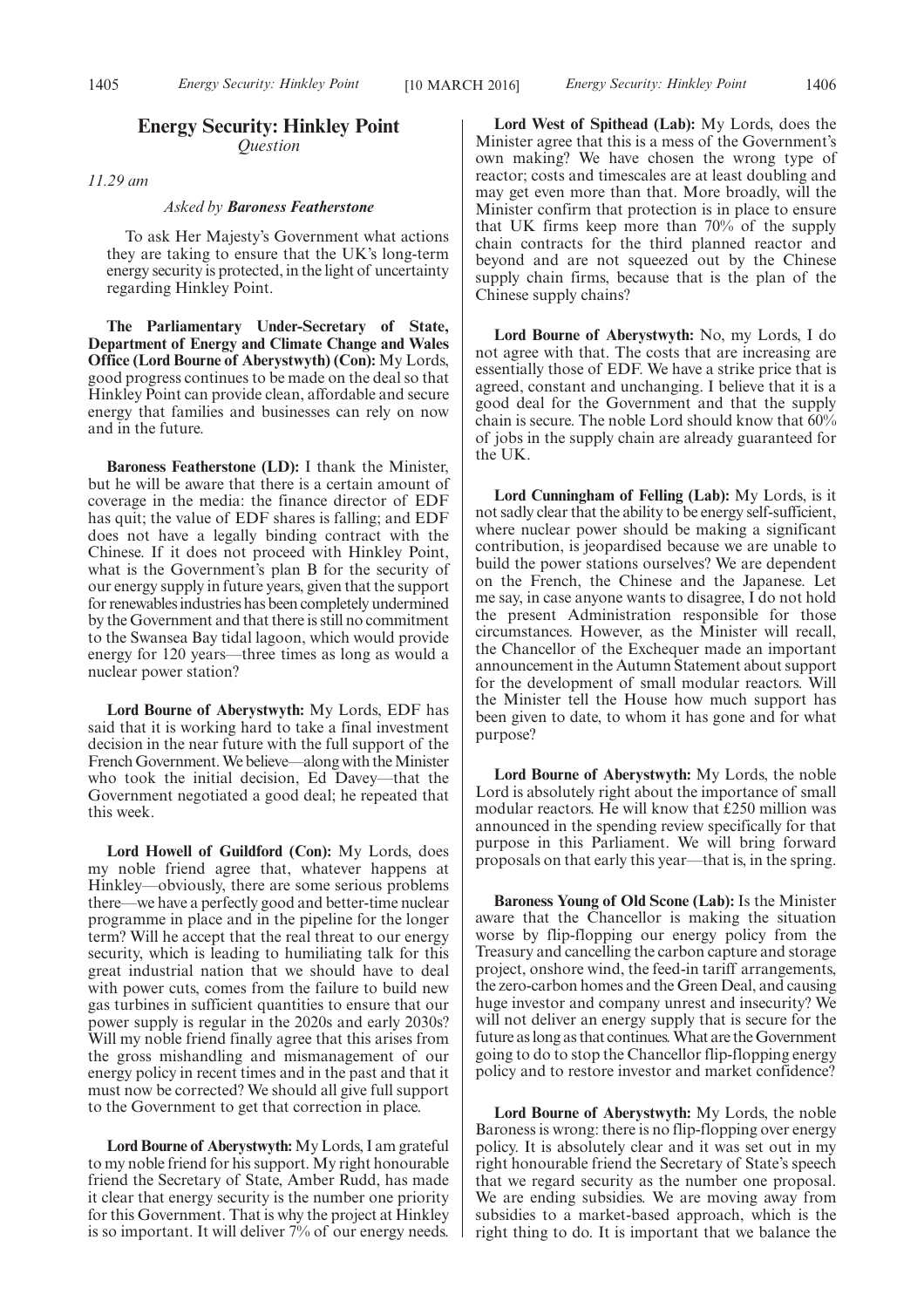## Energy Security: Hinkley Point

*Question*

*11.29 am*

*Asked by* ***Baroness Featherstone***

To ask Her Majesty's Government what actions they are taking to ensure that the UK's long-term energy security is protected, in the light of uncertainty regarding Hinkley Point.

**The Parliamentary Under-Secretary of State, Department of Energy and Climate Change and Wales Office (Lord Bourne of Aberystwyth) (Con):** My Lords, good progress continues to be made on the deal so that Hinkley Point can provide clean, affordable and secure energy that families and businesses can rely on now and in the future.

**Baroness Featherstone (LD):** I thank the Minister, but he will be aware that there is a certain amount of coverage in the media: the finance director of EDF has quit; the value of EDF shares is falling; and EDF does not have a legally binding contract with the Chinese. If it does not proceed with Hinkley Point, what is the Government's plan B for the security of our energy supply in future years, given that the support for renewables industries has been completely undermined by the Government and that there is still no commitment to the Swansea Bay tidal lagoon, which would provide energy for 120 years—three times as long as would a nuclear power station?

**Lord Bourne of Aberystwyth:** My Lords, EDF has said that it is working hard to take a final investment decision in the near future with the full support of the French Government. We believe—along with the Minister who took the initial decision, Ed Davey—that the Government negotiated a good deal; he repeated that this week.

**Lord Howell of Guildford (Con):** My Lords, does my noble friend agree that, whatever happens at Hinkley—obviously, there are some serious problems there—we have a perfectly good and better-time nuclear programme in place and in the pipeline for the longer term? Will he accept that the real threat to our energy security, which is leading to humiliating talk for this great industrial nation that we should have to deal with power cuts, comes from the failure to build new gas turbines in sufficient quantities to ensure that our power supply is regular in the 2020s and early 2030s? Will my noble friend finally agree that this arises from the gross mishandling and mismanagement of our energy policy in recent times and in the past and that it must now be corrected? We should all give full support to the Government to get that correction in place.

**Lord Bourne of Aberystwyth:** My Lords, I am grateful to my noble friend for his support. My right honourable friend the Secretary of State, Amber Rudd, has made it clear that energy security is the number one priority for this Government. That is why the project at Hinkley is so important. It will deliver 7% of our energy needs.

**Lord West of Spithead (Lab):** My Lords, does the Minister agree that this is a mess of the Government's own making? We have chosen the wrong type of reactor; costs and timescales are at least doubling and may get even more than that. More broadly, will the Minister confirm that protection is in place to ensure that UK firms keep more than 70% of the supply chain contracts for the third planned reactor and beyond and are not squeezed out by the Chinese supply chain firms, because that is the plan of the Chinese supply chains?

**Lord Bourne of Aberystwyth:** No, my Lords, I do not agree with that. The costs that are increasing are essentially those of EDF. We have a strike price that is agreed, constant and unchanging. I believe that it is a good deal for the Government and that the supply chain is secure. The noble Lord should know that 60% of jobs in the supply chain are already guaranteed for the UK.

**Lord Cunningham of Felling (Lab):** My Lords, is it not sadly clear that the ability to be energy self-sufficient, where nuclear power should be making a significant contribution, is jeopardised because we are unable to build the power stations ourselves? We are dependent on the French, the Chinese and the Japanese. Let me say, in case anyone wants to disagree, I do not hold the present Administration responsible for those circumstances. However, as the Minister will recall, the Chancellor of the Exchequer made an important announcement in the Autumn Statement about support for the development of small modular reactors. Will the Minister tell the House how much support has been given to date, to whom it has gone and for what purpose?

**Lord Bourne of Aberystwyth:** My Lords, the noble Lord is absolutely right about the importance of small modular reactors. He will know that £250 million was announced in the spending review specifically for that purpose in this Parliament. We will bring forward proposals on that early this year—that is, in the spring.

**Baroness Young of Old Scone (Lab):** Is the Minister aware that the Chancellor is making the situation worse by flip-flopping our energy policy from the Treasury and cancelling the carbon capture and storage project, onshore wind, the feed-in tariff arrangements, the zero-carbon homes and the Green Deal, and causing huge investor and company unrest and insecurity? We will not deliver an energy supply that is secure for the future as long as that continues. What are the Government going to do to stop the Chancellor flip-flopping energy policy and to restore investor and market confidence?

**Lord Bourne of Aberystwyth:** My Lords, the noble Baroness is wrong: there is no flip-flopping over energy policy. It is absolutely clear and it was set out in my right honourable friend the Secretary of State's speech that we regard security as the number one proposal. We are ending subsidies. We are moving away from subsidies to a market-based approach, which is the right thing to do. It is important that we balance the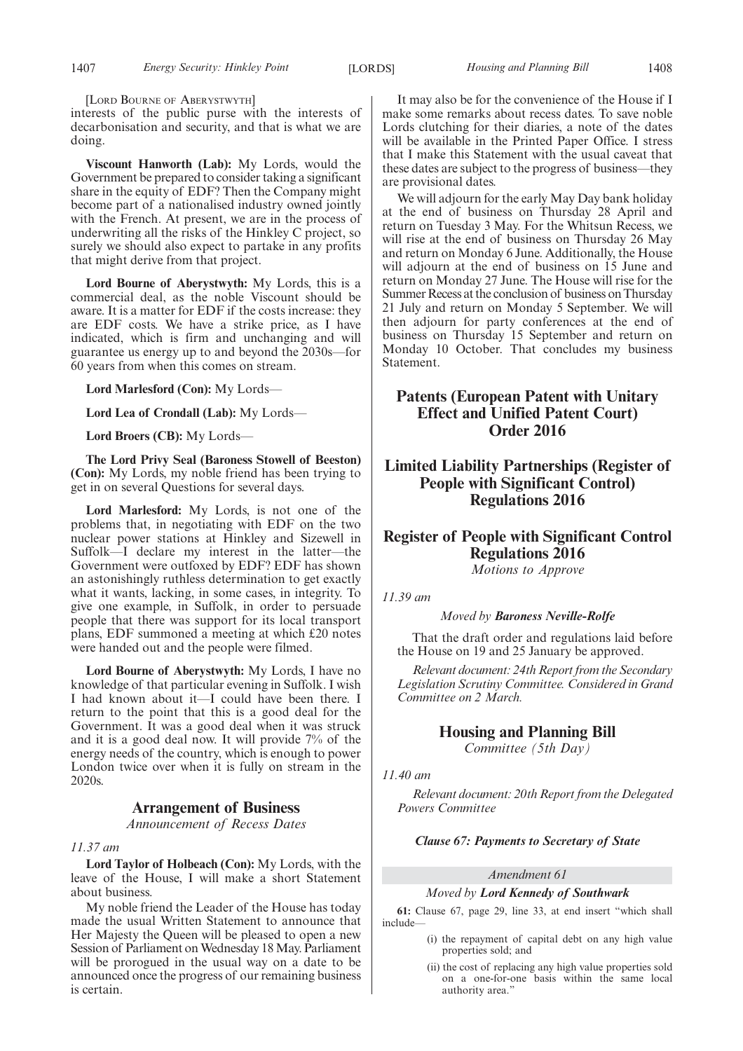[Lord Bourne of Aberystwyth]

interests of the public purse with the interests of decarbonisation and security, and that is what we are doing.

**Viscount Hanworth (Lab):** My Lords, would the Government be prepared to consider taking a significant share in the equity of EDF? Then the Company might become part of a nationalised industry owned jointly with the French. At present, we are in the process of underwriting all the risks of the Hinkley C project, so surely we should also expect to partake in any profits that might derive from that project.

**Lord Bourne of Aberystwyth:** My Lords, this is a commercial deal, as the noble Viscount should be aware. It is a matter for EDF if the costs increase: they are EDF costs. We have a strike price, as I have indicated, which is firm and unchanging and will guarantee us energy up to and beyond the 2030s—for 60 years from when this comes on stream.

**Lord Marlesford (Con):** My Lords—

**Lord Lea of Crondall (Lab):** My Lords—

**Lord Broers (CB):** My Lords—

**The Lord Privy Seal (Baroness Stowell of Beeston) (Con):** My Lords, my noble friend has been trying to get in on several Questions for several days.

**Lord Marlesford:** My Lords, is not one of the problems that, in negotiating with EDF on the two nuclear power stations at Hinkley and Sizewell in Suffolk—I declare my interest in the latter—the Government were outfoxed by EDF? EDF has shown an astonishingly ruthless determination to get exactly what it wants, lacking, in some cases, in integrity. To give one example, in Suffolk, in order to persuade people that there was support for its local transport plans, EDF summoned a meeting at which £20 notes were handed out and the people were filmed.

**Lord Bourne of Aberystwyth:** My Lords, I have no knowledge of that particular evening in Suffolk. I wish I had known about it—I could have been there. I return to the point that this is a good deal for the Government. It was a good deal when it was struck and it is a good deal now. It will provide 7% of the energy needs of the country, which is enough to power London twice over when it is fully on stream in the 2020s.

## Arrangement of Business

*Announcement of Recess Dates*

*11.37 am*

**Lord Taylor of Holbeach (Con):** My Lords, with the leave of the House, I will make a short Statement about business.

My noble friend the Leader of the House has today made the usual Written Statement to announce that Her Majesty the Queen will be pleased to open a new Session of Parliament on Wednesday 18 May. Parliament will be prorogued in the usual way on a date to be announced once the progress of our remaining business is certain.

It may also be for the convenience of the House if I make some remarks about recess dates. To save noble Lords clutching for their diaries, a note of the dates will be available in the Printed Paper Office. I stress that I make this Statement with the usual caveat that these dates are subject to the progress of business—they are provisional dates.

We will adjourn for the early May Day bank holiday at the end of business on Thursday 28 April and return on Tuesday 3 May. For the Whitsun Recess, we will rise at the end of business on Thursday 26 May and return on Monday 6 June. Additionally, the House will adjourn at the end of business on 15 June and return on Monday 27 June. The House will rise for the Summer Recess at the conclusion of business on Thursday 21 July and return on Monday 5 September. We will then adjourn for party conferences at the end of business on Thursday 15 September and return on Monday 10 October. That concludes my business Statement.

## Patents (European Patent with Unitary Effect and Unified Patent Court) Order 2016

## Limited Liability Partnerships (Register of People with Significant Control) Regulations 2016

## Register of People with Significant Control Regulations 2016

*Motions to Approve*

*11.39 am*

*Moved by* ***Baroness Neville-Rolfe***

That the draft order and regulations laid before the House on 19 and 25 January be approved.

*Relevant document: 24th Report from the Secondary Legislation Scrutiny Committee. Considered in Grand Committee on 2 March.*

## Housing and Planning Bill

*Committee (5th Day)*

*11.40 am*

*Relevant document: 20th Report from the Delegated Powers Committee*

***Clause 67: Payments to Secretary of State***

*Amendment 61*

*Moved by* ***Lord Kennedy of Southwark***

**61:** Clause 67, page 29, line 33, at end insert "which shall include—

(i) the repayment of capital debt on any high value properties sold; and

(ii) the cost of replacing any high value properties sold on a one-for-one basis within the same local authority area."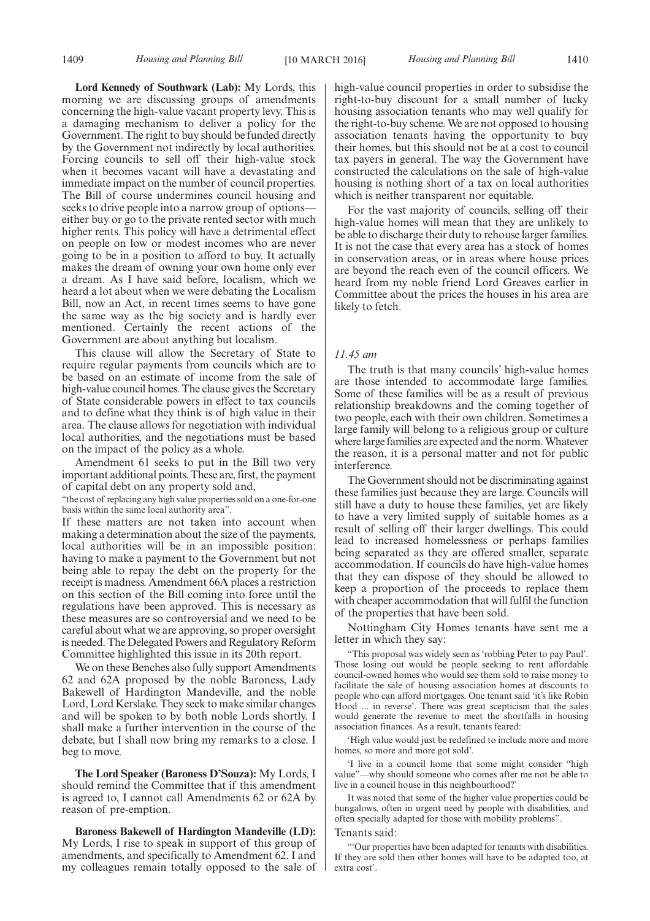**Lord Kennedy of Southwark (Lab):** My Lords, this morning we are discussing groups of amendments concerning the high-value vacant property levy. This is a damaging mechanism to deliver a policy for the Government. The right to buy should be funded directly by the Government not indirectly by local authorities. Forcing councils to sell off their high-value stock when it becomes vacant will have a devastating and immediate impact on the number of council properties. The Bill of course undermines council housing and seeks to drive people into a narrow group of options—either buy or go to the private rented sector with much higher rents. This policy will have a detrimental effect on people on low or modest incomes who are never going to be in a position to afford to buy. It actually makes the dream of owning your own home only ever a dream. As I have said before, localism, which we heard a lot about when we were debating the Localism Bill, now an Act, in recent times seems to have gone the same way as the big society and is hardly ever mentioned. Certainly the recent actions of the Government are about anything but localism.

This clause will allow the Secretary of State to require regular payments from councils which are to be based on an estimate of income from the sale of high-value council homes. The clause gives the Secretary of State considerable powers in effect to tax councils and to define what they think is of high value in their area. The clause allows for negotiation with individual local authorities, and the negotiations must be based on the impact of the policy as a whole.

Amendment 61 seeks to put in the Bill two very important additional points. These are, first, the payment of capital debt on any property sold and,

"the cost of replacing any high value properties sold on a one-for-one basis within the same local authority area".

If these matters are not taken into account when making a determination about the size of the payments, local authorities will be in an impossible position: having to make a payment to the Government but not being able to repay the debt on the property for the receipt is madness. Amendment 66A places a restriction on this section of the Bill coming into force until the regulations have been approved. This is necessary as these measures are so controversial and we need to be careful about what we are approving, so proper oversight is needed. The Delegated Powers and Regulatory Reform Committee highlighted this issue in its 20th report.

We on these Benches also fully support Amendments 62 and 62A proposed by the noble Baroness, Lady Bakewell of Hardington Mandeville, and the noble Lord, Lord Kerslake. They seek to make similar changes and will be spoken to by both noble Lords shortly. I shall make a further intervention in the course of the debate, but I shall now bring my remarks to a close. I beg to move.

**The Lord Speaker (Baroness D'Souza):** My Lords, I should remind the Committee that if this amendment is agreed to, I cannot call Amendments 62 or 62A by reason of pre-emption.

**Baroness Bakewell of Hardington Mandeville (LD):** My Lords, I rise to speak in support of this group of amendments, and specifically to Amendment 62. I and my colleagues remain totally opposed to the sale of high-value council properties in order to subsidise the right-to-buy discount for a small number of lucky housing association tenants who may well qualify for the right-to-buy scheme. We are not opposed to housing association tenants having the opportunity to buy their homes, but this should not be at a cost to council tax payers in general. The way the Government have constructed the calculations on the sale of high-value housing is nothing short of a tax on local authorities which is neither transparent nor equitable.

For the vast majority of councils, selling off their high-value homes will mean that they are unlikely to be able to discharge their duty to rehouse larger families. It is not the case that every area has a stock of homes in conservation areas, or in areas where house prices are beyond the reach even of the council officers. We heard from my noble friend Lord Greaves earlier in Committee about the prices the houses in his area are likely to fetch.

*11.45 am*

The truth is that many councils' high-value homes are those intended to accommodate large families. Some of these families will be as a result of previous relationship breakdowns and the coming together of two people, each with their own children. Sometimes a large family will belong to a religious group or culture where large families are expected and the norm. Whatever the reason, it is a personal matter and not for public interference.

The Government should not be discriminating against these families just because they are large. Councils will still have a duty to house these families, yet are likely to have a very limited supply of suitable homes as a result of selling off their larger dwellings. This could lead to increased homelessness or perhaps families being separated as they are offered smaller, separate accommodation. If councils do have high-value homes that they can dispose of they should be allowed to keep a proportion of the proceeds to replace them with cheaper accommodation that will fulfil the function of the properties that have been sold.

Nottingham City Homes tenants have sent me a letter in which they say:

"This proposal was widely seen as 'robbing Peter to pay Paul'. Those losing out would be people seeking to rent affordable council-owned homes who would see them sold to raise money to facilitate the sale of housing association homes at discounts to people who can afford mortgages. One tenant said 'it's like Robin Hood ... in reverse'. There was great scepticism that the sales would generate the revenue to meet the shortfalls in housing association finances. As a result, tenants feared:

'High value would just be redefined to include more and more homes, so more and more got sold'.

'I live in a council home that some might consider "high value"—why should someone who comes after me not be able to live in a council house in this neighbourhood?'

It was noted that some of the higher value properties could be bungalows, often in urgent need by people with disabilities, and often specially adapted for those with mobility problems".

Tenants said:

"'Our properties have been adapted for tenants with disabilities. If they are sold then other homes will have to be adapted too, at extra cost'.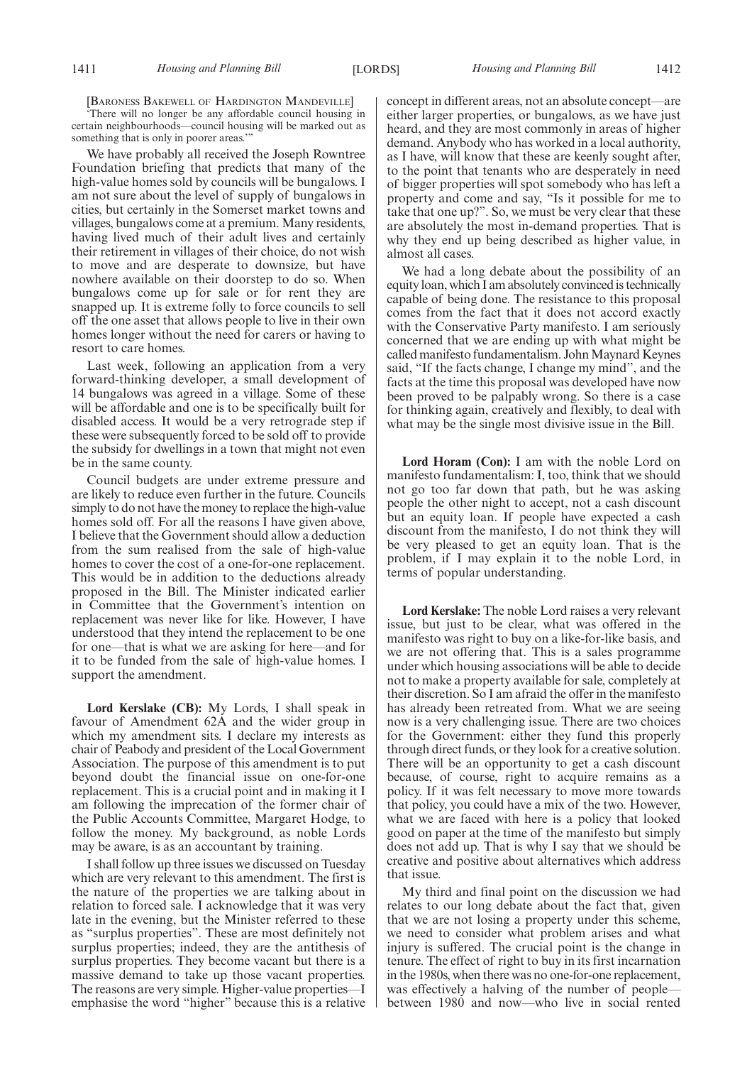[BARONESS BAKEWELL OF HARDINGTON MANDEVILLE]

'There will no longer be any affordable council housing in certain neighbourhoods—council housing will be marked out as something that is only in poorer areas.'"

We have probably all received the Joseph Rowntree Foundation briefing that predicts that many of the high-value homes sold by councils will be bungalows. I am not sure about the level of supply of bungalows in cities, but certainly in the Somerset market towns and villages, bungalows come at a premium. Many residents, having lived much of their adult lives and certainly their retirement in villages of their choice, do not wish to move and are desperate to downsize, but have nowhere available on their doorstep to do so. When bungalows come up for sale or for rent they are snapped up. It is extreme folly to force councils to sell off the one asset that allows people to live in their own homes longer without the need for carers or having to resort to care homes.

Last week, following an application from a very forward-thinking developer, a small development of 14 bungalows was agreed in a village. Some of these will be affordable and one is to be specifically built for disabled access. It would be a very retrograde step if these were subsequently forced to be sold off to provide the subsidy for dwellings in a town that might not even be in the same county.

Council budgets are under extreme pressure and are likely to reduce even further in the future. Councils simply to do not have the money to replace the high-value homes sold off. For all the reasons I have given above, I believe that the Government should allow a deduction from the sum realised from the sale of high-value homes to cover the cost of a one-for-one replacement. This would be in addition to the deductions already proposed in the Bill. The Minister indicated earlier in Committee that the Government's intention on replacement was never like for like. However, I have understood that they intend the replacement to be one for one—that is what we are asking for here—and for it to be funded from the sale of high-value homes. I support the amendment.

**Lord Kerslake (CB):** My Lords, I shall speak in favour of Amendment 62A and the wider group in which my amendment sits. I declare my interests as chair of Peabody and president of the Local Government Association. The purpose of this amendment is to put beyond doubt the financial issue on one-for-one replacement. This is a crucial point and in making it I am following the imprecation of the former chair of the Public Accounts Committee, Margaret Hodge, to follow the money. My background, as noble Lords may be aware, is as an accountant by training.

I shall follow up three issues we discussed on Tuesday which are very relevant to this amendment. The first is the nature of the properties we are talking about in relation to forced sale. I acknowledge that it was very late in the evening, but the Minister referred to these as "surplus properties". These are most definitely not surplus properties; indeed, they are the antithesis of surplus properties. They become vacant but there is a massive demand to take up those vacant properties. The reasons are very simple. Higher-value properties—I emphasise the word "higher" because this is a relative concept in different areas, not an absolute concept—are either larger properties, or bungalows, as we have just heard, and they are most commonly in areas of higher demand. Anybody who has worked in a local authority, as I have, will know that these are keenly sought after, to the point that tenants who are desperately in need of bigger properties will spot somebody who has left a property and come and say, "Is it possible for me to take that one up?". So, we must be very clear that these are absolutely the most in-demand properties. That is why they end up being described as higher value, in almost all cases.

We had a long debate about the possibility of an equity loan, which I am absolutely convinced is technically capable of being done. The resistance to this proposal comes from the fact that it does not accord exactly with the Conservative Party manifesto. I am seriously concerned that we are ending up with what might be called manifesto fundamentalism. John Maynard Keynes said, "If the facts change, I change my mind", and the facts at the time this proposal was developed have now been proved to be palpably wrong. So there is a case for thinking again, creatively and flexibly, to deal with what may be the single most divisive issue in the Bill.

**Lord Horam (Con):** I am with the noble Lord on manifesto fundamentalism: I, too, think that we should not go too far down that path, but he was asking people the other night to accept, not a cash discount but an equity loan. If people have expected a cash discount from the manifesto, I do not think they will be very pleased to get an equity loan. That is the problem, if I may explain it to the noble Lord, in terms of popular understanding.

**Lord Kerslake:** The noble Lord raises a very relevant issue, but just to be clear, what was offered in the manifesto was right to buy on a like-for-like basis, and we are not offering that. This is a sales programme under which housing associations will be able to decide not to make a property available for sale, completely at their discretion. So I am afraid the offer in the manifesto has already been retreated from. What we are seeing now is a very challenging issue. There are two choices for the Government: either they fund this properly through direct funds, or they look for a creative solution. There will be an opportunity to get a cash discount because, of course, right to acquire remains as a policy. If it was felt necessary to move more towards that policy, you could have a mix of the two. However, what we are faced with here is a policy that looked good on paper at the time of the manifesto but simply does not add up. That is why I say that we should be creative and positive about alternatives which address that issue.

My third and final point on the discussion we had relates to our long debate about the fact that, given that we are not losing a property under this scheme, we need to consider what problem arises and what injury is suffered. The crucial point is the change in tenure. The effect of right to buy in its first incarnation in the 1980s, when there was no one-for-one replacement, was effectively a halving of the number of people—between 1980 and now—who live in social rented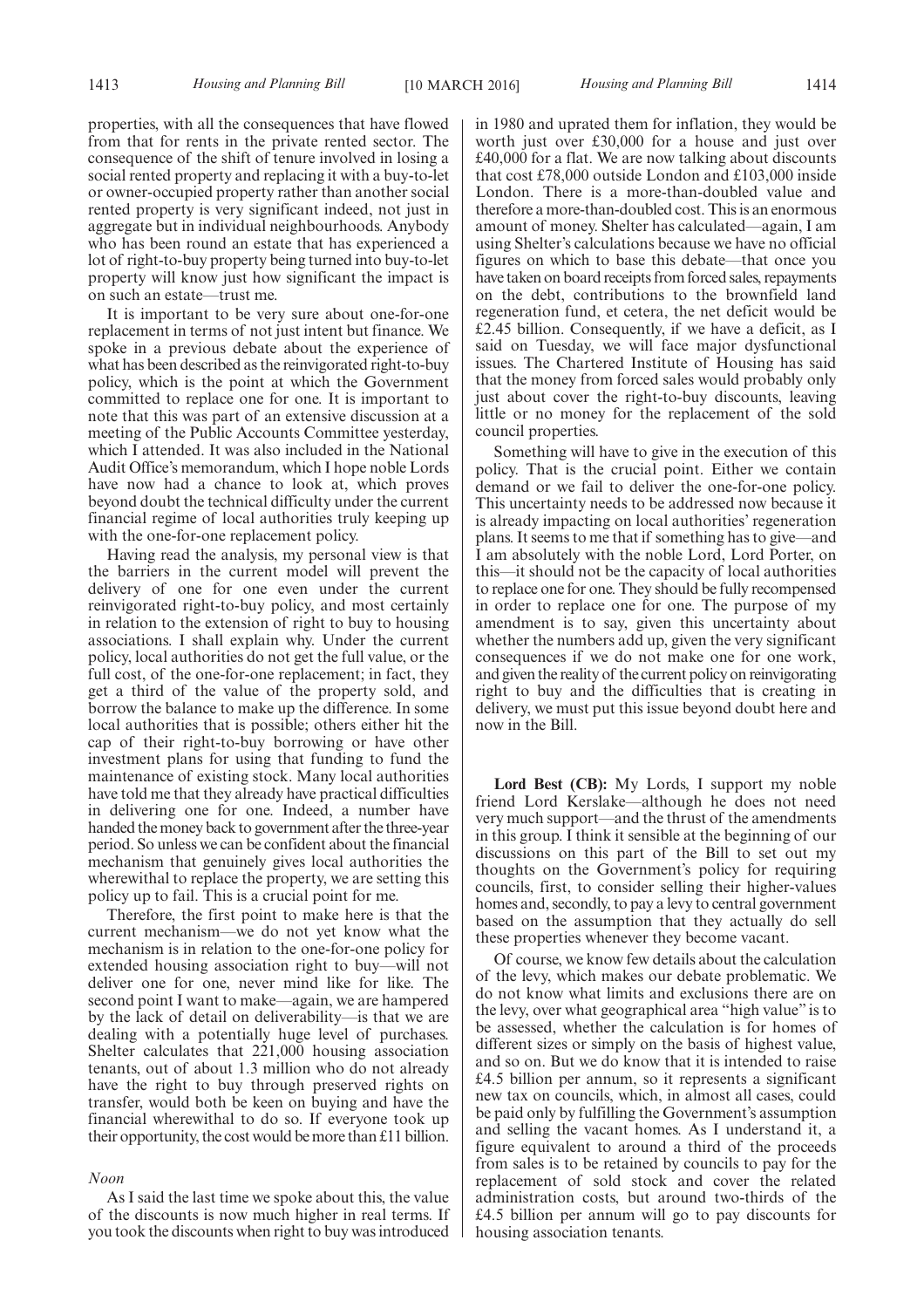properties, with all the consequences that have flowed from that for rents in the private rented sector. The consequence of the shift of tenure involved in losing a social rented property and replacing it with a buy-to-let or owner-occupied property rather than another social rented property is very significant indeed, not just in aggregate but in individual neighbourhoods. Anybody who has been round an estate that has experienced a lot of right-to-buy property being turned into buy-to-let property will know just how significant the impact is on such an estate—trust me.

It is important to be very sure about one-for-one replacement in terms of not just intent but finance. We spoke in a previous debate about the experience of what has been described as the reinvigorated right-to-buy policy, which is the point at which the Government committed to replace one for one. It is important to note that this was part of an extensive discussion at a meeting of the Public Accounts Committee yesterday, which I attended. It was also included in the National Audit Office's memorandum, which I hope noble Lords have now had a chance to look at, which proves beyond doubt the technical difficulty under the current financial regime of local authorities truly keeping up with the one-for-one replacement policy.

Having read the analysis, my personal view is that the barriers in the current model will prevent the delivery of one for one even under the current reinvigorated right-to-buy policy, and most certainly in relation to the extension of right to buy to housing associations. I shall explain why. Under the current policy, local authorities do not get the full value, or the full cost, of the one-for-one replacement; in fact, they get a third of the value of the property sold, and borrow the balance to make up the difference. In some local authorities that is possible; others either hit the cap of their right-to-buy borrowing or have other investment plans for using that funding to fund the maintenance of existing stock. Many local authorities have told me that they already have practical difficulties in delivering one for one. Indeed, a number have handed the money back to government after the three-year period. So unless we can be confident about the financial mechanism that genuinely gives local authorities the wherewithal to replace the property, we are setting this policy up to fail. This is a crucial point for me.

Therefore, the first point to make here is that the current mechanism—we do not yet know what the mechanism is in relation to the one-for-one policy for extended housing association right to buy—will not deliver one for one, never mind like for like. The second point I want to make—again, we are hampered by the lack of detail on deliverability—is that we are dealing with a potentially huge level of purchases. Shelter calculates that 221,000 housing association tenants, out of about 1.3 million who do not already have the right to buy through preserved rights on transfer, would both be keen on buying and have the financial wherewithal to do so. If everyone took up their opportunity, the cost would be more than £11 billion.

*Noon*

As I said the last time we spoke about this, the value of the discounts is now much higher in real terms. If you took the discounts when right to buy was introduced in 1980 and uprated them for inflation, they would be worth just over £30,000 for a house and just over £40,000 for a flat. We are now talking about discounts that cost £78,000 outside London and £103,000 inside London. There is a more-than-doubled value and therefore a more-than-doubled cost. This is an enormous amount of money. Shelter has calculated—again, I am using Shelter's calculations because we have no official figures on which to base this debate—that once you have taken on board receipts from forced sales, repayments on the debt, contributions to the brownfield land regeneration fund, et cetera, the net deficit would be £2.45 billion. Consequently, if we have a deficit, as I said on Tuesday, we will face major dysfunctional issues. The Chartered Institute of Housing has said that the money from forced sales would probably only just about cover the right-to-buy discounts, leaving little or no money for the replacement of the sold council properties.

Something will have to give in the execution of this policy. That is the crucial point. Either we contain demand or we fail to deliver the one-for-one policy. This uncertainty needs to be addressed now because it is already impacting on local authorities' regeneration plans. It seems to me that if something has to give—and I am absolutely with the noble Lord, Lord Porter, on this—it should not be the capacity of local authorities to replace one for one. They should be fully recompensed in order to replace one for one. The purpose of my amendment is to say, given this uncertainty about whether the numbers add up, given the very significant consequences if we do not make one for one work, and given the reality of the current policy on reinvigorating right to buy and the difficulties that is creating in delivery, we must put this issue beyond doubt here and now in the Bill.

**Lord Best (CB):** My Lords, I support my noble friend Lord Kerslake—although he does not need very much support—and the thrust of the amendments in this group. I think it sensible at the beginning of our discussions on this part of the Bill to set out my thoughts on the Government's policy for requiring councils, first, to consider selling their higher-values homes and, secondly, to pay a levy to central government based on the assumption that they actually do sell these properties whenever they become vacant.

Of course, we know few details about the calculation of the levy, which makes our debate problematic. We do not know what limits and exclusions there are on the levy, over what geographical area "high value" is to be assessed, whether the calculation is for homes of different sizes or simply on the basis of highest value, and so on. But we do know that it is intended to raise £4.5 billion per annum, so it represents a significant new tax on councils, which, in almost all cases, could be paid only by fulfilling the Government's assumption and selling the vacant homes. As I understand it, a figure equivalent to around a third of the proceeds from sales is to be retained by councils to pay for the replacement of sold stock and cover the related administration costs, but around two-thirds of the £4.5 billion per annum will go to pay discounts for housing association tenants.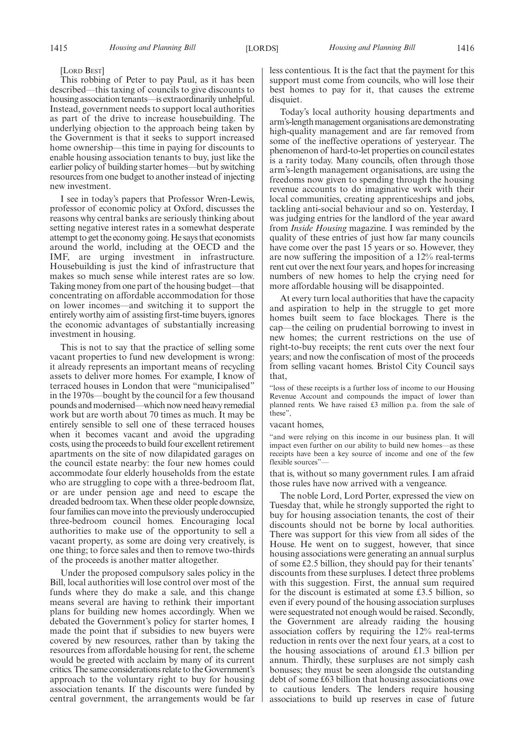[LORD BEST]

This robbing of Peter to pay Paul, as it has been described—this taxing of councils to give discounts to housing association tenants—is extraordinarily unhelpful. Instead, government needs to support local authorities as part of the drive to increase housebuilding. The underlying objection to the approach being taken by the Government is that it seeks to support increased home ownership—this time in paying for discounts to enable housing association tenants to buy, just like the earlier policy of building starter homes—but by switching resources from one budget to another instead of injecting new investment.

I see in today's papers that Professor Wren-Lewis, professor of economic policy at Oxford, discusses the reasons why central banks are seriously thinking about setting negative interest rates in a somewhat desperate attempt to get the economy going. He says that economists around the world, including at the OECD and the IMF, are urging investment in infrastructure. Housebuilding is just the kind of infrastructure that makes so much sense while interest rates are so low. Taking money from one part of the housing budget—that concentrating on affordable accommodation for those on lower incomes—and switching it to support the entirely worthy aim of assisting first-time buyers, ignores the economic advantages of substantially increasing investment in housing.

This is not to say that the practice of selling some vacant properties to fund new development is wrong: it already represents an important means of recycling assets to deliver more homes. For example, I know of terraced houses in London that were "municipalised" in the 1970s—bought by the council for a few thousand pounds and modernised—which now need heavy remedial work but are worth about 70 times as much. It may be entirely sensible to sell one of these terraced houses when it becomes vacant and avoid the upgrading costs, using the proceeds to build four excellent retirement apartments on the site of now dilapidated garages on the council estate nearby: the four new homes could accommodate four elderly households from the estate who are struggling to cope with a three-bedroom flat, or are under pension age and need to escape the dreaded bedroom tax. When these older people downsize, four families can move into the previously underoccupied three-bedroom council homes. Encouraging local authorities to make use of the opportunity to sell a vacant property, as some are doing very creatively, is one thing; to force sales and then to remove two-thirds of the proceeds is another matter altogether.

Under the proposed compulsory sales policy in the Bill, local authorities will lose control over most of the funds where they do make a sale, and this change means several are having to rethink their important plans for building new homes accordingly. When we debated the Government's policy for starter homes, I made the point that if subsidies to new buyers were covered by new resources, rather than by taking the resources from affordable housing for rent, the scheme would be greeted with acclaim by many of its current critics. The same considerations relate to the Government's approach to the voluntary right to buy for housing association tenants. If the discounts were funded by central government, the arrangements would be far less contentious. It is the fact that the payment for this support must come from councils, who will lose their best homes to pay for it, that causes the extreme disquiet.

Today's local authority housing departments and arm's-length management organisations are demonstrating high-quality management and are far removed from some of the ineffective operations of yesteryear. The phenomenon of hard-to-let properties on council estates is a rarity today. Many councils, often through those arm's-length management organisations, are using the freedoms now given to spending through the housing revenue accounts to do imaginative work with their local communities, creating apprenticeships and jobs, tackling anti-social behaviour and so on. Yesterday, I was judging entries for the landlord of the year award from *Inside Housing* magazine. I was reminded by the quality of these entries of just how far many councils have come over the past 15 years or so. However, they are now suffering the imposition of a 12% real-terms rent cut over the next four years, and hopes for increasing numbers of new homes to help the crying need for more affordable housing will be disappointed.

At every turn local authorities that have the capacity and aspiration to help in the struggle to get more homes built seem to face blockages. There is the cap—the ceiling on prudential borrowing to invest in new homes; the current restrictions on the use of right-to-buy receipts; the rent cuts over the next four years; and now the confiscation of most of the proceeds from selling vacant homes. Bristol City Council says that,

"loss of these receipts is a further loss of income to our Housing Revenue Account and compounds the impact of lower than planned rents. We have raised £3 million p.a. from the sale of these",

vacant homes,

"and were relying on this income in our business plan. It will impact even further on our ability to build new homes—as these receipts have been a key source of income and one of the few flexible sources"—

that is, without so many government rules. I am afraid those rules have now arrived with a vengeance.

The noble Lord, Lord Porter, expressed the view on Tuesday that, while he strongly supported the right to buy for housing association tenants, the cost of their discounts should not be borne by local authorities. There was support for this view from all sides of the House. He went on to suggest, however, that since housing associations were generating an annual surplus of some £2.5 billion, they should pay for their tenants' discounts from these surpluses. I detect three problems with this suggestion. First, the annual sum required for the discount is estimated at some £3.5 billion, so even if every pound of the housing association surpluses were sequestrated not enough would be raised. Secondly, the Government are already raiding the housing association coffers by requiring the 12% real-terms reduction in rents over the next four years, at a cost to the housing associations of around £1.3 billion per annum. Thirdly, these surpluses are not simply cash bonuses; they must be seen alongside the outstanding debt of some £63 billion that housing associations owe to cautious lenders. The lenders require housing associations to build up reserves in case of future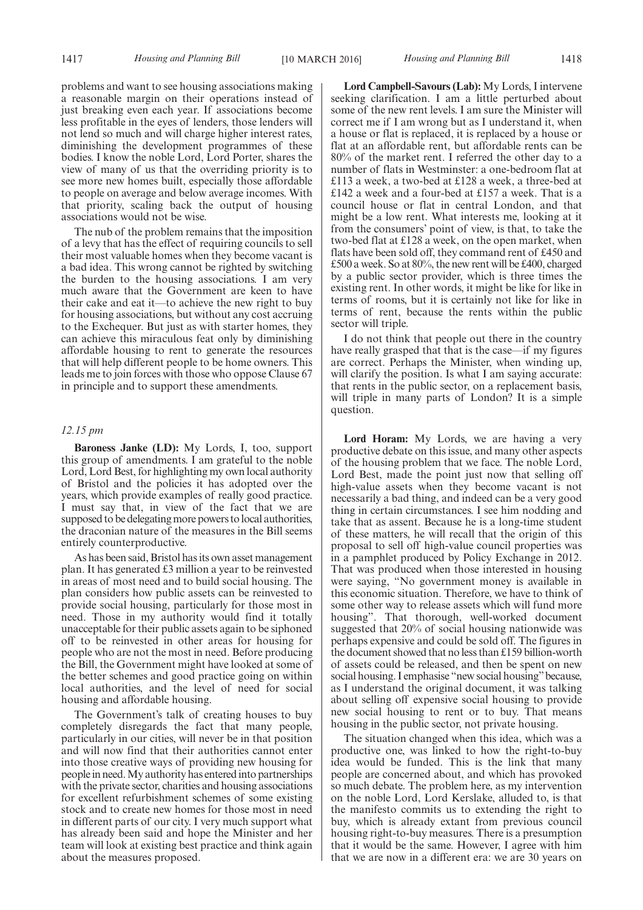problems and want to see housing associations making a reasonable margin on their operations instead of just breaking even each year. If associations become less profitable in the eyes of lenders, those lenders will not lend so much and will charge higher interest rates, diminishing the development programmes of these bodies. I know the noble Lord, Lord Porter, shares the view of many of us that the overriding priority is to see more new homes built, especially those affordable to people on average and below average incomes. With that priority, scaling back the output of housing associations would not be wise.

The nub of the problem remains that the imposition of a levy that has the effect of requiring councils to sell their most valuable homes when they become vacant is a bad idea. This wrong cannot be righted by switching the burden to the housing associations. I am very much aware that the Government are keen to have their cake and eat it—to achieve the new right to buy for housing associations, but without any cost accruing to the Exchequer. But just as with starter homes, they can achieve this miraculous feat only by diminishing affordable housing to rent to generate the resources that will help different people to be home owners. This leads me to join forces with those who oppose Clause 67 in principle and to support these amendments.

*12.15 pm*

**Baroness Janke (LD):** My Lords, I, too, support this group of amendments. I am grateful to the noble Lord, Lord Best, for highlighting my own local authority of Bristol and the policies it has adopted over the years, which provide examples of really good practice. I must say that, in view of the fact that we are supposed to be delegating more powers to local authorities, the draconian nature of the measures in the Bill seems entirely counterproductive.

As has been said, Bristol has its own asset management plan. It has generated £3 million a year to be reinvested in areas of most need and to build social housing. The plan considers how public assets can be reinvested to provide social housing, particularly for those most in need. Those in my authority would find it totally unacceptable for their public assets again to be siphoned off to be reinvested in other areas for housing for people who are not the most in need. Before producing the Bill, the Government might have looked at some of the better schemes and good practice going on within local authorities, and the level of need for social housing and affordable housing.

The Government's talk of creating houses to buy completely disregards the fact that many people, particularly in our cities, will never be in that position and will now find that their authorities cannot enter into those creative ways of providing new housing for people in need. My authority has entered into partnerships with the private sector, charities and housing associations for excellent refurbishment schemes of some existing stock and to create new homes for those most in need in different parts of our city. I very much support what has already been said and hope the Minister and her team will look at existing best practice and think again about the measures proposed.

**Lord Campbell-Savours (Lab):** My Lords, I intervene seeking clarification. I am a little perturbed about some of the new rent levels. I am sure the Minister will correct me if I am wrong but as I understand it, when a house or flat is replaced, it is replaced by a house or flat at an affordable rent, but affordable rents can be 80% of the market rent. I referred the other day to a number of flats in Westminster: a one-bedroom flat at £113 a week, a two-bed at £128 a week, a three-bed at £142 a week and a four-bed at £157 a week. That is a council house or flat in central London, and that might be a low rent. What interests me, looking at it from the consumers' point of view, is that, to take the two-bed flat at £128 a week, on the open market, when flats have been sold off, they command rent of £450 and £500 a week. So at 80%, the new rent will be £400, charged by a public sector provider, which is three times the existing rent. In other words, it might be like for like in terms of rooms, but it is certainly not like for like in terms of rent, because the rents within the public sector will triple.

I do not think that people out there in the country have really grasped that that is the case—if my figures are correct. Perhaps the Minister, when winding up, will clarify the position. Is what I am saying accurate: that rents in the public sector, on a replacement basis, will triple in many parts of London? It is a simple question.

**Lord Horam:** My Lords, we are having a very productive debate on this issue, and many other aspects of the housing problem that we face. The noble Lord, Lord Best, made the point just now that selling off high-value assets when they become vacant is not necessarily a bad thing, and indeed can be a very good thing in certain circumstances. I see him nodding and take that as assent. Because he is a long-time student of these matters, he will recall that the origin of this proposal to sell off high-value council properties was in a pamphlet produced by Policy Exchange in 2012. That was produced when those interested in housing were saying, "No government money is available in this economic situation. Therefore, we have to think of some other way to release assets which will fund more housing". That thorough, well-worked document suggested that 20% of social housing nationwide was perhaps expensive and could be sold off. The figures in the document showed that no less than £159 billion-worth of assets could be released, and then be spent on new social housing. I emphasise "new social housing" because, as I understand the original document, it was talking about selling off expensive social housing to provide new social housing to rent or to buy. That means housing in the public sector, not private housing.

The situation changed when this idea, which was a productive one, was linked to how the right-to-buy idea would be funded. This is the link that many people are concerned about, and which has provoked so much debate. The problem here, as my intervention on the noble Lord, Lord Kerslake, alluded to, is that the manifesto commits us to extending the right to buy, which is already extant from previous council housing right-to-buy measures. There is a presumption that it would be the same. However, I agree with him that we are now in a different era: we are 30 years on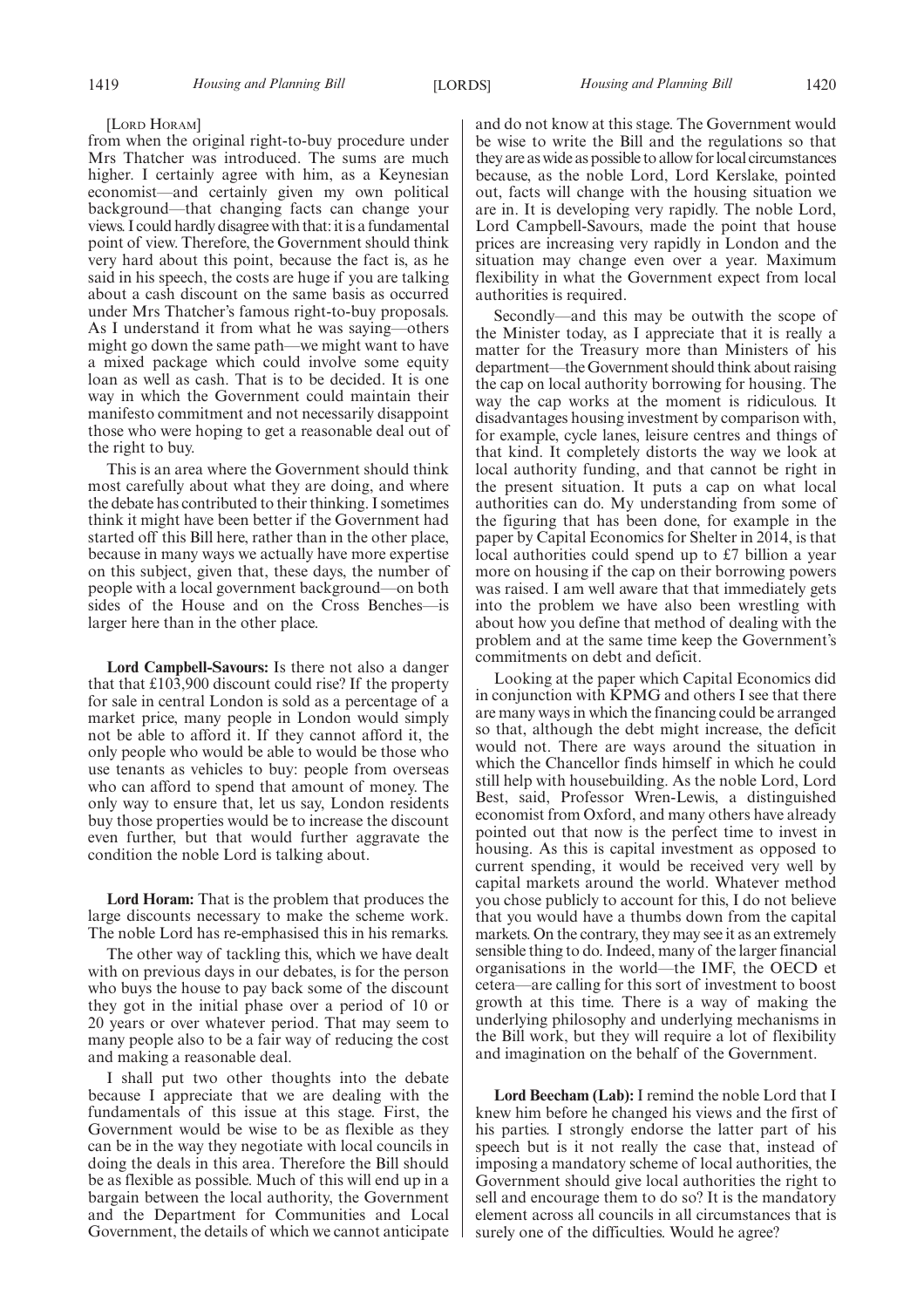[Lord Horam]

from when the original right-to-buy procedure under Mrs Thatcher was introduced. The sums are much higher. I certainly agree with him, as a Keynesian economist—and certainly given my own political background—that changing facts can change your views. I could hardly disagree with that: it is a fundamental point of view. Therefore, the Government should think very hard about this point, because the fact is, as he said in his speech, the costs are huge if you are talking about a cash discount on the same basis as occurred under Mrs Thatcher's famous right-to-buy proposals. As I understand it from what he was saying—others might go down the same path—we might want to have a mixed package which could involve some equity loan as well as cash. That is to be decided. It is one way in which the Government could maintain their manifesto commitment and not necessarily disappoint those who were hoping to get a reasonable deal out of the right to buy.

This is an area where the Government should think most carefully about what they are doing, and where the debate has contributed to their thinking. I sometimes think it might have been better if the Government had started off this Bill here, rather than in the other place, because in many ways we actually have more expertise on this subject, given that, these days, the number of people with a local government background—on both sides of the House and on the Cross Benches—is larger here than in the other place.

**Lord Campbell-Savours:** Is there not also a danger that that £103,900 discount could rise? If the property for sale in central London is sold as a percentage of a market price, many people in London would simply not be able to afford it. If they cannot afford it, the only people who would be able to would be those who use tenants as vehicles to buy: people from overseas who can afford to spend that amount of money. The only way to ensure that, let us say, London residents buy those properties would be to increase the discount even further, but that would further aggravate the condition the noble Lord is talking about.

**Lord Horam:** That is the problem that produces the large discounts necessary to make the scheme work. The noble Lord has re-emphasised this in his remarks.

The other way of tackling this, which we have dealt with on previous days in our debates, is for the person who buys the house to pay back some of the discount they got in the initial phase over a period of 10 or 20 years or over whatever period. That may seem to many people also to be a fair way of reducing the cost and making a reasonable deal.

I shall put two other thoughts into the debate because I appreciate that we are dealing with the fundamentals of this issue at this stage. First, the Government would be wise to be as flexible as they can be in the way they negotiate with local councils in doing the deals in this area. Therefore the Bill should be as flexible as possible. Much of this will end up in a bargain between the local authority, the Government and the Department for Communities and Local Government, the details of which we cannot anticipate and do not know at this stage. The Government would be wise to write the Bill and the regulations so that they are as wide as possible to allow for local circumstances because, as the noble Lord, Lord Kerslake, pointed out, facts will change with the housing situation we are in. It is developing very rapidly. The noble Lord, Lord Campbell-Savours, made the point that house prices are increasing very rapidly in London and the situation may change even over a year. Maximum flexibility in what the Government expect from local authorities is required.

Secondly—and this may be outwith the scope of the Minister today, as I appreciate that it is really a matter for the Treasury more than Ministers of his department—the Government should think about raising the cap on local authority borrowing for housing. The way the cap works at the moment is ridiculous. It disadvantages housing investment by comparison with, for example, cycle lanes, leisure centres and things of that kind. It completely distorts the way we look at local authority funding, and that cannot be right in the present situation. It puts a cap on what local authorities can do. My understanding from some of the figuring that has been done, for example in the paper by Capital Economics for Shelter in 2014, is that local authorities could spend up to £7 billion a year more on housing if the cap on their borrowing powers was raised. I am well aware that that immediately gets into the problem we have also been wrestling with about how you define that method of dealing with the problem and at the same time keep the Government's commitments on debt and deficit.

Looking at the paper which Capital Economics did in conjunction with KPMG and others I see that there are many ways in which the financing could be arranged so that, although the debt might increase, the deficit would not. There are ways around the situation in which the Chancellor finds himself in which he could still help with housebuilding. As the noble Lord, Lord Best, said, Professor Wren-Lewis, a distinguished economist from Oxford, and many others have already pointed out that now is the perfect time to invest in housing. As this is capital investment as opposed to current spending, it would be received very well by capital markets around the world. Whatever method you chose publicly to account for this, I do not believe that you would have a thumbs down from the capital markets. On the contrary, they may see it as an extremely sensible thing to do. Indeed, many of the larger financial organisations in the world—the IMF, the OECD et cetera—are calling for this sort of investment to boost growth at this time. There is a way of making the underlying philosophy and underlying mechanisms in the Bill work, but they will require a lot of flexibility and imagination on the behalf of the Government.

**Lord Beecham (Lab):** I remind the noble Lord that I knew him before he changed his views and the first of his parties. I strongly endorse the latter part of his speech but is it not really the case that, instead of imposing a mandatory scheme of local authorities, the Government should give local authorities the right to sell and encourage them to do so? It is the mandatory element across all councils in all circumstances that is surely one of the difficulties. Would he agree?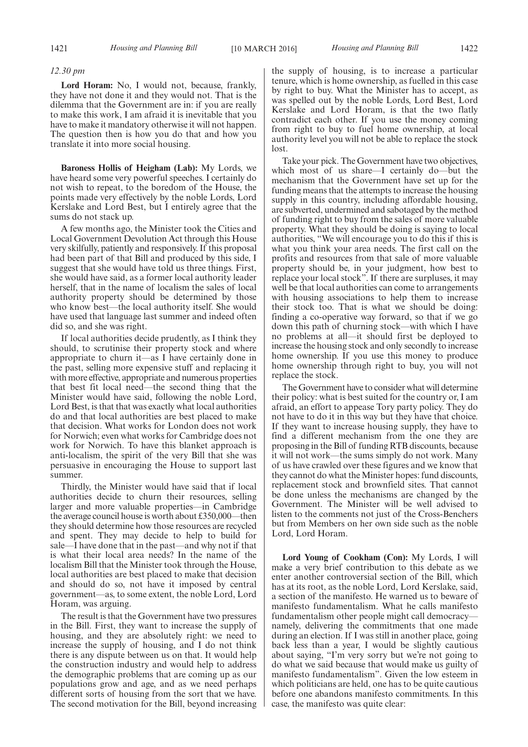*12.30 pm*

**Lord Horam:** No, I would not, because, frankly, they have not done it and they would not. That is the dilemma that the Government are in: if you are really to make this work, I am afraid it is inevitable that you have to make it mandatory otherwise it will not happen. The question then is how you do that and how you translate it into more social housing.

**Baroness Hollis of Heigham (Lab):** My Lords, we have heard some very powerful speeches. I certainly do not wish to repeat, to the boredom of the House, the points made very effectively by the noble Lords, Lord Kerslake and Lord Best, but I entirely agree that the sums do not stack up.

A few months ago, the Minister took the Cities and Local Government Devolution Act through this House very skilfully, patiently and responsively. If this proposal had been part of that Bill and produced by this side, I suggest that she would have told us three things. First, she would have said, as a former local authority leader herself, that in the name of localism the sales of local authority property should be determined by those who know best—the local authority itself. She would have used that language last summer and indeed often did so, and she was right.

If local authorities decide prudently, as I think they should, to scrutinise their property stock and where appropriate to churn it—as I have certainly done in the past, selling more expensive stuff and replacing it with more effective, appropriate and numerous properties that best fit local need—the second thing that the Minister would have said, following the noble Lord, Lord Best, is that that was exactly what local authorities do and that local authorities are best placed to make that decision. What works for London does not work for Norwich; even what works for Cambridge does not work for Norwich. To have this blanket approach is anti-localism, the spirit of the very Bill that she was persuasive in encouraging the House to support last summer.

Thirdly, the Minister would have said that if local authorities decide to churn their resources, selling larger and more valuable properties—in Cambridge the average council house is worth about £350,000—then they should determine how those resources are recycled and spent. They may decide to help to build for sale—I have done that in the past—and why not if that is what their local area needs? In the name of the localism Bill that the Minister took through the House, local authorities are best placed to make that decision and should do so, not have it imposed by central government—as, to some extent, the noble Lord, Lord Horam, was arguing.

The result is that the Government have two pressures in the Bill. First, they want to increase the supply of housing, and they are absolutely right: we need to increase the supply of housing, and I do not think there is any dispute between us on that. It would help the construction industry and would help to address the demographic problems that are coming up as our populations grow and age, and as we need perhaps different sorts of housing from the sort that we have. The second motivation for the Bill, beyond increasing the supply of housing, is to increase a particular tenure, which is home ownership, as fuelled in this case by right to buy. What the Minister has to accept, as was spelled out by the noble Lords, Lord Best, Lord Kerslake and Lord Horam, is that the two flatly contradict each other. If you use the money coming from right to buy to fuel home ownership, at local authority level you will not be able to replace the stock lost.

Take your pick. The Government have two objectives, which most of us share—I certainly do—but the mechanism that the Government have set up for the funding means that the attempts to increase the housing supply in this country, including affordable housing, are subverted, undermined and sabotaged by the method of funding right to buy from the sales of more valuable property. What they should be doing is saying to local authorities, "We will encourage you to do this if this is what you think your area needs. The first call on the profits and resources from that sale of more valuable property should be, in your judgment, how best to replace your local stock". If there are surpluses, it may well be that local authorities can come to arrangements with housing associations to help them to increase their stock too. That is what we should be doing: finding a co-operative way forward, so that if we go down this path of churning stock—with which I have no problems at all—it should first be deployed to increase the housing stock and only secondly to increase home ownership. If you use this money to produce home ownership through right to buy, you will not replace the stock.

The Government have to consider what will determine their policy: what is best suited for the country or, I am afraid, an effort to appease Tory party policy. They do not have to do it in this way but they have that choice. If they want to increase housing supply, they have to find a different mechanism from the one they are proposing in the Bill of funding RTB discounts, because it will not work—the sums simply do not work. Many of us have crawled over these figures and we know that they cannot do what the Minister hopes: fund discounts, replacement stock and brownfield sites. That cannot be done unless the mechanisms are changed by the Government. The Minister will be well advised to listen to the comments not just of the Cross-Benchers but from Members on her own side such as the noble Lord, Lord Horam.

**Lord Young of Cookham (Con):** My Lords, I will make a very brief contribution to this debate as we enter another controversial section of the Bill, which has at its root, as the noble Lord, Lord Kerslake, said, a section of the manifesto. He warned us to beware of manifesto fundamentalism. What he calls manifesto fundamentalism other people might call democracy—namely, delivering the commitments that one made during an election. If I was still in another place, going back less than a year, I would be slightly cautious about saying, "I'm very sorry but we're not going to do what we said because that would make us guilty of manifesto fundamentalism". Given the low esteem in which politicians are held, one has to be quite cautious before one abandons manifesto commitments. In this case, the manifesto was quite clear: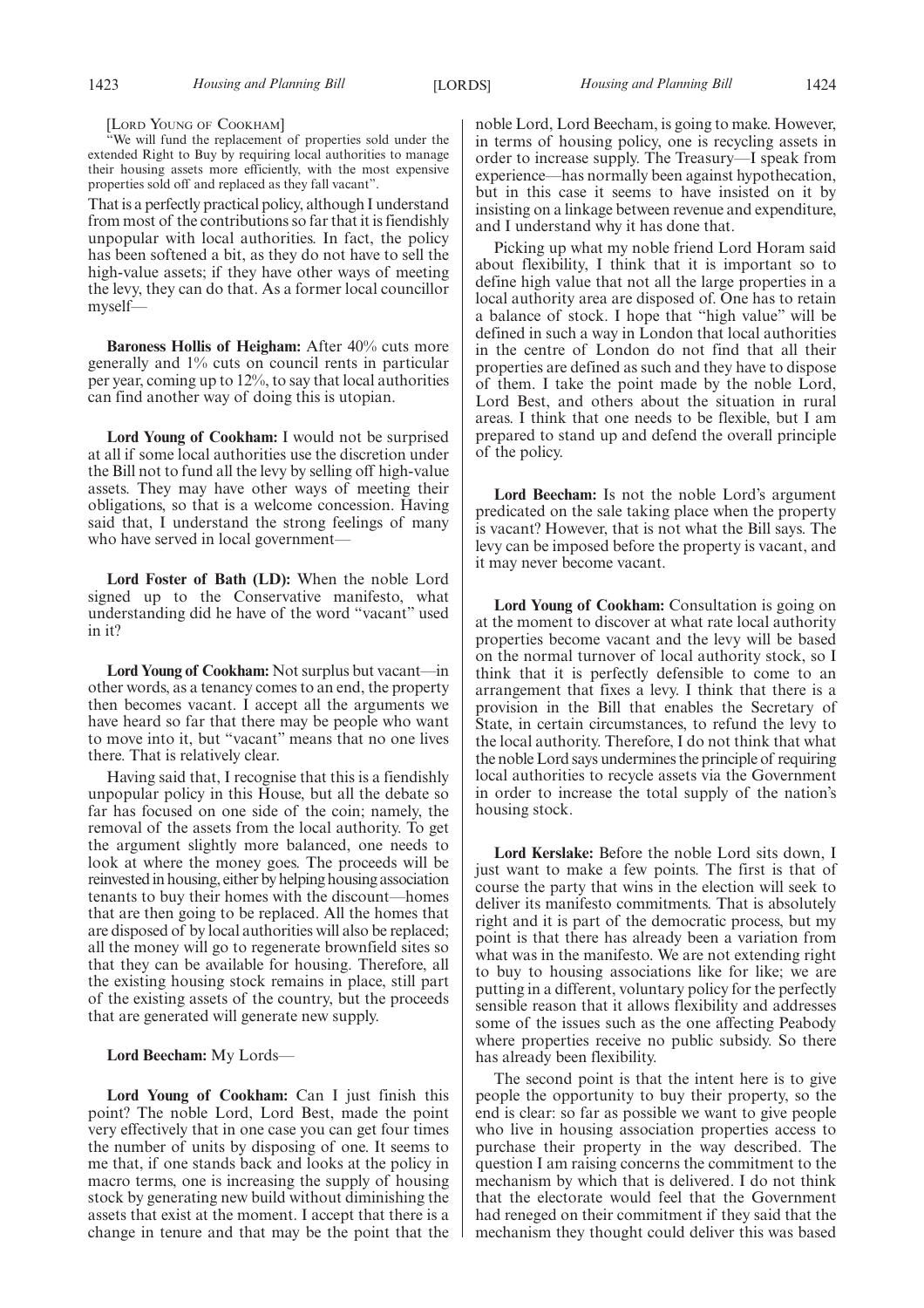[LORD YOUNG OF COOKHAM]

"We will fund the replacement of properties sold under the extended Right to Buy by requiring local authorities to manage their housing assets more efficiently, with the most expensive properties sold off and replaced as they fall vacant".

That is a perfectly practical policy, although I understand from most of the contributions so far that it is fiendishly unpopular with local authorities. In fact, the policy has been softened a bit, as they do not have to sell the high-value assets; if they have other ways of meeting the levy, they can do that. As a former local councillor myself—

**Baroness Hollis of Heigham:** After 40% cuts more generally and 1% cuts on council rents in particular per year, coming up to 12%, to say that local authorities can find another way of doing this is utopian.

**Lord Young of Cookham:** I would not be surprised at all if some local authorities use the discretion under the Bill not to fund all the levy by selling off high-value assets. They may have other ways of meeting their obligations, so that is a welcome concession. Having said that, I understand the strong feelings of many who have served in local government—

**Lord Foster of Bath (LD):** When the noble Lord signed up to the Conservative manifesto, what understanding did he have of the word "vacant" used in it?

**Lord Young of Cookham:** Not surplus but vacant—in other words, as a tenancy comes to an end, the property then becomes vacant. I accept all the arguments we have heard so far that there may be people who want to move into it, but "vacant" means that no one lives there. That is relatively clear.

Having said that, I recognise that this is a fiendishly unpopular policy in this House, but all the debate so far has focused on one side of the coin; namely, the removal of the assets from the local authority. To get the argument slightly more balanced, one needs to look at where the money goes. The proceeds will be reinvested in housing, either by helping housing association tenants to buy their homes with the discount—homes that are then going to be replaced. All the homes that are disposed of by local authorities will also be replaced; all the money will go to regenerate brownfield sites so that they can be available for housing. Therefore, all the existing housing stock remains in place, still part of the existing assets of the country, but the proceeds that are generated will generate new supply.

**Lord Beecham:** My Lords—

**Lord Young of Cookham:** Can I just finish this point? The noble Lord, Lord Best, made the point very effectively that in one case you can get four times the number of units by disposing of one. It seems to me that, if one stands back and looks at the policy in macro terms, one is increasing the supply of housing stock by generating new build without diminishing the assets that exist at the moment. I accept that there is a change in tenure and that may be the point that the noble Lord, Lord Beecham, is going to make. However, in terms of housing policy, one is recycling assets in order to increase supply. The Treasury—I speak from experience—has normally been against hypothecation, but in this case it seems to have insisted on it by insisting on a linkage between revenue and expenditure, and I understand why it has done that.

Picking up what my noble friend Lord Horam said about flexibility, I think that it is important so to define high value that not all the large properties in a local authority area are disposed of. One has to retain a balance of stock. I hope that "high value" will be defined in such a way in London that local authorities in the centre of London do not find that all their properties are defined as such and they have to dispose of them. I take the point made by the noble Lord, Lord Best, and others about the situation in rural areas. I think that one needs to be flexible, but I am prepared to stand up and defend the overall principle of the policy.

**Lord Beecham:** Is not the noble Lord's argument predicated on the sale taking place when the property is vacant? However, that is not what the Bill says. The levy can be imposed before the property is vacant, and it may never become vacant.

**Lord Young of Cookham:** Consultation is going on at the moment to discover at what rate local authority properties become vacant and the levy will be based on the normal turnover of local authority stock, so I think that it is perfectly defensible to come to an arrangement that fixes a levy. I think that there is a provision in the Bill that enables the Secretary of State, in certain circumstances, to refund the levy to the local authority. Therefore, I do not think that what the noble Lord says undermines the principle of requiring local authorities to recycle assets via the Government in order to increase the total supply of the nation's housing stock.

**Lord Kerslake:** Before the noble Lord sits down, I just want to make a few points. The first is that of course the party that wins in the election will seek to deliver its manifesto commitments. That is absolutely right and it is part of the democratic process, but my point is that there has already been a variation from what was in the manifesto. We are not extending right to buy to housing associations like for like; we are putting in a different, voluntary policy for the perfectly sensible reason that it allows flexibility and addresses some of the issues such as the one affecting Peabody where properties receive no public subsidy. So there has already been flexibility.

The second point is that the intent here is to give people the opportunity to buy their property, so the end is clear: so far as possible we want to give people who live in housing association properties access to purchase their property in the way described. The question I am raising concerns the commitment to the mechanism by which that is delivered. I do not think that the electorate would feel that the Government had reneged on their commitment if they said that the mechanism they thought could deliver this was based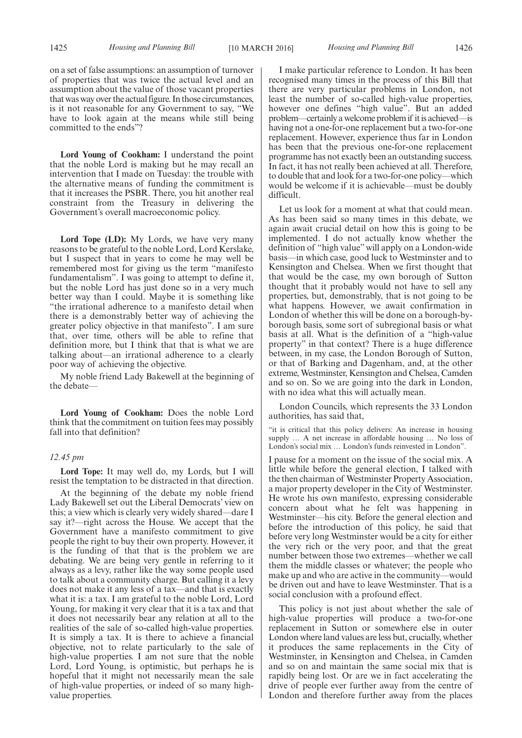on a set of false assumptions: an assumption of turnover of properties that was twice the actual level and an assumption about the value of those vacant properties that was way over the actual figure. In those circumstances, is it not reasonable for any Government to say, "We have to look again at the means while still being committed to the ends"?

**Lord Young of Cookham:** I understand the point that the noble Lord is making but he may recall an intervention that I made on Tuesday: the trouble with the alternative means of funding the commitment is that it increases the PSBR. There, you hit another real constraint from the Treasury in delivering the Government's overall macroeconomic policy.

**Lord Tope (LD):** My Lords, we have very many reasons to be grateful to the noble Lord, Lord Kerslake, but I suspect that in years to come he may well be remembered most for giving us the term "manifesto fundamentalism". I was going to attempt to define it, but the noble Lord has just done so in a very much better way than I could. Maybe it is something like "the irrational adherence to a manifesto detail when there is a demonstrably better way of achieving the greater policy objective in that manifesto". I am sure that, over time, others will be able to refine that definition more, but I think that that is what we are talking about—an irrational adherence to a clearly poor way of achieving the objective.

My noble friend Lady Bakewell at the beginning of the debate—

**Lord Young of Cookham:** Does the noble Lord think that the commitment on tuition fees may possibly fall into that definition?

*12.45 pm*

**Lord Tope:** It may well do, my Lords, but I will resist the temptation to be distracted in that direction.

At the beginning of the debate my noble friend Lady Bakewell set out the Liberal Democrats' view on this; a view which is clearly very widely shared—dare I say it?—right across the House. We accept that the Government have a manifesto commitment to give people the right to buy their own property. However, it is the funding of that that is the problem we are debating. We are being very gentle in referring to it always as a levy, rather like the way some people used to talk about a community charge. But calling it a levy does not make it any less of a tax—and that is exactly what it is: a tax. I am grateful to the noble Lord, Lord Young, for making it very clear that it is a tax and that it does not necessarily bear any relation at all to the realities of the sale of so-called high-value properties. It is simply a tax. It is there to achieve a financial objective, not to relate particularly to the sale of high-value properties. I am not sure that the noble Lord, Lord Young, is optimistic, but perhaps he is hopeful that it might not necessarily mean the sale of high-value properties, or indeed of so many high-value properties.

I make particular reference to London. It has been recognised many times in the process of this Bill that there are very particular problems in London, not least the number of so-called high-value properties, however one defines "high value". But an added problem—certainly a welcome problem if it is achieved—is having not a one-for-one replacement but a two-for-one replacement. However, experience thus far in London has been that the previous one-for-one replacement programme has not exactly been an outstanding success. In fact, it has not really been achieved at all. Therefore, to double that and look for a two-for-one policy—which would be welcome if it is achievable—must be doubly difficult.

Let us look for a moment at what that could mean. As has been said so many times in this debate, we again await crucial detail on how this is going to be implemented. I do not actually know whether the definition of "high value" will apply on a London-wide basis—in which case, good luck to Westminster and to Kensington and Chelsea. When we first thought that that would be the case, my own borough of Sutton thought that it probably would not have to sell any properties, but, demonstrably, that is not going to be what happens. However, we await confirmation in London of whether this will be done on a borough-by-borough basis, some sort of subregional basis or what basis at all. What is the definition of a "high-value property" in that context? There is a huge difference between, in my case, the London Borough of Sutton, or that of Barking and Dagenham, and, at the other extreme, Westminster, Kensington and Chelsea, Camden and so on. So we are going into the dark in London, with no idea what this will actually mean.

London Councils, which represents the 33 London authorities, has said that,

"it is critical that this policy delivers: An increase in housing supply … A net increase in affordable housing … No loss of London's social mix … London's funds reinvested in London".

I pause for a moment on the issue of the social mix. A little while before the general election, I talked with the then chairman of Westminster Property Association, a major property developer in the City of Westminster. He wrote his own manifesto, expressing considerable concern about what he felt was happening in Westminster—his city. Before the general election and before the introduction of this policy, he said that before very long Westminster would be a city for either the very rich or the very poor, and that the great number between those two extremes—whether we call them the middle classes or whatever; the people who make up and who are active in the community—would be driven out and have to leave Westminster. That is a social conclusion with a profound effect.

This policy is not just about whether the sale of high-value properties will produce a two-for-one replacement in Sutton or somewhere else in outer London where land values are less but, crucially, whether it produces the same replacements in the City of Westminster, in Kensington and Chelsea, in Camden and so on and maintain the same social mix that is rapidly being lost. Or are we in fact accelerating the drive of people ever further away from the centre of London and therefore further away from the places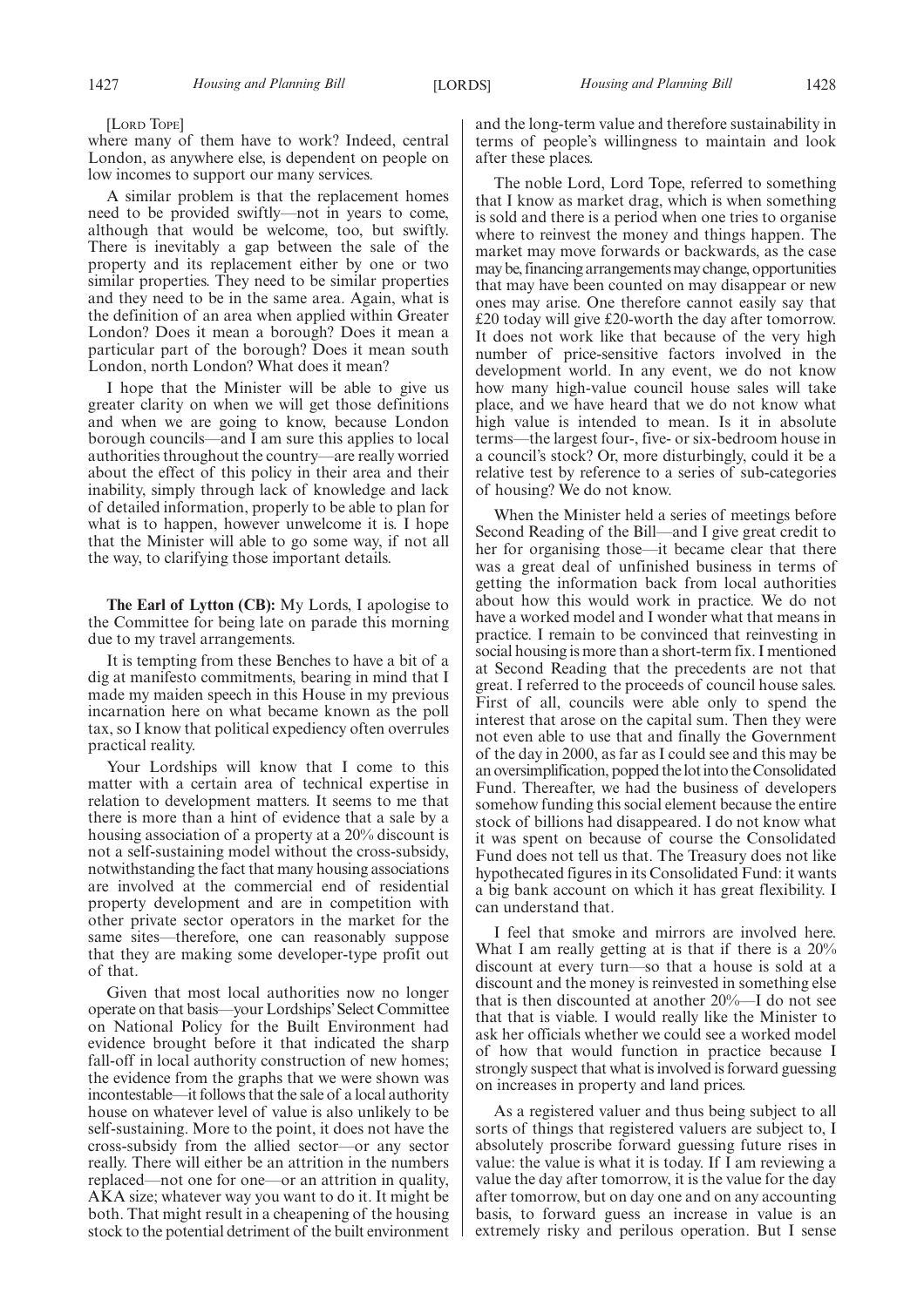[Lord Tope]

where many of them have to work? Indeed, central London, as anywhere else, is dependent on people on low incomes to support our many services.

A similar problem is that the replacement homes need to be provided swiftly—not in years to come, although that would be welcome, too, but swiftly. There is inevitably a gap between the sale of the property and its replacement either by one or two similar properties. They need to be similar properties and they need to be in the same area. Again, what is the definition of an area when applied within Greater London? Does it mean a borough? Does it mean a particular part of the borough? Does it mean south London, north London? What does it mean?

I hope that the Minister will be able to give us greater clarity on when we will get those definitions and when we are going to know, because London borough councils—and I am sure this applies to local authorities throughout the country—are really worried about the effect of this policy in their area and their inability, simply through lack of knowledge and lack of detailed information, properly to be able to plan for what is to happen, however unwelcome it is. I hope that the Minister will able to go some way, if not all the way, to clarifying those important details.

**The Earl of Lytton (CB):** My Lords, I apologise to the Committee for being late on parade this morning due to my travel arrangements.

It is tempting from these Benches to have a bit of a dig at manifesto commitments, bearing in mind that I made my maiden speech in this House in my previous incarnation here on what became known as the poll tax, so I know that political expediency often overrules practical reality.

Your Lordships will know that I come to this matter with a certain area of technical expertise in relation to development matters. It seems to me that there is more than a hint of evidence that a sale by a housing association of a property at a 20% discount is not a self-sustaining model without the cross-subsidy, notwithstanding the fact that many housing associations are involved at the commercial end of residential property development and are in competition with other private sector operators in the market for the same sites—therefore, one can reasonably suppose that they are making some developer-type profit out of that.

Given that most local authorities now no longer operate on that basis—your Lordships' Select Committee on National Policy for the Built Environment had evidence brought before it that indicated the sharp fall-off in local authority construction of new homes; the evidence from the graphs that we were shown was incontestable—it follows that the sale of a local authority house on whatever level of value is also unlikely to be self-sustaining. More to the point, it does not have the cross-subsidy from the allied sector—or any sector really. There will either be an attrition in the numbers replaced—not one for one—or an attrition in quality, AKA size; whatever way you want to do it. It might be both. That might result in a cheapening of the housing stock to the potential detriment of the built environment and the long-term value and therefore sustainability in terms of people's willingness to maintain and look after these places.

The noble Lord, Lord Tope, referred to something that I know as market drag, which is when something is sold and there is a period when one tries to organise where to reinvest the money and things happen. The market may move forwards or backwards, as the case may be, financing arrangements may change, opportunities that may have been counted on may disappear or new ones may arise. One therefore cannot easily say that £20 today will give £20-worth the day after tomorrow. It does not work like that because of the very high number of price-sensitive factors involved in the development world. In any event, we do not know how many high-value council house sales will take place, and we have heard that we do not know what high value is intended to mean. Is it in absolute terms—the largest four-, five- or six-bedroom house in a council's stock? Or, more disturbingly, could it be a relative test by reference to a series of sub-categories of housing? We do not know.

When the Minister held a series of meetings before Second Reading of the Bill—and I give great credit to her for organising those—it became clear that there was a great deal of unfinished business in terms of getting the information back from local authorities about how this would work in practice. We do not have a worked model and I wonder what that means in practice. I remain to be convinced that reinvesting in social housing is more than a short-term fix. I mentioned at Second Reading that the precedents are not that great. I referred to the proceeds of council house sales. First of all, councils were able only to spend the interest that arose on the capital sum. Then they were not even able to use that and finally the Government of the day in 2000, as far as I could see and this may be an oversimplification, popped the lot into the Consolidated Fund. Thereafter, we had the business of developers somehow funding this social element because the entire stock of billions had disappeared. I do not know what it was spent on because of course the Consolidated Fund does not tell us that. The Treasury does not like hypothecated figures in its Consolidated Fund: it wants a big bank account on which it has great flexibility. I can understand that.

I feel that smoke and mirrors are involved here. What I am really getting at is that if there is a 20% discount at every turn—so that a house is sold at a discount and the money is reinvested in something else that is then discounted at another 20%—I do not see that that is viable. I would really like the Minister to ask her officials whether we could see a worked model of how that would function in practice because I strongly suspect that what is involved is forward guessing on increases in property and land prices.

As a registered valuer and thus being subject to all sorts of things that registered valuers are subject to, I absolutely proscribe forward guessing future rises in value: the value is what it is today. If I am reviewing a value the day after tomorrow, it is the value for the day after tomorrow, but on day one and on any accounting basis, to forward guess an increase in value is an extremely risky and perilous operation. But I sense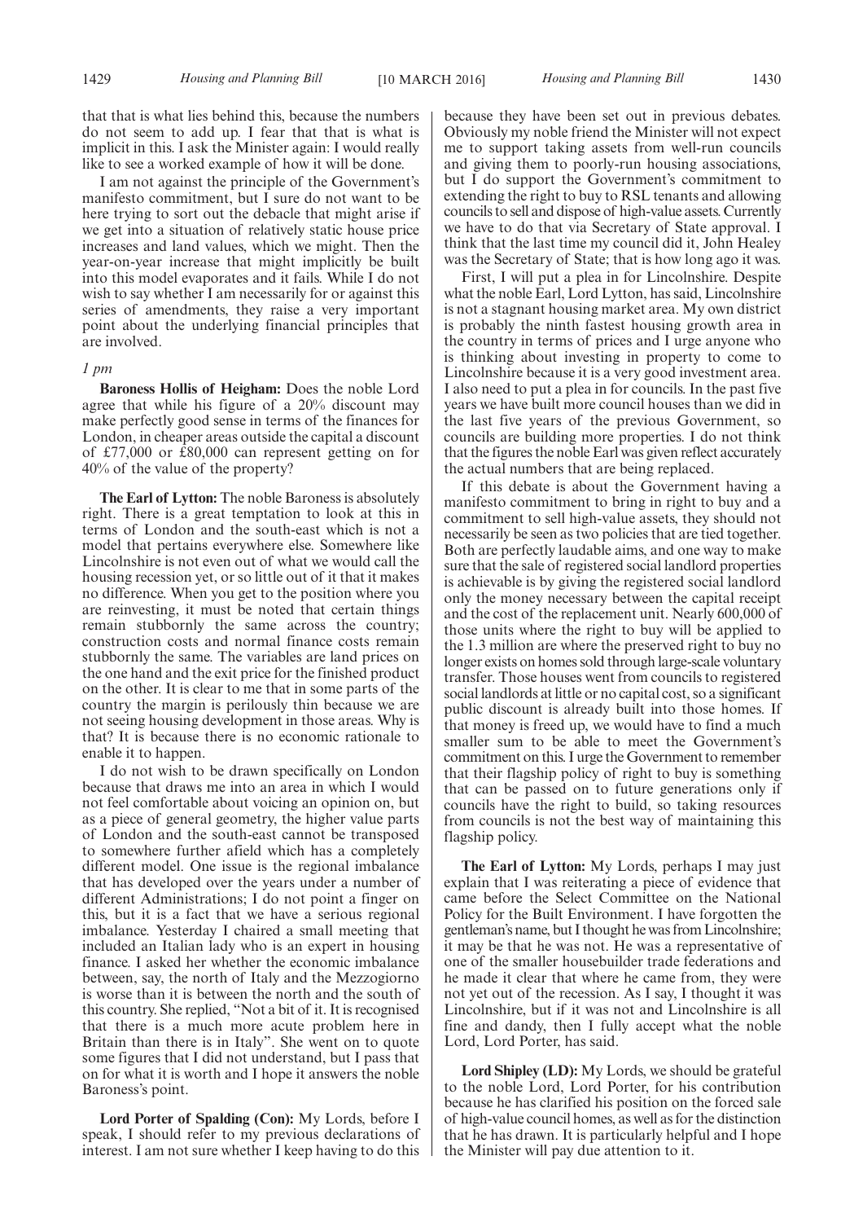that that is what lies behind this, because the numbers do not seem to add up. I fear that that is what is implicit in this. I ask the Minister again: I would really like to see a worked example of how it will be done.

I am not against the principle of the Government's manifesto commitment, but I sure do not want to be here trying to sort out the debacle that might arise if we get into a situation of relatively static house price increases and land values, which we might. Then the year-on-year increase that might implicitly be built into this model evaporates and it fails. While I do not wish to say whether I am necessarily for or against this series of amendments, they raise a very important point about the underlying financial principles that are involved.

*1 pm*

**Baroness Hollis of Heigham:** Does the noble Lord agree that while his figure of a 20% discount may make perfectly good sense in terms of the finances for London, in cheaper areas outside the capital a discount of £77,000 or £80,000 can represent getting on for 40% of the value of the property?

**The Earl of Lytton:** The noble Baroness is absolutely right. There is a great temptation to look at this in terms of London and the south-east which is not a model that pertains everywhere else. Somewhere like Lincolnshire is not even out of what we would call the housing recession yet, or so little out of it that it makes no difference. When you get to the position where you are reinvesting, it must be noted that certain things remain stubbornly the same across the country; construction costs and normal finance costs remain stubbornly the same. The variables are land prices on the one hand and the exit price for the finished product on the other. It is clear to me that in some parts of the country the margin is perilously thin because we are not seeing housing development in those areas. Why is that? It is because there is no economic rationale to enable it to happen.

I do not wish to be drawn specifically on London because that draws me into an area in which I would not feel comfortable about voicing an opinion on, but as a piece of general geometry, the higher value parts of London and the south-east cannot be transposed to somewhere further afield which has a completely different model. One issue is the regional imbalance that has developed over the years under a number of different Administrations; I do not point a finger on this, but it is a fact that we have a serious regional imbalance. Yesterday I chaired a small meeting that included an Italian lady who is an expert in housing finance. I asked her whether the economic imbalance between, say, the north of Italy and the Mezzogiorno is worse than it is between the north and the south of this country. She replied, "Not a bit of it. It is recognised that there is a much more acute problem here in Britain than there is in Italy". She went on to quote some figures that I did not understand, but I pass that on for what it is worth and I hope it answers the noble Baroness's point.

**Lord Porter of Spalding (Con):** My Lords, before I speak, I should refer to my previous declarations of interest. I am not sure whether I keep having to do this because they have been set out in previous debates. Obviously my noble friend the Minister will not expect me to support taking assets from well-run councils and giving them to poorly-run housing associations, but I do support the Government's commitment to extending the right to buy to RSL tenants and allowing councils to sell and dispose of high-value assets. Currently we have to do that via Secretary of State approval. I think that the last time my council did it, John Healey was the Secretary of State; that is how long ago it was.

First, I will put a plea in for Lincolnshire. Despite what the noble Earl, Lord Lytton, has said, Lincolnshire is not a stagnant housing market area. My own district is probably the ninth fastest housing growth area in the country in terms of prices and I urge anyone who is thinking about investing in property to come to Lincolnshire because it is a very good investment area. I also need to put a plea in for councils. In the past five years we have built more council houses than we did in the last five years of the previous Government, so councils are building more properties. I do not think that the figures the noble Earl was given reflect accurately the actual numbers that are being replaced.

If this debate is about the Government having a manifesto commitment to bring in right to buy and a commitment to sell high-value assets, they should not necessarily be seen as two policies that are tied together. Both are perfectly laudable aims, and one way to make sure that the sale of registered social landlord properties is achievable is by giving the registered social landlord only the money necessary between the capital receipt and the cost of the replacement unit. Nearly 600,000 of those units where the right to buy will be applied to the 1.3 million are where the preserved right to buy no longer exists on homes sold through large-scale voluntary transfer. Those houses went from councils to registered social landlords at little or no capital cost, so a significant public discount is already built into those homes. If that money is freed up, we would have to find a much smaller sum to be able to meet the Government's commitment on this. I urge the Government to remember that their flagship policy of right to buy is something that can be passed on to future generations only if councils have the right to build, so taking resources from councils is not the best way of maintaining this flagship policy.

**The Earl of Lytton:** My Lords, perhaps I may just explain that I was reiterating a piece of evidence that came before the Select Committee on the National Policy for the Built Environment. I have forgotten the gentleman's name, but I thought he was from Lincolnshire; it may be that he was not. He was a representative of one of the smaller housebuilder trade federations and he made it clear that where he came from, they were not yet out of the recession. As I say, I thought it was Lincolnshire, but if it was not and Lincolnshire is all fine and dandy, then I fully accept what the noble Lord, Lord Porter, has said.

**Lord Shipley (LD):** My Lords, we should be grateful to the noble Lord, Lord Porter, for his contribution because he has clarified his position on the forced sale of high-value council homes, as well as for the distinction that he has drawn. It is particularly helpful and I hope the Minister will pay due attention to it.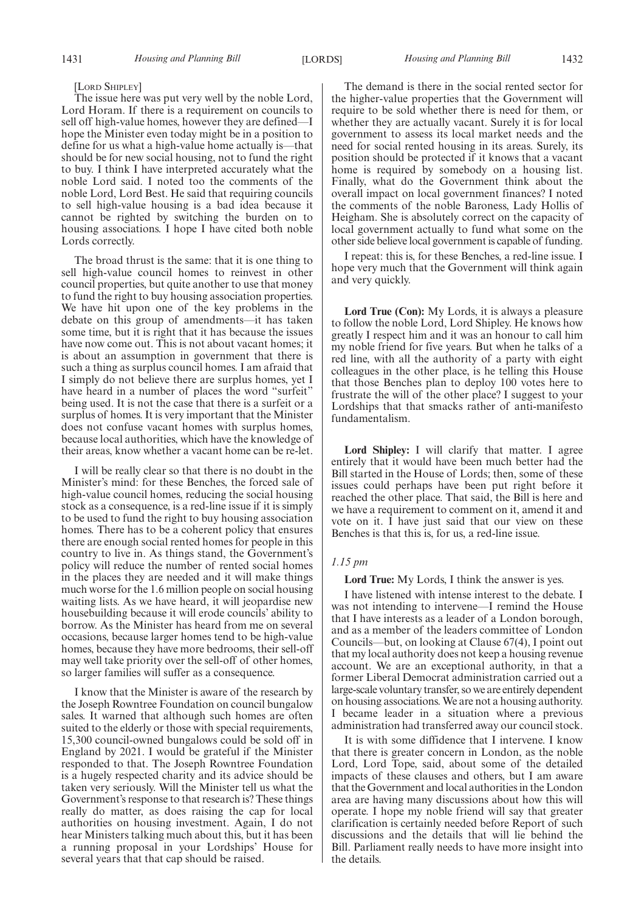[LORD SHIPLEY]

The issue here was put very well by the noble Lord, Lord Horam. If there is a requirement on councils to sell off high-value homes, however they are defined—I hope the Minister even today might be in a position to define for us what a high-value home actually is—that should be for new social housing, not to fund the right to buy. I think I have interpreted accurately what the noble Lord said. I noted too the comments of the noble Lord, Lord Best. He said that requiring councils to sell high-value housing is a bad idea because it cannot be righted by switching the burden on to housing associations. I hope I have cited both noble Lords correctly.

The broad thrust is the same: that it is one thing to sell high-value council homes to reinvest in other council properties, but quite another to use that money to fund the right to buy housing association properties. We have hit upon one of the key problems in the debate on this group of amendments—it has taken some time, but it is right that it has because the issues have now come out. This is not about vacant homes; it is about an assumption in government that there is such a thing as surplus council homes. I am afraid that I simply do not believe there are surplus homes, yet I have heard in a number of places the word "surfeit" being used. It is not the case that there is a surfeit or a surplus of homes. It is very important that the Minister does not confuse vacant homes with surplus homes, because local authorities, which have the knowledge of their areas, know whether a vacant home can be re-let.

I will be really clear so that there is no doubt in the Minister's mind: for these Benches, the forced sale of high-value council homes, reducing the social housing stock as a consequence, is a red-line issue if it is simply to be used to fund the right to buy housing association homes. There has to be a coherent policy that ensures there are enough social rented homes for people in this country to live in. As things stand, the Government's policy will reduce the number of rented social homes in the places they are needed and it will make things much worse for the 1.6 million people on social housing waiting lists. As we have heard, it will jeopardise new housebuilding because it will erode councils' ability to borrow. As the Minister has heard from me on several occasions, because larger homes tend to be high-value homes, because they have more bedrooms, their sell-off may well take priority over the sell-off of other homes, so larger families will suffer as a consequence.

I know that the Minister is aware of the research by the Joseph Rowntree Foundation on council bungalow sales. It warned that although such homes are often suited to the elderly or those with special requirements, 15,300 council-owned bungalows could be sold off in England by 2021. I would be grateful if the Minister responded to that. The Joseph Rowntree Foundation is a hugely respected charity and its advice should be taken very seriously. Will the Minister tell us what the Government's response to that research is? These things really do matter, as does raising the cap for local authorities on housing investment. Again, I do not hear Ministers talking much about this, but it has been a running proposal in your Lordships' House for several years that that cap should be raised.

The demand is there in the social rented sector for the higher-value properties that the Government will require to be sold whether there is need for them, or whether they are actually vacant. Surely it is for local government to assess its local market needs and the need for social rented housing in its areas. Surely, its position should be protected if it knows that a vacant home is required by somebody on a housing list. Finally, what do the Government think about the overall impact on local government finances? I noted the comments of the noble Baroness, Lady Hollis of Heigham. She is absolutely correct on the capacity of local government actually to fund what some on the other side believe local government is capable of funding.

I repeat: this is, for these Benches, a red-line issue. I hope very much that the Government will think again and very quickly.

**Lord True (Con):** My Lords, it is always a pleasure to follow the noble Lord, Lord Shipley. He knows how greatly I respect him and it was an honour to call him my noble friend for five years. But when he talks of a red line, with all the authority of a party with eight colleagues in the other place, is he telling this House that those Benches plan to deploy 100 votes here to frustrate the will of the other place? I suggest to your Lordships that that smacks rather of anti-manifesto fundamentalism.

**Lord Shipley:** I will clarify that matter. I agree entirely that it would have been much better had the Bill started in the House of Lords; then, some of these issues could perhaps have been put right before it reached the other place. That said, the Bill is here and we have a requirement to comment on it, amend it and vote on it. I have just said that our view on these Benches is that this is, for us, a red-line issue.

*1.15 pm*

**Lord True:** My Lords, I think the answer is yes.

I have listened with intense interest to the debate. I was not intending to intervene—I remind the House that I have interests as a leader of a London borough, and as a member of the leaders committee of London Councils—but, on looking at Clause 67(4), I point out that my local authority does not keep a housing revenue account. We are an exceptional authority, in that a former Liberal Democrat administration carried out a large-scale voluntary transfer, so we are entirely dependent on housing associations. We are not a housing authority. I became leader in a situation where a previous administration had transferred away our council stock.

It is with some diffidence that I intervene. I know that there is greater concern in London, as the noble Lord, Lord Tope, said, about some of the detailed impacts of these clauses and others, but I am aware that the Government and local authorities in the London area are having many discussions about how this will operate. I hope my noble friend will say that greater clarification is certainly needed before Report of such discussions and the details that will lie behind the Bill. Parliament really needs to have more insight into the details.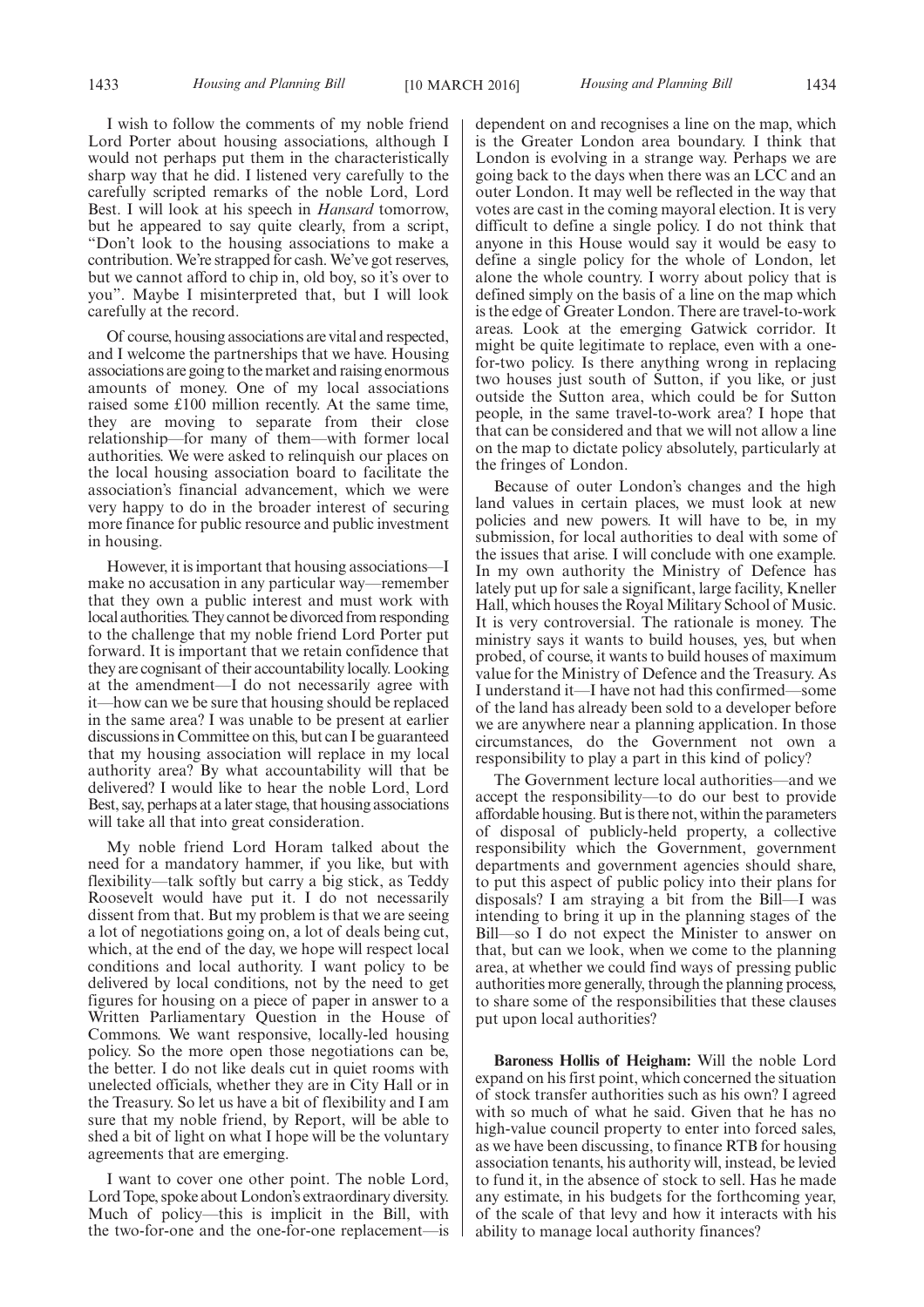I wish to follow the comments of my noble friend Lord Porter about housing associations, although I would not perhaps put them in the characteristically sharp way that he did. I listened very carefully to the carefully scripted remarks of the noble Lord, Lord Best. I will look at his speech in *Hansard* tomorrow, but he appeared to say quite clearly, from a script, "Don't look to the housing associations to make a contribution. We're strapped for cash. We've got reserves, but we cannot afford to chip in, old boy, so it's over to you". Maybe I misinterpreted that, but I will look carefully at the record.

Of course, housing associations are vital and respected, and I welcome the partnerships that we have. Housing associations are going to the market and raising enormous amounts of money. One of my local associations raised some £100 million recently. At the same time, they are moving to separate from their close relationship—for many of them—with former local authorities. We were asked to relinquish our places on the local housing association board to facilitate the association's financial advancement, which we were very happy to do in the broader interest of securing more finance for public resource and public investment in housing.

However, it is important that housing associations—I make no accusation in any particular way—remember that they own a public interest and must work with local authorities. They cannot be divorced from responding to the challenge that my noble friend Lord Porter put forward. It is important that we retain confidence that they are cognisant of their accountability locally. Looking at the amendment—I do not necessarily agree with it—how can we be sure that housing should be replaced in the same area? I was unable to be present at earlier discussions in Committee on this, but can I be guaranteed that my housing association will replace in my local authority area? By what accountability will that be delivered? I would like to hear the noble Lord, Lord Best, say, perhaps at a later stage, that housing associations will take all that into great consideration.

My noble friend Lord Horam talked about the need for a mandatory hammer, if you like, but with flexibility—talk softly but carry a big stick, as Teddy Roosevelt would have put it. I do not necessarily dissent from that. But my problem is that we are seeing a lot of negotiations going on, a lot of deals being cut, which, at the end of the day, we hope will respect local conditions and local authority. I want policy to be delivered by local conditions, not by the need to get figures for housing on a piece of paper in answer to a Written Parliamentary Question in the House of Commons. We want responsive, locally-led housing policy. So the more open those negotiations can be, the better. I do not like deals cut in quiet rooms with unelected officials, whether they are in City Hall or in the Treasury. So let us have a bit of flexibility and I am sure that my noble friend, by Report, will be able to shed a bit of light on what I hope will be the voluntary agreements that are emerging.

I want to cover one other point. The noble Lord, Lord Tope, spoke about London's extraordinary diversity. Much of policy—this is implicit in the Bill, with the two-for-one and the one-for-one replacement—is dependent on and recognises a line on the map, which is the Greater London area boundary. I think that London is evolving in a strange way. Perhaps we are going back to the days when there was an LCC and an outer London. It may well be reflected in the way that votes are cast in the coming mayoral election. It is very difficult to define a single policy. I do not think that anyone in this House would say it would be easy to define a single policy for the whole of London, let alone the whole country. I worry about policy that is defined simply on the basis of a line on the map which is the edge of Greater London. There are travel-to-work areas. Look at the emerging Gatwick corridor. It might be quite legitimate to replace, even with a one-for-two policy. Is there anything wrong in replacing two houses just south of Sutton, if you like, or just outside the Sutton area, which could be for Sutton people, in the same travel-to-work area? I hope that that can be considered and that we will not allow a line on the map to dictate policy absolutely, particularly at the fringes of London.

Because of outer London's changes and the high land values in certain places, we must look at new policies and new powers. It will have to be, in my submission, for local authorities to deal with some of the issues that arise. I will conclude with one example. In my own authority the Ministry of Defence has lately put up for sale a significant, large facility, Kneller Hall, which houses the Royal Military School of Music. It is very controversial. The rationale is money. The ministry says it wants to build houses, yes, but when probed, of course, it wants to build houses of maximum value for the Ministry of Defence and the Treasury. As I understand it—I have not had this confirmed—some of the land has already been sold to a developer before we are anywhere near a planning application. In those circumstances, do the Government not own a responsibility to play a part in this kind of policy?

The Government lecture local authorities—and we accept the responsibility—to do our best to provide affordable housing. But is there not, within the parameters of disposal of publicly-held property, a collective responsibility which the Government, government departments and government agencies should share, to put this aspect of public policy into their plans for disposals? I am straying a bit from the Bill—I was intending to bring it up in the planning stages of the Bill—so I do not expect the Minister to answer on that, but can we look, when we come to the planning area, at whether we could find ways of pressing public authorities more generally, through the planning process, to share some of the responsibilities that these clauses put upon local authorities?

**Baroness Hollis of Heigham:** Will the noble Lord expand on his first point, which concerned the situation of stock transfer authorities such as his own? I agreed with so much of what he said. Given that he has no high-value council property to enter into forced sales, as we have been discussing, to finance RTB for housing association tenants, his authority will, instead, be levied to fund it, in the absence of stock to sell. Has he made any estimate, in his budgets for the forthcoming year, of the scale of that levy and how it interacts with his ability to manage local authority finances?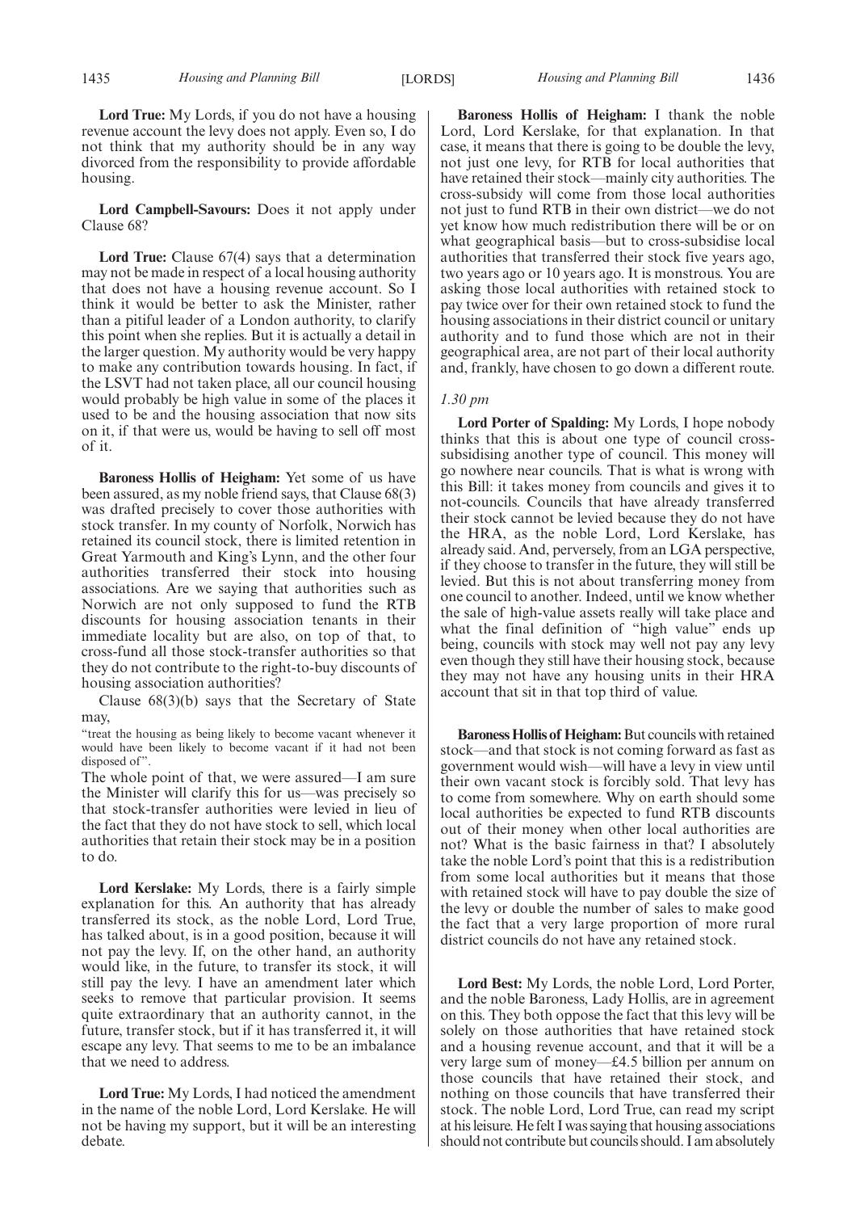**Lord True:** My Lords, if you do not have a housing revenue account the levy does not apply. Even so, I do not think that my authority should be in any way divorced from the responsibility to provide affordable housing.

**Lord Campbell-Savours:** Does it not apply under Clause 68?

**Lord True:** Clause 67(4) says that a determination may not be made in respect of a local housing authority that does not have a housing revenue account. So I think it would be better to ask the Minister, rather than a pitiful leader of a London authority, to clarify this point when she replies. But it is actually a detail in the larger question. My authority would be very happy to make any contribution towards housing. In fact, if the LSVT had not taken place, all our council housing would probably be high value in some of the places it used to be and the housing association that now sits on it, if that were us, would be having to sell off most of it.

**Baroness Hollis of Heigham:** Yet some of us have been assured, as my noble friend says, that Clause 68(3) was drafted precisely to cover those authorities with stock transfer. In my county of Norfolk, Norwich has retained its council stock, there is limited retention in Great Yarmouth and King's Lynn, and the other four authorities transferred their stock into housing associations. Are we saying that authorities such as Norwich are not only supposed to fund the RTB discounts for housing association tenants in their immediate locality but are also, on top of that, to cross-fund all those stock-transfer authorities so that they do not contribute to the right-to-buy discounts of housing association authorities?

Clause 68(3)(b) says that the Secretary of State may,

"treat the housing as being likely to become vacant whenever it would have been likely to become vacant if it had not been disposed of".

The whole point of that, we were assured—I am sure the Minister will clarify this for us—was precisely so that stock-transfer authorities were levied in lieu of the fact that they do not have stock to sell, which local authorities that retain their stock may be in a position to do.

**Lord Kerslake:** My Lords, there is a fairly simple explanation for this. An authority that has already transferred its stock, as the noble Lord, Lord True, has talked about, is in a good position, because it will not pay the levy. If, on the other hand, an authority would like, in the future, to transfer its stock, it will still pay the levy. I have an amendment later which seeks to remove that particular provision. It seems quite extraordinary that an authority cannot, in the future, transfer stock, but if it has transferred it, it will escape any levy. That seems to me to be an imbalance that we need to address.

**Lord True:** My Lords, I had noticed the amendment in the name of the noble Lord, Lord Kerslake. He will not be having my support, but it will be an interesting debate.

**Baroness Hollis of Heigham:** I thank the noble Lord, Lord Kerslake, for that explanation. In that case, it means that there is going to be double the levy, not just one levy, for RTB for local authorities that have retained their stock—mainly city authorities. The cross-subsidy will come from those local authorities not just to fund RTB in their own district—we do not yet know how much redistribution there will be or on what geographical basis—but to cross-subsidise local authorities that transferred their stock five years ago, two years ago or 10 years ago. It is monstrous. You are asking those local authorities with retained stock to pay twice over for their own retained stock to fund the housing associations in their district council or unitary authority and to fund those which are not in their geographical area, are not part of their local authority and, frankly, have chosen to go down a different route.

*1.30 pm*

**Lord Porter of Spalding:** My Lords, I hope nobody thinks that this is about one type of council cross-subsidising another type of council. This money will go nowhere near councils. That is what is wrong with this Bill: it takes money from councils and gives it to not-councils. Councils that have already transferred their stock cannot be levied because they do not have the HRA, as the noble Lord, Lord Kerslake, has already said. And, perversely, from an LGA perspective, if they choose to transfer in the future, they will still be levied. But this is not about transferring money from one council to another. Indeed, until we know whether the sale of high-value assets really will take place and what the final definition of "high value" ends up being, councils with stock may well not pay any levy even though they still have their housing stock, because they may not have any housing units in their HRA account that sit in that top third of value.

**Baroness Hollis of Heigham:** But councils with retained stock—and that stock is not coming forward as fast as government would wish—will have a levy in view until their own vacant stock is forcibly sold. That levy has to come from somewhere. Why on earth should some local authorities be expected to fund RTB discounts out of their money when other local authorities are not? What is the basic fairness in that? I absolutely take the noble Lord's point that this is a redistribution from some local authorities but it means that those with retained stock will have to pay double the size of the levy or double the number of sales to make good the fact that a very large proportion of more rural district councils do not have any retained stock.

**Lord Best:** My Lords, the noble Lord, Lord Porter, and the noble Baroness, Lady Hollis, are in agreement on this. They both oppose the fact that this levy will be solely on those authorities that have retained stock and a housing revenue account, and that it will be a very large sum of money—£4.5 billion per annum on those councils that have retained their stock, and nothing on those councils that have transferred their stock. The noble Lord, Lord True, can read my script at his leisure. He felt I was saying that housing associations should not contribute but councils should. I am absolutely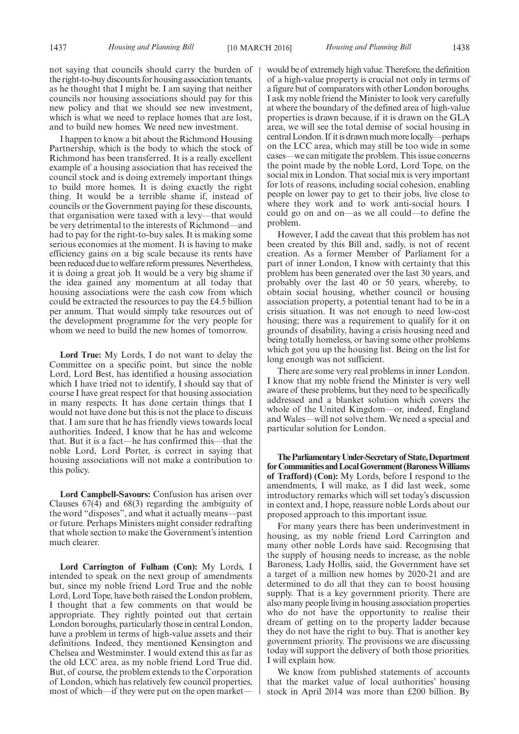not saying that councils should carry the burden of the right-to-buy discounts for housing association tenants, as he thought that I might be. I am saying that neither councils nor housing associations should pay for this new policy and that we should see new investment, which is what we need to replace homes that are lost, and to build new homes. We need new investment.

I happen to know a bit about the Richmond Housing Partnership, which is the body to which the stock of Richmond has been transferred. It is a really excellent example of a housing association that has received the council stock and is doing extremely important things to build more homes. It is doing exactly the right thing. It would be a terrible shame if, instead of councils or the Government paying for these discounts, that organisation were taxed with a levy—that would be very detrimental to the interests of Richmond—and had to pay for the right-to-buy sales. It is making some serious economies at the moment. It is having to make efficiency gains on a big scale because its rents have been reduced due to welfare reform pressures. Nevertheless, it is doing a great job. It would be a very big shame if the idea gained any momentum at all today that housing associations were the cash cow from which could be extracted the resources to pay the £4.5 billion per annum. That would simply take resources out of the development programme for the very people for whom we need to build the new homes of tomorrow.

**Lord True:** My Lords, I do not want to delay the Committee on a specific point, but since the noble Lord, Lord Best, has identified a housing association which I have tried not to identify, I should say that of course I have great respect for that housing association in many respects. It has done certain things that I would not have done but this is not the place to discuss that. I am sure that he has friendly views towards local authorities. Indeed, I know that he has and welcome that. But it is a fact—he has confirmed this—that the noble Lord, Lord Porter, is correct in saying that housing associations will not make a contribution to this policy.

**Lord Campbell-Savours:** Confusion has arisen over Clauses 67(4) and 68(3) regarding the ambiguity of the word "disposes", and what it actually means—past or future. Perhaps Ministers might consider redrafting that whole section to make the Government's intention much clearer.

**Lord Carrington of Fulham (Con):** My Lords, I intended to speak on the next group of amendments but, since my noble friend Lord True and the noble Lord, Lord Tope, have both raised the London problem, I thought that a few comments on that would be appropriate. They rightly pointed out that certain London boroughs, particularly those in central London, have a problem in terms of high-value assets and their definitions. Indeed, they mentioned Kensington and Chelsea and Westminster. I would extend this as far as the old LCC area, as my noble friend Lord True did. But, of course, the problem extends to the Corporation of London, which has relatively few council properties, most of which—if they were put on the open market—would be of extremely high value. Therefore, the definition of a high-value property is crucial not only in terms of a figure but of comparators with other London boroughs. I ask my noble friend the Minister to look very carefully at where the boundary of the defined area of high-value properties is drawn because, if it is drawn on the GLA area, we will see the total demise of social housing in central London. If it is drawn much more locally—perhaps on the LCC area, which may still be too wide in some cases—we can mitigate the problem. This issue concerns the point made by the noble Lord, Lord Tope, on the social mix in London. That social mix is very important for lots of reasons, including social cohesion, enabling people on lower pay to get to their jobs, live close to where they work and to work anti-social hours. I could go on and on—as we all could—to define the problem.

However, I add the caveat that this problem has not been created by this Bill and, sadly, is not of recent creation. As a former Member of Parliament for a part of inner London, I know with certainty that this problem has been generated over the last 30 years, and probably over the last 40 or 50 years, whereby, to obtain social housing, whether council or housing association property, a potential tenant had to be in a crisis situation. It was not enough to need low-cost housing; there was a requirement to qualify for it on grounds of disability, having a crisis housing need and being totally homeless, or having some other problems which got you up the housing list. Being on the list for long enough was not sufficient.

There are some very real problems in inner London. I know that my noble friend the Minister is very well aware of these problems, but they need to be specifically addressed and a blanket solution which covers the whole of the United Kingdom—or, indeed, England and Wales—will not solve them. We need a special and particular solution for London.

**The Parliamentary Under-Secretary of State, Department for Communities and Local Government (Baroness Williams of Trafford) (Con):** My Lords, before I respond to the amendments, I will make, as I did last week, some introductory remarks which will set today's discussion in context and, I hope, reassure noble Lords about our proposed approach to this important issue.

For many years there has been underinvestment in housing, as my noble friend Lord Carrington and many other noble Lords have said. Recognising that the supply of housing needs to increase, as the noble Baroness, Lady Hollis, said, the Government have set a target of a million new homes by 2020-21 and are determined to do all that they can to boost housing supply. That is a key government priority. There are also many people living in housing association properties who do not have the opportunity to realise their dream of getting on to the property ladder because they do not have the right to buy. That is another key government priority. The provisions we are discussing today will support the delivery of both those priorities. I will explain how.

We know from published statements of accounts that the market value of local authorities' housing stock in April 2014 was more than £200 billion. By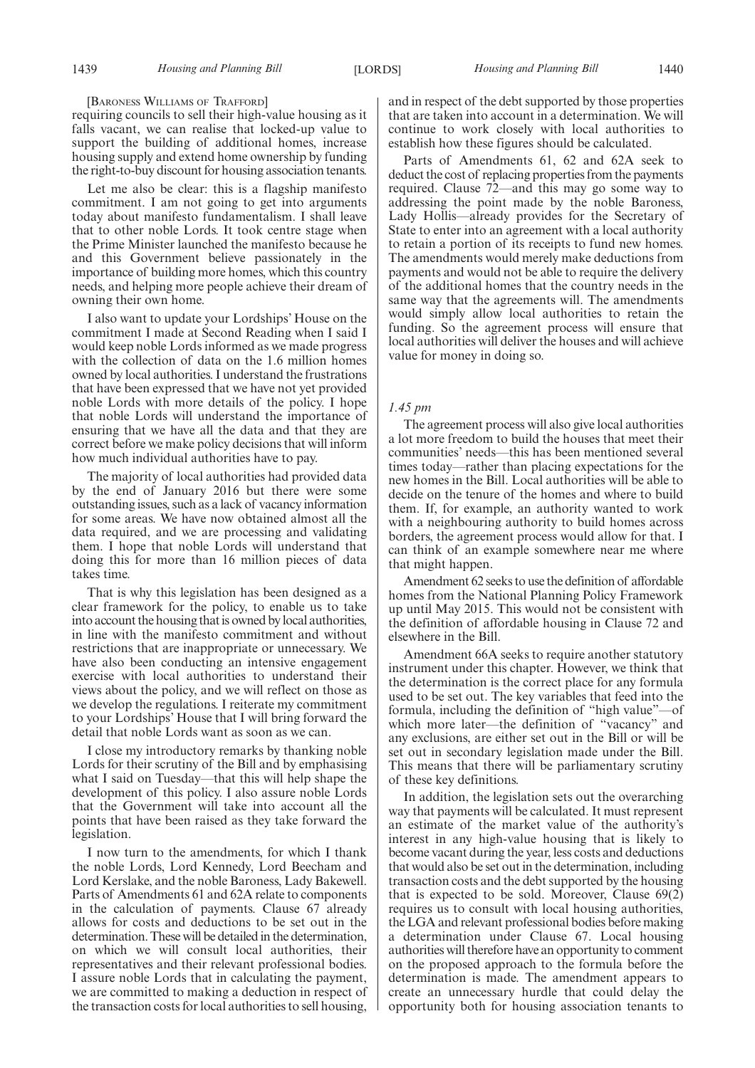[Baroness Williams of Trafford]

requiring councils to sell their high-value housing as it falls vacant, we can realise that locked-up value to support the building of additional homes, increase housing supply and extend home ownership by funding the right-to-buy discount for housing association tenants.

Let me also be clear: this is a flagship manifesto commitment. I am not going to get into arguments today about manifesto fundamentalism. I shall leave that to other noble Lords. It took centre stage when the Prime Minister launched the manifesto because he and this Government believe passionately in the importance of building more homes, which this country needs, and helping more people achieve their dream of owning their own home.

I also want to update your Lordships' House on the commitment I made at Second Reading when I said I would keep noble Lords informed as we made progress with the collection of data on the 1.6 million homes owned by local authorities. I understand the frustrations that have been expressed that we have not yet provided noble Lords with more details of the policy. I hope that noble Lords will understand the importance of ensuring that we have all the data and that they are correct before we make policy decisions that will inform how much individual authorities have to pay.

The majority of local authorities had provided data by the end of January 2016 but there were some outstanding issues, such as a lack of vacancy information for some areas. We have now obtained almost all the data required, and we are processing and validating them. I hope that noble Lords will understand that doing this for more than 16 million pieces of data takes time.

That is why this legislation has been designed as a clear framework for the policy, to enable us to take into account the housing that is owned by local authorities, in line with the manifesto commitment and without restrictions that are inappropriate or unnecessary. We have also been conducting an intensive engagement exercise with local authorities to understand their views about the policy, and we will reflect on those as we develop the regulations. I reiterate my commitment to your Lordships' House that I will bring forward the detail that noble Lords want as soon as we can.

I close my introductory remarks by thanking noble Lords for their scrutiny of the Bill and by emphasising what I said on Tuesday—that this will help shape the development of this policy. I also assure noble Lords that the Government will take into account all the points that have been raised as they take forward the legislation.

I now turn to the amendments, for which I thank the noble Lords, Lord Kennedy, Lord Beecham and Lord Kerslake, and the noble Baroness, Lady Bakewell. Parts of Amendments 61 and 62A relate to components in the calculation of payments. Clause 67 already allows for costs and deductions to be set out in the determination. These will be detailed in the determination, on which we will consult local authorities, their representatives and their relevant professional bodies. I assure noble Lords that in calculating the payment, we are committed to making a deduction in respect of the transaction costs for local authorities to sell housing, and in respect of the debt supported by those properties that are taken into account in a determination. We will continue to work closely with local authorities to establish how these figures should be calculated.

Parts of Amendments 61, 62 and 62A seek to deduct the cost of replacing properties from the payments required. Clause 72—and this may go some way to addressing the point made by the noble Baroness, Lady Hollis—already provides for the Secretary of State to enter into an agreement with a local authority to retain a portion of its receipts to fund new homes. The amendments would merely make deductions from payments and would not be able to require the delivery of the additional homes that the country needs in the same way that the agreements will. The amendments would simply allow local authorities to retain the funding. So the agreement process will ensure that local authorities will deliver the houses and will achieve value for money in doing so.

*1.45 pm*

The agreement process will also give local authorities a lot more freedom to build the houses that meet their communities' needs—this has been mentioned several times today—rather than placing expectations for the new homes in the Bill. Local authorities will be able to decide on the tenure of the homes and where to build them. If, for example, an authority wanted to work with a neighbouring authority to build homes across borders, the agreement process would allow for that. I can think of an example somewhere near me where that might happen.

Amendment 62 seeks to use the definition of affordable homes from the National Planning Policy Framework up until May 2015. This would not be consistent with the definition of affordable housing in Clause 72 and elsewhere in the Bill.

Amendment 66A seeks to require another statutory instrument under this chapter. However, we think that the determination is the correct place for any formula used to be set out. The key variables that feed into the formula, including the definition of "high value"—of which more later—the definition of "vacancy" and any exclusions, are either set out in the Bill or will be set out in secondary legislation made under the Bill. This means that there will be parliamentary scrutiny of these key definitions.

In addition, the legislation sets out the overarching way that payments will be calculated. It must represent an estimate of the market value of the authority's interest in any high-value housing that is likely to become vacant during the year, less costs and deductions that would also be set out in the determination, including transaction costs and the debt supported by the housing that is expected to be sold. Moreover, Clause 69(2) requires us to consult with local housing authorities, the LGA and relevant professional bodies before making a determination under Clause 67. Local housing authorities will therefore have an opportunity to comment on the proposed approach to the formula before the determination is made. The amendment appears to create an unnecessary hurdle that could delay the opportunity both for housing association tenants to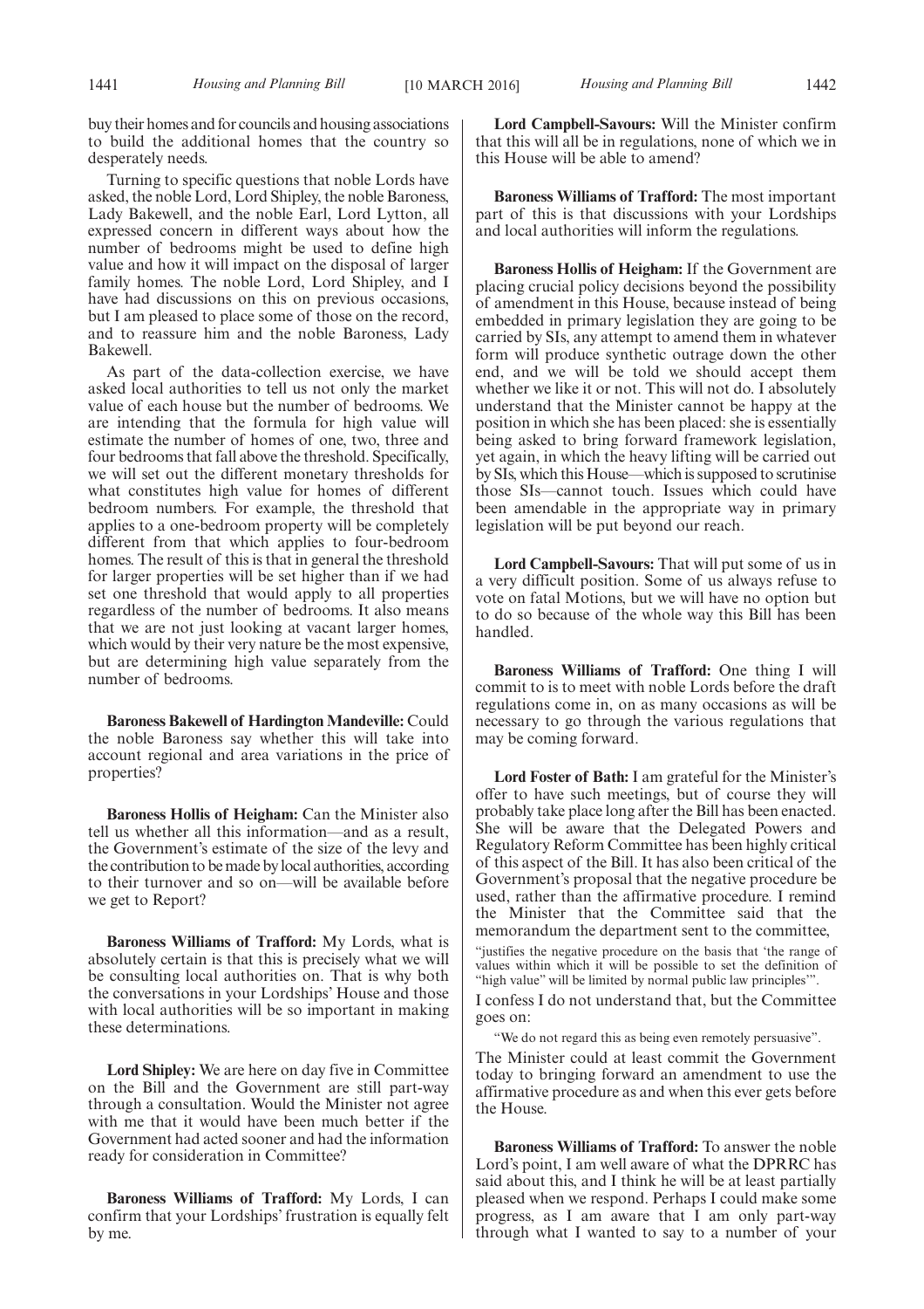buy their homes and for councils and housing associations to build the additional homes that the country so desperately needs.

Turning to specific questions that noble Lords have asked, the noble Lord, Lord Shipley, the noble Baroness, Lady Bakewell, and the noble Earl, Lord Lytton, all expressed concern in different ways about how the number of bedrooms might be used to define high value and how it will impact on the disposal of larger family homes. The noble Lord, Lord Shipley, and I have had discussions on this on previous occasions, but I am pleased to place some of those on the record, and to reassure him and the noble Baroness, Lady Bakewell.

As part of the data-collection exercise, we have asked local authorities to tell us not only the market value of each house but the number of bedrooms. We are intending that the formula for high value will estimate the number of homes of one, two, three and four bedrooms that fall above the threshold. Specifically, we will set out the different monetary thresholds for what constitutes high value for homes of different bedroom numbers. For example, the threshold that applies to a one-bedroom property will be completely different from that which applies to four-bedroom homes. The result of this is that in general the threshold for larger properties will be set higher than if we had set one threshold that would apply to all properties regardless of the number of bedrooms. It also means that we are not just looking at vacant larger homes, which would by their very nature be the most expensive, but are determining high value separately from the number of bedrooms.

**Baroness Bakewell of Hardington Mandeville:** Could the noble Baroness say whether this will take into account regional and area variations in the price of properties?

**Baroness Hollis of Heigham:** Can the Minister also tell us whether all this information—and as a result, the Government's estimate of the size of the levy and the contribution to be made by local authorities, according to their turnover and so on—will be available before we get to Report?

**Baroness Williams of Trafford:** My Lords, what is absolutely certain is that this is precisely what we will be consulting local authorities on. That is why both the conversations in your Lordships' House and those with local authorities will be so important in making these determinations.

**Lord Shipley:** We are here on day five in Committee on the Bill and the Government are still part-way through a consultation. Would the Minister not agree with me that it would have been much better if the Government had acted sooner and had the information ready for consideration in Committee?

**Baroness Williams of Trafford:** My Lords, I can confirm that your Lordships' frustration is equally felt by me.

**Lord Campbell-Savours:** Will the Minister confirm that this will all be in regulations, none of which we in this House will be able to amend?

**Baroness Williams of Trafford:** The most important part of this is that discussions with your Lordships and local authorities will inform the regulations.

**Baroness Hollis of Heigham:** If the Government are placing crucial policy decisions beyond the possibility of amendment in this House, because instead of being embedded in primary legislation they are going to be carried by SIs, any attempt to amend them in whatever form will produce synthetic outrage down the other end, and we will be told we should accept them whether we like it or not. This will not do. I absolutely understand that the Minister cannot be happy at the position in which she has been placed: she is essentially being asked to bring forward framework legislation, yet again, in which the heavy lifting will be carried out by SIs, which this House—which is supposed to scrutinise those SIs—cannot touch. Issues which could have been amendable in the appropriate way in primary legislation will be put beyond our reach.

**Lord Campbell-Savours:** That will put some of us in a very difficult position. Some of us always refuse to vote on fatal Motions, but we will have no option but to do so because of the whole way this Bill has been handled.

**Baroness Williams of Trafford:** One thing I will commit to is to meet with noble Lords before the draft regulations come in, on as many occasions as will be necessary to go through the various regulations that may be coming forward.

**Lord Foster of Bath:** I am grateful for the Minister's offer to have such meetings, but of course they will probably take place long after the Bill has been enacted. She will be aware that the Delegated Powers and Regulatory Reform Committee has been highly critical of this aspect of the Bill. It has also been critical of the Government's proposal that the negative procedure be used, rather than the affirmative procedure. I remind the Minister that the Committee said that the memorandum the department sent to the committee,

"justifies the negative procedure on the basis that 'the range of values within which it will be possible to set the definition of "high value" will be limited by normal public law principles'".

I confess I do not understand that, but the Committee goes on:

"We do not regard this as being even remotely persuasive".

The Minister could at least commit the Government today to bringing forward an amendment to use the affirmative procedure as and when this ever gets before the House.

**Baroness Williams of Trafford:** To answer the noble Lord's point, I am well aware of what the DPRRC has said about this, and I think he will be at least partially pleased when we respond. Perhaps I could make some progress, as I am aware that I am only part-way through what I wanted to say to a number of your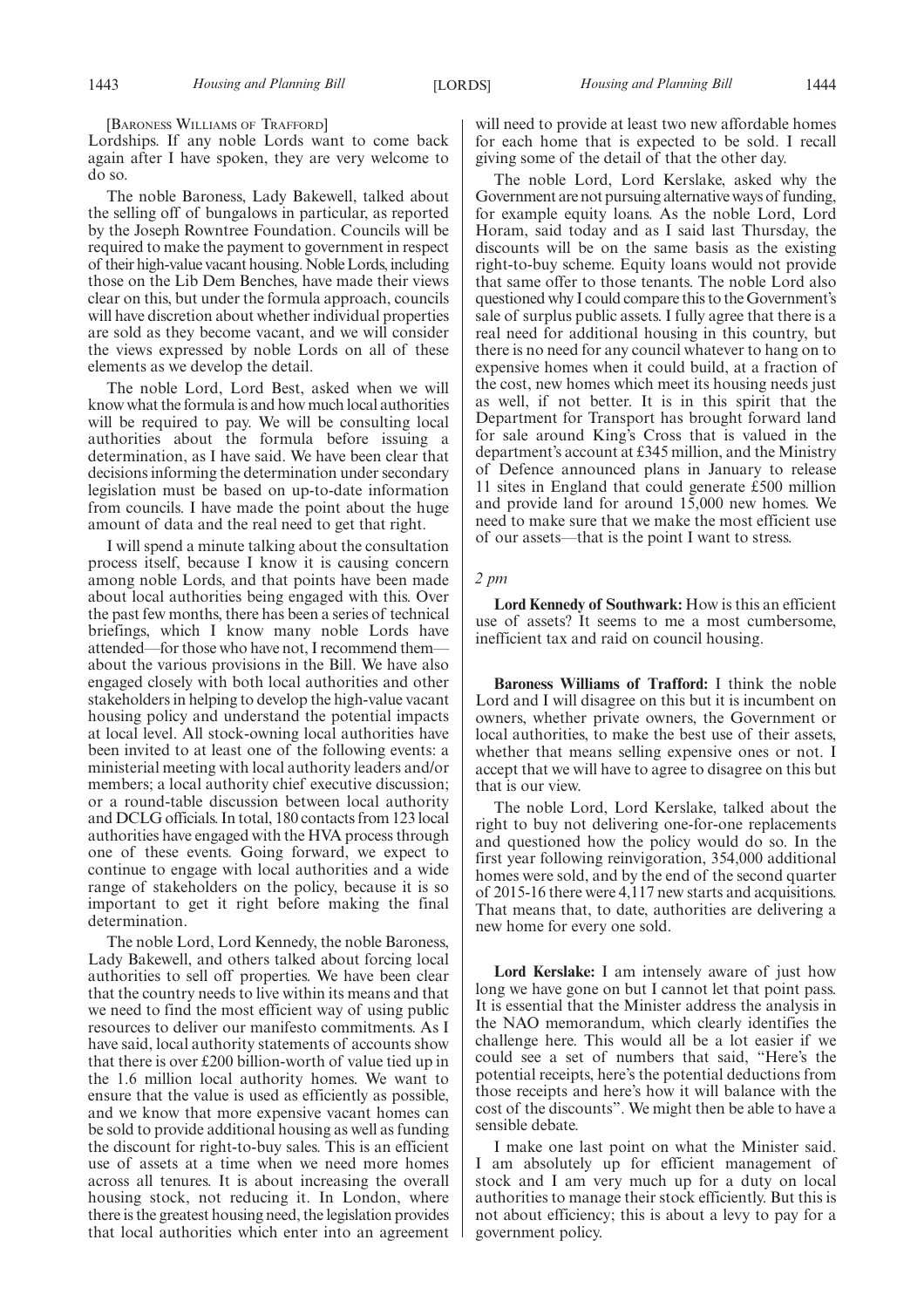[BARONESS WILLIAMS OF TRAFFORD]

Lordships. If any noble Lords want to come back again after I have spoken, they are very welcome to do so.

The noble Baroness, Lady Bakewell, talked about the selling off of bungalows in particular, as reported by the Joseph Rowntree Foundation. Councils will be required to make the payment to government in respect of their high-value vacant housing. Noble Lords, including those on the Lib Dem Benches, have made their views clear on this, but under the formula approach, councils will have discretion about whether individual properties are sold as they become vacant, and we will consider the views expressed by noble Lords on all of these elements as we develop the detail.

The noble Lord, Lord Best, asked when we will know what the formula is and how much local authorities will be required to pay. We will be consulting local authorities about the formula before issuing a determination, as I have said. We have been clear that decisions informing the determination under secondary legislation must be based on up-to-date information from councils. I have made the point about the huge amount of data and the real need to get that right.

I will spend a minute talking about the consultation process itself, because I know it is causing concern among noble Lords, and that points have been made about local authorities being engaged with this. Over the past few months, there has been a series of technical briefings, which I know many noble Lords have attended—for those who have not, I recommend them—about the various provisions in the Bill. We have also engaged closely with both local authorities and other stakeholders in helping to develop the high-value vacant housing policy and understand the potential impacts at local level. All stock-owning local authorities have been invited to at least one of the following events: a ministerial meeting with local authority leaders and/or members; a local authority chief executive discussion; or a round-table discussion between local authority and DCLG officials. In total, 180 contacts from 123 local authorities have engaged with the HVA process through one of these events. Going forward, we expect to continue to engage with local authorities and a wide range of stakeholders on the policy, because it is so important to get it right before making the final determination.

The noble Lord, Lord Kennedy, the noble Baroness, Lady Bakewell, and others talked about forcing local authorities to sell off properties. We have been clear that the country needs to live within its means and that we need to find the most efficient way of using public resources to deliver our manifesto commitments. As I have said, local authority statements of accounts show that there is over £200 billion-worth of value tied up in the 1.6 million local authority homes. We want to ensure that the value is used as efficiently as possible, and we know that more expensive vacant homes can be sold to provide additional housing as well as funding the discount for right-to-buy sales. This is an efficient use of assets at a time when we need more homes across all tenures. It is about increasing the overall housing stock, not reducing it. In London, where there is the greatest housing need, the legislation provides that local authorities which enter into an agreement will need to provide at least two new affordable homes for each home that is expected to be sold. I recall giving some of the detail of that the other day.

The noble Lord, Lord Kerslake, asked why the Government are not pursuing alternative ways of funding, for example equity loans. As the noble Lord, Lord Horam, said today and as I said last Thursday, the discounts will be on the same basis as the existing right-to-buy scheme. Equity loans would not provide that same offer to those tenants. The noble Lord also questioned why I could compare this to the Government's sale of surplus public assets. I fully agree that there is a real need for additional housing in this country, but there is no need for any council whatever to hang on to expensive homes when it could build, at a fraction of the cost, new homes which meet its housing needs just as well, if not better. It is in this spirit that the Department for Transport has brought forward land for sale around King's Cross that is valued in the department's account at £345 million, and the Ministry of Defence announced plans in January to release 11 sites in England that could generate £500 million and provide land for around 15,000 new homes. We need to make sure that we make the most efficient use of our assets—that is the point I want to stress.

*2 pm*

**Lord Kennedy of Southwark:** How is this an efficient use of assets? It seems to me a most cumbersome, inefficient tax and raid on council housing.

**Baroness Williams of Trafford:** I think the noble Lord and I will disagree on this but it is incumbent on owners, whether private owners, the Government or local authorities, to make the best use of their assets, whether that means selling expensive ones or not. I accept that we will have to agree to disagree on this but that is our view.

The noble Lord, Lord Kerslake, talked about the right to buy not delivering one-for-one replacements and questioned how the policy would do so. In the first year following reinvigoration, 354,000 additional homes were sold, and by the end of the second quarter of 2015-16 there were 4,117 new starts and acquisitions. That means that, to date, authorities are delivering a new home for every one sold.

**Lord Kerslake:** I am intensely aware of just how long we have gone on but I cannot let that point pass. It is essential that the Minister address the analysis in the NAO memorandum, which clearly identifies the challenge here. This would all be a lot easier if we could see a set of numbers that said, "Here's the potential receipts, here's the potential deductions from those receipts and here's how it will balance with the cost of the discounts". We might then be able to have a sensible debate.

I make one last point on what the Minister said. I am absolutely up for efficient management of stock and I am very much up for a duty on local authorities to manage their stock efficiently. But this is not about efficiency; this is about a levy to pay for a government policy.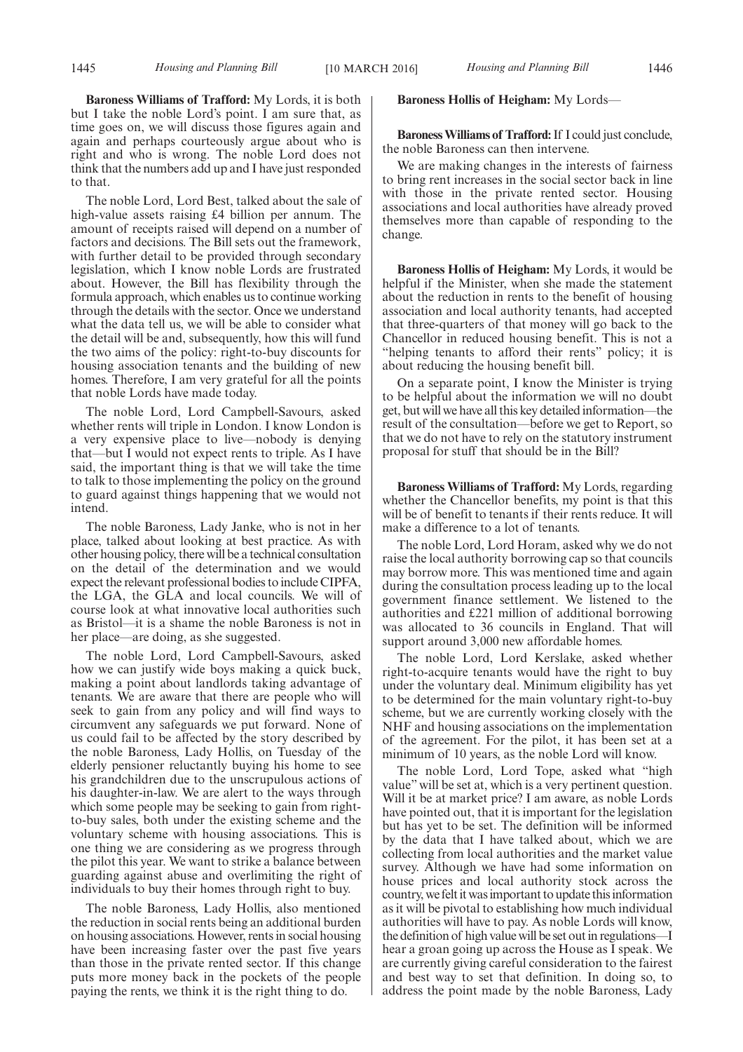**Baroness Williams of Trafford:** My Lords, it is both but I take the noble Lord's point. I am sure that, as time goes on, we will discuss those figures again and again and perhaps courteously argue about who is right and who is wrong. The noble Lord does not think that the numbers add up and I have just responded to that.

The noble Lord, Lord Best, talked about the sale of high-value assets raising £4 billion per annum. The amount of receipts raised will depend on a number of factors and decisions. The Bill sets out the framework, with further detail to be provided through secondary legislation, which I know noble Lords are frustrated about. However, the Bill has flexibility through the formula approach, which enables us to continue working through the details with the sector. Once we understand what the data tell us, we will be able to consider what the detail will be and, subsequently, how this will fund the two aims of the policy: right-to-buy discounts for housing association tenants and the building of new homes. Therefore, I am very grateful for all the points that noble Lords have made today.

The noble Lord, Lord Campbell-Savours, asked whether rents will triple in London. I know London is a very expensive place to live—nobody is denying that—but I would not expect rents to triple. As I have said, the important thing is that we will take the time to talk to those implementing the policy on the ground to guard against things happening that we would not intend.

The noble Baroness, Lady Janke, who is not in her place, talked about looking at best practice. As with other housing policy, there will be a technical consultation on the detail of the determination and we would expect the relevant professional bodies to include CIPFA, the LGA, the GLA and local councils. We will of course look at what innovative local authorities such as Bristol—it is a shame the noble Baroness is not in her place—are doing, as she suggested.

The noble Lord, Lord Campbell-Savours, asked how we can justify wide boys making a quick buck, making a point about landlords taking advantage of tenants. We are aware that there are people who will seek to gain from any policy and will find ways to circumvent any safeguards we put forward. None of us could fail to be affected by the story described by the noble Baroness, Lady Hollis, on Tuesday of the elderly pensioner reluctantly buying his home to see his grandchildren due to the unscrupulous actions of his daughter-in-law. We are alert to the ways through which some people may be seeking to gain from right-to-buy sales, both under the existing scheme and the voluntary scheme with housing associations. This is one thing we are considering as we progress through the pilot this year. We want to strike a balance between guarding against abuse and overlimiting the right of individuals to buy their homes through right to buy.

The noble Baroness, Lady Hollis, also mentioned the reduction in social rents being an additional burden on housing associations. However, rents in social housing have been increasing faster over the past five years than those in the private rented sector. If this change puts more money back in the pockets of the people paying the rents, we think it is the right thing to do.

**Baroness Hollis of Heigham:** My Lords—

**Baroness Williams of Trafford:** If I could just conclude, the noble Baroness can then intervene.

We are making changes in the interests of fairness to bring rent increases in the social sector back in line with those in the private rented sector. Housing associations and local authorities have already proved themselves more than capable of responding to the change.

**Baroness Hollis of Heigham:** My Lords, it would be helpful if the Minister, when she made the statement about the reduction in rents to the benefit of housing association and local authority tenants, had accepted that three-quarters of that money will go back to the Chancellor in reduced housing benefit. This is not a "helping tenants to afford their rents" policy; it is about reducing the housing benefit bill.

On a separate point, I know the Minister is trying to be helpful about the information we will no doubt get, but will we have all this key detailed information—the result of the consultation—before we get to Report, so that we do not have to rely on the statutory instrument proposal for stuff that should be in the Bill?

**Baroness Williams of Trafford:** My Lords, regarding whether the Chancellor benefits, my point is that this will be of benefit to tenants if their rents reduce. It will make a difference to a lot of tenants.

The noble Lord, Lord Horam, asked why we do not raise the local authority borrowing cap so that councils may borrow more. This was mentioned time and again during the consultation process leading up to the local government finance settlement. We listened to the authorities and £221 million of additional borrowing was allocated to 36 councils in England. That will support around 3,000 new affordable homes.

The noble Lord, Lord Kerslake, asked whether right-to-acquire tenants would have the right to buy under the voluntary deal. Minimum eligibility has yet to be determined for the main voluntary right-to-buy scheme, but we are currently working closely with the NHF and housing associations on the implementation of the agreement. For the pilot, it has been set at a minimum of 10 years, as the noble Lord will know.

The noble Lord, Lord Tope, asked what "high value" will be set at, which is a very pertinent question. Will it be at market price? I am aware, as noble Lords have pointed out, that it is important for the legislation but has yet to be set. The definition will be informed by the data that I have talked about, which we are collecting from local authorities and the market value survey. Although we have had some information on house prices and local authority stock across the country, we felt it was important to update this information as it will be pivotal to establishing how much individual authorities will have to pay. As noble Lords will know, the definition of high value will be set out in regulations—I hear a groan going up across the House as I speak. We are currently giving careful consideration to the fairest and best way to set that definition. In doing so, to address the point made by the noble Baroness, Lady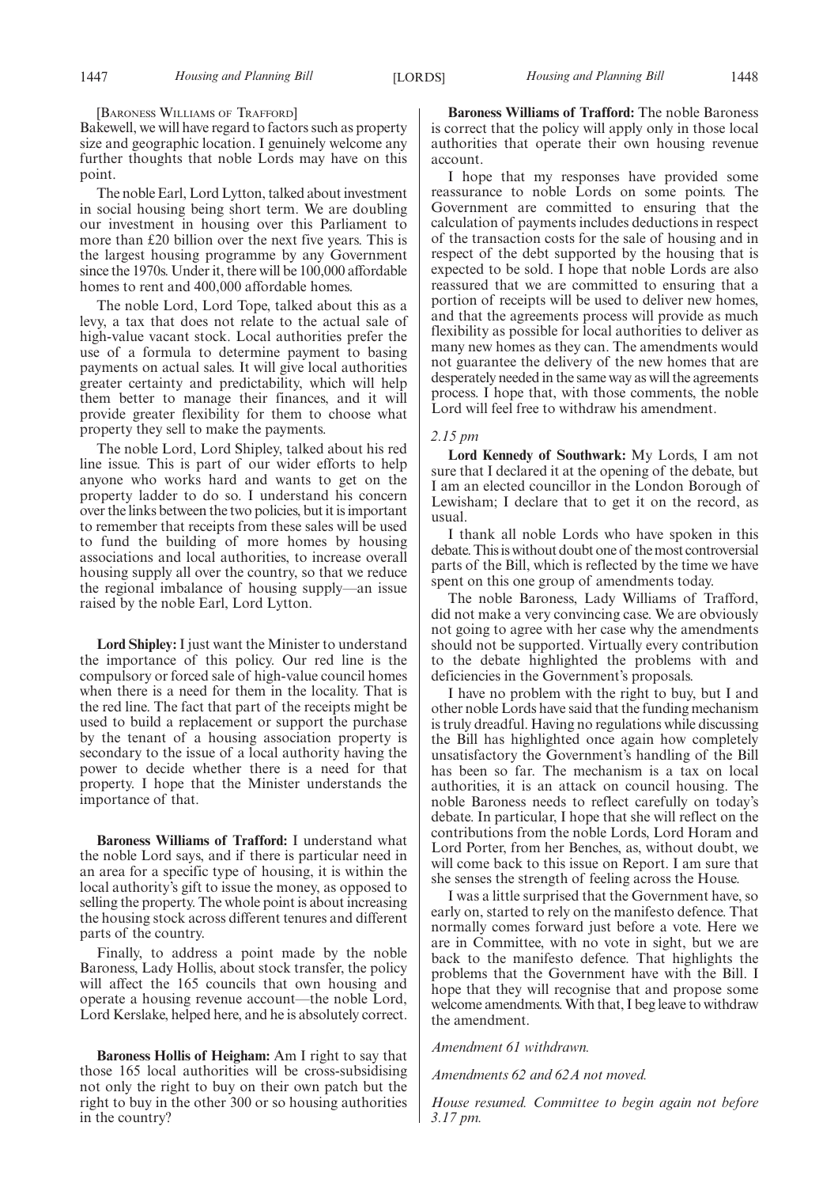[Baroness Williams of Trafford]

Bakewell, we will have regard to factors such as property size and geographic location. I genuinely welcome any further thoughts that noble Lords may have on this point.

The noble Earl, Lord Lytton, talked about investment in social housing being short term. We are doubling our investment in housing over this Parliament to more than £20 billion over the next five years. This is the largest housing programme by any Government since the 1970s. Under it, there will be 100,000 affordable homes to rent and 400,000 affordable homes.

The noble Lord, Lord Tope, talked about this as a levy, a tax that does not relate to the actual sale of high-value vacant stock. Local authorities prefer the use of a formula to determine payment to basing payments on actual sales. It will give local authorities greater certainty and predictability, which will help them better to manage their finances, and it will provide greater flexibility for them to choose what property they sell to make the payments.

The noble Lord, Lord Shipley, talked about his red line issue. This is part of our wider efforts to help anyone who works hard and wants to get on the property ladder to do so. I understand his concern over the links between the two policies, but it is important to remember that receipts from these sales will be used to fund the building of more homes by housing associations and local authorities, to increase overall housing supply all over the country, so that we reduce the regional imbalance of housing supply—an issue raised by the noble Earl, Lord Lytton.

**Lord Shipley:** I just want the Minister to understand the importance of this policy. Our red line is the compulsory or forced sale of high-value council homes when there is a need for them in the locality. That is the red line. The fact that part of the receipts might be used to build a replacement or support the purchase by the tenant of a housing association property is secondary to the issue of a local authority having the power to decide whether there is a need for that property. I hope that the Minister understands the importance of that.

**Baroness Williams of Trafford:** I understand what the noble Lord says, and if there is particular need in an area for a specific type of housing, it is within the local authority's gift to issue the money, as opposed to selling the property. The whole point is about increasing the housing stock across different tenures and different parts of the country.

Finally, to address a point made by the noble Baroness, Lady Hollis, about stock transfer, the policy will affect the 165 councils that own housing and operate a housing revenue account—the noble Lord, Lord Kerslake, helped here, and he is absolutely correct.

**Baroness Hollis of Heigham:** Am I right to say that those 165 local authorities will be cross-subsidising not only the right to buy on their own patch but the right to buy in the other 300 or so housing authorities in the country?

**Baroness Williams of Trafford:** The noble Baroness is correct that the policy will apply only in those local authorities that operate their own housing revenue account.

I hope that my responses have provided some reassurance to noble Lords on some points. The Government are committed to ensuring that the calculation of payments includes deductions in respect of the transaction costs for the sale of housing and in respect of the debt supported by the housing that is expected to be sold. I hope that noble Lords are also reassured that we are committed to ensuring that a portion of receipts will be used to deliver new homes, and that the agreements process will provide as much flexibility as possible for local authorities to deliver as many new homes as they can. The amendments would not guarantee the delivery of the new homes that are desperately needed in the same way as will the agreements process. I hope that, with those comments, the noble Lord will feel free to withdraw his amendment.

*2.15 pm*

**Lord Kennedy of Southwark:** My Lords, I am not sure that I declared it at the opening of the debate, but I am an elected councillor in the London Borough of Lewisham; I declare that to get it on the record, as usual.

I thank all noble Lords who have spoken in this debate. This is without doubt one of the most controversial parts of the Bill, which is reflected by the time we have spent on this one group of amendments today.

The noble Baroness, Lady Williams of Trafford, did not make a very convincing case. We are obviously not going to agree with her case why the amendments should not be supported. Virtually every contribution to the debate highlighted the problems with and deficiencies in the Government's proposals.

I have no problem with the right to buy, but I and other noble Lords have said that the funding mechanism is truly dreadful. Having no regulations while discussing the Bill has highlighted once again how completely unsatisfactory the Government's handling of the Bill has been so far. The mechanism is a tax on local authorities, it is an attack on council housing. The noble Baroness needs to reflect carefully on today's debate. In particular, I hope that she will reflect on the contributions from the noble Lords, Lord Horam and Lord Porter, from her Benches, as, without doubt, we will come back to this issue on Report. I am sure that she senses the strength of feeling across the House.

I was a little surprised that the Government have, so early on, started to rely on the manifesto defence. That normally comes forward just before a vote. Here we are in Committee, with no vote in sight, but we are back to the manifesto defence. That highlights the problems that the Government have with the Bill. I hope that they will recognise that and propose some welcome amendments. With that, I beg leave to withdraw the amendment.

*Amendment 61 withdrawn.*

*Amendments 62 and 62A not moved.*

*House resumed. Committee to begin again not before 3.17 pm.*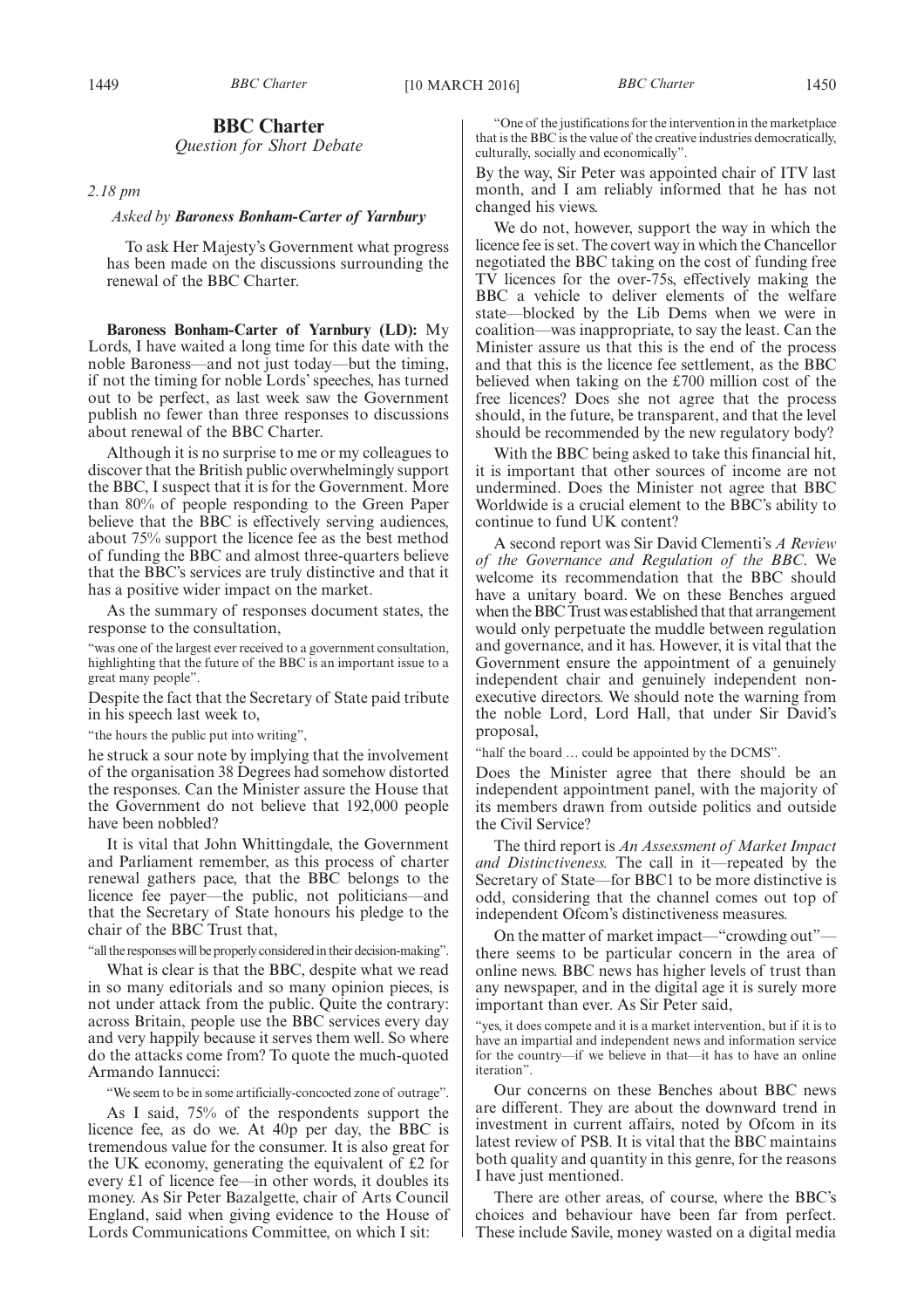## BBC Charter

*Question for Short Debate*

*2.18 pm*

*Asked by* ***Baroness Bonham-Carter of Yarnbury***

To ask Her Majesty's Government what progress has been made on the discussions surrounding the renewal of the BBC Charter.

**Baroness Bonham-Carter of Yarnbury (LD):** My Lords, I have waited a long time for this date with the noble Baroness—and not just today—but the timing, if not the timing for noble Lords' speeches, has turned out to be perfect, as last week saw the Government publish no fewer than three responses to discussions about renewal of the BBC Charter.

Although it is no surprise to me or my colleagues to discover that the British public overwhelmingly support the BBC, I suspect that it is for the Government. More than 80% of people responding to the Green Paper believe that the BBC is effectively serving audiences, about 75% support the licence fee as the best method of funding the BBC and almost three-quarters believe that the BBC's services are truly distinctive and that it has a positive wider impact on the market.

As the summary of responses document states, the response to the consultation,

"was one of the largest ever received to a government consultation, highlighting that the future of the BBC is an important issue to a great many people".

Despite the fact that the Secretary of State paid tribute in his speech last week to,

"the hours the public put into writing",

he struck a sour note by implying that the involvement of the organisation 38 Degrees had somehow distorted the responses. Can the Minister assure the House that the Government do not believe that 192,000 people have been nobbled?

It is vital that John Whittingdale, the Government and Parliament remember, as this process of charter renewal gathers pace, that the BBC belongs to the licence fee payer—the public, not politicians—and that the Secretary of State honours his pledge to the chair of the BBC Trust that,

"all the responses will be properly considered in their decision-making".

What is clear is that the BBC, despite what we read in so many editorials and so many opinion pieces, is not under attack from the public. Quite the contrary: across Britain, people use the BBC services every day and very happily because it serves them well. So where do the attacks come from? To quote the much-quoted Armando Iannucci:

"We seem to be in some artificially-concocted zone of outrage".

As I said, 75% of the respondents support the licence fee, as do we. At 40p per day, the BBC is tremendous value for the consumer. It is also great for the UK economy, generating the equivalent of £2 for every £1 of licence fee—in other words, it doubles its money. As Sir Peter Bazalgette, chair of Arts Council England, said when giving evidence to the House of Lords Communications Committee, on which I sit:

"One of the justifications for the intervention in the marketplace that is the BBC is the value of the creative industries democratically, culturally, socially and economically".

By the way, Sir Peter was appointed chair of ITV last month, and I am reliably informed that he has not changed his views.

We do not, however, support the way in which the licence fee is set. The covert way in which the Chancellor negotiated the BBC taking on the cost of funding free TV licences for the over-75s, effectively making the BBC a vehicle to deliver elements of the welfare state—blocked by the Lib Dems when we were in coalition—was inappropriate, to say the least. Can the Minister assure us that this is the end of the process and that this is the licence fee settlement, as the BBC believed when taking on the £700 million cost of the free licences? Does she not agree that the process should, in the future, be transparent, and that the level should be recommended by the new regulatory body?

With the BBC being asked to take this financial hit, it is important that other sources of income are not undermined. Does the Minister not agree that BBC Worldwide is a crucial element to the BBC's ability to continue to fund UK content?

A second report was Sir David Clementi's *A Review of the Governance and Regulation of the BBC*. We welcome its recommendation that the BBC should have a unitary board. We on these Benches argued when the BBC Trust was established that that arrangement would only perpetuate the muddle between regulation and governance, and it has. However, it is vital that the Government ensure the appointment of a genuinely independent chair and genuinely independent non-executive directors. We should note the warning from the noble Lord, Lord Hall, that under Sir David's proposal,

"half the board … could be appointed by the DCMS".

Does the Minister agree that there should be an independent appointment panel, with the majority of its members drawn from outside politics and outside the Civil Service?

The third report is *An Assessment of Market Impact and Distinctiveness.* The call in it—repeated by the Secretary of State—for BBC1 to be more distinctive is odd, considering that the channel comes out top of independent Ofcom's distinctiveness measures.

On the matter of market impact—"crowding out"—there seems to be particular concern in the area of online news. BBC news has higher levels of trust than any newspaper, and in the digital age it is surely more important than ever. As Sir Peter said,

"yes, it does compete and it is a market intervention, but if it is to have an impartial and independent news and information service for the country—if we believe in that—it has to have an online iteration".

Our concerns on these Benches about BBC news are different. They are about the downward trend in investment in current affairs, noted by Ofcom in its latest review of PSB. It is vital that the BBC maintains both quality and quantity in this genre, for the reasons I have just mentioned.

There are other areas, of course, where the BBC's choices and behaviour have been far from perfect. These include Savile, money wasted on a digital media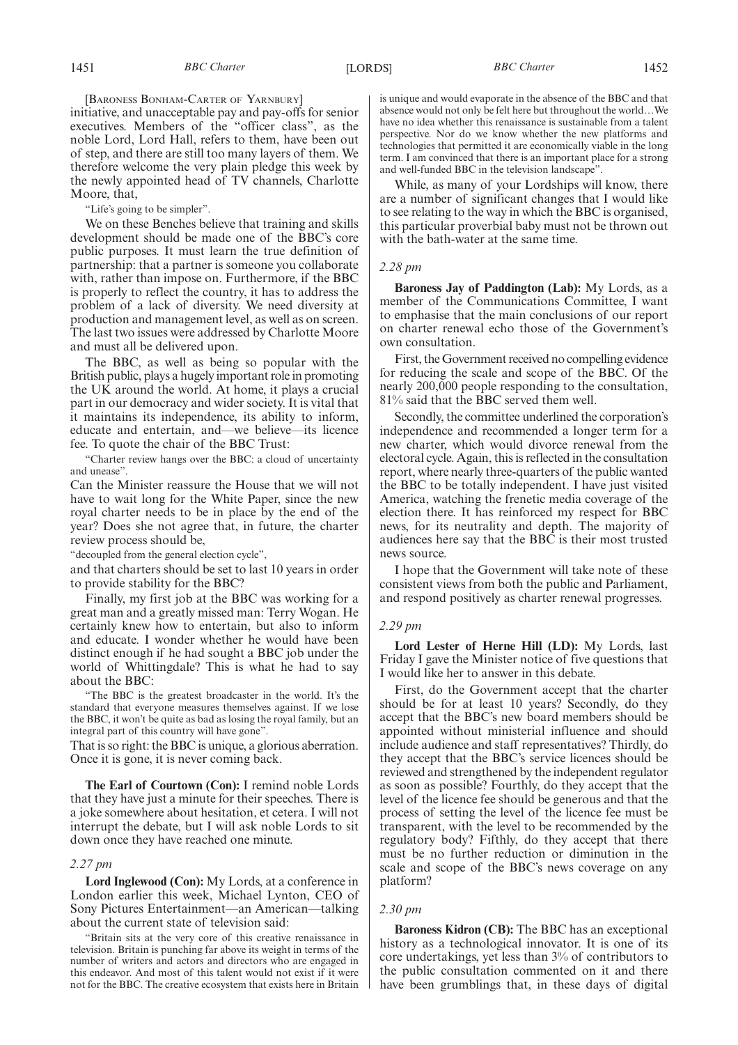[Baroness Bonham-Carter of Yarnbury]

initiative, and unacceptable pay and pay-offs for senior executives. Members of the "officer class", as the noble Lord, Lord Hall, refers to them, have been out of step, and there are still too many layers of them. We therefore welcome the very plain pledge this week by the newly appointed head of TV channels, Charlotte Moore, that,

"Life's going to be simpler".

We on these Benches believe that training and skills development should be made one of the BBC's core public purposes. It must learn the true definition of partnership: that a partner is someone you collaborate with, rather than impose on. Furthermore, if the BBC is properly to reflect the country, it has to address the problem of a lack of diversity. We need diversity at production and management level, as well as on screen. The last two issues were addressed by Charlotte Moore and must all be delivered upon.

The BBC, as well as being so popular with the British public, plays a hugely important role in promoting the UK around the world. At home, it plays a crucial part in our democracy and wider society. It is vital that it maintains its independence, its ability to inform, educate and entertain, and—we believe—its licence fee. To quote the chair of the BBC Trust:

"Charter review hangs over the BBC: a cloud of uncertainty and unease".

Can the Minister reassure the House that we will not have to wait long for the White Paper, since the new royal charter needs to be in place by the end of the year? Does she not agree that, in future, the charter review process should be,

"decoupled from the general election cycle",

and that charters should be set to last 10 years in order to provide stability for the BBC?

Finally, my first job at the BBC was working for a great man and a greatly missed man: Terry Wogan. He certainly knew how to entertain, but also to inform and educate. I wonder whether he would have been distinct enough if he had sought a BBC job under the world of Whittingdale? This is what he had to say about the BBC:

"The BBC is the greatest broadcaster in the world. It's the standard that everyone measures themselves against. If we lose the BBC, it won't be quite as bad as losing the royal family, but an integral part of this country will have gone".

That is so right: the BBC is unique, a glorious aberration. Once it is gone, it is never coming back.

**The Earl of Courtown (Con):** I remind noble Lords that they have just a minute for their speeches. There is a joke somewhere about hesitation, et cetera. I will not interrupt the debate, but I will ask noble Lords to sit down once they have reached one minute.

*2.27 pm*

**Lord Inglewood (Con):** My Lords, at a conference in London earlier this week, Michael Lynton, CEO of Sony Pictures Entertainment—an American—talking about the current state of television said:

"Britain sits at the very core of this creative renaissance in television. Britain is punching far above its weight in terms of the number of writers and actors and directors who are engaged in this endeavor. And most of this talent would not exist if it were not for the BBC. The creative ecosystem that exists here in Britain is unique and would evaporate in the absence of the BBC and that absence would not only be felt here but throughout the world…We have no idea whether this renaissance is sustainable from a talent perspective. Nor do we know whether the new platforms and technologies that permitted it are economically viable in the long term. I am convinced that there is an important place for a strong and well-funded BBC in the television landscape".

While, as many of your Lordships will know, there are a number of significant changes that I would like to see relating to the way in which the BBC is organised, this particular proverbial baby must not be thrown out with the bath-water at the same time.

*2.28 pm*

**Baroness Jay of Paddington (Lab):** My Lords, as a member of the Communications Committee, I want to emphasise that the main conclusions of our report on charter renewal echo those of the Government's own consultation.

First, the Government received no compelling evidence for reducing the scale and scope of the BBC. Of the nearly 200,000 people responding to the consultation, 81% said that the BBC served them well.

Secondly, the committee underlined the corporation's independence and recommended a longer term for a new charter, which would divorce renewal from the electoral cycle. Again, this is reflected in the consultation report, where nearly three-quarters of the public wanted the BBC to be totally independent. I have just visited America, watching the frenetic media coverage of the election there. It has reinforced my respect for BBC news, for its neutrality and depth. The majority of audiences here say that the BBC is their most trusted news source.

I hope that the Government will take note of these consistent views from both the public and Parliament, and respond positively as charter renewal progresses.

*2.29 pm*

**Lord Lester of Herne Hill (LD):** My Lords, last Friday I gave the Minister notice of five questions that I would like her to answer in this debate.

First, do the Government accept that the charter should be for at least 10 years? Secondly, do they accept that the BBC's new board members should be appointed without ministerial influence and should include audience and staff representatives? Thirdly, do they accept that the BBC's service licences should be reviewed and strengthened by the independent regulator as soon as possible? Fourthly, do they accept that the level of the licence fee should be generous and that the process of setting the level of the licence fee must be transparent, with the level to be recommended by the regulatory body? Fifthly, do they accept that there must be no further reduction or diminution in the scale and scope of the BBC's news coverage on any platform?

*2.30 pm*

**Baroness Kidron (CB):** The BBC has an exceptional history as a technological innovator. It is one of its core undertakings, yet less than 3% of contributors to the public consultation commented on it and there have been grumblings that, in these days of digital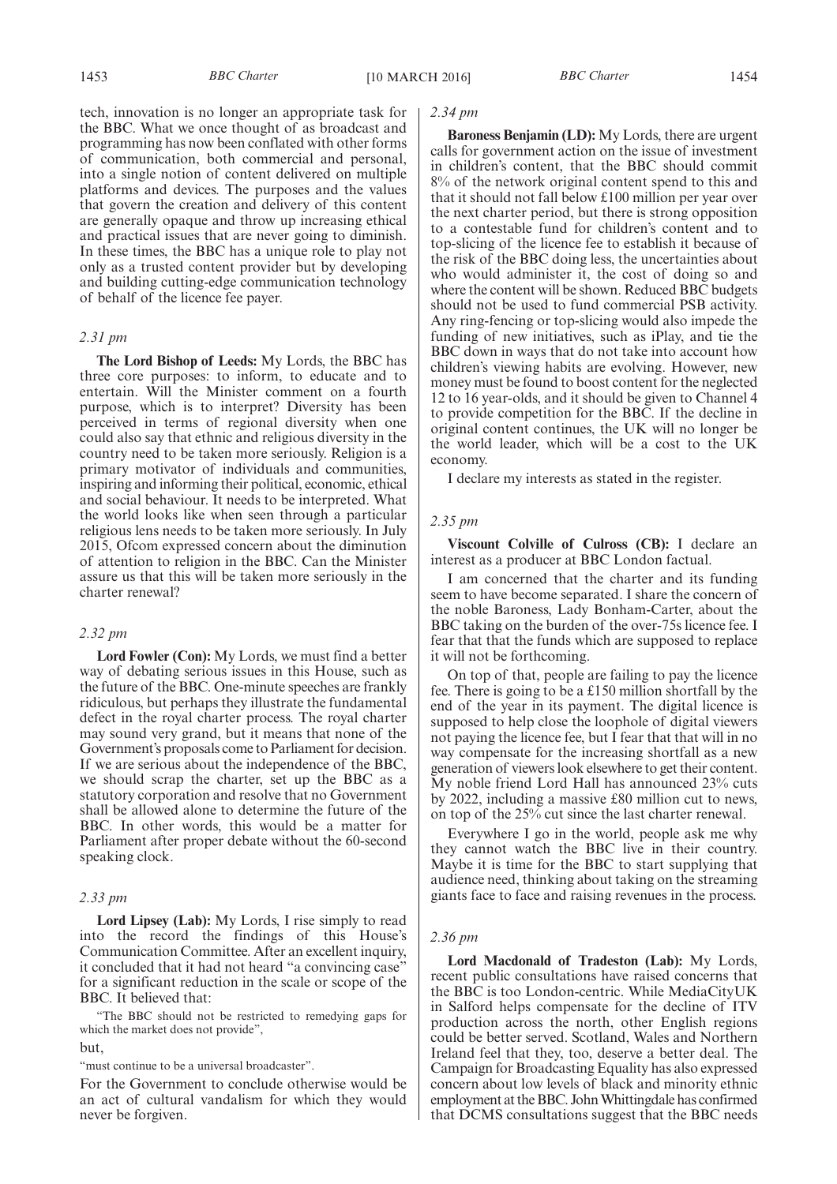tech, innovation is no longer an appropriate task for the BBC. What we once thought of as broadcast and programming has now been conflated with other forms of communication, both commercial and personal, into a single notion of content delivered on multiple platforms and devices. The purposes and the values that govern the creation and delivery of this content are generally opaque and throw up increasing ethical and practical issues that are never going to diminish. In these times, the BBC has a unique role to play not only as a trusted content provider but by developing and building cutting-edge communication technology of behalf of the licence fee payer.

*2.31 pm*

**The Lord Bishop of Leeds:** My Lords, the BBC has three core purposes: to inform, to educate and to entertain. Will the Minister comment on a fourth purpose, which is to interpret? Diversity has been perceived in terms of regional diversity when one could also say that ethnic and religious diversity in the country need to be taken more seriously. Religion is a primary motivator of individuals and communities, inspiring and informing their political, economic, ethical and social behaviour. It needs to be interpreted. What the world looks like when seen through a particular religious lens needs to be taken more seriously. In July 2015, Ofcom expressed concern about the diminution of attention to religion in the BBC. Can the Minister assure us that this will be taken more seriously in the charter renewal?

*2.32 pm*

**Lord Fowler (Con):** My Lords, we must find a better way of debating serious issues in this House, such as the future of the BBC. One-minute speeches are frankly ridiculous, but perhaps they illustrate the fundamental defect in the royal charter process. The royal charter may sound very grand, but it means that none of the Government's proposals come to Parliament for decision. If we are serious about the independence of the BBC, we should scrap the charter, set up the BBC as a statutory corporation and resolve that no Government shall be allowed alone to determine the future of the BBC. In other words, this would be a matter for Parliament after proper debate without the 60-second speaking clock.

*2.33 pm*

**Lord Lipsey (Lab):** My Lords, I rise simply to read into the record the findings of this House's Communication Committee. After an excellent inquiry, it concluded that it had not heard "a convincing case" for a significant reduction in the scale or scope of the BBC. It believed that:

"The BBC should not be restricted to remedying gaps for which the market does not provide",

but,

"must continue to be a universal broadcaster".

For the Government to conclude otherwise would be an act of cultural vandalism for which they would never be forgiven.

*2.34 pm*

**Baroness Benjamin (LD):** My Lords, there are urgent calls for government action on the issue of investment in children's content, that the BBC should commit 8% of the network original content spend to this and that it should not fall below £100 million per year over the next charter period, but there is strong opposition to a contestable fund for children's content and to top-slicing of the licence fee to establish it because of the risk of the BBC doing less, the uncertainties about who would administer it, the cost of doing so and where the content will be shown. Reduced BBC budgets should not be used to fund commercial PSB activity. Any ring-fencing or top-slicing would also impede the funding of new initiatives, such as iPlay, and tie the BBC down in ways that do not take into account how children's viewing habits are evolving. However, new money must be found to boost content for the neglected 12 to 16 year-olds, and it should be given to Channel 4 to provide competition for the BBC. If the decline in original content continues, the UK will no longer be the world leader, which will be a cost to the UK economy.

I declare my interests as stated in the register.

*2.35 pm*

**Viscount Colville of Culross (CB):** I declare an interest as a producer at BBC London factual.

I am concerned that the charter and its funding seem to have become separated. I share the concern of the noble Baroness, Lady Bonham-Carter, about the BBC taking on the burden of the over-75s licence fee. I fear that that the funds which are supposed to replace it will not be forthcoming.

On top of that, people are failing to pay the licence fee. There is going to be a £150 million shortfall by the end of the year in its payment. The digital licence is supposed to help close the loophole of digital viewers not paying the licence fee, but I fear that that will in no way compensate for the increasing shortfall as a new generation of viewers look elsewhere to get their content. My noble friend Lord Hall has announced 23% cuts by 2022, including a massive £80 million cut to news, on top of the 25% cut since the last charter renewal.

Everywhere I go in the world, people ask me why they cannot watch the BBC live in their country. Maybe it is time for the BBC to start supplying that audience need, thinking about taking on the streaming giants face to face and raising revenues in the process.

*2.36 pm*

**Lord Macdonald of Tradeston (Lab):** My Lords, recent public consultations have raised concerns that the BBC is too London-centric. While MediaCityUK in Salford helps compensate for the decline of ITV production across the north, other English regions could be better served. Scotland, Wales and Northern Ireland feel that they, too, deserve a better deal. The Campaign for Broadcasting Equality has also expressed concern about low levels of black and minority ethnic employment at the BBC. John Whittingdale has confirmed that DCMS consultations suggest that the BBC needs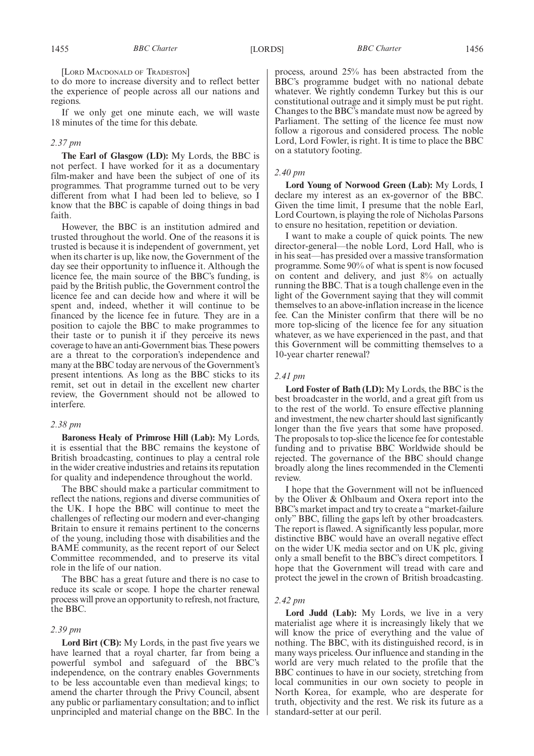[LORD MACDONALD OF TRADESTON]

to do more to increase diversity and to reflect better the experience of people across all our nations and regions.

If we only get one minute each, we will waste 18 minutes of the time for this debate.

*2.37 pm*

**The Earl of Glasgow (LD):** My Lords, the BBC is not perfect. I have worked for it as a documentary film-maker and have been the subject of one of its programmes. That programme turned out to be very different from what I had been led to believe, so I know that the BBC is capable of doing things in bad faith.

However, the BBC is an institution admired and trusted throughout the world. One of the reasons it is trusted is because it is independent of government, yet when its charter is up, like now, the Government of the day see their opportunity to influence it. Although the licence fee, the main source of the BBC's funding, is paid by the British public, the Government control the licence fee and can decide how and where it will be spent and, indeed, whether it will continue to be financed by the licence fee in future. They are in a position to cajole the BBC to make programmes to their taste or to punish it if they perceive its news coverage to have an anti-Government bias. These powers are a threat to the corporation's independence and many at the BBC today are nervous of the Government's present intentions. As long as the BBC sticks to its remit, set out in detail in the excellent new charter review, the Government should not be allowed to interfere.

*2.38 pm*

**Baroness Healy of Primrose Hill (Lab):** My Lords, it is essential that the BBC remains the keystone of British broadcasting, continues to play a central role in the wider creative industries and retains its reputation for quality and independence throughout the world.

The BBC should make a particular commitment to reflect the nations, regions and diverse communities of the UK. I hope the BBC will continue to meet the challenges of reflecting our modern and ever-changing Britain to ensure it remains pertinent to the concerns of the young, including those with disabilities and the BAME community, as the recent report of our Select Committee recommended, and to preserve its vital role in the life of our nation.

The BBC has a great future and there is no case to reduce its scale or scope. I hope the charter renewal process will prove an opportunity to refresh, not fracture, the BBC.

*2.39 pm*

**Lord Birt (CB):** My Lords, in the past five years we have learned that a royal charter, far from being a powerful symbol and safeguard of the BBC's independence, on the contrary enables Governments to be less accountable even than medieval kings; to amend the charter through the Privy Council, absent any public or parliamentary consultation; and to inflict unprincipled and material change on the BBC. In the process, around 25% has been abstracted from the BBC's programme budget with no national debate whatever. We rightly condemn Turkey but this is our constitutional outrage and it simply must be put right. Changes to the BBC's mandate must now be agreed by Parliament. The setting of the licence fee must now follow a rigorous and considered process. The noble Lord, Lord Fowler, is right. It is time to place the BBC on a statutory footing.

*2.40 pm*

**Lord Young of Norwood Green (Lab):** My Lords, I declare my interest as an ex-governor of the BBC. Given the time limit, I presume that the noble Earl, Lord Courtown, is playing the role of Nicholas Parsons to ensure no hesitation, repetition or deviation.

I want to make a couple of quick points. The new director-general—the noble Lord, Lord Hall, who is in his seat—has presided over a massive transformation programme. Some 90% of what is spent is now focused on content and delivery, and just 8% on actually running the BBC. That is a tough challenge even in the light of the Government saying that they will commit themselves to an above-inflation increase in the licence fee. Can the Minister confirm that there will be no more top-slicing of the licence fee for any situation whatever, as we have experienced in the past, and that this Government will be committing themselves to a 10-year charter renewal?

*2.41 pm*

**Lord Foster of Bath (LD):** My Lords, the BBC is the best broadcaster in the world, and a great gift from us to the rest of the world. To ensure effective planning and investment, the new charter should last significantly longer than the five years that some have proposed. The proposals to top-slice the licence fee for contestable funding and to privatise BBC Worldwide should be rejected. The governance of the BBC should change broadly along the lines recommended in the Clementi review.

I hope that the Government will not be influenced by the Oliver & Ohlbaum and Oxera report into the BBC's market impact and try to create a "market-failure only" BBC, filling the gaps left by other broadcasters. The report is flawed. A significantly less popular, more distinctive BBC would have an overall negative effect on the wider UK media sector and on UK plc, giving only a small benefit to the BBC's direct competitors. I hope that the Government will tread with care and protect the jewel in the crown of British broadcasting.

*2.42 pm*

**Lord Judd (Lab):** My Lords, we live in a very materialist age where it is increasingly likely that we will know the price of everything and the value of nothing. The BBC, with its distinguished record, is in many ways priceless. Our influence and standing in the world are very much related to the profile that the BBC continues to have in our society, stretching from local communities in our own society to people in North Korea, for example, who are desperate for truth, objectivity and the rest. We risk its future as a standard-setter at our peril.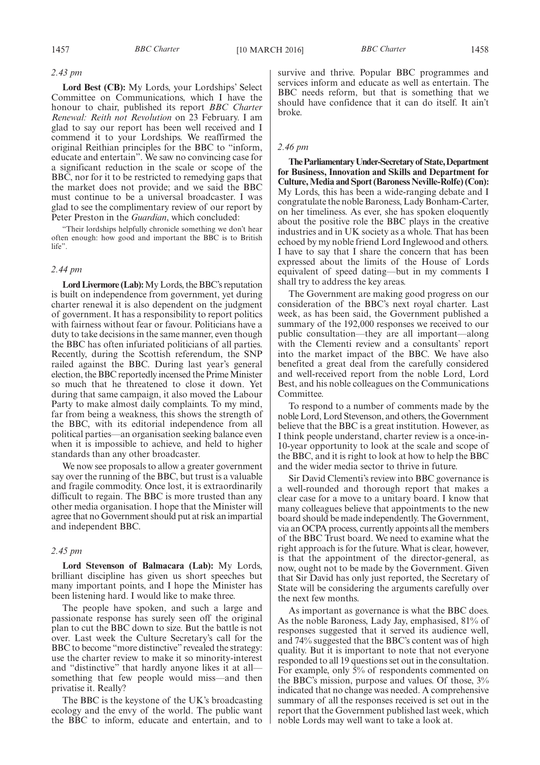*2.43 pm*

**Lord Best (CB):** My Lords, your Lordships' Select Committee on Communications, which I have the honour to chair, published its report *BBC Charter Renewal: Reith not Revolution* on 23 February. I am glad to say our report has been well received and I commend it to your Lordships. We reaffirmed the original Reithian principles for the BBC to "inform, educate and entertain". We saw no convincing case for a significant reduction in the scale or scope of the BBC, nor for it to be restricted to remedying gaps that the market does not provide; and we said the BBC must continue to be a universal broadcaster. I was glad to see the complimentary review of our report by Peter Preston in the *Guardian*, which concluded:

"Their lordships helpfully chronicle something we don't hear often enough: how good and important the BBC is to British life".

*2.44 pm*

**Lord Livermore (Lab):** My Lords, the BBC's reputation is built on independence from government, yet during charter renewal it is also dependent on the judgment of government. It has a responsibility to report politics with fairness without fear or favour. Politicians have a duty to take decisions in the same manner, even though the BBC has often infuriated politicians of all parties. Recently, during the Scottish referendum, the SNP railed against the BBC. During last year's general election, the BBC reportedly incensed the Prime Minister so much that he threatened to close it down. Yet during that same campaign, it also moved the Labour Party to make almost daily complaints. To my mind, far from being a weakness, this shows the strength of the BBC, with its editorial independence from all political parties—an organisation seeking balance even when it is impossible to achieve, and held to higher standards than any other broadcaster.

We now see proposals to allow a greater government say over the running of the BBC, but trust is a valuable and fragile commodity. Once lost, it is extraordinarily difficult to regain. The BBC is more trusted than any other media organisation. I hope that the Minister will agree that no Government should put at risk an impartial and independent BBC.

*2.45 pm*

**Lord Stevenson of Balmacara (Lab):** My Lords, brilliant discipline has given us short speeches but many important points, and I hope the Minister has been listening hard. I would like to make three.

The people have spoken, and such a large and passionate response has surely seen off the original plan to cut the BBC down to size. But the battle is not over. Last week the Culture Secretary's call for the BBC to become "more distinctive" revealed the strategy: use the charter review to make it so minority-interest and "distinctive" that hardly anyone likes it at all—something that few people would miss—and then privatise it. Really?

The BBC is the keystone of the UK's broadcasting ecology and the envy of the world. The public want the BBC to inform, educate and entertain, and to survive and thrive. Popular BBC programmes and services inform and educate as well as entertain. The BBC needs reform, but that is something that we should have confidence that it can do itself. It ain't broke.

*2.46 pm*

**The Parliamentary Under-Secretary of State, Department for Business, Innovation and Skills and Department for Culture, Media and Sport (Baroness Neville-Rolfe) (Con):** My Lords, this has been a wide-ranging debate and I congratulate the noble Baroness, Lady Bonham-Carter, on her timeliness. As ever, she has spoken eloquently about the positive role the BBC plays in the creative industries and in UK society as a whole. That has been echoed by my noble friend Lord Inglewood and others. I have to say that I share the concern that has been expressed about the limits of the House of Lords equivalent of speed dating—but in my comments I shall try to address the key areas.

The Government are making good progress on our consideration of the BBC's next royal charter. Last week, as has been said, the Government published a summary of the 192,000 responses we received to our public consultation—they are all important—along with the Clementi review and a consultants' report into the market impact of the BBC. We have also benefited a great deal from the carefully considered and well-received report from the noble Lord, Lord Best, and his noble colleagues on the Communications Committee.

To respond to a number of comments made by the noble Lord, Lord Stevenson, and others, the Government believe that the BBC is a great institution. However, as I think people understand, charter review is a once-in-10-year opportunity to look at the scale and scope of the BBC, and it is right to look at how to help the BBC and the wider media sector to thrive in future.

Sir David Clementi's review into BBC governance is a well-rounded and thorough report that makes a clear case for a move to a unitary board. I know that many colleagues believe that appointments to the new board should be made independently. The Government, via an OCPA process, currently appoints all the members of the BBC Trust board. We need to examine what the right approach is for the future. What is clear, however, is that the appointment of the director-general, as now, ought not to be made by the Government. Given that Sir David has only just reported, the Secretary of State will be considering the arguments carefully over the next few months.

As important as governance is what the BBC does. As the noble Baroness, Lady Jay, emphasised, 81% of responses suggested that it served its audience well, and 74% suggested that the BBC's content was of high quality. But it is important to note that not everyone responded to all 19 questions set out in the consultation. For example, only 5% of respondents commented on the BBC's mission, purpose and values. Of those, 3% indicated that no change was needed. A comprehensive summary of all the responses received is set out in the report that the Government published last week, which noble Lords may well want to take a look at.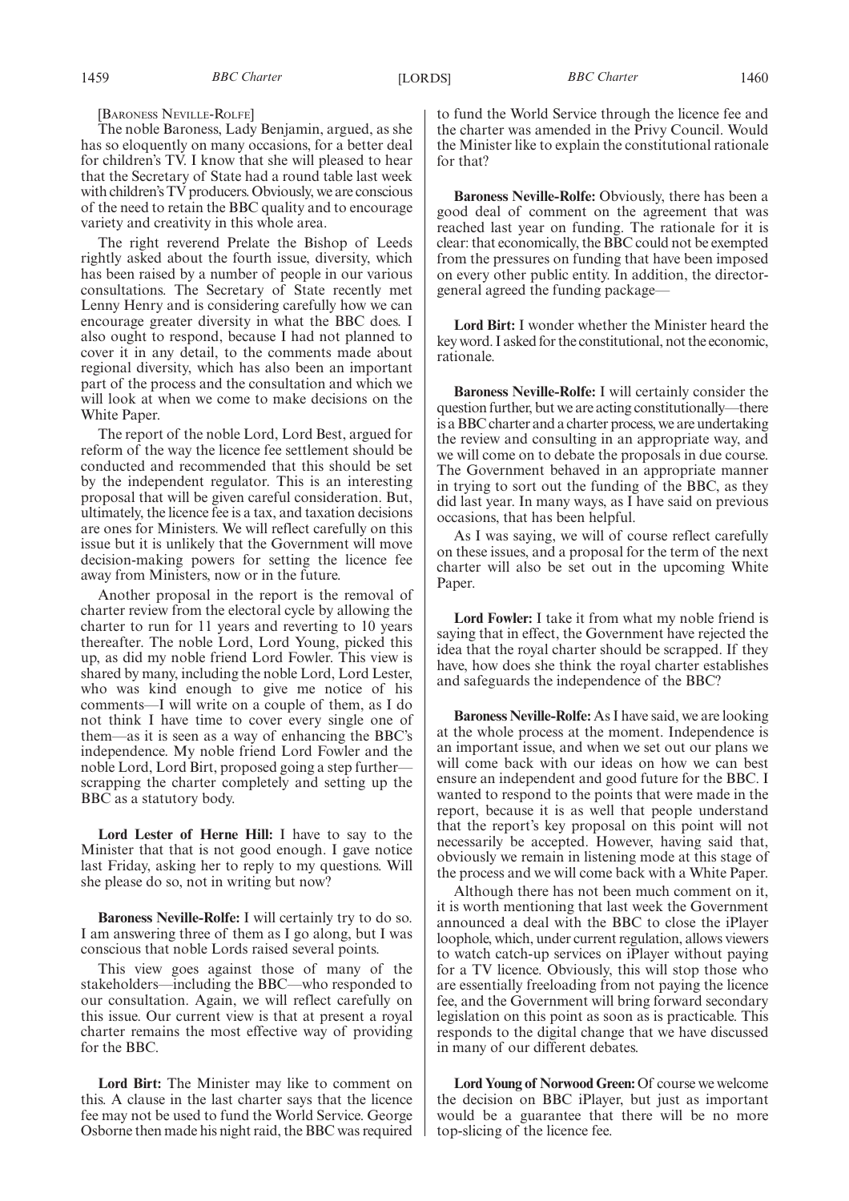[Baroness Neville-Rolfe]

The noble Baroness, Lady Benjamin, argued, as she has so eloquently on many occasions, for a better deal for children's TV. I know that she will pleased to hear that the Secretary of State had a round table last week with children's TV producers. Obviously, we are conscious of the need to retain the BBC quality and to encourage variety and creativity in this whole area.

The right reverend Prelate the Bishop of Leeds rightly asked about the fourth issue, diversity, which has been raised by a number of people in our various consultations. The Secretary of State recently met Lenny Henry and is considering carefully how we can encourage greater diversity in what the BBC does. I also ought to respond, because I had not planned to cover it in any detail, to the comments made about regional diversity, which has also been an important part of the process and the consultation and which we will look at when we come to make decisions on the White Paper.

The report of the noble Lord, Lord Best, argued for reform of the way the licence fee settlement should be conducted and recommended that this should be set by the independent regulator. This is an interesting proposal that will be given careful consideration. But, ultimately, the licence fee is a tax, and taxation decisions are ones for Ministers. We will reflect carefully on this issue but it is unlikely that the Government will move decision-making powers for setting the licence fee away from Ministers, now or in the future.

Another proposal in the report is the removal of charter review from the electoral cycle by allowing the charter to run for 11 years and reverting to 10 years thereafter. The noble Lord, Lord Young, picked this up, as did my noble friend Lord Fowler. This view is shared by many, including the noble Lord, Lord Lester, who was kind enough to give me notice of his comments—I will write on a couple of them, as I do not think I have time to cover every single one of them—as it is seen as a way of enhancing the BBC's independence. My noble friend Lord Fowler and the noble Lord, Lord Birt, proposed going a step further—scrapping the charter completely and setting up the BBC as a statutory body.

**Lord Lester of Herne Hill:** I have to say to the Minister that that is not good enough. I gave notice last Friday, asking her to reply to my questions. Will she please do so, not in writing but now?

**Baroness Neville-Rolfe:** I will certainly try to do so. I am answering three of them as I go along, but I was conscious that noble Lords raised several points.

This view goes against those of many of the stakeholders—including the BBC—who responded to our consultation. Again, we will reflect carefully on this issue. Our current view is that at present a royal charter remains the most effective way of providing for the BBC.

**Lord Birt:** The Minister may like to comment on this. A clause in the last charter says that the licence fee may not be used to fund the World Service. George Osborne then made his night raid, the BBC was required to fund the World Service through the licence fee and the charter was amended in the Privy Council. Would the Minister like to explain the constitutional rationale for that?

**Baroness Neville-Rolfe:** Obviously, there has been a good deal of comment on the agreement that was reached last year on funding. The rationale for it is clear: that economically, the BBC could not be exempted from the pressures on funding that have been imposed on every other public entity. In addition, the director-general agreed the funding package—

**Lord Birt:** I wonder whether the Minister heard the key word. I asked for the constitutional, not the economic, rationale.

**Baroness Neville-Rolfe:** I will certainly consider the question further, but we are acting constitutionally—there is a BBC charter and a charter process, we are undertaking the review and consulting in an appropriate way, and we will come on to debate the proposals in due course. The Government behaved in an appropriate manner in trying to sort out the funding of the BBC, as they did last year. In many ways, as I have said on previous occasions, that has been helpful.

As I was saying, we will of course reflect carefully on these issues, and a proposal for the term of the next charter will also be set out in the upcoming White Paper.

**Lord Fowler:** I take it from what my noble friend is saying that in effect, the Government have rejected the idea that the royal charter should be scrapped. If they have, how does she think the royal charter establishes and safeguards the independence of the BBC?

**Baroness Neville-Rolfe:** As I have said, we are looking at the whole process at the moment. Independence is an important issue, and when we set out our plans we will come back with our ideas on how we can best ensure an independent and good future for the BBC. I wanted to respond to the points that were made in the report, because it is as well that people understand that the report's key proposal on this point will not necessarily be accepted. However, having said that, obviously we remain in listening mode at this stage of the process and we will come back with a White Paper.

Although there has not been much comment on it, it is worth mentioning that last week the Government announced a deal with the BBC to close the iPlayer loophole, which, under current regulation, allows viewers to watch catch-up services on iPlayer without paying for a TV licence. Obviously, this will stop those who are essentially freeloading from not paying the licence fee, and the Government will bring forward secondary legislation on this point as soon as is practicable. This responds to the digital change that we have discussed in many of our different debates.

**Lord Young of Norwood Green:** Of course we welcome the decision on BBC iPlayer, but just as important would be a guarantee that there will be no more top-slicing of the licence fee.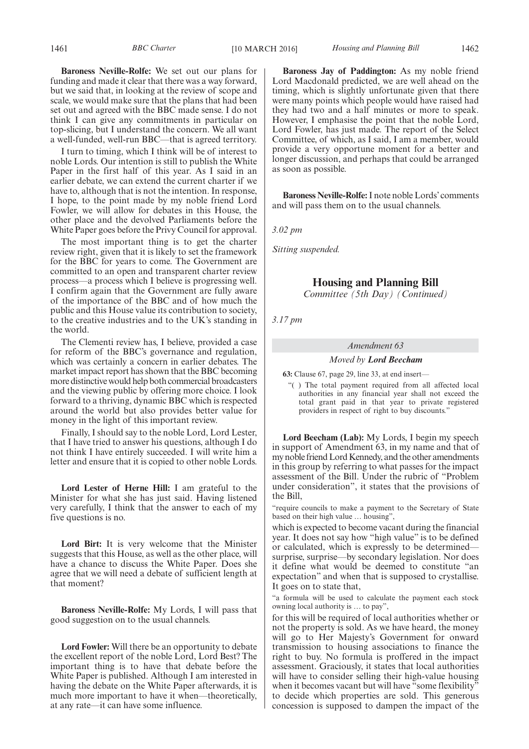**Baroness Neville-Rolfe:** We set out our plans for funding and made it clear that there was a way forward, but we said that, in looking at the review of scope and scale, we would make sure that the plans that had been set out and agreed with the BBC made sense. I do not think I can give any commitments in particular on top-slicing, but I understand the concern. We all want a well-funded, well-run BBC—that is agreed territory.

I turn to timing, which I think will be of interest to noble Lords. Our intention is still to publish the White Paper in the first half of this year. As I said in an earlier debate, we can extend the current charter if we have to, although that is not the intention. In response, I hope, to the point made by my noble friend Lord Fowler, we will allow for debates in this House, the other place and the devolved Parliaments before the White Paper goes before the Privy Council for approval.

The most important thing is to get the charter review right, given that it is likely to set the framework for the BBC for years to come. The Government are committed to an open and transparent charter review process—a process which I believe is progressing well. I confirm again that the Government are fully aware of the importance of the BBC and of how much the public and this House value its contribution to society, to the creative industries and to the UK's standing in the world.

The Clementi review has, I believe, provided a case for reform of the BBC's governance and regulation, which was certainly a concern in earlier debates. The market impact report has shown that the BBC becoming more distinctive would help both commercial broadcasters and the viewing public by offering more choice. I look forward to a thriving, dynamic BBC which is respected around the world but also provides better value for money in the light of this important review.

Finally, I should say to the noble Lord, Lord Lester, that I have tried to answer his questions, although I do not think I have entirely succeeded. I will write him a letter and ensure that it is copied to other noble Lords.

**Lord Lester of Herne Hill:** I am grateful to the Minister for what she has just said. Having listened very carefully, I think that the answer to each of my five questions is no.

**Lord Birt:** It is very welcome that the Minister suggests that this House, as well as the other place, will have a chance to discuss the White Paper. Does she agree that we will need a debate of sufficient length at that moment?

**Baroness Neville-Rolfe:** My Lords, I will pass that good suggestion on to the usual channels.

**Lord Fowler:** Will there be an opportunity to debate the excellent report of the noble Lord, Lord Best? The important thing is to have that debate before the White Paper is published. Although I am interested in having the debate on the White Paper afterwards, it is much more important to have it when—theoretically, at any rate—it can have some influence.

**Baroness Jay of Paddington:** As my noble friend Lord Macdonald predicted, we are well ahead on the timing, which is slightly unfortunate given that there were many points which people would have raised had they had two and a half minutes or more to speak. However, I emphasise the point that the noble Lord, Lord Fowler, has just made. The report of the Select Committee, of which, as I said, I am a member, would provide a very opportune moment for a better and longer discussion, and perhaps that could be arranged as soon as possible.

**Baroness Neville-Rolfe:** I note noble Lords' comments and will pass them on to the usual channels.

*3.02 pm*

*Sitting suspended.*

## Housing and Planning Bill

*Committee (5th Day) (Continued)*

*3.17 pm*

*Amendment 63*

*Moved by* ***Lord Beecham***

**63:** Clause 67, page 29, line 33, at end insert—

"( ) The total payment required from all affected local authorities in any financial year shall not exceed the total grant paid in that year to private registered providers in respect of right to buy discounts."

**Lord Beecham (Lab):** My Lords, I begin my speech in support of Amendment 63, in my name and that of my noble friend Lord Kennedy, and the other amendments in this group by referring to what passes for the impact assessment of the Bill. Under the rubric of "Problem under consideration", it states that the provisions of the Bill,

"require councils to make a payment to the Secretary of State based on their high value … housing",

which is expected to become vacant during the financial year. It does not say how "high value" is to be defined or calculated, which is expressly to be determined—surprise, surprise—by secondary legislation. Nor does it define what would be deemed to constitute "an expectation" and when that is supposed to crystallise. It goes on to state that,

"a formula will be used to calculate the payment each stock owning local authority is … to pay",

for this will be required of local authorities whether or not the property is sold. As we have heard, the money will go to Her Majesty's Government for onward transmission to housing associations to finance the right to buy. No formula is proffered in the impact assessment. Graciously, it states that local authorities will have to consider selling their high-value housing when it becomes vacant but will have "some flexibility" to decide which properties are sold. This generous concession is supposed to dampen the impact of the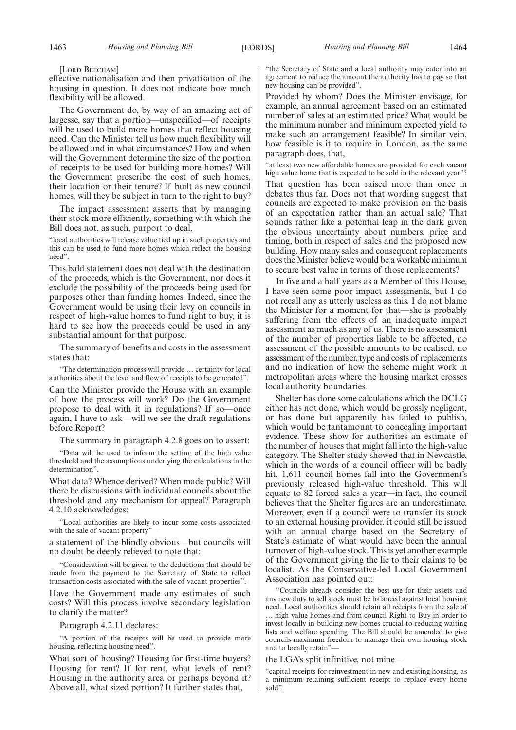[LORD BEECHAM]

effective nationalisation and then privatisation of the housing in question. It does not indicate how much flexibility will be allowed.

The Government do, by way of an amazing act of largesse, say that a portion—unspecified—of receipts will be used to build more homes that reflect housing need. Can the Minister tell us how much flexibility will be allowed and in what circumstances? How and when will the Government determine the size of the portion of receipts to be used for building more homes? Will the Government prescribe the cost of such homes, their location or their tenure? If built as new council homes, will they be subject in turn to the right to buy?

The impact assessment asserts that by managing their stock more efficiently, something with which the Bill does not, as such, purport to deal,

"local authorities will release value tied up in such properties and this can be used to fund more homes which reflect the housing need".

This bald statement does not deal with the destination of the proceeds, which is the Government, nor does it exclude the possibility of the proceeds being used for purposes other than funding homes. Indeed, since the Government would be using their levy on councils in respect of high-value homes to fund right to buy, it is hard to see how the proceeds could be used in any substantial amount for that purpose.

The summary of benefits and costs in the assessment states that:

"The determination process will provide … certainty for local authorities about the level and flow of receipts to be generated".

Can the Minister provide the House with an example of how the process will work? Do the Government propose to deal with it in regulations? If so—once again, I have to ask—will we see the draft regulations before Report?

The summary in paragraph 4.2.8 goes on to assert:

"Data will be used to inform the setting of the high value threshold and the assumptions underlying the calculations in the determination".

What data? Whence derived? When made public? Will there be discussions with individual councils about the threshold and any mechanism for appeal? Paragraph 4.2.10 acknowledges:

"Local authorities are likely to incur some costs associated with the sale of vacant property"—

a statement of the blindly obvious—but councils will no doubt be deeply relieved to note that:

"Consideration will be given to the deductions that should be made from the payment to the Secretary of State to reflect transaction costs associated with the sale of vacant properties".

Have the Government made any estimates of such costs? Will this process involve secondary legislation to clarify the matter?

Paragraph 4.2.11 declares:

"A portion of the receipts will be used to provide more housing, reflecting housing need".

What sort of housing? Housing for first-time buyers? Housing for rent? If for rent, what levels of rent? Housing in the authority area or perhaps beyond it? Above all, what sized portion? It further states that,

"the Secretary of State and a local authority may enter into an agreement to reduce the amount the authority has to pay so that new housing can be provided".

Provided by whom? Does the Minister envisage, for example, an annual agreement based on an estimated number of sales at an estimated price? What would be the minimum number and minimum expected yield to make such an arrangement feasible? In similar vein, how feasible is it to require in London, as the same paragraph does, that,

"at least two new affordable homes are provided for each vacant high value home that is expected to be sold in the relevant year"?

That question has been raised more than once in debates thus far. Does not that wording suggest that councils are expected to make provision on the basis of an expectation rather than an actual sale? That sounds rather like a potential leap in the dark given the obvious uncertainty about numbers, price and timing, both in respect of sales and the proposed new building. How many sales and consequent replacements does the Minister believe would be a workable minimum to secure best value in terms of those replacements?

In five and a half years as a Member of this House, I have seen some poor impact assessments, but I do not recall any as utterly useless as this. I do not blame the Minister for a moment for that—she is probably suffering from the effects of an inadequate impact assessment as much as any of us. There is no assessment of the number of properties liable to be affected, no assessment of the possible amounts to be realised, no assessment of the number, type and costs of replacements and no indication of how the scheme might work in metropolitan areas where the housing market crosses local authority boundaries.

Shelter has done some calculations which the DCLG either has not done, which would be grossly negligent, or has done but apparently has failed to publish, which would be tantamount to concealing important evidence. These show for authorities an estimate of the number of houses that might fall into the high-value category. The Shelter study showed that in Newcastle, which in the words of a council officer will be badly hit, 1,611 council homes fall into the Government's previously released high-value threshold. This will equate to 82 forced sales a year—in fact, the council believes that the Shelter figures are an underestimate. Moreover, even if a council were to transfer its stock to an external housing provider, it could still be issued with an annual charge based on the Secretary of State's estimate of what would have been the annual turnover of high-value stock. This is yet another example of the Government giving the lie to their claims to be localist. As the Conservative-led Local Government Association has pointed out:

"Councils already consider the best use for their assets and any new duty to sell stock must be balanced against local housing need. Local authorities should retain all receipts from the sale of … high value homes and from council Right to Buy in order to invest locally in building new homes crucial to reducing waiting lists and welfare spending. The Bill should be amended to give councils maximum freedom to manage their own housing stock and to locally retain"—

the LGA's split infinitive, not mine—

"capital receipts for reinvestment in new and existing housing, as a minimum retaining sufficient receipt to replace every home sold".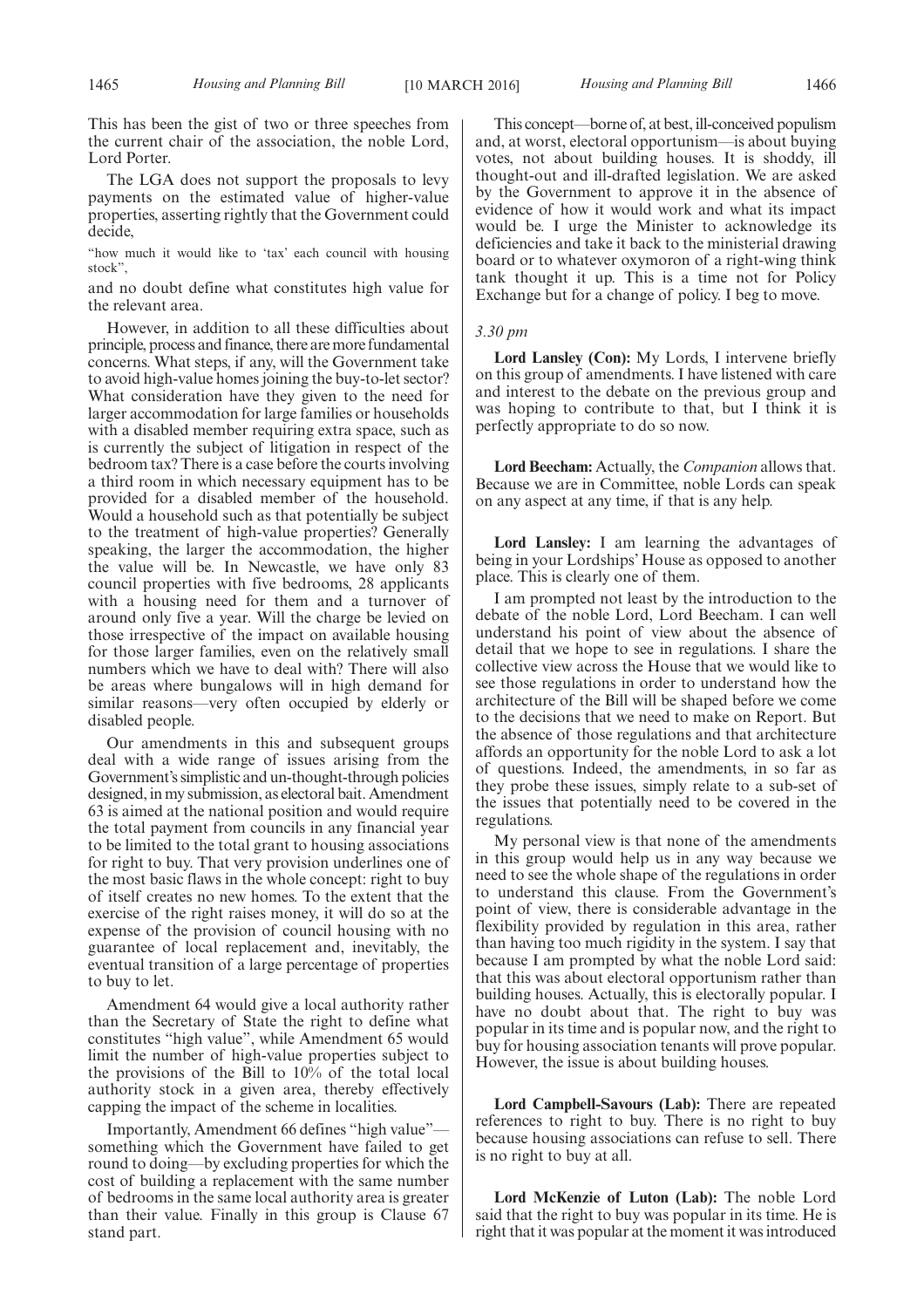This has been the gist of two or three speeches from the current chair of the association, the noble Lord, Lord Porter.

The LGA does not support the proposals to levy payments on the estimated value of higher-value properties, asserting rightly that the Government could decide,

"how much it would like to 'tax' each council with housing stock",

and no doubt define what constitutes high value for the relevant area.

However, in addition to all these difficulties about principle, process and finance, there are more fundamental concerns. What steps, if any, will the Government take to avoid high-value homes joining the buy-to-let sector? What consideration have they given to the need for larger accommodation for large families or households with a disabled member requiring extra space, such as is currently the subject of litigation in respect of the bedroom tax? There is a case before the courts involving a third room in which necessary equipment has to be provided for a disabled member of the household. Would a household such as that potentially be subject to the treatment of high-value properties? Generally speaking, the larger the accommodation, the higher the value will be. In Newcastle, we have only 83 council properties with five bedrooms, 28 applicants with a housing need for them and a turnover of around only five a year. Will the charge be levied on those irrespective of the impact on available housing for those larger families, even on the relatively small numbers which we have to deal with? There will also be areas where bungalows will in high demand for similar reasons—very often occupied by elderly or disabled people.

Our amendments in this and subsequent groups deal with a wide range of issues arising from the Government's simplistic and un-thought-through policies designed, in my submission, as electoral bait. Amendment 63 is aimed at the national position and would require the total payment from councils in any financial year to be limited to the total grant to housing associations for right to buy. That very provision underlines one of the most basic flaws in the whole concept: right to buy of itself creates no new homes. To the extent that the exercise of the right raises money, it will do so at the expense of the provision of council housing with no guarantee of local replacement and, inevitably, the eventual transition of a large percentage of properties to buy to let.

Amendment 64 would give a local authority rather than the Secretary of State the right to define what constitutes "high value", while Amendment 65 would limit the number of high-value properties subject to the provisions of the Bill to 10% of the total local authority stock in a given area, thereby effectively capping the impact of the scheme in localities.

Importantly, Amendment 66 defines "high value"—something which the Government have failed to get round to doing—by excluding properties for which the cost of building a replacement with the same number of bedrooms in the same local authority area is greater than their value. Finally in this group is Clause 67 stand part.

This concept—borne of, at best, ill-conceived populism and, at worst, electoral opportunism—is about buying votes, not about building houses. It is shoddy, ill thought-out and ill-drafted legislation. We are asked by the Government to approve it in the absence of evidence of how it would work and what its impact would be. I urge the Minister to acknowledge its deficiencies and take it back to the ministerial drawing board or to whatever oxymoron of a right-wing think tank thought it up. This is a time not for Policy Exchange but for a change of policy. I beg to move.

*3.30 pm*

**Lord Lansley (Con):** My Lords, I intervene briefly on this group of amendments. I have listened with care and interest to the debate on the previous group and was hoping to contribute to that, but I think it is perfectly appropriate to do so now.

**Lord Beecham:** Actually, the *Companion* allows that. Because we are in Committee, noble Lords can speak on any aspect at any time, if that is any help.

**Lord Lansley:** I am learning the advantages of being in your Lordships' House as opposed to another place. This is clearly one of them.

I am prompted not least by the introduction to the debate of the noble Lord, Lord Beecham. I can well understand his point of view about the absence of detail that we hope to see in regulations. I share the collective view across the House that we would like to see those regulations in order to understand how the architecture of the Bill will be shaped before we come to the decisions that we need to make on Report. But the absence of those regulations and that architecture affords an opportunity for the noble Lord to ask a lot of questions. Indeed, the amendments, in so far as they probe these issues, simply relate to a sub-set of the issues that potentially need to be covered in the regulations.

My personal view is that none of the amendments in this group would help us in any way because we need to see the whole shape of the regulations in order to understand this clause. From the Government's point of view, there is considerable advantage in the flexibility provided by regulation in this area, rather than having too much rigidity in the system. I say that because I am prompted by what the noble Lord said: that this was about electoral opportunism rather than building houses. Actually, this is electorally popular. I have no doubt about that. The right to buy was popular in its time and is popular now, and the right to buy for housing association tenants will prove popular. However, the issue is about building houses.

**Lord Campbell-Savours (Lab):** There are repeated references to right to buy. There is no right to buy because housing associations can refuse to sell. There is no right to buy at all.

**Lord McKenzie of Luton (Lab):** The noble Lord said that the right to buy was popular in its time. He is right that it was popular at the moment it was introduced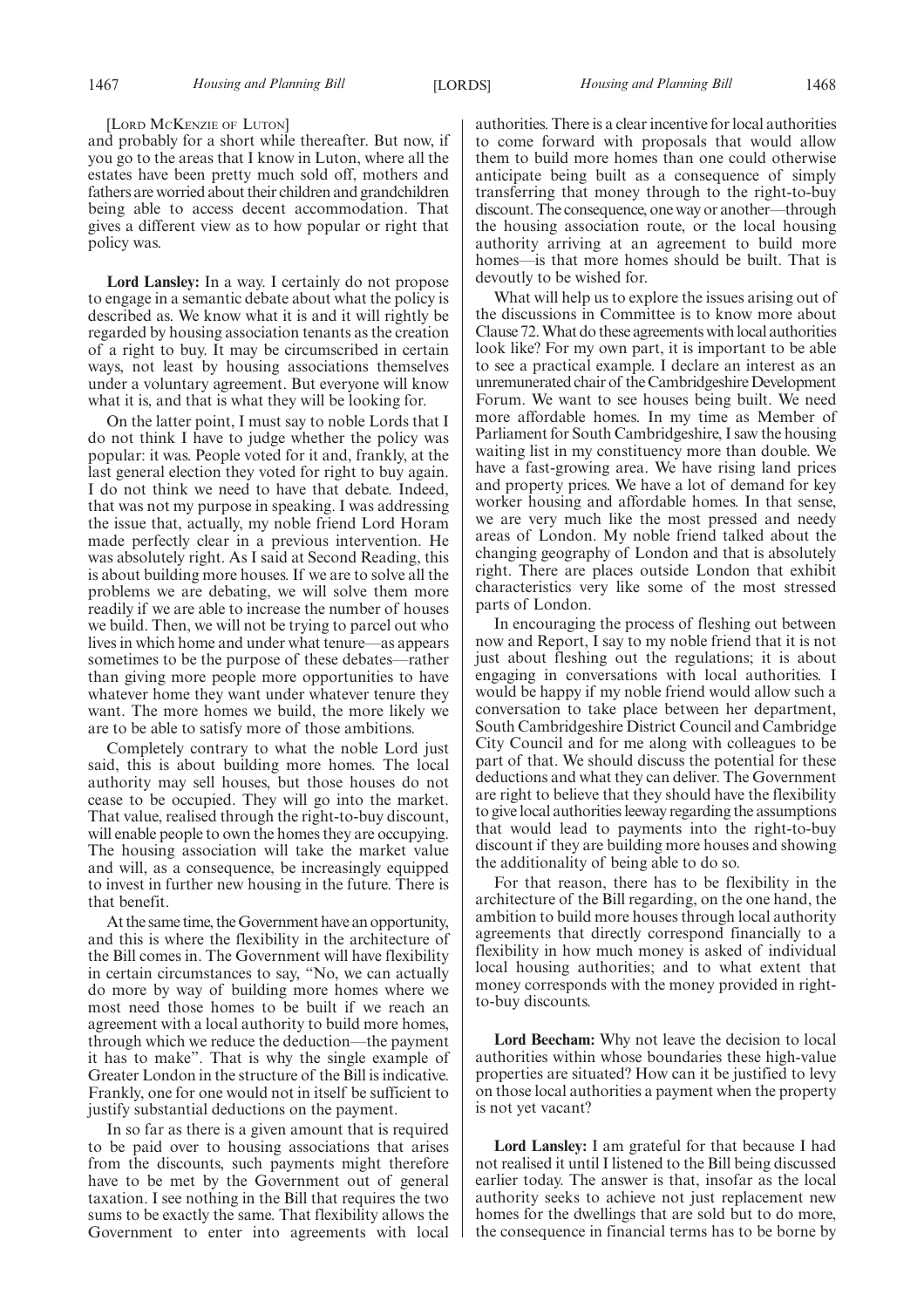[LORD MCKENZIE OF LUTON]

and probably for a short while thereafter. But now, if you go to the areas that I know in Luton, where all the estates have been pretty much sold off, mothers and fathers are worried about their children and grandchildren being able to access decent accommodation. That gives a different view as to how popular or right that policy was.

**Lord Lansley:** In a way. I certainly do not propose to engage in a semantic debate about what the policy is described as. We know what it is and it will rightly be regarded by housing association tenants as the creation of a right to buy. It may be circumscribed in certain ways, not least by housing associations themselves under a voluntary agreement. But everyone will know what it is, and that is what they will be looking for.

On the latter point, I must say to noble Lords that I do not think I have to judge whether the policy was popular: it was. People voted for it and, frankly, at the last general election they voted for right to buy again. I do not think we need to have that debate. Indeed, that was not my purpose in speaking. I was addressing the issue that, actually, my noble friend Lord Horam made perfectly clear in a previous intervention. He was absolutely right. As I said at Second Reading, this is about building more houses. If we are to solve all the problems we are debating, we will solve them more readily if we are able to increase the number of houses we build. Then, we will not be trying to parcel out who lives in which home and under what tenure—as appears sometimes to be the purpose of these debates—rather than giving more people more opportunities to have whatever home they want under whatever tenure they want. The more homes we build, the more likely we are to be able to satisfy more of those ambitions.

Completely contrary to what the noble Lord just said, this is about building more homes. The local authority may sell houses, but those houses do not cease to be occupied. They will go into the market. That value, realised through the right-to-buy discount, will enable people to own the homes they are occupying. The housing association will take the market value and will, as a consequence, be increasingly equipped to invest in further new housing in the future. There is that benefit.

At the same time, the Government have an opportunity, and this is where the flexibility in the architecture of the Bill comes in. The Government will have flexibility in certain circumstances to say, "No, we can actually do more by way of building more homes where we most need those homes to be built if we reach an agreement with a local authority to build more homes, through which we reduce the deduction—the payment it has to make". That is why the single example of Greater London in the structure of the Bill is indicative. Frankly, one for one would not in itself be sufficient to justify substantial deductions on the payment.

In so far as there is a given amount that is required to be paid over to housing associations that arises from the discounts, such payments might therefore have to be met by the Government out of general taxation. I see nothing in the Bill that requires the two sums to be exactly the same. That flexibility allows the Government to enter into agreements with local authorities. There is a clear incentive for local authorities to come forward with proposals that would allow them to build more homes than one could otherwise anticipate being built as a consequence of simply transferring that money through to the right-to-buy discount. The consequence, one way or another—through the housing association route, or the local housing authority arriving at an agreement to build more homes—is that more homes should be built. That is devoutly to be wished for.

What will help us to explore the issues arising out of the discussions in Committee is to know more about Clause 72. What do these agreements with local authorities look like? For my own part, it is important to be able to see a practical example. I declare an interest as an unremunerated chair of the Cambridgeshire Development Forum. We want to see houses being built. We need more affordable homes. In my time as Member of Parliament for South Cambridgeshire, I saw the housing waiting list in my constituency more than double. We have a fast-growing area. We have rising land prices and property prices. We have a lot of demand for key worker housing and affordable homes. In that sense, we are very much like the most pressed and needy areas of London. My noble friend talked about the changing geography of London and that is absolutely right. There are places outside London that exhibit characteristics very like some of the most stressed parts of London.

In encouraging the process of fleshing out between now and Report, I say to my noble friend that it is not just about fleshing out the regulations; it is about engaging in conversations with local authorities. I would be happy if my noble friend would allow such a conversation to take place between her department, South Cambridgeshire District Council and Cambridge City Council and for me along with colleagues to be part of that. We should discuss the potential for these deductions and what they can deliver. The Government are right to believe that they should have the flexibility to give local authorities leeway regarding the assumptions that would lead to payments into the right-to-buy discount if they are building more houses and showing the additionality of being able to do so.

For that reason, there has to be flexibility in the architecture of the Bill regarding, on the one hand, the ambition to build more houses through local authority agreements that directly correspond financially to a flexibility in how much money is asked of individual local housing authorities; and to what extent that money corresponds with the money provided in right-to-buy discounts.

**Lord Beecham:** Why not leave the decision to local authorities within whose boundaries these high-value properties are situated? How can it be justified to levy on those local authorities a payment when the property is not yet vacant?

**Lord Lansley:** I am grateful for that because I had not realised it until I listened to the Bill being discussed earlier today. The answer is that, insofar as the local authority seeks to achieve not just replacement new homes for the dwellings that are sold but to do more, the consequence in financial terms has to be borne by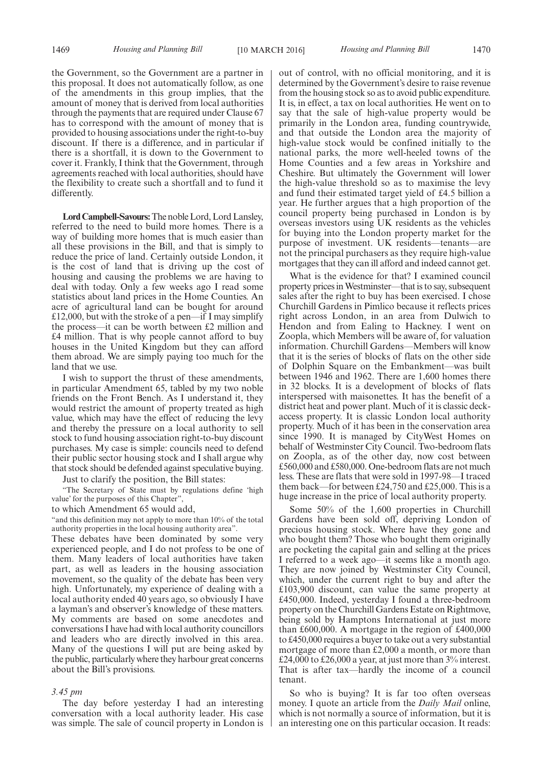the Government, so the Government are a partner in this proposal. It does not automatically follow, as one of the amendments in this group implies, that the amount of money that is derived from local authorities through the payments that are required under Clause 67 has to correspond with the amount of money that is provided to housing associations under the right-to-buy discount. If there is a difference, and in particular if there is a shortfall, it is down to the Government to cover it. Frankly, I think that the Government, through agreements reached with local authorities, should have the flexibility to create such a shortfall and to fund it differently.

**Lord Campbell-Savours:** The noble Lord, Lord Lansley, referred to the need to build more homes. There is a way of building more homes that is much easier than all these provisions in the Bill, and that is simply to reduce the price of land. Certainly outside London, it is the cost of land that is driving up the cost of housing and causing the problems we are having to deal with today. Only a few weeks ago I read some statistics about land prices in the Home Counties. An acre of agricultural land can be bought for around £12,000, but with the stroke of a pen—if I may simplify the process—it can be worth between £2 million and £4 million. That is why people cannot afford to buy houses in the United Kingdom but they can afford them abroad. We are simply paying too much for the land that we use.

I wish to support the thrust of these amendments, in particular Amendment 65, tabled by my two noble friends on the Front Bench. As I understand it, they would restrict the amount of property treated as high value, which may have the effect of reducing the levy and thereby the pressure on a local authority to sell stock to fund housing association right-to-buy discount purchases. My case is simple: councils need to defend their public sector housing stock and I shall argue why that stock should be defended against speculative buying.

Just to clarify the position, the Bill states:

"The Secretary of State must by regulations define 'high value' for the purposes of this Chapter",

to which Amendment 65 would add,

"and this definition may not apply to more than 10% of the total authority properties in the local housing authority area".

These debates have been dominated by some very experienced people, and I do not profess to be one of them. Many leaders of local authorities have taken part, as well as leaders in the housing association movement, so the quality of the debate has been very high. Unfortunately, my experience of dealing with a local authority ended 40 years ago, so obviously I have a layman's and observer's knowledge of these matters. My comments are based on some anecdotes and conversations I have had with local authority councillors and leaders who are directly involved in this area. Many of the questions I will put are being asked by the public, particularly where they harbour great concerns about the Bill's provisions.

*3.45 pm*

The day before yesterday I had an interesting conversation with a local authority leader. His case was simple. The sale of council property in London is out of control, with no official monitoring, and it is determined by the Government's desire to raise revenue from the housing stock so as to avoid public expenditure. It is, in effect, a tax on local authorities. He went on to say that the sale of high-value property would be primarily in the London area, funding countrywide, and that outside the London area the majority of high-value stock would be confined initially to the national parks, the more well-heeled towns of the Home Counties and a few areas in Yorkshire and Cheshire. But ultimately the Government will lower the high-value threshold so as to maximise the levy and fund their estimated target yield of £4.5 billion a year. He further argues that a high proportion of the council property being purchased in London is by overseas investors using UK residents as the vehicles for buying into the London property market for the purpose of investment. UK residents—tenants—are not the principal purchasers as they require high-value mortgages that they can ill afford and indeed cannot get.

What is the evidence for that? I examined council property prices in Westminster—that is to say, subsequent sales after the right to buy has been exercised. I chose Churchill Gardens in Pimlico because it reflects prices right across London, in an area from Dulwich to Hendon and from Ealing to Hackney. I went on Zoopla, which Members will be aware of, for valuation information. Churchill Gardens—Members will know that it is the series of blocks of flats on the other side of Dolphin Square on the Embankment—was built between 1946 and 1962. There are 1,600 homes there in 32 blocks. It is a development of blocks of flats interspersed with maisonettes. It has the benefit of a district heat and power plant. Much of it is classic deck-access property. It is classic London local authority property. Much of it has been in the conservation area since 1990. It is managed by CityWest Homes on behalf of Westminster City Council. Two-bedroom flats on Zoopla, as of the other day, now cost between £560,000 and £580,000. One-bedroom flats are not much less. These are flats that were sold in 1997-98—I traced them back—for between £24,750 and £25,000. This is a huge increase in the price of local authority property.

Some 50% of the 1,600 properties in Churchill Gardens have been sold off, depriving London of precious housing stock. Where have they gone and who bought them? Those who bought them originally are pocketing the capital gain and selling at the prices I referred to a week ago—it seems like a month ago. They are now joined by Westminster City Council, which, under the current right to buy and after the £103,900 discount, can value the same property at £450,000. Indeed, yesterday I found a three-bedroom property on the Churchill Gardens Estate on Rightmove, being sold by Hamptons International at just more than £600,000. A mortgage in the region of £400,000 to £450,000 requires a buyer to take out a very substantial mortgage of more than £2,000 a month, or more than £24,000 to £26,000 a year, at just more than 3% interest. That is after tax—hardly the income of a council tenant.

So who is buying? It is far too often overseas money. I quote an article from the *Daily Mail* online, which is not normally a source of information, but it is an interesting one on this particular occasion. It reads: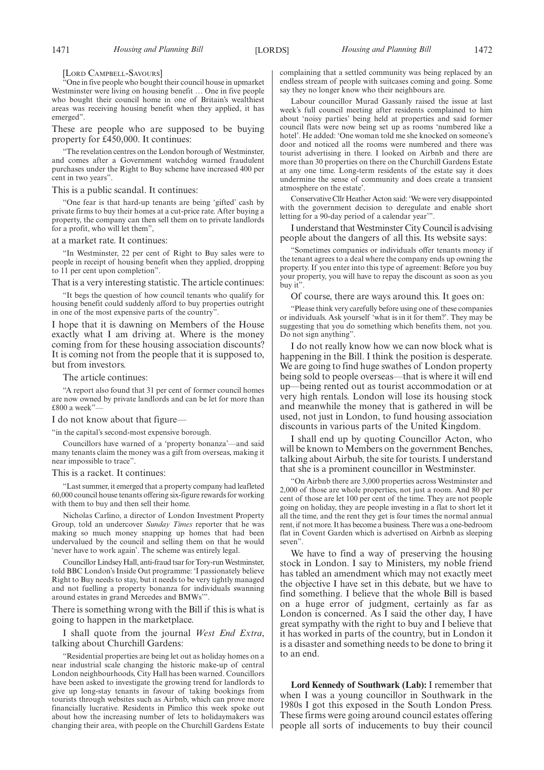[LORD CAMPBELL-SAVOURS]

"One in five people who bought their council house in upmarket Westminster were living on housing benefit … One in five people who bought their council home in one of Britain's wealthiest areas was receiving housing benefit when they applied, it has emerged".

These are people who are supposed to be buying property for £450,000. It continues:

"The revelation centres on the London borough of Westminster, and comes after a Government watchdog warned fraudulent purchases under the Right to Buy scheme have increased 400 per cent in two years".

This is a public scandal. It continues:

"One fear is that hard-up tenants are being 'gifted' cash by private firms to buy their homes at a cut-price rate. After buying a property, the company can then sell them on to private landlords for a profit, who will let them",

at a market rate. It continues:

"In Westminster, 22 per cent of Right to Buy sales were to people in receipt of housing benefit when they applied, dropping to 11 per cent upon completion".

That is a very interesting statistic. The article continues:

"It begs the question of how council tenants who qualify for housing benefit could suddenly afford to buy properties outright in one of the most expensive parts of the country".

I hope that it is dawning on Members of the House exactly what I am driving at. Where is the money coming from for these housing association discounts? It is coming not from the people that it is supposed to, but from investors.

The article continues:

"A report also found that 31 per cent of former council homes are now owned by private landlords and can be let for more than £800 a week"—

I do not know about that figure—

"in the capital's second-most expensive borough.

Councillors have warned of a 'property bonanza'—and said many tenants claim the money was a gift from overseas, making it near impossible to trace".

This is a racket. It continues:

"Last summer, it emerged that a property company had leafleted 60,000 council house tenants offering six-figure rewards for working with them to buy and then sell their home.

Nicholas Carlino, a director of London Investment Property Group, told an undercover *Sunday Times* reporter that he was making so much money snapping up homes that had been undervalued by the council and selling them on that he would 'never have to work again'. The scheme was entirely legal.

Councillor Lindsey Hall, anti-fraud tsar for Tory-run Westminster, told BBC London's Inside Out programme: 'I passionately believe Right to Buy needs to stay, but it needs to be very tightly managed and not fuelling a property bonanza for individuals swanning around estates in grand Mercedes and BMWs'".

There is something wrong with the Bill if this is what is going to happen in the marketplace.

I shall quote from the journal *West End Extra*, talking about Churchill Gardens:

"Residential properties are being let out as holiday homes on a near industrial scale changing the historic make-up of central London neighbourhoods, City Hall has been warned. Councillors have been asked to investigate the growing trend for landlords to give up long-stay tenants in favour of taking bookings from tourists through websites such as Airbnb, which can prove more financially lucrative. Residents in Pimlico this week spoke out about how the increasing number of lets to holidaymakers was changing their area, with people on the Churchill Gardens Estate complaining that a settled community was being replaced by an endless stream of people with suitcases coming and going. Some say they no longer know who their neighbours are.

Labour councillor Murad Gassanly raised the issue at last week's full council meeting after residents complained to him about 'noisy parties' being held at properties and said former council flats were now being set up as rooms 'numbered like a hotel'. He added: 'One woman told me she knocked on someone's door and noticed all the rooms were numbered and there was tourist advertising in there. I looked on Airbnb and there are more than 30 properties on there on the Churchill Gardens Estate at any one time. Long-term residents of the estate say it does undermine the sense of community and does create a transient atmosphere on the estate'.

Conservative Cllr Heather Acton said: 'We were very disappointed with the government decision to deregulate and enable short letting for a 90-day period of a calendar year'".

I understand that Westminster City Council is advising people about the dangers of all this. Its website says:

"Sometimes companies or individuals offer tenants money if the tenant agrees to a deal where the company ends up owning the property. If you enter into this type of agreement: Before you buy your property, you will have to repay the discount as soon as you buy it".

Of course, there are ways around this. It goes on:

"Please think very carefully before using one of these companies or individuals. Ask yourself 'what is in it for them?'. They may be suggesting that you do something which benefits them, not you. Do not sign anything".

I do not really know how we can now block what is happening in the Bill. I think the position is desperate. We are going to find huge swathes of London property being sold to people overseas—that is where it will end up—being rented out as tourist accommodation or at very high rentals. London will lose its housing stock and meanwhile the money that is gathered in will be used, not just in London, to fund housing association discounts in various parts of the United Kingdom.

I shall end up by quoting Councillor Acton, who will be known to Members on the government Benches, talking about Airbub, the site for tourists. I understand that she is a prominent councillor in Westminster.

"On Airbnb there are 3,000 properties across Westminster and 2,000 of those are whole properties, not just a room. And 80 per cent of those are let 100 per cent of the time. They are not people going on holiday, they are people investing in a flat to short let it all the time, and the rent they get is four times the normal annual rent, if not more. It has become a business. There was a one-bedroom flat in Covent Garden which is advertised on Airbnb as sleeping seven".

We have to find a way of preserving the housing stock in London. I say to Ministers, my noble friend has tabled an amendment which may not exactly meet the objective I have set in this debate, but we have to find something. I believe that the whole Bill is based on a huge error of judgment, certainly as far as London is concerned. As I said the other day, I have great sympathy with the right to buy and I believe that it has worked in parts of the country, but in London it is a disaster and something needs to be done to bring it to an end.

**Lord Kennedy of Southwark (Lab):** I remember that when I was a young councillor in Southwark in the 1980s I got this exposed in the South London Press. These firms were going around council estates offering people all sorts of inducements to buy their council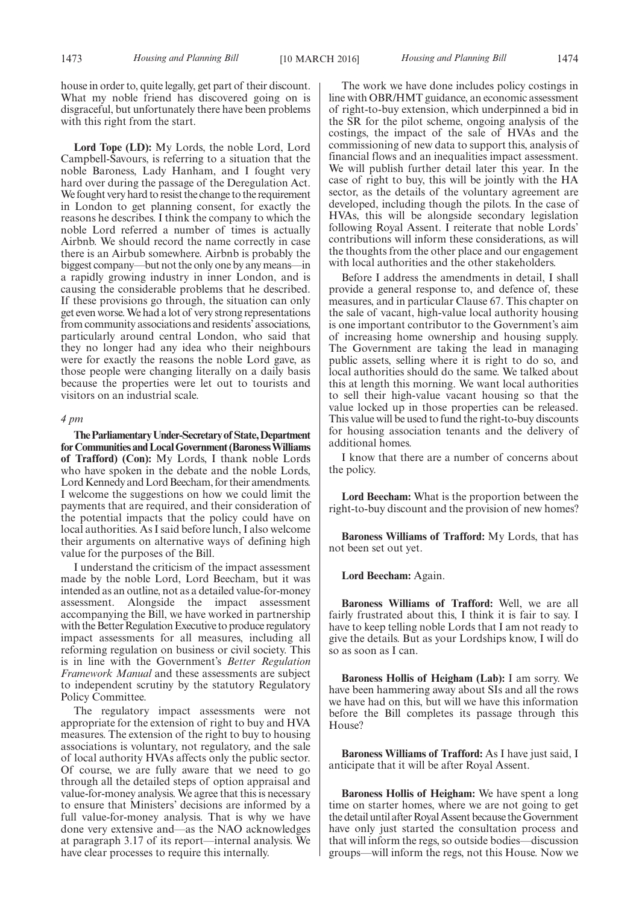house in order to, quite legally, get part of their discount. What my noble friend has discovered going on is disgraceful, but unfortunately there have been problems with this right from the start.

**Lord Tope (LD):** My Lords, the noble Lord, Lord Campbell-Savours, is referring to a situation that the noble Baroness, Lady Hanham, and I fought very hard over during the passage of the Deregulation Act. We fought very hard to resist the change to the requirement in London to get planning consent, for exactly the reasons he describes. I think the company to which the noble Lord referred a number of times is actually Airbnb. We should record the name correctly in case there is an Airbub somewhere. Airbnb is probably the biggest company—but not the only one by any means—in a rapidly growing industry in inner London, and is causing the considerable problems that he described. If these provisions go through, the situation can only get even worse. We had a lot of very strong representations from community associations and residents' associations, particularly around central London, who said that they no longer had any idea who their neighbours were for exactly the reasons the noble Lord gave, as those people were changing literally on a daily basis because the properties were let out to tourists and visitors on an industrial scale.

*4 pm*

**The Parliamentary Under-Secretary of State, Department for Communities and Local Government (Baroness Williams of Trafford) (Con):** My Lords, I thank noble Lords who have spoken in the debate and the noble Lords, Lord Kennedy and Lord Beecham, for their amendments. I welcome the suggestions on how we could limit the payments that are required, and their consideration of the potential impacts that the policy could have on local authorities. As I said before lunch, I also welcome their arguments on alternative ways of defining high value for the purposes of the Bill.

I understand the criticism of the impact assessment made by the noble Lord, Lord Beecham, but it was intended as an outline, not as a detailed value-for-money assessment. Alongside the impact assessment accompanying the Bill, we have worked in partnership with the Better Regulation Executive to produce regulatory impact assessments for all measures, including all reforming regulation on business or civil society. This is in line with the Government's *Better Regulation Framework Manual* and these assessments are subject to independent scrutiny by the statutory Regulatory Policy Committee.

The regulatory impact assessments were not appropriate for the extension of right to buy and HVA measures. The extension of the right to buy to housing associations is voluntary, not regulatory, and the sale of local authority HVAs affects only the public sector. Of course, we are fully aware that we need to go through all the detailed steps of option appraisal and value-for-money analysis. We agree that this is necessary to ensure that Ministers' decisions are informed by a full value-for-money analysis. That is why we have done very extensive and—as the NAO acknowledges at paragraph 3.17 of its report—internal analysis. We have clear processes to require this internally.

The work we have done includes policy costings in line with OBR/HMT guidance, an economic assessment of right-to-buy extension, which underpinned a bid in the SR for the pilot scheme, ongoing analysis of the costings, the impact of the sale of HVAs and the commissioning of new data to support this, analysis of financial flows and an inequalities impact assessment. We will publish further detail later this year. In the case of right to buy, this will be jointly with the HA sector, as the details of the voluntary agreement are developed, including though the pilots. In the case of HVAs, this will be alongside secondary legislation following Royal Assent. I reiterate that noble Lords' contributions will inform these considerations, as will the thoughts from the other place and our engagement with local authorities and the other stakeholders.

Before I address the amendments in detail, I shall provide a general response to, and defence of, these measures, and in particular Clause 67. This chapter on the sale of vacant, high-value local authority housing is one important contributor to the Government's aim of increasing home ownership and housing supply. The Government are taking the lead in managing public assets, selling where it is right to do so, and local authorities should do the same. We talked about this at length this morning. We want local authorities to sell their high-value vacant housing so that the value locked up in those properties can be released. This value will be used to fund the right-to-buy discounts for housing association tenants and the delivery of additional homes.

I know that there are a number of concerns about the policy.

**Lord Beecham:** What is the proportion between the right-to-buy discount and the provision of new homes?

**Baroness Williams of Trafford:** My Lords, that has not been set out yet.

**Lord Beecham:** Again.

**Baroness Williams of Trafford:** Well, we are all fairly frustrated about this, I think it is fair to say. I have to keep telling noble Lords that I am not ready to give the details. But as your Lordships know, I will do so as soon as I can.

**Baroness Hollis of Heigham (Lab):** I am sorry. We have been hammering away about SIs and all the rows we have had on this, but will we have this information before the Bill completes its passage through this House?

**Baroness Williams of Trafford:** As I have just said, I anticipate that it will be after Royal Assent.

**Baroness Hollis of Heigham:** We have spent a long time on starter homes, where we are not going to get the detail until after Royal Assent because the Government have only just started the consultation process and that will inform the regs, so outside bodies—discussion groups—will inform the regs, not this House. Now we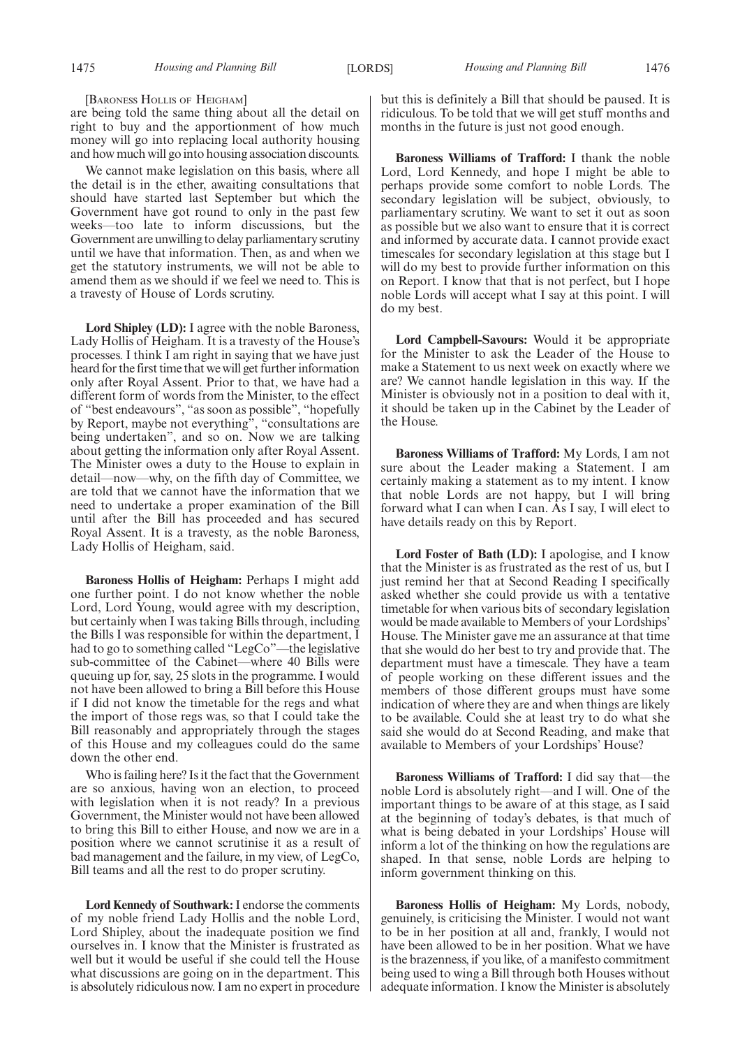[BARONESS HOLLIS OF HEIGHAM]

are being told the same thing about all the detail on right to buy and the apportionment of how much money will go into replacing local authority housing and how much will go into housing association discounts.

We cannot make legislation on this basis, where all the detail is in the ether, awaiting consultations that should have started last September but which the Government have got round to only in the past few weeks—too late to inform discussions, but the Government are unwilling to delay parliamentary scrutiny until we have that information. Then, as and when we get the statutory instruments, we will not be able to amend them as we should if we feel we need to. This is a travesty of House of Lords scrutiny.

**Lord Shipley (LD):** I agree with the noble Baroness, Lady Hollis of Heigham. It is a travesty of the House's processes. I think I am right in saying that we have just heard for the first time that we will get further information only after Royal Assent. Prior to that, we have had a different form of words from the Minister, to the effect of "best endeavours", "as soon as possible", "hopefully by Report, maybe not everything", "consultations are being undertaken", and so on. Now we are talking about getting the information only after Royal Assent. The Minister owes a duty to the House to explain in detail—now—why, on the fifth day of Committee, we are told that we cannot have the information that we need to undertake a proper examination of the Bill until after the Bill has proceeded and has secured Royal Assent. It is a travesty, as the noble Baroness, Lady Hollis of Heigham, said.

**Baroness Hollis of Heigham:** Perhaps I might add one further point. I do not know whether the noble Lord, Lord Young, would agree with my description, but certainly when I was taking Bills through, including the Bills I was responsible for within the department, I had to go to something called "LegCo"—the legislative sub-committee of the Cabinet—where 40 Bills were queuing up for, say, 25 slots in the programme. I would not have been allowed to bring a Bill before this House if I did not know the timetable for the regs and what the import of those regs was, so that I could take the Bill reasonably and appropriately through the stages of this House and my colleagues could do the same down the other end.

Who is failing here? Is it the fact that the Government are so anxious, having won an election, to proceed with legislation when it is not ready? In a previous Government, the Minister would not have been allowed to bring this Bill to either House, and now we are in a position where we cannot scrutinise it as a result of bad management and the failure, in my view, of LegCo, Bill teams and all the rest to do proper scrutiny.

**Lord Kennedy of Southwark:** I endorse the comments of my noble friend Lady Hollis and the noble Lord, Lord Shipley, about the inadequate position we find ourselves in. I know that the Minister is frustrated as well but it would be useful if she could tell the House what discussions are going on in the department. This is absolutely ridiculous now. I am no expert in procedure but this is definitely a Bill that should be paused. It is ridiculous. To be told that we will get stuff months and months in the future is just not good enough.

**Baroness Williams of Trafford:** I thank the noble Lord, Lord Kennedy, and hope I might be able to perhaps provide some comfort to noble Lords. The secondary legislation will be subject, obviously, to parliamentary scrutiny. We want to set it out as soon as possible but we also want to ensure that it is correct and informed by accurate data. I cannot provide exact timescales for secondary legislation at this stage but I will do my best to provide further information on this on Report. I know that that is not perfect, but I hope noble Lords will accept what I say at this point. I will do my best.

**Lord Campbell-Savours:** Would it be appropriate for the Minister to ask the Leader of the House to make a Statement to us next week on exactly where we are? We cannot handle legislation in this way. If the Minister is obviously not in a position to deal with it, it should be taken up in the Cabinet by the Leader of the House.

**Baroness Williams of Trafford:** My Lords, I am not sure about the Leader making a Statement. I am certainly making a statement as to my intent. I know that noble Lords are not happy, but I will bring forward what I can when I can. As I say, I will elect to have details ready on this by Report.

**Lord Foster of Bath (LD):** I apologise, and I know that the Minister is as frustrated as the rest of us, but I just remind her that at Second Reading I specifically asked whether she could provide us with a tentative timetable for when various bits of secondary legislation would be made available to Members of your Lordships' House. The Minister gave me an assurance at that time that she would do her best to try and provide that. The department must have a timescale. They have a team of people working on these different issues and the members of those different groups must have some indication of where they are and when things are likely to be available. Could she at least try to do what she said she would do at Second Reading, and make that available to Members of your Lordships' House?

**Baroness Williams of Trafford:** I did say that—the noble Lord is absolutely right—and I will. One of the important things to be aware of at this stage, as I said at the beginning of today's debates, is that much of what is being debated in your Lordships' House will inform a lot of the thinking on how the regulations are shaped. In that sense, noble Lords are helping to inform government thinking on this.

**Baroness Hollis of Heigham:** My Lords, nobody, genuinely, is criticising the Minister. I would not want to be in her position at all and, frankly, I would not have been allowed to be in her position. What we have is the brazenness, if you like, of a manifesto commitment being used to wing a Bill through both Houses without adequate information. I know the Minister is absolutely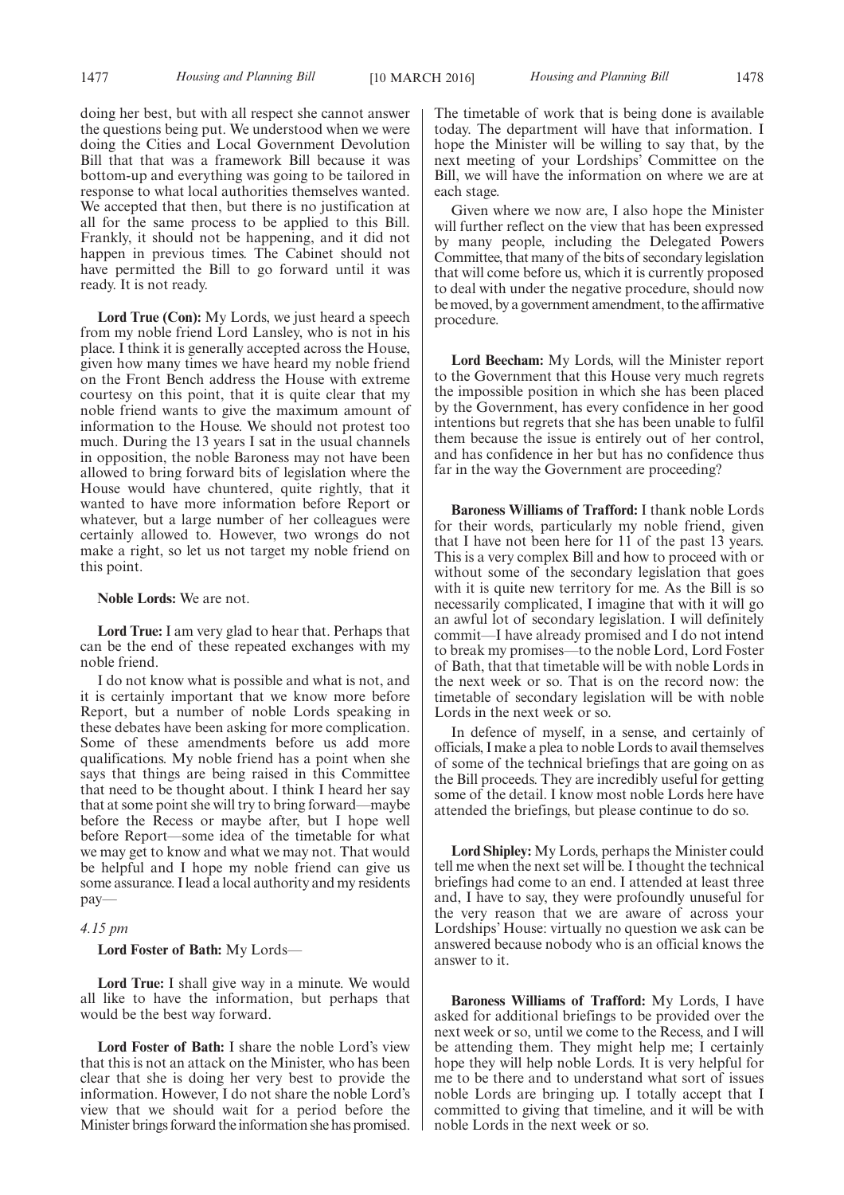doing her best, but with all respect she cannot answer the questions being put. We understood when we were doing the Cities and Local Government Devolution Bill that that was a framework Bill because it was bottom-up and everything was going to be tailored in response to what local authorities themselves wanted. We accepted that then, but there is no justification at all for the same process to be applied to this Bill. Frankly, it should not be happening, and it did not happen in previous times. The Cabinet should not have permitted the Bill to go forward until it was ready. It is not ready.

**Lord True (Con):** My Lords, we just heard a speech from my noble friend Lord Lansley, who is not in his place. I think it is generally accepted across the House, given how many times we have heard my noble friend on the Front Bench address the House with extreme courtesy on this point, that it is quite clear that my noble friend wants to give the maximum amount of information to the House. We should not protest too much. During the 13 years I sat in the usual channels in opposition, the noble Baroness may not have been allowed to bring forward bits of legislation where the House would have chuntered, quite rightly, that it wanted to have more information before Report or whatever, but a large number of her colleagues were certainly allowed to. However, two wrongs do not make a right, so let us not target my noble friend on this point.

**Noble Lords:** We are not.

**Lord True:** I am very glad to hear that. Perhaps that can be the end of these repeated exchanges with my noble friend.

I do not know what is possible and what is not, and it is certainly important that we know more before Report, but a number of noble Lords speaking in these debates have been asking for more complication. Some of these amendments before us add more qualifications. My noble friend has a point when she says that things are being raised in this Committee that need to be thought about. I think I heard her say that at some point she will try to bring forward—maybe before the Recess or maybe after, but I hope well before Report—some idea of the timetable for what we may get to know and what we may not. That would be helpful and I hope my noble friend can give us some assurance. I lead a local authority and my residents pay—

*4.15 pm*

**Lord Foster of Bath:** My Lords—

**Lord True:** I shall give way in a minute. We would all like to have the information, but perhaps that would be the best way forward.

**Lord Foster of Bath:** I share the noble Lord's view that this is not an attack on the Minister, who has been clear that she is doing her very best to provide the information. However, I do not share the noble Lord's view that we should wait for a period before the Minister brings forward the information she has promised. The timetable of work that is being done is available today. The department will have that information. I hope the Minister will be willing to say that, by the next meeting of your Lordships' Committee on the Bill, we will have the information on where we are at each stage.

Given where we now are, I also hope the Minister will further reflect on the view that has been expressed by many people, including the Delegated Powers Committee, that many of the bits of secondary legislation that will come before us, which it is currently proposed to deal with under the negative procedure, should now be moved, by a government amendment, to the affirmative procedure.

**Lord Beecham:** My Lords, will the Minister report to the Government that this House very much regrets the impossible position in which she has been placed by the Government, has every confidence in her good intentions but regrets that she has been unable to fulfil them because the issue is entirely out of her control, and has confidence in her but has no confidence thus far in the way the Government are proceeding?

**Baroness Williams of Trafford:** I thank noble Lords for their words, particularly my noble friend, given that I have not been here for 11 of the past 13 years. This is a very complex Bill and how to proceed with or without some of the secondary legislation that goes with it is quite new territory for me. As the Bill is so necessarily complicated, I imagine that with it will go an awful lot of secondary legislation. I will definitely commit—I have already promised and I do not intend to break my promises—to the noble Lord, Lord Foster of Bath, that that timetable will be with noble Lords in the next week or so. That is on the record now: the timetable of secondary legislation will be with noble Lords in the next week or so.

In defence of myself, in a sense, and certainly of officials, I make a plea to noble Lords to avail themselves of some of the technical briefings that are going on as the Bill proceeds. They are incredibly useful for getting some of the detail. I know most noble Lords here have attended the briefings, but please continue to do so.

**Lord Shipley:** My Lords, perhaps the Minister could tell me when the next set will be. I thought the technical briefings had come to an end. I attended at least three and, I have to say, they were profoundly unuseful for the very reason that we are aware of across your Lordships' House: virtually no question we ask can be answered because nobody who is an official knows the answer to it.

**Baroness Williams of Trafford:** My Lords, I have asked for additional briefings to be provided over the next week or so, until we come to the Recess, and I will be attending them. They might help me; I certainly hope they will help noble Lords. It is very helpful for me to be there and to understand what sort of issues noble Lords are bringing up. I totally accept that I committed to giving that timeline, and it will be with noble Lords in the next week or so.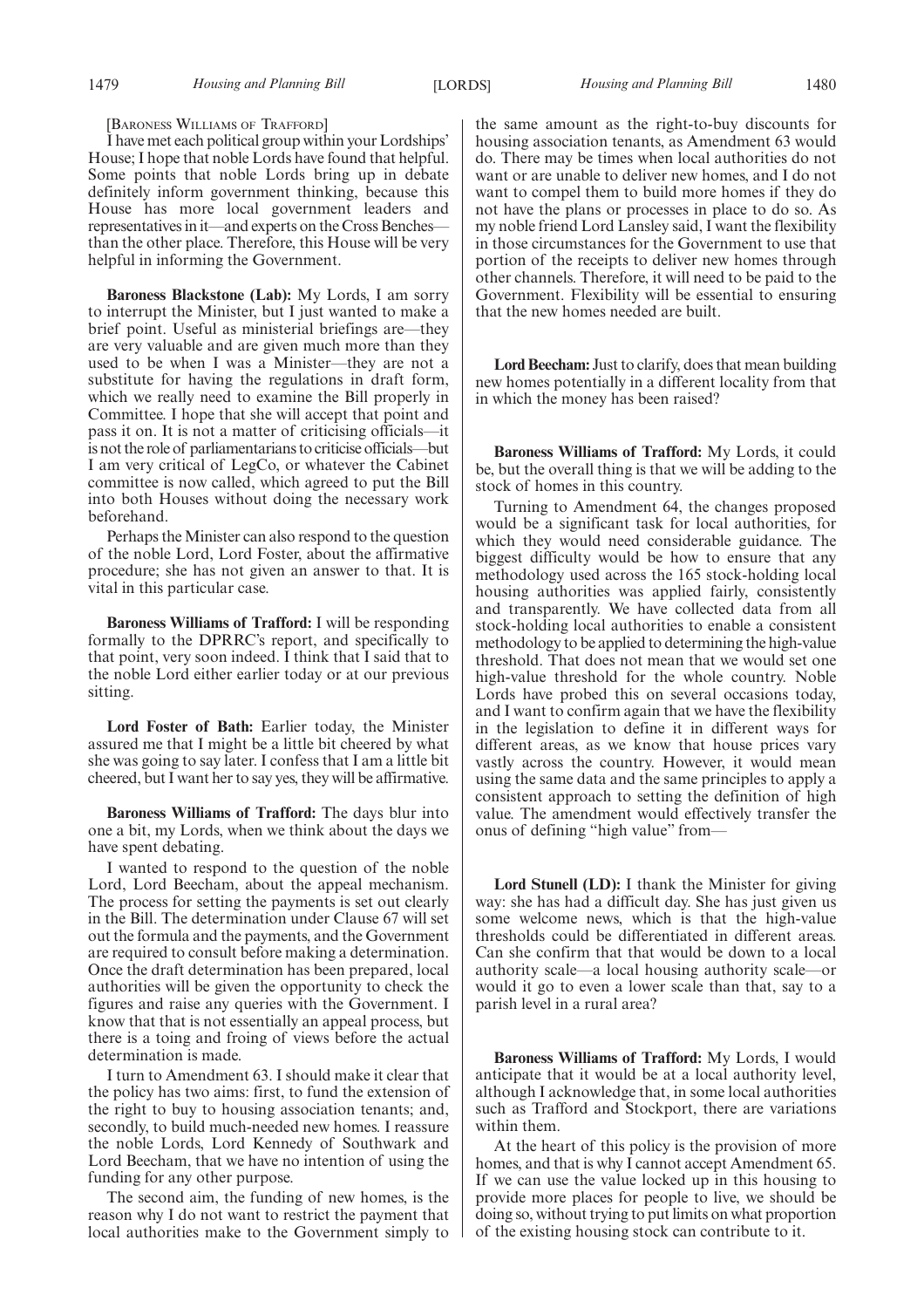[BARONESS WILLIAMS OF TRAFFORD]

I have met each political group within your Lordships' House; I hope that noble Lords have found that helpful. Some points that noble Lords bring up in debate definitely inform government thinking, because this House has more local government leaders and representatives in it—and experts on the Cross Benches—than the other place. Therefore, this House will be very helpful in informing the Government.

**Baroness Blackstone (Lab):** My Lords, I am sorry to interrupt the Minister, but I just wanted to make a brief point. Useful as ministerial briefings are—they are very valuable and are given much more than they used to be when I was a Minister—they are not a substitute for having the regulations in draft form, which we really need to examine the Bill properly in Committee. I hope that she will accept that point and pass it on. It is not a matter of criticising officials—it is not the role of parliamentarians to criticise officials—but I am very critical of LegCo, or whatever the Cabinet committee is now called, which agreed to put the Bill into both Houses without doing the necessary work beforehand.

Perhaps the Minister can also respond to the question of the noble Lord, Lord Foster, about the affirmative procedure; she has not given an answer to that. It is vital in this particular case.

**Baroness Williams of Trafford:** I will be responding formally to the DPRRC's report, and specifically to that point, very soon indeed. I think that I said that to the noble Lord either earlier today or at our previous sitting.

**Lord Foster of Bath:** Earlier today, the Minister assured me that I might be a little bit cheered by what she was going to say later. I confess that I am a little bit cheered, but I want her to say yes, they will be affirmative.

**Baroness Williams of Trafford:** The days blur into one a bit, my Lords, when we think about the days we have spent debating.

I wanted to respond to the question of the noble Lord, Lord Beecham, about the appeal mechanism. The process for setting the payments is set out clearly in the Bill. The determination under Clause 67 will set out the formula and the payments, and the Government are required to consult before making a determination. Once the draft determination has been prepared, local authorities will be given the opportunity to check the figures and raise any queries with the Government. I know that that is not essentially an appeal process, but there is a toing and froing of views before the actual determination is made.

I turn to Amendment 63. I should make it clear that the policy has two aims: first, to fund the extension of the right to buy to housing association tenants; and, secondly, to build much-needed new homes. I reassure the noble Lords, Lord Kennedy of Southwark and Lord Beecham, that we have no intention of using the funding for any other purpose.

The second aim, the funding of new homes, is the reason why I do not want to restrict the payment that local authorities make to the Government simply to the same amount as the right-to-buy discounts for housing association tenants, as Amendment 63 would do. There may be times when local authorities do not want or are unable to deliver new homes, and I do not want to compel them to build more homes if they do not have the plans or processes in place to do so. As my noble friend Lord Lansley said, I want the flexibility in those circumstances for the Government to use that portion of the receipts to deliver new homes through other channels. Therefore, it will need to be paid to the Government. Flexibility will be essential to ensuring that the new homes needed are built.

**Lord Beecham:** Just to clarify, does that mean building new homes potentially in a different locality from that in which the money has been raised?

**Baroness Williams of Trafford:** My Lords, it could be, but the overall thing is that we will be adding to the stock of homes in this country.

Turning to Amendment 64, the changes proposed would be a significant task for local authorities, for which they would need considerable guidance. The biggest difficulty would be how to ensure that any methodology used across the 165 stock-holding local housing authorities was applied fairly, consistently and transparently. We have collected data from all stock-holding local authorities to enable a consistent methodology to be applied to determining the high-value threshold. That does not mean that we would set one high-value threshold for the whole country. Noble Lords have probed this on several occasions today, and I want to confirm again that we have the flexibility in the legislation to define it in different ways for different areas, as we know that house prices vary vastly across the country. However, it would mean using the same data and the same principles to apply a consistent approach to setting the definition of high value. The amendment would effectively transfer the onus of defining "high value" from—

**Lord Stunell (LD):** I thank the Minister for giving way: she has had a difficult day. She has just given us some welcome news, which is that the high-value thresholds could be differentiated in different areas. Can she confirm that that would be down to a local authority scale—a local housing authority scale—or would it go to even a lower scale than that, say to a parish level in a rural area?

**Baroness Williams of Trafford:** My Lords, I would anticipate that it would be at a local authority level, although I acknowledge that, in some local authorities such as Trafford and Stockport, there are variations within them.

At the heart of this policy is the provision of more homes, and that is why I cannot accept Amendment 65. If we can use the value locked up in this housing to provide more places for people to live, we should be doing so, without trying to put limits on what proportion of the existing housing stock can contribute to it.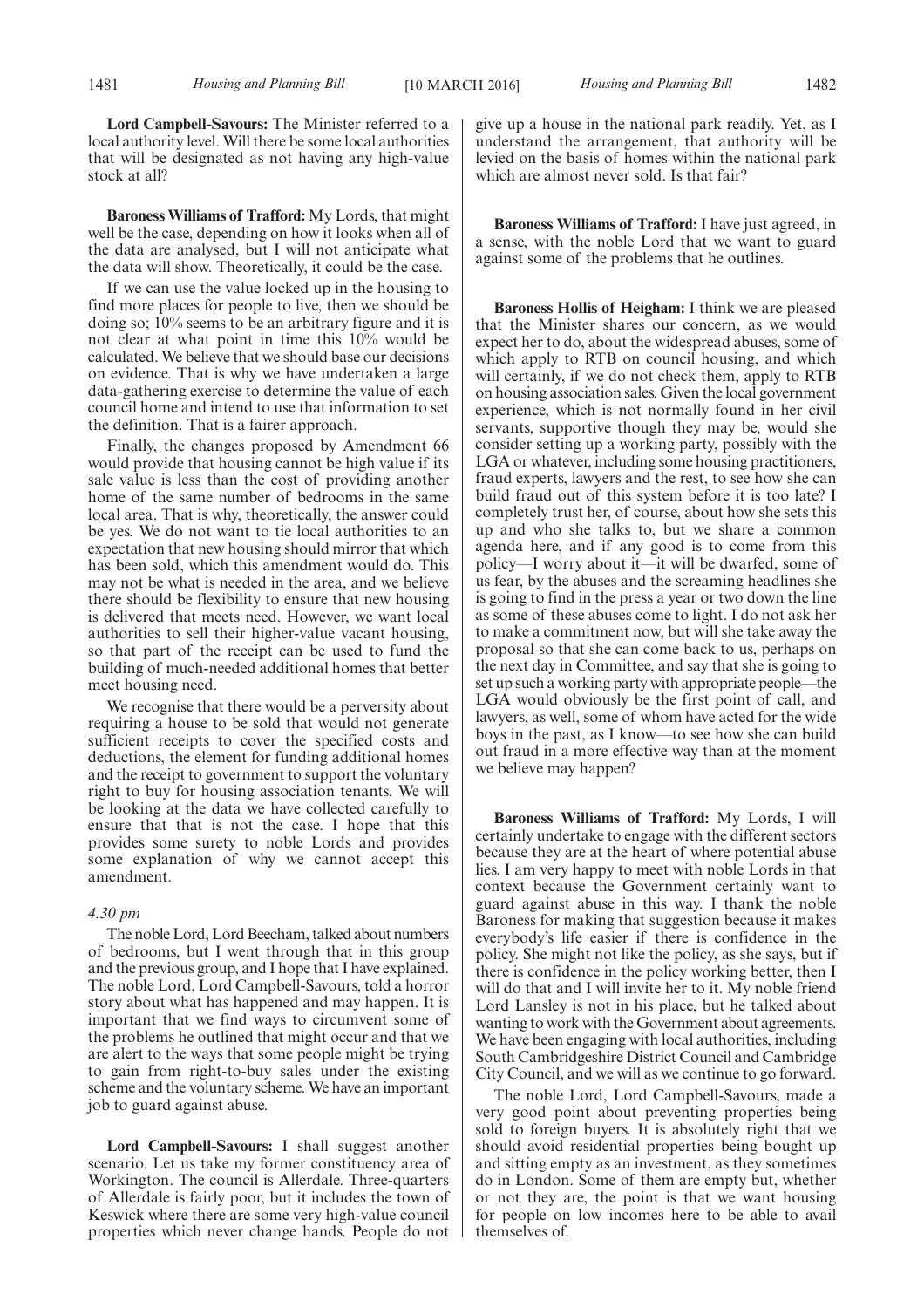**Lord Campbell-Savours:** The Minister referred to a local authority level. Will there be some local authorities that will be designated as not having any high-value stock at all?

**Baroness Williams of Trafford:** My Lords, that might well be the case, depending on how it looks when all of the data are analysed, but I will not anticipate what the data will show. Theoretically, it could be the case.

If we can use the value locked up in the housing to find more places for people to live, then we should be doing so; 10% seems to be an arbitrary figure and it is not clear at what point in time this 10% would be calculated. We believe that we should base our decisions on evidence. That is why we have undertaken a large data-gathering exercise to determine the value of each council home and intend to use that information to set the definition. That is a fairer approach.

Finally, the changes proposed by Amendment 66 would provide that housing cannot be high value if its sale value is less than the cost of providing another home of the same number of bedrooms in the same local area. That is why, theoretically, the answer could be yes. We do not want to tie local authorities to an expectation that new housing should mirror that which has been sold, which this amendment would do. This may not be what is needed in the area, and we believe there should be flexibility to ensure that new housing is delivered that meets need. However, we want local authorities to sell their higher-value vacant housing, so that part of the receipt can be used to fund the building of much-needed additional homes that better meet housing need.

We recognise that there would be a perversity about requiring a house to be sold that would not generate sufficient receipts to cover the specified costs and deductions, the element for funding additional homes and the receipt to government to support the voluntary right to buy for housing association tenants. We will be looking at the data we have collected carefully to ensure that that is not the case. I hope that this provides some surety to noble Lords and provides some explanation of why we cannot accept this amendment.

*4.30 pm*

The noble Lord, Lord Beecham, talked about numbers of bedrooms, but I went through that in this group and the previous group, and I hope that I have explained. The noble Lord, Lord Campbell-Savours, told a horror story about what has happened and may happen. It is important that we find ways to circumvent some of the problems he outlined that might occur and that we are alert to the ways that some people might be trying to gain from right-to-buy sales under the existing scheme and the voluntary scheme. We have an important job to guard against abuse.

**Lord Campbell-Savours:** I shall suggest another scenario. Let us take my former constituency area of Workington. The council is Allerdale. Three-quarters of Allerdale is fairly poor, but it includes the town of Keswick where there are some very high-value council properties which never change hands. People do not give up a house in the national park readily. Yet, as I understand the arrangement, that authority will be levied on the basis of homes within the national park which are almost never sold. Is that fair?

**Baroness Williams of Trafford:** I have just agreed, in a sense, with the noble Lord that we want to guard against some of the problems that he outlines.

**Baroness Hollis of Heigham:** I think we are pleased that the Minister shares our concern, as we would expect her to do, about the widespread abuses, some of which apply to RTB on council housing, and which will certainly, if we do not check them, apply to RTB on housing association sales. Given the local government experience, which is not normally found in her civil servants, supportive though they may be, would she consider setting up a working party, possibly with the LGA or whatever, including some housing practitioners, fraud experts, lawyers and the rest, to see how she can build fraud out of this system before it is too late? I completely trust her, of course, about how she sets this up and who she talks to, but we share a common agenda here, and if any good is to come from this policy—I worry about it—it will be dwarfed, some of us fear, by the abuses and the screaming headlines she is going to find in the press a year or two down the line as some of these abuses come to light. I do not ask her to make a commitment now, but will she take away the proposal so that she can come back to us, perhaps on the next day in Committee, and say that she is going to set up such a working party with appropriate people—the LGA would obviously be the first point of call, and lawyers, as well, some of whom have acted for the wide boys in the past, as I know—to see how she can build out fraud in a more effective way than at the moment we believe may happen?

**Baroness Williams of Trafford:** My Lords, I will certainly undertake to engage with the different sectors because they are at the heart of where potential abuse lies. I am very happy to meet with noble Lords in that context because the Government certainly want to guard against abuse in this way. I thank the noble Baroness for making that suggestion because it makes everybody's life easier if there is confidence in the policy. She might not like the policy, as she says, but if there is confidence in the policy working better, then I will do that and I will invite her to it. My noble friend Lord Lansley is not in his place, but he talked about wanting to work with the Government about agreements. We have been engaging with local authorities, including South Cambridgeshire District Council and Cambridge City Council, and we will as we continue to go forward.

The noble Lord, Lord Campbell-Savours, made a very good point about preventing properties being sold to foreign buyers. It is absolutely right that we should avoid residential properties being bought up and sitting empty as an investment, as they sometimes do in London. Some of them are empty but, whether or not they are, the point is that we want housing for people on low incomes here to be able to avail themselves of.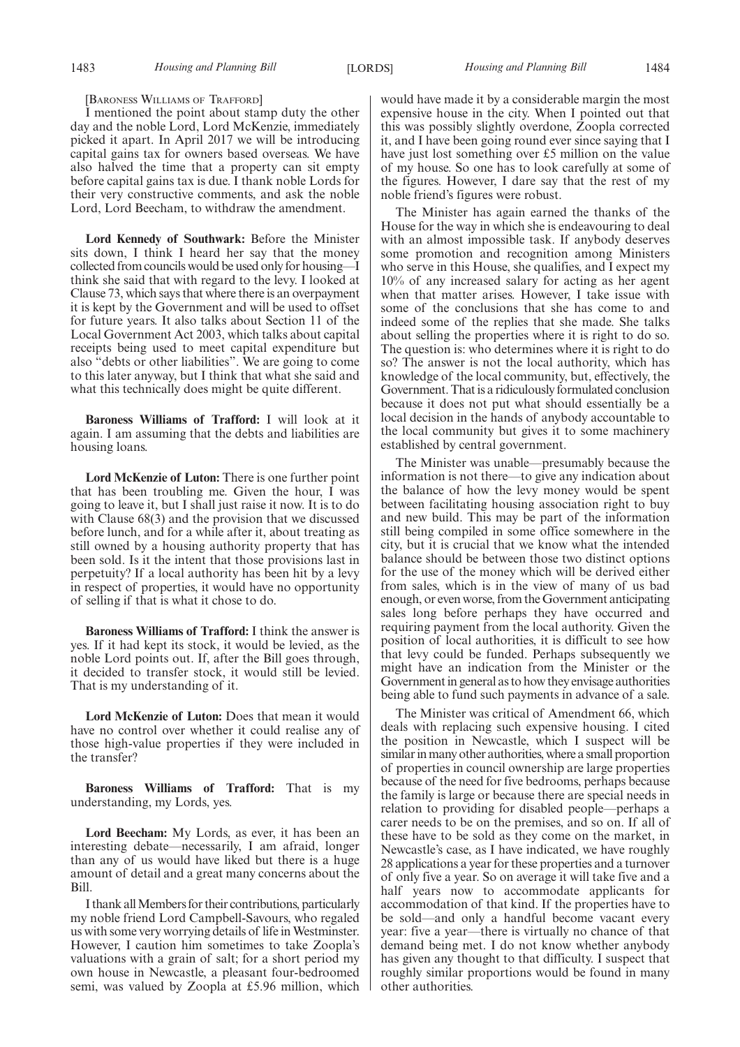[BARONESS WILLIAMS OF TRAFFORD]

I mentioned the point about stamp duty the other day and the noble Lord, Lord McKenzie, immediately picked it apart. In April 2017 we will be introducing capital gains tax for owners based overseas. We have also halved the time that a property can sit empty before capital gains tax is due. I thank noble Lords for their very constructive comments, and ask the noble Lord, Lord Beecham, to withdraw the amendment.

**Lord Kennedy of Southwark:** Before the Minister sits down, I think I heard her say that the money collected from councils would be used only for housing—I think she said that with regard to the levy. I looked at Clause 73, which says that where there is an overpayment it is kept by the Government and will be used to offset for future years. It also talks about Section 11 of the Local Government Act 2003, which talks about capital receipts being used to meet capital expenditure but also "debts or other liabilities". We are going to come to this later anyway, but I think that what she said and what this technically does might be quite different.

**Baroness Williams of Trafford:** I will look at it again. I am assuming that the debts and liabilities are housing loans.

**Lord McKenzie of Luton:** There is one further point that has been troubling me. Given the hour, I was going to leave it, but I shall just raise it now. It is to do with Clause 68(3) and the provision that we discussed before lunch, and for a while after it, about treating as still owned by a housing authority property that has been sold. Is it the intent that those provisions last in perpetuity? If a local authority has been hit by a levy in respect of properties, it would have no opportunity of selling if that is what it chose to do.

**Baroness Williams of Trafford:** I think the answer is yes. If it had kept its stock, it would be levied, as the noble Lord points out. If, after the Bill goes through, it decided to transfer stock, it would still be levied. That is my understanding of it.

**Lord McKenzie of Luton:** Does that mean it would have no control over whether it could realise any of those high-value properties if they were included in the transfer?

**Baroness Williams of Trafford:** That is my understanding, my Lords, yes.

**Lord Beecham:** My Lords, as ever, it has been an interesting debate—necessarily, I am afraid, longer than any of us would have liked but there is a huge amount of detail and a great many concerns about the Bill.

I thank all Members for their contributions, particularly my noble friend Lord Campbell-Savours, who regaled us with some very worrying details of life in Westminster. However, I caution him sometimes to take Zoopla's valuations with a grain of salt; for a short period my own house in Newcastle, a pleasant four-bedroomed semi, was valued by Zoopla at £5.96 million, which would have made it by a considerable margin the most expensive house in the city. When I pointed out that this was possibly slightly overdone, Zoopla corrected it, and I have been going round ever since saying that I have just lost something over £5 million on the value of my house. So one has to look carefully at some of the figures. However, I dare say that the rest of my noble friend's figures were robust.

The Minister has again earned the thanks of the House for the way in which she is endeavouring to deal with an almost impossible task. If anybody deserves some promotion and recognition among Ministers who serve in this House, she qualifies, and I expect my 10% of any increased salary for acting as her agent when that matter arises. However, I take issue with some of the conclusions that she has come to and indeed some of the replies that she made. She talks about selling the properties where it is right to do so. The question is: who determines where it is right to do so? The answer is not the local authority, which has knowledge of the local community, but, effectively, the Government. That is a ridiculously formulated conclusion because it does not put what should essentially be a local decision in the hands of anybody accountable to the local community but gives it to some machinery established by central government.

The Minister was unable—presumably because the information is not there—to give any indication about the balance of how the levy money would be spent between facilitating housing association right to buy and new build. This may be part of the information still being compiled in some office somewhere in the city, but it is crucial that we know what the intended balance should be between those two distinct options for the use of the money which will be derived either from sales, which is in the view of many of us bad enough, or even worse, from the Government anticipating sales long before perhaps they have occurred and requiring payment from the local authority. Given the position of local authorities, it is difficult to see how that levy could be funded. Perhaps subsequently we might have an indication from the Minister or the Government in general as to how they envisage authorities being able to fund such payments in advance of a sale.

The Minister was critical of Amendment 66, which deals with replacing such expensive housing. I cited the position in Newcastle, which I suspect will be similar in many other authorities, where a small proportion of properties in council ownership are large properties because of the need for five bedrooms, perhaps because the family is large or because there are special needs in relation to providing for disabled people—perhaps a carer needs to be on the premises, and so on. If all of these have to be sold as they come on the market, in Newcastle's case, as I have indicated, we have roughly 28 applications a year for these properties and a turnover of only five a year. So on average it will take five and a half years now to accommodate applicants for accommodation of that kind. If the properties have to be sold—and only a handful become vacant every year: five a year—there is virtually no chance of that demand being met. I do not know whether anybody has given any thought to that difficulty. I suspect that roughly similar proportions would be found in many other authorities.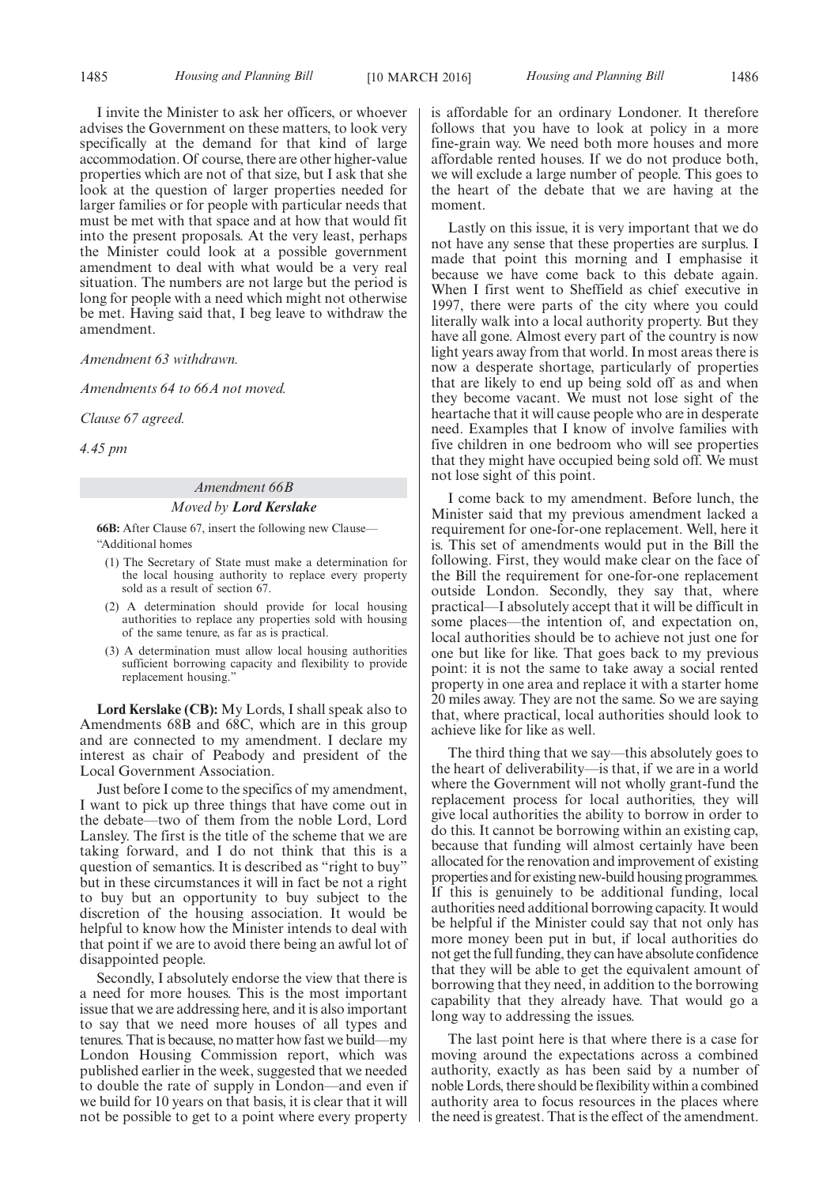I invite the Minister to ask her officers, or whoever advises the Government on these matters, to look very specifically at the demand for that kind of large accommodation. Of course, there are other higher-value properties which are not of that size, but I ask that she look at the question of larger properties needed for larger families or for people with particular needs that must be met with that space and at how that would fit into the present proposals. At the very least, perhaps the Minister could look at a possible government amendment to deal with what would be a very real situation. The numbers are not large but the period is long for people with a need which might not otherwise be met. Having said that, I beg leave to withdraw the amendment.

*Amendment 63 withdrawn.*

*Amendments 64 to 66A not moved.*

*Clause 67 agreed.*

*4.45 pm*

*Amendment 66B*

*Moved by* ***Lord Kerslake***

**66B:** After Clause 67, insert the following new Clause—

"Additional homes

(1) The Secretary of State must make a determination for the local housing authority to replace every property sold as a result of section 67.

(2) A determination should provide for local housing authorities to replace any properties sold with housing of the same tenure, as far as is practical.

(3) A determination must allow local housing authorities sufficient borrowing capacity and flexibility to provide replacement housing."

**Lord Kerslake (CB):** My Lords, I shall speak also to Amendments 68B and 68C, which are in this group and are connected to my amendment. I declare my interest as chair of Peabody and president of the Local Government Association.

Just before I come to the specifics of my amendment, I want to pick up three things that have come out in the debate—two of them from the noble Lord, Lord Lansley. The first is the title of the scheme that we are taking forward, and I do not think that this is a question of semantics. It is described as "right to buy" but in these circumstances it will in fact be not a right to buy but an opportunity to buy subject to the discretion of the housing association. It would be helpful to know how the Minister intends to deal with that point if we are to avoid there being an awful lot of disappointed people.

Secondly, I absolutely endorse the view that there is a need for more houses. This is the most important issue that we are addressing here, and it is also important to say that we need more houses of all types and tenures. That is because, no matter how fast we build—my London Housing Commission report, which was published earlier in the week, suggested that we needed to double the rate of supply in London—and even if we build for 10 years on that basis, it is clear that it will not be possible to get to a point where every property is affordable for an ordinary Londoner. It therefore follows that you have to look at policy in a more fine-grain way. We need both more houses and more affordable rented houses. If we do not produce both, we will exclude a large number of people. This goes to the heart of the debate that we are having at the moment.

Lastly on this issue, it is very important that we do not have any sense that these properties are surplus. I made that point this morning and I emphasise it because we have come back to this debate again. When I first went to Sheffield as chief executive in 1997, there were parts of the city where you could literally walk into a local authority property. But they have all gone. Almost every part of the country is now light years away from that world. In most areas there is now a desperate shortage, particularly of properties that are likely to end up being sold off as and when they become vacant. We must not lose sight of the heartache that it will cause people who are in desperate need. Examples that I know of involve families with five children in one bedroom who will see properties that they might have occupied being sold off. We must not lose sight of this point.

I come back to my amendment. Before lunch, the Minister said that my previous amendment lacked a requirement for one-for-one replacement. Well, here it is. This set of amendments would put in the Bill the following. First, they would make clear on the face of the Bill the requirement for one-for-one replacement outside London. Secondly, they say that, where practical—I absolutely accept that it will be difficult in some places—the intention of, and expectation on, local authorities should be to achieve not just one for one but like for like. That goes back to my previous point: it is not the same to take away a social rented property in one area and replace it with a starter home 20 miles away. They are not the same. So we are saying that, where practical, local authorities should look to achieve like for like as well.

The third thing that we say—this absolutely goes to the heart of deliverability—is that, if we are in a world where the Government will not wholly grant-fund the replacement process for local authorities, they will give local authorities the ability to borrow in order to do this. It cannot be borrowing within an existing cap, because that funding will almost certainly have been allocated for the renovation and improvement of existing properties and for existing new-build housing programmes. If this is genuinely to be additional funding, local authorities need additional borrowing capacity. It would be helpful if the Minister could say that not only has more money been put in but, if local authorities do not get the full funding, they can have absolute confidence that they will be able to get the equivalent amount of borrowing that they need, in addition to the borrowing capability that they already have. That would go a long way to addressing the issues.

The last point here is that where there is a case for moving around the expectations across a combined authority, exactly as has been said by a number of noble Lords, there should be flexibility within a combined authority area to focus resources in the places where the need is greatest. That is the effect of the amendment.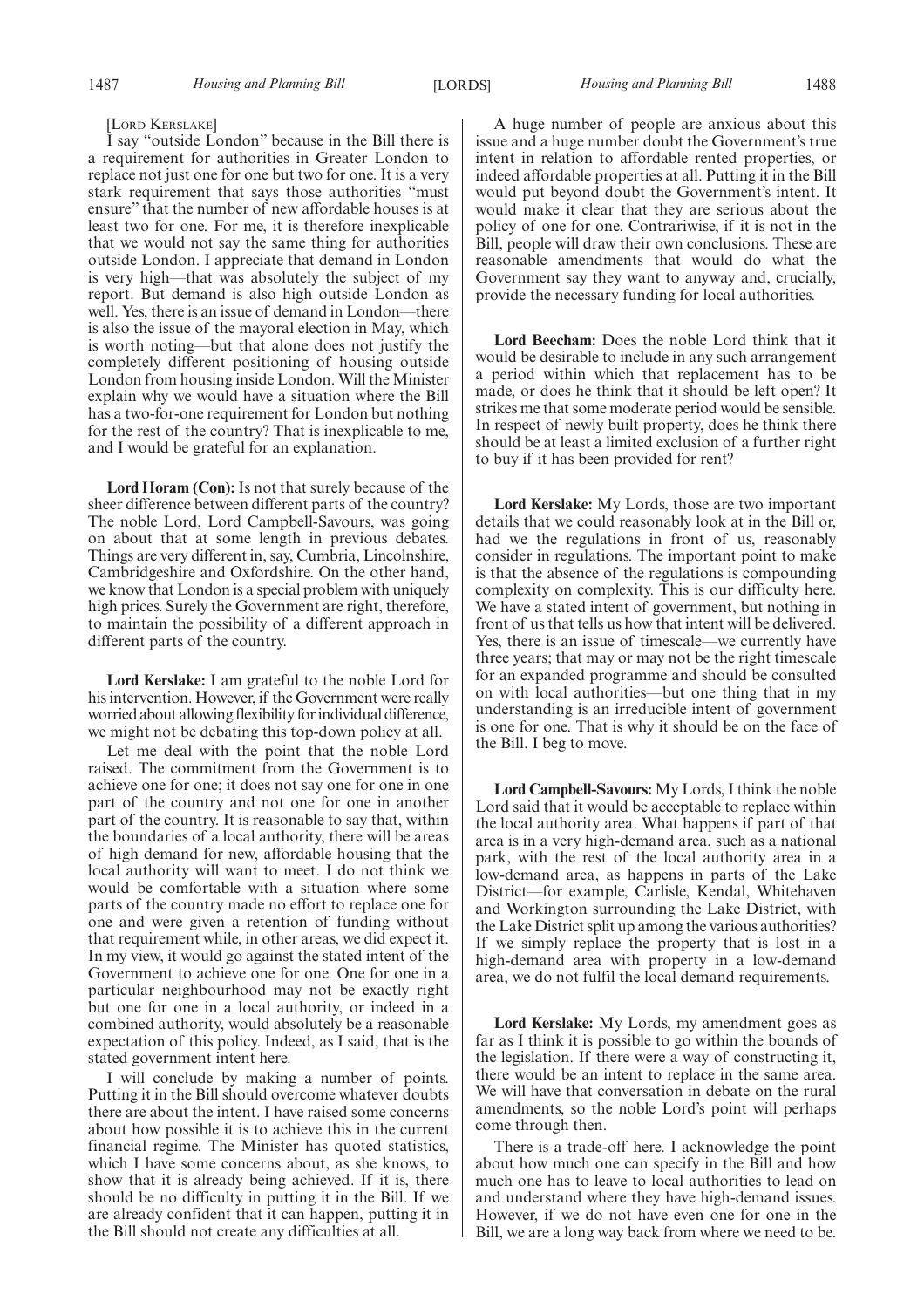[Lord Kerslake]

I say "outside London" because in the Bill there is a requirement for authorities in Greater London to replace not just one for one but two for one. It is a very stark requirement that says those authorities "must ensure" that the number of new affordable houses is at least two for one. For me, it is therefore inexplicable that we would not say the same thing for authorities outside London. I appreciate that demand in London is very high—that was absolutely the subject of my report. But demand is also high outside London as well. Yes, there is an issue of demand in London—there is also the issue of the mayoral election in May, which is worth noting—but that alone does not justify the completely different positioning of housing outside London from housing inside London. Will the Minister explain why we would have a situation where the Bill has a two-for-one requirement for London but nothing for the rest of the country? That is inexplicable to me, and I would be grateful for an explanation.

**Lord Horam (Con):** Is not that surely because of the sheer difference between different parts of the country? The noble Lord, Lord Campbell-Savours, was going on about that at some length in previous debates. Things are very different in, say, Cumbria, Lincolnshire, Cambridgeshire and Oxfordshire. On the other hand, we know that London is a special problem with uniquely high prices. Surely the Government are right, therefore, to maintain the possibility of a different approach in different parts of the country.

**Lord Kerslake:** I am grateful to the noble Lord for his intervention. However, if the Government were really worried about allowing flexibility for individual difference, we might not be debating this top-down policy at all.

Let me deal with the point that the noble Lord raised. The commitment from the Government is to achieve one for one; it does not say one for one in one part of the country and not one for one in another part of the country. It is reasonable to say that, within the boundaries of a local authority, there will be areas of high demand for new, affordable housing that the local authority will want to meet. I do not think we would be comfortable with a situation where some parts of the country made no effort to replace one for one and were given a retention of funding without that requirement while, in other areas, we did expect it. In my view, it would go against the stated intent of the Government to achieve one for one. One for one in a particular neighbourhood may not be exactly right but one for one in a local authority, or indeed in a combined authority, would absolutely be a reasonable expectation of this policy. Indeed, as I said, that is the stated government intent here.

I will conclude by making a number of points. Putting it in the Bill should overcome whatever doubts there are about the intent. I have raised some concerns about how possible it is to achieve this in the current financial regime. The Minister has quoted statistics, which I have some concerns about, as she knows, to show that it is already being achieved. If it is, there should be no difficulty in putting it in the Bill. If we are already confident that it can happen, putting it in the Bill should not create any difficulties at all.

A huge number of people are anxious about this issue and a huge number doubt the Government's true intent in relation to affordable rented properties, or indeed affordable properties at all. Putting it in the Bill would put beyond doubt the Government's intent. It would make it clear that they are serious about the policy of one for one. Contrariwise, if it is not in the Bill, people will draw their own conclusions. These are reasonable amendments that would do what the Government say they want to anyway and, crucially, provide the necessary funding for local authorities.

**Lord Beecham:** Does the noble Lord think that it would be desirable to include in any such arrangement a period within which that replacement has to be made, or does he think that it should be left open? It strikes me that some moderate period would be sensible. In respect of newly built property, does he think there should be at least a limited exclusion of a further right to buy if it has been provided for rent?

**Lord Kerslake:** My Lords, those are two important details that we could reasonably look at in the Bill or, had we the regulations in front of us, reasonably consider in regulations. The important point to make is that the absence of the regulations is compounding complexity on complexity. This is our difficulty here. We have a stated intent of government, but nothing in front of us that tells us how that intent will be delivered. Yes, there is an issue of timescale—we currently have three years; that may or may not be the right timescale for an expanded programme and should be consulted on with local authorities—but one thing that in my understanding is an irreducible intent of government is one for one. That is why it should be on the face of the Bill. I beg to move.

**Lord Campbell-Savours:** My Lords, I think the noble Lord said that it would be acceptable to replace within the local authority area. What happens if part of that area is in a very high-demand area, such as a national park, with the rest of the local authority area in a low-demand area, as happens in parts of the Lake District—for example, Carlisle, Kendal, Whitehaven and Workington surrounding the Lake District, with the Lake District split up among the various authorities? If we simply replace the property that is lost in a high-demand area with property in a low-demand area, we do not fulfil the local demand requirements.

**Lord Kerslake:** My Lords, my amendment goes as far as I think it is possible to go within the bounds of the legislation. If there were a way of constructing it, there would be an intent to replace in the same area. We will have that conversation in debate on the rural amendments, so the noble Lord's point will perhaps come through then.

There is a trade-off here. I acknowledge the point about how much one can specify in the Bill and how much one has to leave to local authorities to lead on and understand where they have high-demand issues. However, if we do not have even one for one in the Bill, we are a long way back from where we need to be.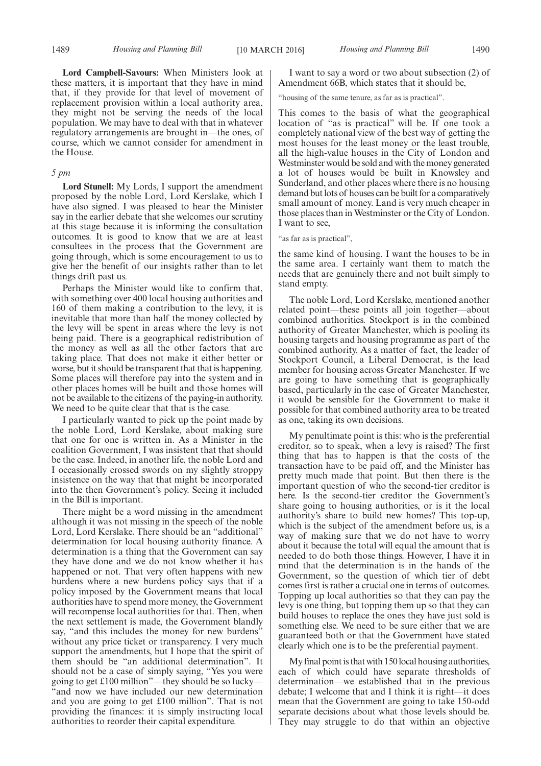**Lord Campbell-Savours:** When Ministers look at these matters, it is important that they have in mind that, if they provide for that level of movement of replacement provision within a local authority area, they might not be serving the needs of the local population. We may have to deal with that in whatever regulatory arrangements are brought in—the ones, of course, which we cannot consider for amendment in the House.

*5 pm*

**Lord Stunell:** My Lords, I support the amendment proposed by the noble Lord, Lord Kerslake, which I have also signed. I was pleased to hear the Minister say in the earlier debate that she welcomes our scrutiny at this stage because it is informing the consultation outcomes. It is good to know that we are at least consultees in the process that the Government are going through, which is some encouragement to us to give her the benefit of our insights rather than to let things drift past us.

Perhaps the Minister would like to confirm that, with something over 400 local housing authorities and 160 of them making a contribution to the levy, it is inevitable that more than half the money collected by the levy will be spent in areas where the levy is not being paid. There is a geographical redistribution of the money as well as all the other factors that are taking place. That does not make it either better or worse, but it should be transparent that that is happening. Some places will therefore pay into the system and in other places homes will be built and those homes will not be available to the citizens of the paying-in authority. We need to be quite clear that that is the case.

I particularly wanted to pick up the point made by the noble Lord, Lord Kerslake, about making sure that one for one is written in. As a Minister in the coalition Government, I was insistent that that should be the case. Indeed, in another life, the noble Lord and I occasionally crossed swords on my slightly stroppy insistence on the way that that might be incorporated into the then Government's policy. Seeing it included in the Bill is important.

There might be a word missing in the amendment although it was not missing in the speech of the noble Lord, Lord Kerslake. There should be an "additional" determination for local housing authority finance. A determination is a thing that the Government can say they have done and we do not know whether it has happened or not. That very often happens with new burdens where a new burdens policy says that if a policy imposed by the Government means that local authorities have to spend more money, the Government will recompense local authorities for that. Then, when the next settlement is made, the Government blandly say, "and this includes the money for new burdens" without any price ticket or transparency. I very much support the amendments, but I hope that the spirit of them should be "an additional determination". It should not be a case of simply saying, "Yes you were going to get £100 million"—they should be so lucky—"and now we have included our new determination and you are going to get £100 million". That is not providing the finances: it is simply instructing local authorities to reorder their capital expenditure.

I want to say a word or two about subsection (2) of Amendment 66B, which states that it should be,

"housing of the same tenure, as far as is practical".

This comes to the basis of what the geographical location of "as is practical" will be. If one took a completely national view of the best way of getting the most houses for the least money or the least trouble, all the high-value houses in the City of London and Westminster would be sold and with the money generated a lot of houses would be built in Knowsley and Sunderland, and other places where there is no housing demand but lots of houses can be built for a comparatively small amount of money. Land is very much cheaper in those places than in Westminster or the City of London. I want to see,

"as far as is practical",

the same kind of housing. I want the houses to be in the same area. I certainly want them to match the needs that are genuinely there and not built simply to stand empty.

The noble Lord, Lord Kerslake, mentioned another related point—these points all join together—about combined authorities. Stockport is in the combined authority of Greater Manchester, which is pooling its housing targets and housing programme as part of the combined authority. As a matter of fact, the leader of Stockport Council, a Liberal Democrat, is the lead member for housing across Greater Manchester. If we are going to have something that is geographically based, particularly in the case of Greater Manchester, it would be sensible for the Government to make it possible for that combined authority area to be treated as one, taking its own decisions.

My penultimate point is this: who is the preferential creditor, so to speak, when a levy is raised? The first thing that has to happen is that the costs of the transaction have to be paid off, and the Minister has pretty much made that point. But then there is the important question of who the second-tier creditor is here. Is the second-tier creditor the Government's share going to housing authorities, or is it the local authority's share to build new homes? This top-up, which is the subject of the amendment before us, is a way of making sure that we do not have to worry about it because the total will equal the amount that is needed to do both those things. However, I have it in mind that the determination is in the hands of the Government, so the question of which tier of debt comes first is rather a crucial one in terms of outcomes. Topping up local authorities so that they can pay the levy is one thing, but topping them up so that they can build houses to replace the ones they have just sold is something else. We need to be sure either that we are guaranteed both or that the Government have stated clearly which one is to be the preferential payment.

My final point is that with 150 local housing authorities, each of which could have separate thresholds of determination—we established that in the previous debate; I welcome that and I think it is right—it does mean that the Government are going to take 150-odd separate decisions about what those levels should be. They may struggle to do that within an objective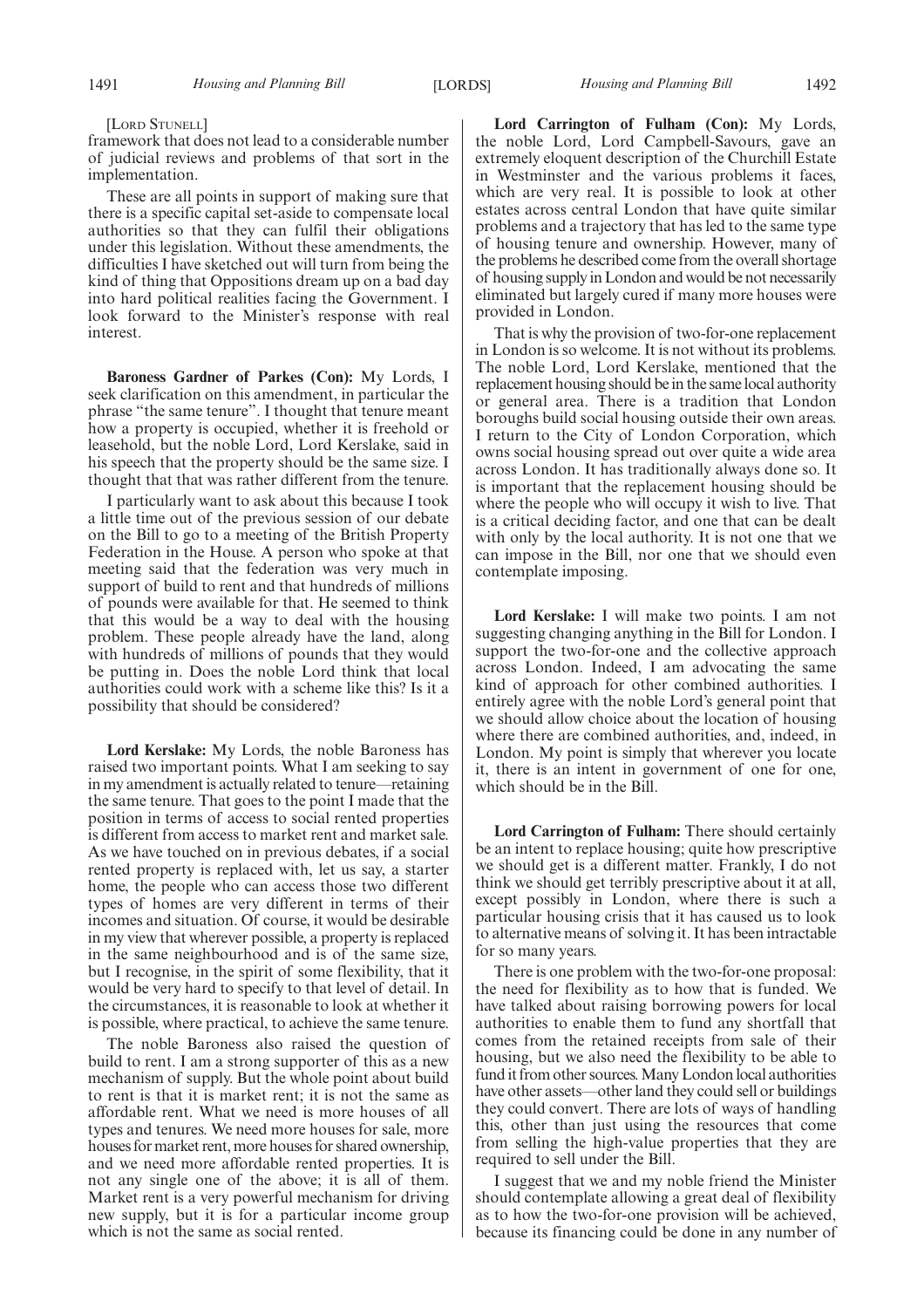[LORD STUNELL]

framework that does not lead to a considerable number of judicial reviews and problems of that sort in the implementation.

These are all points in support of making sure that there is a specific capital set-aside to compensate local authorities so that they can fulfil their obligations under this legislation. Without these amendments, the difficulties I have sketched out will turn from being the kind of thing that Oppositions dream up on a bad day into hard political realities facing the Government. I look forward to the Minister's response with real interest.

**Baroness Gardner of Parkes (Con):** My Lords, I seek clarification on this amendment, in particular the phrase "the same tenure". I thought that tenure meant how a property is occupied, whether it is freehold or leasehold, but the noble Lord, Lord Kerslake, said in his speech that the property should be the same size. I thought that that was rather different from the tenure.

I particularly want to ask about this because I took a little time out of the previous session of our debate on the Bill to go to a meeting of the British Property Federation in the House. A person who spoke at that meeting said that the federation was very much in support of build to rent and that hundreds of millions of pounds were available for that. He seemed to think that this would be a way to deal with the housing problem. These people already have the land, along with hundreds of millions of pounds that they would be putting in. Does the noble Lord think that local authorities could work with a scheme like this? Is it a possibility that should be considered?

**Lord Kerslake:** My Lords, the noble Baroness has raised two important points. What I am seeking to say in my amendment is actually related to tenure—retaining the same tenure. That goes to the point I made that the position in terms of access to social rented properties is different from access to market rent and market sale. As we have touched on in previous debates, if a social rented property is replaced with, let us say, a starter home, the people who can access those two different types of homes are very different in terms of their incomes and situation. Of course, it would be desirable in my view that wherever possible, a property is replaced in the same neighbourhood and is of the same size, but I recognise, in the spirit of some flexibility, that it would be very hard to specify to that level of detail. In the circumstances, it is reasonable to look at whether it is possible, where practical, to achieve the same tenure.

The noble Baroness also raised the question of build to rent. I am a strong supporter of this as a new mechanism of supply. But the whole point about build to rent is that it is market rent; it is not the same as affordable rent. What we need is more houses of all types and tenures. We need more houses for sale, more houses for market rent, more houses for shared ownership, and we need more affordable rented properties. It is not any single one of the above; it is all of them. Market rent is a very powerful mechanism for driving new supply, but it is for a particular income group which is not the same as social rented.

**Lord Carrington of Fulham (Con):** My Lords, the noble Lord, Lord Campbell-Savours, gave an extremely eloquent description of the Churchill Estate in Westminster and the various problems it faces, which are very real. It is possible to look at other estates across central London that have quite similar problems and a trajectory that has led to the same type of housing tenure and ownership. However, many of the problems he described come from the overall shortage of housing supply in London and would be not necessarily eliminated but largely cured if many more houses were provided in London.

That is why the provision of two-for-one replacement in London is so welcome. It is not without its problems. The noble Lord, Lord Kerslake, mentioned that the replacement housing should be in the same local authority or general area. There is a tradition that London boroughs build social housing outside their own areas. I return to the City of London Corporation, which owns social housing spread out over quite a wide area across London. It has traditionally always done so. It is important that the replacement housing should be where the people who will occupy it wish to live. That is a critical deciding factor, and one that can be dealt with only by the local authority. It is not one that we can impose in the Bill, nor one that we should even contemplate imposing.

**Lord Kerslake:** I will make two points. I am not suggesting changing anything in the Bill for London. I support the two-for-one and the collective approach across London. Indeed, I am advocating the same kind of approach for other combined authorities. I entirely agree with the noble Lord's general point that we should allow choice about the location of housing where there are combined authorities, and, indeed, in London. My point is simply that wherever you locate it, there is an intent in government of one for one, which should be in the Bill.

**Lord Carrington of Fulham:** There should certainly be an intent to replace housing; quite how prescriptive we should get is a different matter. Frankly, I do not think we should get terribly prescriptive about it at all, except possibly in London, where there is such a particular housing crisis that it has caused us to look to alternative means of solving it. It has been intractable for so many years.

There is one problem with the two-for-one proposal: the need for flexibility as to how that is funded. We have talked about raising borrowing powers for local authorities to enable them to fund any shortfall that comes from the retained receipts from sale of their housing, but we also need the flexibility to be able to fund it from other sources. Many London local authorities have other assets—other land they could sell or buildings they could convert. There are lots of ways of handling this, other than just using the resources that come from selling the high-value properties that they are required to sell under the Bill.

I suggest that we and my noble friend the Minister should contemplate allowing a great deal of flexibility as to how the two-for-one provision will be achieved, because its financing could be done in any number of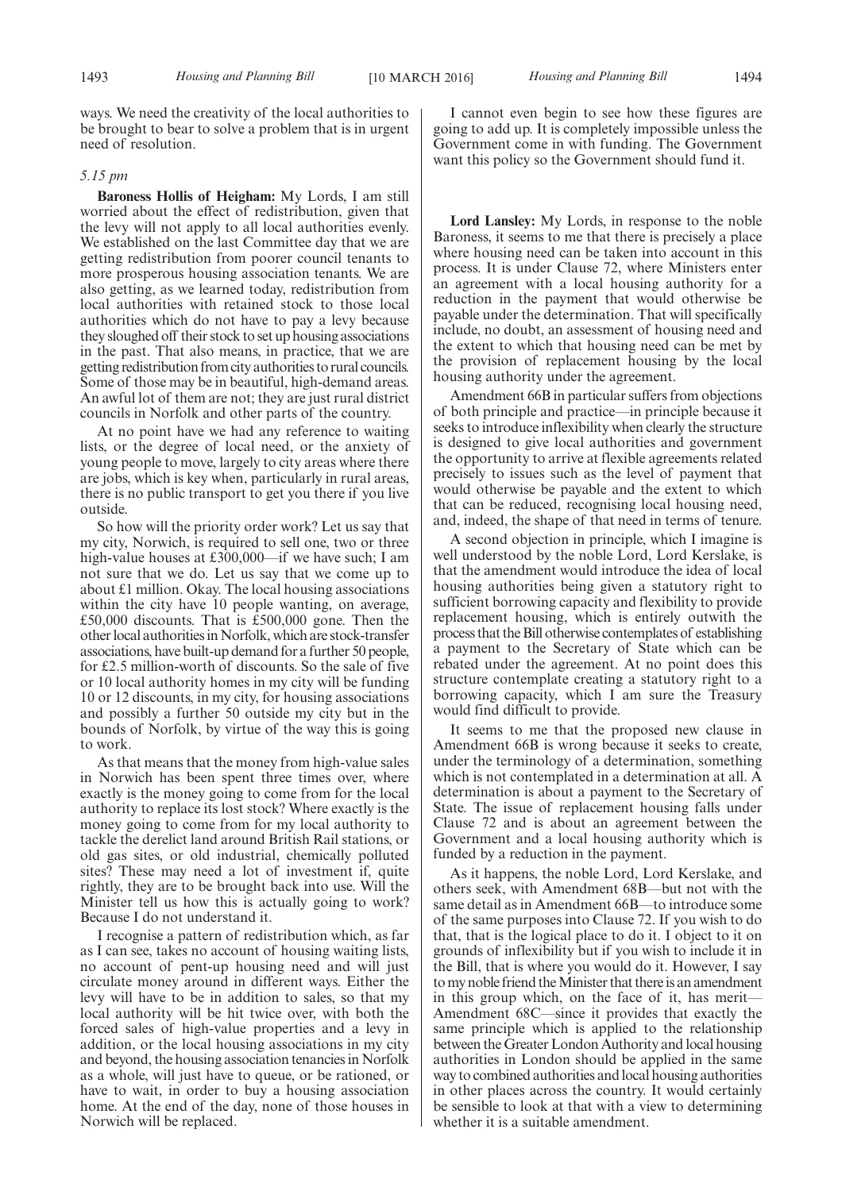ways. We need the creativity of the local authorities to be brought to bear to solve a problem that is in urgent need of resolution.

*5.15 pm*

**Baroness Hollis of Heigham:** My Lords, I am still worried about the effect of redistribution, given that the levy will not apply to all local authorities evenly. We established on the last Committee day that we are getting redistribution from poorer council tenants to more prosperous housing association tenants. We are also getting, as we learned today, redistribution from local authorities with retained stock to those local authorities which do not have to pay a levy because they sloughed off their stock to set up housing associations in the past. That also means, in practice, that we are getting redistribution from city authorities to rural councils. Some of those may be in beautiful, high-demand areas. An awful lot of them are not; they are just rural district councils in Norfolk and other parts of the country.

At no point have we had any reference to waiting lists, or the degree of local need, or the anxiety of young people to move, largely to city areas where there are jobs, which is key when, particularly in rural areas, there is no public transport to get you there if you live outside.

So how will the priority order work? Let us say that my city, Norwich, is required to sell one, two or three high-value houses at £300,000—if we have such; I am not sure that we do. Let us say that we come up to about £1 million. Okay. The local housing associations within the city have 10 people wanting, on average, £50,000 discounts. That is £500,000 gone. Then the other local authorities in Norfolk, which are stock-transfer associations, have built-up demand for a further 50 people, for £2.5 million-worth of discounts. So the sale of five or 10 local authority homes in my city will be funding 10 or 12 discounts, in my city, for housing associations and possibly a further 50 outside my city but in the bounds of Norfolk, by virtue of the way this is going to work.

As that means that the money from high-value sales in Norwich has been spent three times over, where exactly is the money going to come from for the local authority to replace its lost stock? Where exactly is the money going to come from for my local authority to tackle the derelict land around British Rail stations, or old gas sites, or old industrial, chemically polluted sites? These may need a lot of investment if, quite rightly, they are to be brought back into use. Will the Minister tell us how this is actually going to work? Because I do not understand it.

I recognise a pattern of redistribution which, as far as I can see, takes no account of housing waiting lists, no account of pent-up housing need and will just circulate money around in different ways. Either the levy will have to be in addition to sales, so that my local authority will be hit twice over, with both the forced sales of high-value properties and a levy in addition, or the local housing associations in my city and beyond, the housing association tenancies in Norfolk as a whole, will just have to queue, or be rationed, or have to wait, in order to buy a housing association home. At the end of the day, none of those houses in Norwich will be replaced.

I cannot even begin to see how these figures are going to add up. It is completely impossible unless the Government come in with funding. The Government want this policy so the Government should fund it.

**Lord Lansley:** My Lords, in response to the noble Baroness, it seems to me that there is precisely a place where housing need can be taken into account in this process. It is under Clause 72, where Ministers enter an agreement with a local housing authority for a reduction in the payment that would otherwise be payable under the determination. That will specifically include, no doubt, an assessment of housing need and the extent to which that housing need can be met by the provision of replacement housing by the local housing authority under the agreement.

Amendment 66B in particular suffers from objections of both principle and practice—in principle because it seeks to introduce inflexibility when clearly the structure is designed to give local authorities and government the opportunity to arrive at flexible agreements related precisely to issues such as the level of payment that would otherwise be payable and the extent to which that can be reduced, recognising local housing need, and, indeed, the shape of that need in terms of tenure.

A second objection in principle, which I imagine is well understood by the noble Lord, Lord Kerslake, is that the amendment would introduce the idea of local housing authorities being given a statutory right to sufficient borrowing capacity and flexibility to provide replacement housing, which is entirely outwith the process that the Bill otherwise contemplates of establishing a payment to the Secretary of State which can be rebated under the agreement. At no point does this structure contemplate creating a statutory right to a borrowing capacity, which I am sure the Treasury would find difficult to provide.

It seems to me that the proposed new clause in Amendment 66B is wrong because it seeks to create, under the terminology of a determination, something which is not contemplated in a determination at all. A determination is about a payment to the Secretary of State. The issue of replacement housing falls under Clause 72 and is about an agreement between the Government and a local housing authority which is funded by a reduction in the payment.

As it happens, the noble Lord, Lord Kerslake, and others seek, with Amendment 68B—but not with the same detail as in Amendment 66B—to introduce some of the same purposes into Clause 72. If you wish to do that, that is the logical place to do it. I object to it on grounds of inflexibility but if you wish to include it in the Bill, that is where you would do it. However, I say to my noble friend the Minister that there is an amendment in this group which, on the face of it, has merit—Amendment 68C—since it provides that exactly the same principle which is applied to the relationship between the Greater London Authority and local housing authorities in London should be applied in the same way to combined authorities and local housing authorities in other places across the country. It would certainly be sensible to look at that with a view to determining whether it is a suitable amendment.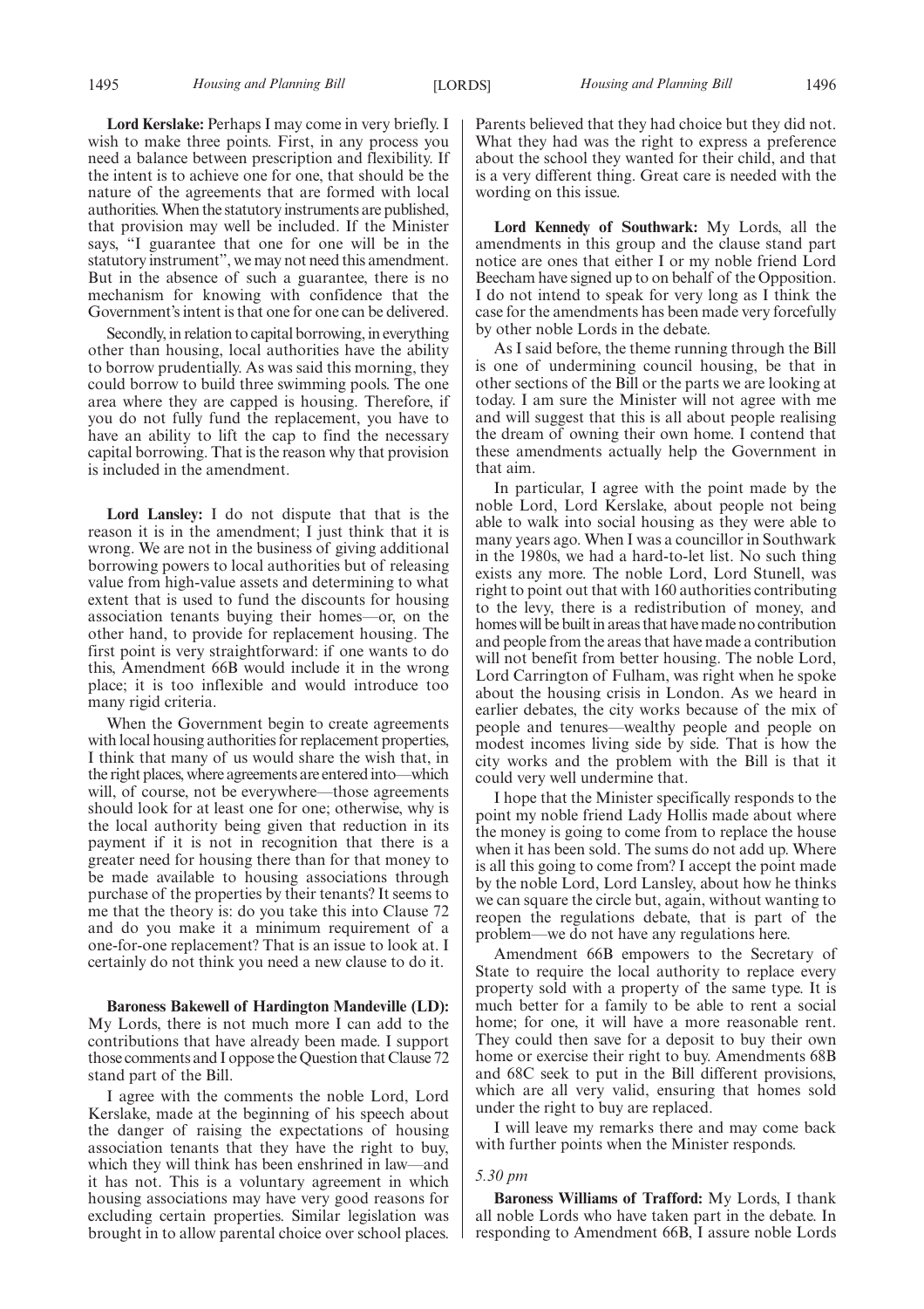**Lord Kerslake:** Perhaps I may come in very briefly. I wish to make three points. First, in any process you need a balance between prescription and flexibility. If the intent is to achieve one for one, that should be the nature of the agreements that are formed with local authorities. When the statutory instruments are published, that provision may well be included. If the Minister says, "I guarantee that one for one will be in the statutory instrument", we may not need this amendment. But in the absence of such a guarantee, there is no mechanism for knowing with confidence that the Government's intent is that one for one can be delivered.

Secondly, in relation to capital borrowing, in everything other than housing, local authorities have the ability to borrow prudentially. As was said this morning, they could borrow to build three swimming pools. The one area where they are capped is housing. Therefore, if you do not fully fund the replacement, you have to have an ability to lift the cap to find the necessary capital borrowing. That is the reason why that provision is included in the amendment.

**Lord Lansley:** I do not dispute that that is the reason it is in the amendment; I just think that it is wrong. We are not in the business of giving additional borrowing powers to local authorities but of releasing value from high-value assets and determining to what extent that is used to fund the discounts for housing association tenants buying their homes—or, on the other hand, to provide for replacement housing. The first point is very straightforward: if one wants to do this, Amendment 66B would include it in the wrong place; it is too inflexible and would introduce too many rigid criteria.

When the Government begin to create agreements with local housing authorities for replacement properties, I think that many of us would share the wish that, in the right places, where agreements are entered into—which will, of course, not be everywhere—those agreements should look for at least one for one; otherwise, why is the local authority being given that reduction in its payment if it is not in recognition that there is a greater need for housing there than for that money to be made available to housing associations through purchase of the properties by their tenants? It seems to me that the theory is: do you take this into Clause 72 and do you make it a minimum requirement of a one-for-one replacement? That is an issue to look at. I certainly do not think you need a new clause to do it.

**Baroness Bakewell of Hardington Mandeville (LD):** My Lords, there is not much more I can add to the contributions that have already been made. I support those comments and I oppose the Question that Clause 72 stand part of the Bill.

I agree with the comments the noble Lord, Lord Kerslake, made at the beginning of his speech about the danger of raising the expectations of housing association tenants that they have the right to buy, which they will think has been enshrined in law—and it has not. This is a voluntary agreement in which housing associations may have very good reasons for excluding certain properties. Similar legislation was brought in to allow parental choice over school places. Parents believed that they had choice but they did not. What they had was the right to express a preference about the school they wanted for their child, and that is a very different thing. Great care is needed with the wording on this issue.

**Lord Kennedy of Southwark:** My Lords, all the amendments in this group and the clause stand part notice are ones that either I or my noble friend Lord Beecham have signed up to on behalf of the Opposition. I do not intend to speak for very long as I think the case for the amendments has been made very forcefully by other noble Lords in the debate.

As I said before, the theme running through the Bill is one of undermining council housing, be that in other sections of the Bill or the parts we are looking at today. I am sure the Minister will not agree with me and will suggest that this is all about people realising the dream of owning their own home. I contend that these amendments actually help the Government in that aim.

In particular, I agree with the point made by the noble Lord, Lord Kerslake, about people not being able to walk into social housing as they were able to many years ago. When I was a councillor in Southwark in the 1980s, we had a hard-to-let list. No such thing exists any more. The noble Lord, Lord Stunell, was right to point out that with 160 authorities contributing to the levy, there is a redistribution of money, and homes will be built in areas that have made no contribution and people from the areas that have made a contribution will not benefit from better housing. The noble Lord, Lord Carrington of Fulham, was right when he spoke about the housing crisis in London. As we heard in earlier debates, the city works because of the mix of people and tenures—wealthy people and people on modest incomes living side by side. That is how the city works and the problem with the Bill is that it could very well undermine that.

I hope that the Minister specifically responds to the point my noble friend Lady Hollis made about where the money is going to come from to replace the house when it has been sold. The sums do not add up. Where is all this going to come from? I accept the point made by the noble Lord, Lord Lansley, about how he thinks we can square the circle but, again, without wanting to reopen the regulations debate, that is part of the problem—we do not have any regulations here.

Amendment 66B empowers to the Secretary of State to require the local authority to replace every property sold with a property of the same type. It is much better for a family to be able to rent a social home; for one, it will have a more reasonable rent. They could then save for a deposit to buy their own home or exercise their right to buy. Amendments 68B and 68C seek to put in the Bill different provisions, which are all very valid, ensuring that homes sold under the right to buy are replaced.

I will leave my remarks there and may come back with further points when the Minister responds.

*5.30 pm*

**Baroness Williams of Trafford:** My Lords, I thank all noble Lords who have taken part in the debate. In responding to Amendment 66B, I assure noble Lords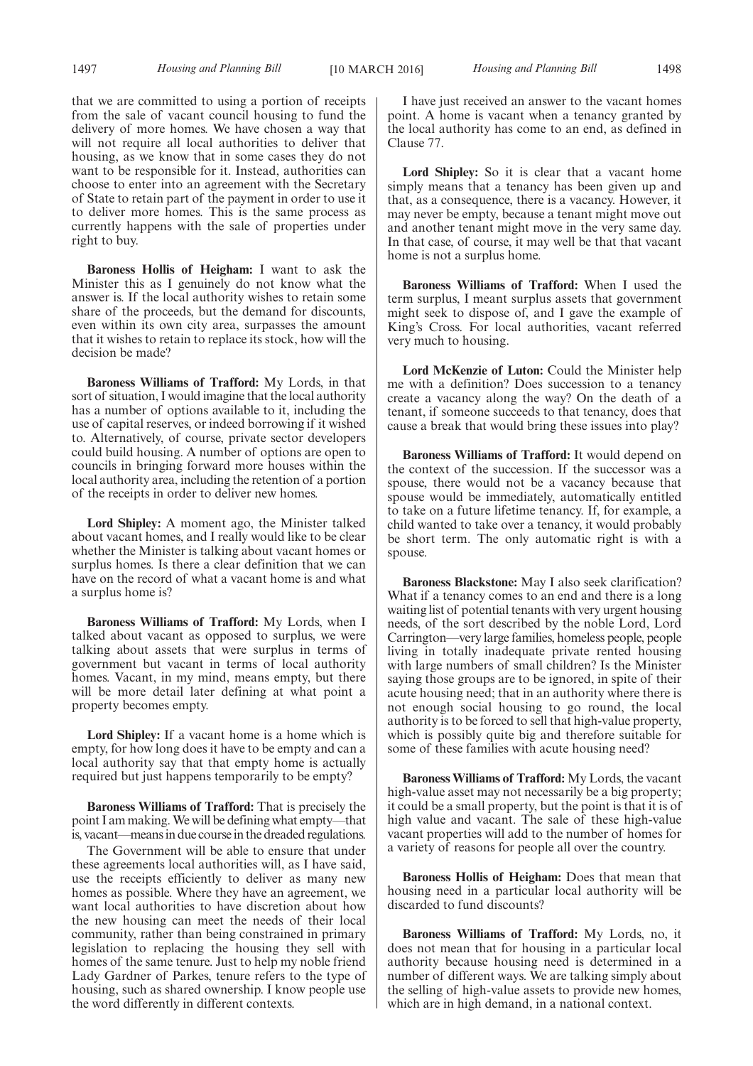that we are committed to using a portion of receipts from the sale of vacant council housing to fund the delivery of more homes. We have chosen a way that will not require all local authorities to deliver that housing, as we know that in some cases they do not want to be responsible for it. Instead, authorities can choose to enter into an agreement with the Secretary of State to retain part of the payment in order to use it to deliver more homes. This is the same process as currently happens with the sale of properties under right to buy.

**Baroness Hollis of Heigham:** I want to ask the Minister this as I genuinely do not know what the answer is. If the local authority wishes to retain some share of the proceeds, but the demand for discounts, even within its own city area, surpasses the amount that it wishes to retain to replace its stock, how will the decision be made?

**Baroness Williams of Trafford:** My Lords, in that sort of situation, I would imagine that the local authority has a number of options available to it, including the use of capital reserves, or indeed borrowing if it wished to. Alternatively, of course, private sector developers could build housing. A number of options are open to councils in bringing forward more houses within the local authority area, including the retention of a portion of the receipts in order to deliver new homes.

**Lord Shipley:** A moment ago, the Minister talked about vacant homes, and I really would like to be clear whether the Minister is talking about vacant homes or surplus homes. Is there a clear definition that we can have on the record of what a vacant home is and what a surplus home is?

**Baroness Williams of Trafford:** My Lords, when I talked about vacant as opposed to surplus, we were talking about assets that were surplus in terms of government but vacant in terms of local authority homes. Vacant, in my mind, means empty, but there will be more detail later defining at what point a property becomes empty.

**Lord Shipley:** If a vacant home is a home which is empty, for how long does it have to be empty and can a local authority say that that empty home is actually required but just happens temporarily to be empty?

**Baroness Williams of Trafford:** That is precisely the point I am making. We will be defining what empty—that is, vacant—means in due course in the dreaded regulations.

The Government will be able to ensure that under these agreements local authorities will, as I have said, use the receipts efficiently to deliver as many new homes as possible. Where they have an agreement, we want local authorities to have discretion about how the new housing can meet the needs of their local community, rather than being constrained in primary legislation to replacing the housing they sell with homes of the same tenure. Just to help my noble friend Lady Gardner of Parkes, tenure refers to the type of housing, such as shared ownership. I know people use the word differently in different contexts.

I have just received an answer to the vacant homes point. A home is vacant when a tenancy granted by the local authority has come to an end, as defined in Clause 77.

**Lord Shipley:** So it is clear that a vacant home simply means that a tenancy has been given up and that, as a consequence, there is a vacancy. However, it may never be empty, because a tenant might move out and another tenant might move in the very same day. In that case, of course, it may well be that that vacant home is not a surplus home.

**Baroness Williams of Trafford:** When I used the term surplus, I meant surplus assets that government might seek to dispose of, and I gave the example of King's Cross. For local authorities, vacant referred very much to housing.

**Lord McKenzie of Luton:** Could the Minister help me with a definition? Does succession to a tenancy create a vacancy along the way? On the death of a tenant, if someone succeeds to that tenancy, does that cause a break that would bring these issues into play?

**Baroness Williams of Trafford:** It would depend on the context of the succession. If the successor was a spouse, there would not be a vacancy because that spouse would be immediately, automatically entitled to take on a future lifetime tenancy. If, for example, a child wanted to take over a tenancy, it would probably be short term. The only automatic right is with a spouse.

**Baroness Blackstone:** May I also seek clarification? What if a tenancy comes to an end and there is a long waiting list of potential tenants with very urgent housing needs, of the sort described by the noble Lord, Lord Carrington—very large families, homeless people, people living in totally inadequate private rented housing with large numbers of small children? Is the Minister saying those groups are to be ignored, in spite of their acute housing need; that in an authority where there is not enough social housing to go round, the local authority is to be forced to sell that high-value property, which is possibly quite big and therefore suitable for some of these families with acute housing need?

**Baroness Williams of Trafford:** My Lords, the vacant high-value asset may not necessarily be a big property; it could be a small property, but the point is that it is of high value and vacant. The sale of these high-value vacant properties will add to the number of homes for a variety of reasons for people all over the country.

**Baroness Hollis of Heigham:** Does that mean that housing need in a particular local authority will be discarded to fund discounts?

**Baroness Williams of Trafford:** My Lords, no, it does not mean that for housing in a particular local authority because housing need is determined in a number of different ways. We are talking simply about the selling of high-value assets to provide new homes, which are in high demand, in a national context.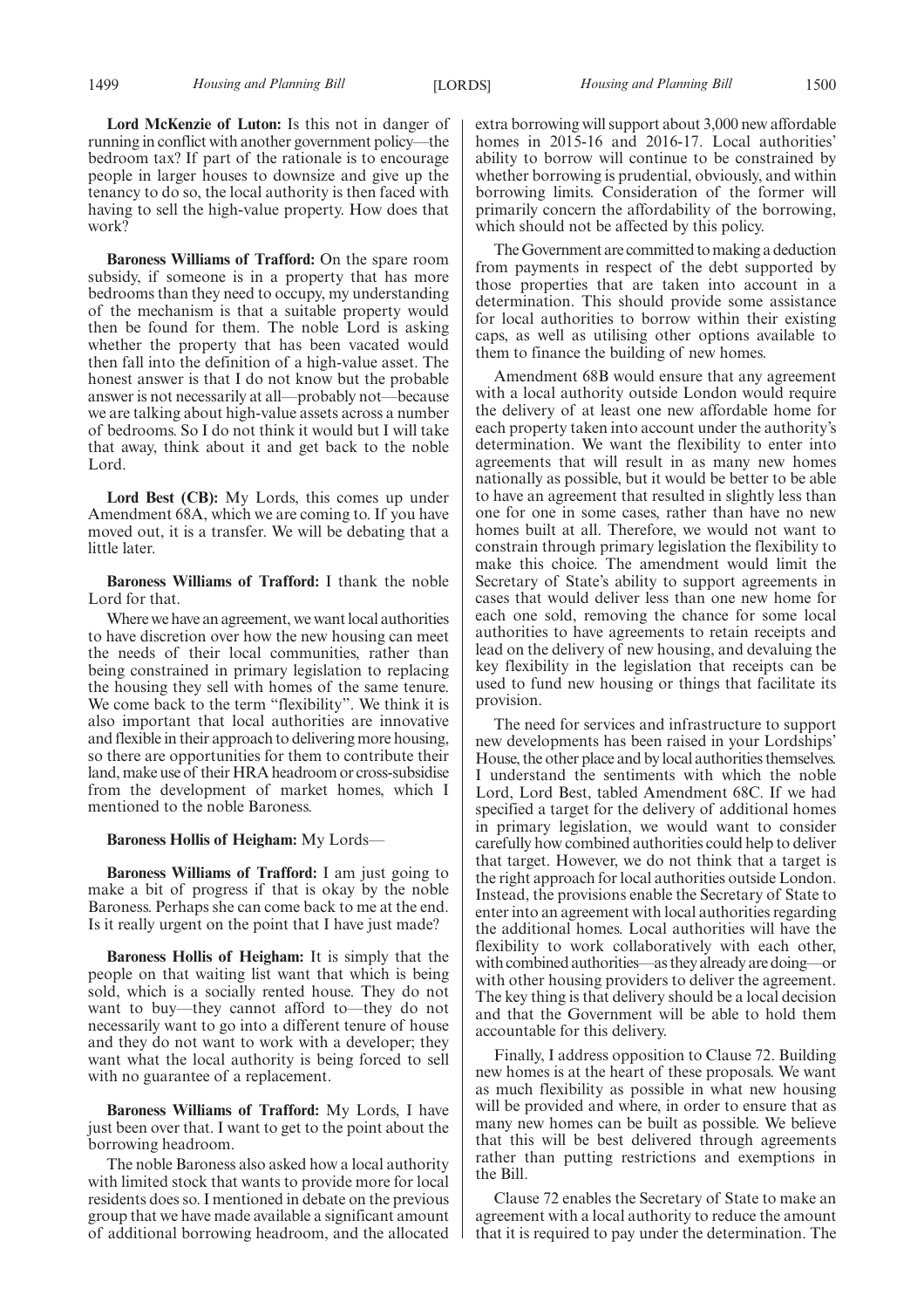**Lord McKenzie of Luton:** Is this not in danger of running in conflict with another government policy—the bedroom tax? If part of the rationale is to encourage people in larger houses to downsize and give up the tenancy to do so, the local authority is then faced with having to sell the high-value property. How does that work?

**Baroness Williams of Trafford:** On the spare room subsidy, if someone is in a property that has more bedrooms than they need to occupy, my understanding of the mechanism is that a suitable property would then be found for them. The noble Lord is asking whether the property that has been vacated would then fall into the definition of a high-value asset. The honest answer is that I do not know but the probable answer is not necessarily at all—probably not—because we are talking about high-value assets across a number of bedrooms. So I do not think it would but I will take that away, think about it and get back to the noble Lord.

**Lord Best (CB):** My Lords, this comes up under Amendment 68A, which we are coming to. If you have moved out, it is a transfer. We will be debating that a little later.

**Baroness Williams of Trafford:** I thank the noble Lord for that.

Where we have an agreement, we want local authorities to have discretion over how the new housing can meet the needs of their local communities, rather than being constrained in primary legislation to replacing the housing they sell with homes of the same tenure. We come back to the term "flexibility". We think it is also important that local authorities are innovative and flexible in their approach to delivering more housing, so there are opportunities for them to contribute their land, make use of their HRA headroom or cross-subsidise from the development of market homes, which I mentioned to the noble Baroness.

**Baroness Hollis of Heigham:** My Lords—

**Baroness Williams of Trafford:** I am just going to make a bit of progress if that is okay by the noble Baroness. Perhaps she can come back to me at the end. Is it really urgent on the point that I have just made?

**Baroness Hollis of Heigham:** It is simply that the people on that waiting list want that which is being sold, which is a socially rented house. They do not want to buy—they cannot afford to—they do not necessarily want to go into a different tenure of house and they do not want to work with a developer; they want what the local authority is being forced to sell with no guarantee of a replacement.

**Baroness Williams of Trafford:** My Lords, I have just been over that. I want to get to the point about the borrowing headroom.

The noble Baroness also asked how a local authority with limited stock that wants to provide more for local residents does so. I mentioned in debate on the previous group that we have made available a significant amount of additional borrowing headroom, and the allocated extra borrowing will support about 3,000 new affordable homes in 2015-16 and 2016-17. Local authorities' ability to borrow will continue to be constrained by whether borrowing is prudential, obviously, and within borrowing limits. Consideration of the former will primarily concern the affordability of the borrowing, which should not be affected by this policy.

The Government are committed to making a deduction from payments in respect of the debt supported by those properties that are taken into account in a determination. This should provide some assistance for local authorities to borrow within their existing caps, as well as utilising other options available to them to finance the building of new homes.

Amendment 68B would ensure that any agreement with a local authority outside London would require the delivery of at least one new affordable home for each property taken into account under the authority's determination. We want the flexibility to enter into agreements that will result in as many new homes nationally as possible, but it would be better to be able to have an agreement that resulted in slightly less than one for one in some cases, rather than have no new homes built at all. Therefore, we would not want to constrain through primary legislation the flexibility to make this choice. The amendment would limit the Secretary of State's ability to support agreements in cases that would deliver less than one new home for each one sold, removing the chance for some local authorities to have agreements to retain receipts and lead on the delivery of new housing, and devaluing the key flexibility in the legislation that receipts can be used to fund new housing or things that facilitate its provision.

The need for services and infrastructure to support new developments has been raised in your Lordships' House, the other place and by local authorities themselves. I understand the sentiments with which the noble Lord, Lord Best, tabled Amendment 68C. If we had specified a target for the delivery of additional homes in primary legislation, we would want to consider carefully how combined authorities could help to deliver that target. However, we do not think that a target is the right approach for local authorities outside London. Instead, the provisions enable the Secretary of State to enter into an agreement with local authorities regarding the additional homes. Local authorities will have the flexibility to work collaboratively with each other, with combined authorities—as they already are doing—or with other housing providers to deliver the agreement. The key thing is that delivery should be a local decision and that the Government will be able to hold them accountable for this delivery.

Finally, I address opposition to Clause 72. Building new homes is at the heart of these proposals. We want as much flexibility as possible in what new housing will be provided and where, in order to ensure that as many new homes can be built as possible. We believe that this will be best delivered through agreements rather than putting restrictions and exemptions in the Bill.

Clause 72 enables the Secretary of State to make an agreement with a local authority to reduce the amount that it is required to pay under the determination. The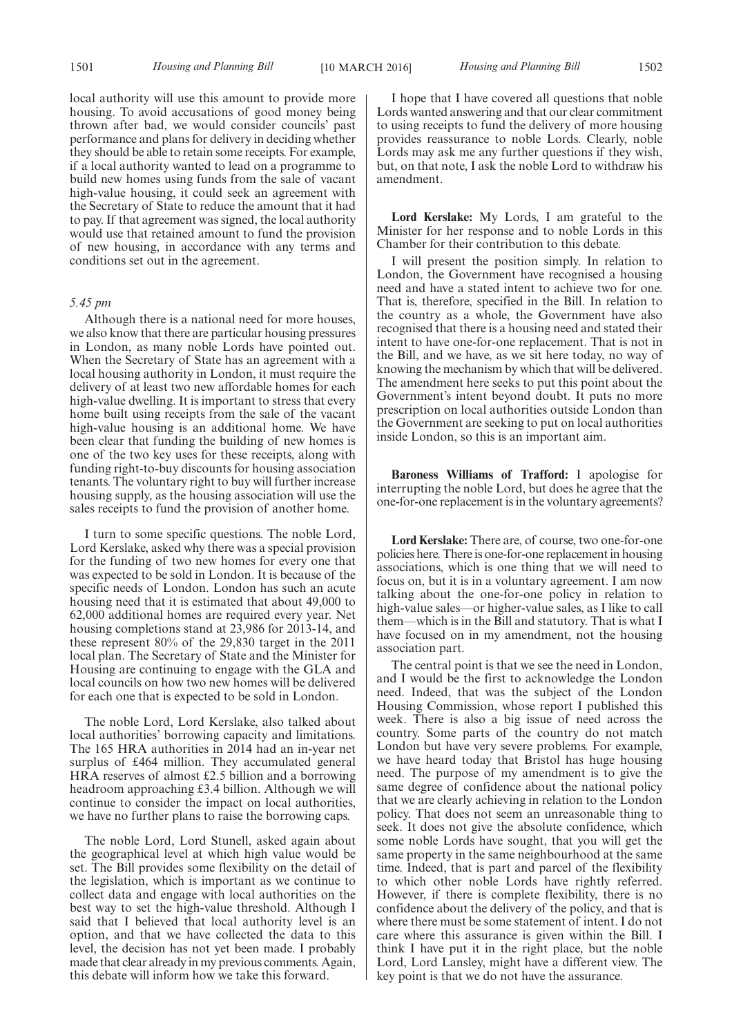local authority will use this amount to provide more housing. To avoid accusations of good money being thrown after bad, we would consider councils' past performance and plans for delivery in deciding whether they should be able to retain some receipts. For example, if a local authority wanted to lead on a programme to build new homes using funds from the sale of vacant high-value housing, it could seek an agreement with the Secretary of State to reduce the amount that it had to pay. If that agreement was signed, the local authority would use that retained amount to fund the provision of new housing, in accordance with any terms and conditions set out in the agreement.

*5.45 pm*

Although there is a national need for more houses, we also know that there are particular housing pressures in London, as many noble Lords have pointed out. When the Secretary of State has an agreement with a local housing authority in London, it must require the delivery of at least two new affordable homes for each high-value dwelling. It is important to stress that every home built using receipts from the sale of the vacant high-value housing is an additional home. We have been clear that funding the building of new homes is one of the two key uses for these receipts, along with funding right-to-buy discounts for housing association tenants. The voluntary right to buy will further increase housing supply, as the housing association will use the sales receipts to fund the provision of another home.

I turn to some specific questions. The noble Lord, Lord Kerslake, asked why there was a special provision for the funding of two new homes for every one that was expected to be sold in London. It is because of the specific needs of London. London has such an acute housing need that it is estimated that about 49,000 to 62,000 additional homes are required every year. Net housing completions stand at 23,986 for 2013-14, and these represent 80% of the 29,830 target in the 2011 local plan. The Secretary of State and the Minister for Housing are continuing to engage with the GLA and local councils on how two new homes will be delivered for each one that is expected to be sold in London.

The noble Lord, Lord Kerslake, also talked about local authorities' borrowing capacity and limitations. The 165 HRA authorities in 2014 had an in-year net surplus of £464 million. They accumulated general HRA reserves of almost £2.5 billion and a borrowing headroom approaching £3.4 billion. Although we will continue to consider the impact on local authorities, we have no further plans to raise the borrowing caps.

The noble Lord, Lord Stunell, asked again about the geographical level at which high value would be set. The Bill provides some flexibility on the detail of the legislation, which is important as we continue to collect data and engage with local authorities on the best way to set the high-value threshold. Although I said that I believed that local authority level is an option, and that we have collected the data to this level, the decision has not yet been made. I probably made that clear already in my previous comments. Again, this debate will inform how we take this forward.

I hope that I have covered all questions that noble Lords wanted answering and that our clear commitment to using receipts to fund the delivery of more housing provides reassurance to noble Lords. Clearly, noble Lords may ask me any further questions if they wish, but, on that note, I ask the noble Lord to withdraw his amendment.

**Lord Kerslake:** My Lords, I am grateful to the Minister for her response and to noble Lords in this Chamber for their contribution to this debate.

I will present the position simply. In relation to London, the Government have recognised a housing need and have a stated intent to achieve two for one. That is, therefore, specified in the Bill. In relation to the country as a whole, the Government have also recognised that there is a housing need and stated their intent to have one-for-one replacement. That is not in the Bill, and we have, as we sit here today, no way of knowing the mechanism by which that will be delivered. The amendment here seeks to put this point about the Government's intent beyond doubt. It puts no more prescription on local authorities outside London than the Government are seeking to put on local authorities inside London, so this is an important aim.

**Baroness Williams of Trafford:** I apologise for interrupting the noble Lord, but does he agree that the one-for-one replacement is in the voluntary agreements?

**Lord Kerslake:** There are, of course, two one-for-one policies here. There is one-for-one replacement in housing associations, which is one thing that we will need to focus on, but it is in a voluntary agreement. I am now talking about the one-for-one policy in relation to high-value sales—or higher-value sales, as I like to call them—which is in the Bill and statutory. That is what I have focused on in my amendment, not the housing association part.

The central point is that we see the need in London, and I would be the first to acknowledge the London need. Indeed, that was the subject of the London Housing Commission, whose report I published this week. There is also a big issue of need across the country. Some parts of the country do not match London but have very severe problems. For example, we have heard today that Bristol has huge housing need. The purpose of my amendment is to give the same degree of confidence about the national policy that we are clearly achieving in relation to the London policy. That does not seem an unreasonable thing to seek. It does not give the absolute confidence, which some noble Lords have sought, that you will get the same property in the same neighbourhood at the same time. Indeed, that is part and parcel of the flexibility to which other noble Lords have rightly referred. However, if there is complete flexibility, there is no confidence about the delivery of the policy, and that is where there must be some statement of intent. I do not care where this assurance is given within the Bill. I think I have put it in the right place, but the noble Lord, Lord Lansley, might have a different view. The key point is that we do not have the assurance.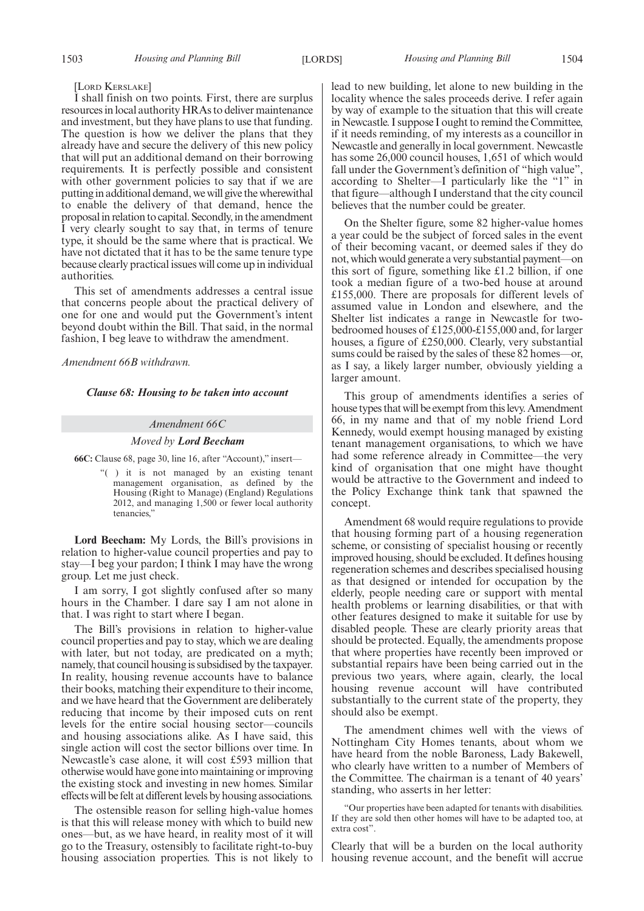[Lord Kerslake]

I shall finish on two points. First, there are surplus resources in local authority HRAs to deliver maintenance and investment, but they have plans to use that funding. The question is how we deliver the plans that they already have and secure the delivery of this new policy that will put an additional demand on their borrowing requirements. It is perfectly possible and consistent with other government policies to say that if we are putting in additional demand, we will give the wherewithal to enable the delivery of that demand, hence the proposal in relation to capital. Secondly, in the amendment I very clearly sought to say that, in terms of tenure type, it should be the same where that is practical. We have not dictated that it has to be the same tenure type because clearly practical issues will come up in individual authorities.

This set of amendments addresses a central issue that concerns people about the practical delivery of one for one and would put the Government's intent beyond doubt within the Bill. That said, in the normal fashion, I beg leave to withdraw the amendment.

*Amendment 66B withdrawn.*

***Clause 68: Housing to be taken into account***

*Amendment 66C*

*Moved by* ***Lord Beecham***

**66C:** Clause 68, page 30, line 16, after "Account)," insert—

"( ) it is not managed by an existing tenant management organisation, as defined by the Housing (Right to Manage) (England) Regulations 2012, and managing 1,500 or fewer local authority tenancies,"

**Lord Beecham:** My Lords, the Bill's provisions in relation to higher-value council properties and pay to stay—I beg your pardon; I think I may have the wrong group. Let me just check.

I am sorry, I got slightly confused after so many hours in the Chamber. I dare say I am not alone in that. I was right to start where I began.

The Bill's provisions in relation to higher-value council properties and pay to stay, which we are dealing with later, but not today, are predicated on a myth; namely, that council housing is subsidised by the taxpayer. In reality, housing revenue accounts have to balance their books, matching their expenditure to their income, and we have heard that the Government are deliberately reducing that income by their imposed cuts on rent levels for the entire social housing sector—councils and housing associations alike. As I have said, this single action will cost the sector billions over time. In Newcastle's case alone, it will cost £593 million that otherwise would have gone into maintaining or improving the existing stock and investing in new homes. Similar effects will be felt at different levels by housing associations.

The ostensible reason for selling high-value homes is that this will release money with which to build new ones—but, as we have heard, in reality most of it will go to the Treasury, ostensibly to facilitate right-to-buy housing association properties. This is not likely to lead to new building, let alone to new building in the locality whence the sales proceeds derive. I refer again by way of example to the situation that this will create in Newcastle. I suppose I ought to remind the Committee, if it needs reminding, of my interests as a councillor in Newcastle and generally in local government. Newcastle has some 26,000 council houses, 1,651 of which would fall under the Government's definition of "high value", according to Shelter—I particularly like the "1" in that figure—although I understand that the city council believes that the number could be greater.

On the Shelter figure, some 82 higher-value homes a year could be the subject of forced sales in the event of their becoming vacant, or deemed sales if they do not, which would generate a very substantial payment—on this sort of figure, something like £1.2 billion, if one took a median figure of a two-bed house at around £155,000. There are proposals for different levels of assumed value in London and elsewhere, and the Shelter list indicates a range in Newcastle for two-bedroomed houses of £125,000-£155,000 and, for larger houses, a figure of £250,000. Clearly, very substantial sums could be raised by the sales of these 82 homes—or, as I say, a likely larger number, obviously yielding a larger amount.

This group of amendments identifies a series of house types that will be exempt from this levy. Amendment 66, in my name and that of my noble friend Lord Kennedy, would exempt housing managed by existing tenant management organisations, to which we have had some reference already in Committee—the very kind of organisation that one might have thought would be attractive to the Government and indeed to the Policy Exchange think tank that spawned the concept.

Amendment 68 would require regulations to provide that housing forming part of a housing regeneration scheme, or consisting of specialist housing or recently improved housing, should be excluded. It defines housing regeneration schemes and describes specialised housing as that designed or intended for occupation by the elderly, people needing care or support with mental health problems or learning disabilities, or that with other features designed to make it suitable for use by disabled people. These are clearly priority areas that should be protected. Equally, the amendments propose that where properties have recently been improved or substantial repairs have been being carried out in the previous two years, where again, clearly, the local housing revenue account will have contributed substantially to the current state of the property, they should also be exempt.

The amendment chimes well with the views of Nottingham City Homes tenants, about whom we have heard from the noble Baroness, Lady Bakewell, who clearly have written to a number of Members of the Committee. The chairman is a tenant of 40 years' standing, who asserts in her letter:

"Our properties have been adapted for tenants with disabilities. If they are sold then other homes will have to be adapted too, at extra cost".

Clearly that will be a burden on the local authority housing revenue account, and the benefit will accrue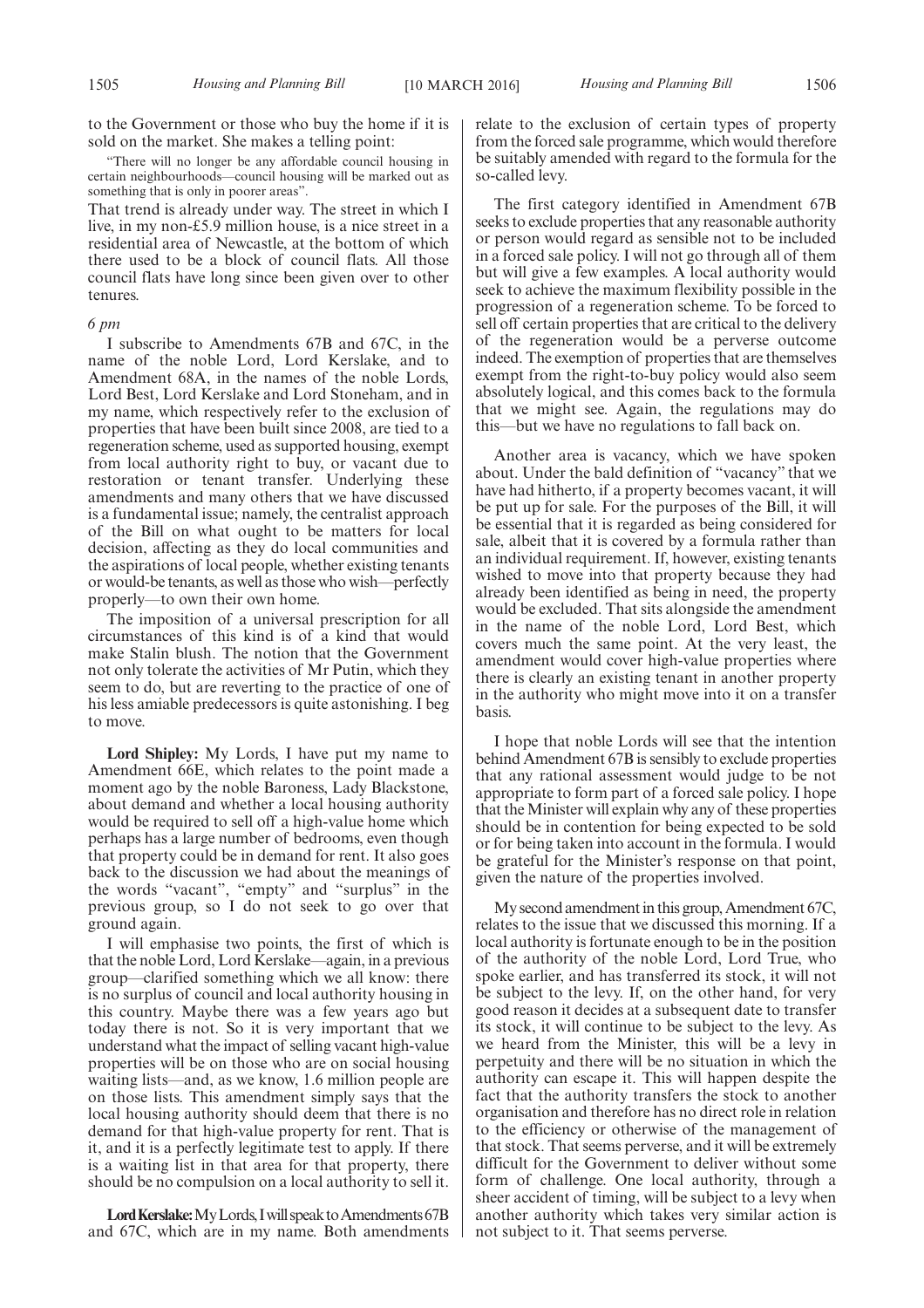to the Government or those who buy the home if it is sold on the market. She makes a telling point:

"There will no longer be any affordable council housing in certain neighbourhoods—council housing will be marked out as something that is only in poorer areas".

That trend is already under way. The street in which I live, in my non-£5.9 million house, is a nice street in a residential area of Newcastle, at the bottom of which there used to be a block of council flats. All those council flats have long since been given over to other tenures.

*6 pm*

I subscribe to Amendments 67B and 67C, in the name of the noble Lord, Lord Kerslake, and to Amendment 68A, in the names of the noble Lords, Lord Best, Lord Kerslake and Lord Stoneham, and in my name, which respectively refer to the exclusion of properties that have been built since 2008, are tied to a regeneration scheme, used as supported housing, exempt from local authority right to buy, or vacant due to restoration or tenant transfer. Underlying these amendments and many others that we have discussed is a fundamental issue; namely, the centralist approach of the Bill on what ought to be matters for local decision, affecting as they do local communities and the aspirations of local people, whether existing tenants or would-be tenants, as well as those who wish—perfectly properly—to own their own home.

The imposition of a universal prescription for all circumstances of this kind is of a kind that would make Stalin blush. The notion that the Government not only tolerate the activities of Mr Putin, which they seem to do, but are reverting to the practice of one of his less amiable predecessors is quite astonishing. I beg to move.

**Lord Shipley:** My Lords, I have put my name to Amendment 66E, which relates to the point made a moment ago by the noble Baroness, Lady Blackstone, about demand and whether a local housing authority would be required to sell off a high-value home which perhaps has a large number of bedrooms, even though that property could be in demand for rent. It also goes back to the discussion we had about the meanings of the words "vacant", "empty" and "surplus" in the previous group, so I do not seek to go over that ground again.

I will emphasise two points, the first of which is that the noble Lord, Lord Kerslake—again, in a previous group—clarified something which we all know: there is no surplus of council and local authority housing in this country. Maybe there was a few years ago but today there is not. So it is very important that we understand what the impact of selling vacant high-value properties will be on those who are on social housing waiting lists—and, as we know, 1.6 million people are on those lists. This amendment simply says that the local housing authority should deem that there is no demand for that high-value property for rent. That is it, and it is a perfectly legitimate test to apply. If there is a waiting list in that area for that property, there should be no compulsion on a local authority to sell it.

**Lord Kerslake:** My Lords, I will speak to Amendments 67B and 67C, which are in my name. Both amendments relate to the exclusion of certain types of property from the forced sale programme, which would therefore be suitably amended with regard to the formula for the so-called levy.

The first category identified in Amendment 67B seeks to exclude properties that any reasonable authority or person would regard as sensible not to be included in a forced sale policy. I will not go through all of them but will give a few examples. A local authority would seek to achieve the maximum flexibility possible in the progression of a regeneration scheme. To be forced to sell off certain properties that are critical to the delivery of the regeneration would be a perverse outcome indeed. The exemption of properties that are themselves exempt from the right-to-buy policy would also seem absolutely logical, and this comes back to the formula that we might see. Again, the regulations may do this—but we have no regulations to fall back on.

Another area is vacancy, which we have spoken about. Under the bald definition of "vacancy" that we have had hitherto, if a property becomes vacant, it will be put up for sale. For the purposes of the Bill, it will be essential that it is regarded as being considered for sale, albeit that it is covered by a formula rather than an individual requirement. If, however, existing tenants wished to move into that property because they had already been identified as being in need, the property would be excluded. That sits alongside the amendment in the name of the noble Lord, Lord Best, which covers much the same point. At the very least, the amendment would cover high-value properties where there is clearly an existing tenant in another property in the authority who might move into it on a transfer basis.

I hope that noble Lords will see that the intention behind Amendment 67B is sensibly to exclude properties that any rational assessment would judge to be not appropriate to form part of a forced sale policy. I hope that the Minister will explain why any of these properties should be in contention for being expected to be sold or for being taken into account in the formula. I would be grateful for the Minister's response on that point, given the nature of the properties involved.

My second amendment in this group, Amendment 67C, relates to the issue that we discussed this morning. If a local authority is fortunate enough to be in the position of the authority of the noble Lord, Lord True, who spoke earlier, and has transferred its stock, it will not be subject to the levy. If, on the other hand, for very good reason it decides at a subsequent date to transfer its stock, it will continue to be subject to the levy. As we heard from the Minister, this will be a levy in perpetuity and there will be no situation in which the authority can escape it. This will happen despite the fact that the authority transfers the stock to another organisation and therefore has no direct role in relation to the efficiency or otherwise of the management of that stock. That seems perverse, and it will be extremely difficult for the Government to deliver without some form of challenge. One local authority, through a sheer accident of timing, will be subject to a levy when another authority which takes very similar action is not subject to it. That seems perverse.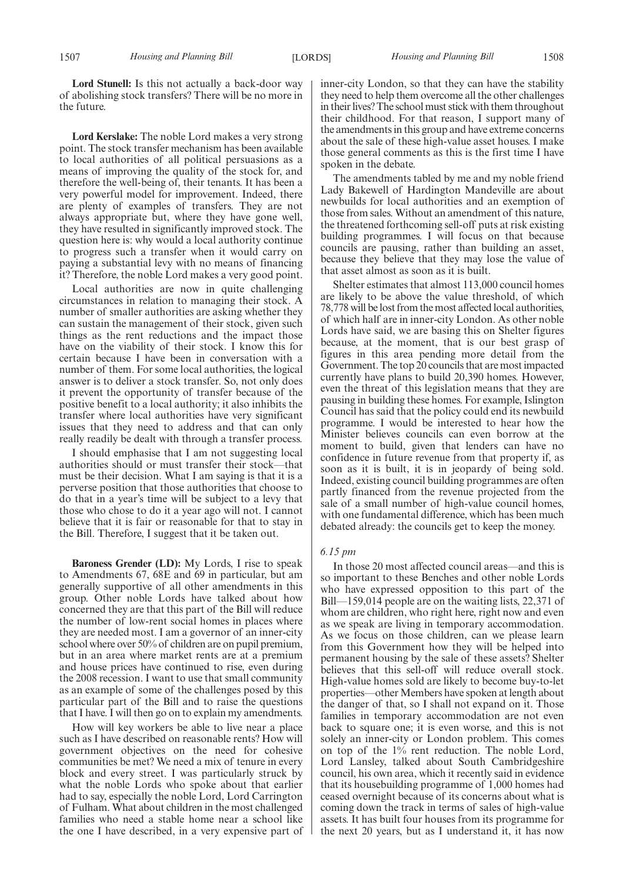**Lord Stunell:** Is this not actually a back-door way of abolishing stock transfers? There will be no more in the future.

**Lord Kerslake:** The noble Lord makes a very strong point. The stock transfer mechanism has been available to local authorities of all political persuasions as a means of improving the quality of the stock for, and therefore the well-being of, their tenants. It has been a very powerful model for improvement. Indeed, there are plenty of examples of transfers. They are not always appropriate but, where they have gone well, they have resulted in significantly improved stock. The question here is: why would a local authority continue to progress such a transfer when it would carry on paying a substantial levy with no means of financing it? Therefore, the noble Lord makes a very good point.

Local authorities are now in quite challenging circumstances in relation to managing their stock. A number of smaller authorities are asking whether they can sustain the management of their stock, given such things as the rent reductions and the impact those have on the viability of their stock. I know this for certain because I have been in conversation with a number of them. For some local authorities, the logical answer is to deliver a stock transfer. So, not only does it prevent the opportunity of transfer because of the positive benefit to a local authority; it also inhibits the transfer where local authorities have very significant issues that they need to address and that can only really readily be dealt with through a transfer process.

I should emphasise that I am not suggesting local authorities should or must transfer their stock—that must be their decision. What I am saying is that it is a perverse position that those authorities that choose to do that in a year's time will be subject to a levy that those who chose to do it a year ago will not. I cannot believe that it is fair or reasonable for that to stay in the Bill. Therefore, I suggest that it be taken out.

**Baroness Grender (LD):** My Lords, I rise to speak to Amendments 67, 68E and 69 in particular, but am generally supportive of all other amendments in this group. Other noble Lords have talked about how concerned they are that this part of the Bill will reduce the number of low-rent social homes in places where they are needed most. I am a governor of an inner-city school where over 50% of children are on pupil premium, but in an area where market rents are at a premium and house prices have continued to rise, even during the 2008 recession. I want to use that small community as an example of some of the challenges posed by this particular part of the Bill and to raise the questions that I have. I will then go on to explain my amendments.

How will key workers be able to live near a place such as I have described on reasonable rents? How will government objectives on the need for cohesive communities be met? We need a mix of tenure in every block and every street. I was particularly struck by what the noble Lords who spoke about that earlier had to say, especially the noble Lord, Lord Carrington of Fulham. What about children in the most challenged families who need a stable home near a school like the one I have described, in a very expensive part of inner-city London, so that they can have the stability they need to help them overcome all the other challenges in their lives? The school must stick with them throughout their childhood. For that reason, I support many of the amendments in this group and have extreme concerns about the sale of these high-value asset houses. I make those general comments as this is the first time I have spoken in the debate.

The amendments tabled by me and my noble friend Lady Bakewell of Hardington Mandeville are about newbuilds for local authorities and an exemption of those from sales. Without an amendment of this nature, the threatened forthcoming sell-off puts at risk existing building programmes. I will focus on that because councils are pausing, rather than building an asset, because they believe that they may lose the value of that asset almost as soon as it is built.

Shelter estimates that almost 113,000 council homes are likely to be above the value threshold, of which 78,778 will be lost from the most affected local authorities, of which half are in inner-city London. As other noble Lords have said, we are basing this on Shelter figures because, at the moment, that is our best grasp of figures in this area pending more detail from the Government. The top 20 councils that are most impacted currently have plans to build 20,390 homes. However, even the threat of this legislation means that they are pausing in building these homes. For example, Islington Council has said that the policy could end its newbuild programme. I would be interested to hear how the Minister believes councils can even borrow at the moment to build, given that lenders can have no confidence in future revenue from that property if, as soon as it is built, it is in jeopardy of being sold. Indeed, existing council building programmes are often partly financed from the revenue projected from the sale of a small number of high-value council homes, with one fundamental difference, which has been much debated already: the councils get to keep the money.

*6.15 pm*

In those 20 most affected council areas—and this is so important to these Benches and other noble Lords who have expressed opposition to this part of the Bill—159,014 people are on the waiting lists, 22,371 of whom are children, who right here, right now and even as we speak are living in temporary accommodation. As we focus on those children, can we please learn from this Government how they will be helped into permanent housing by the sale of these assets? Shelter believes that this sell-off will reduce overall stock. High-value homes sold are likely to become buy-to-let properties—other Members have spoken at length about the danger of that, so I shall not expand on it. Those families in temporary accommodation are not even back to square one; it is even worse, and this is not solely an inner-city or London problem. This comes on top of the 1% rent reduction. The noble Lord, Lord Lansley, talked about South Cambridgeshire council, his own area, which it recently said in evidence that its housebuilding programme of 1,000 homes had ceased overnight because of its concerns about what is coming down the track in terms of sales of high-value assets. It has built four houses from its programme for the next 20 years, but as I understand it, it has now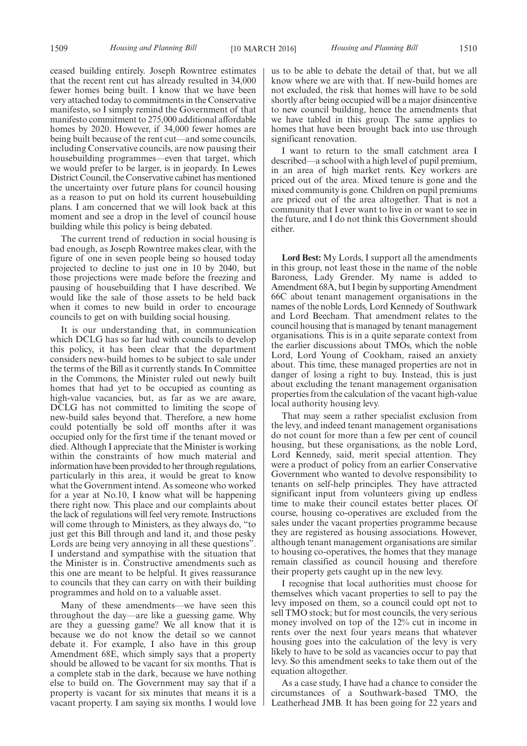ceased building entirely. Joseph Rowntree estimates that the recent rent cut has already resulted in 34,000 fewer homes being built. I know that we have been very attached today to commitments in the Conservative manifesto, so I simply remind the Government of that manifesto commitment to 275,000 additional affordable homes by 2020. However, if 34,000 fewer homes are being built because of the rent cut—and some councils, including Conservative councils, are now pausing their housebuilding programmes—even that target, which we would prefer to be larger, is in jeopardy. In Lewes District Council, the Conservative cabinet has mentioned the uncertainty over future plans for council housing as a reason to put on hold its current housebuilding plans. I am concerned that we will look back at this moment and see a drop in the level of council house building while this policy is being debated.

The current trend of reduction in social housing is bad enough, as Joseph Rowntree makes clear, with the figure of one in seven people being so housed today projected to decline to just one in 10 by 2040, but those projections were made before the freezing and pausing of housebuilding that I have described. We would like the sale of those assets to be held back when it comes to new build in order to encourage councils to get on with building social housing.

It is our understanding that, in communication which DCLG has so far had with councils to develop this policy, it has been clear that the department considers new-build homes to be subject to sale under the terms of the Bill as it currently stands. In Committee in the Commons, the Minister ruled out newly built homes that had yet to be occupied as counting as high-value vacancies, but, as far as we are aware, DCLG has not committed to limiting the scope of new-build sales beyond that. Therefore, a new home could potentially be sold off months after it was occupied only for the first time if the tenant moved or died. Although I appreciate that the Minister is working within the constraints of how much material and information have been provided to her through regulations, particularly in this area, it would be great to know what the Government intend. As someone who worked for a year at No.10, I know what will be happening there right now. This place and our complaints about the lack of regulations will feel very remote. Instructions will come through to Ministers, as they always do, "to just get this Bill through and land it, and those pesky Lords are being very annoying in all these questions". I understand and sympathise with the situation that the Minister is in. Constructive amendments such as this one are meant to be helpful. It gives reassurance to councils that they can carry on with their building programmes and hold on to a valuable asset.

Many of these amendments—we have seen this throughout the day—are like a guessing game. Why are they a guessing game? We all know that it is because we do not know the detail so we cannot debate it. For example, I also have in this group Amendment 68E, which simply says that a property should be allowed to be vacant for six months. That is a complete stab in the dark, because we have nothing else to build on. The Government may say that if a property is vacant for six minutes that means it is a vacant property. I am saying six months. I would love us to be able to debate the detail of that, but we all know where we are with that. If new-build homes are not excluded, the risk that homes will have to be sold shortly after being occupied will be a major disincentive to new council building, hence the amendments that we have tabled in this group. The same applies to homes that have been brought back into use through significant renovation.

I want to return to the small catchment area I described—a school with a high level of pupil premium, in an area of high market rents. Key workers are priced out of the area. Mixed tenure is gone and the mixed community is gone. Children on pupil premiums are priced out of the area altogether. That is not a community that I ever want to live in or want to see in the future, and I do not think this Government should either.

**Lord Best:** My Lords, I support all the amendments in this group, not least those in the name of the noble Baroness, Lady Grender. My name is added to Amendment 68A, but I begin by supporting Amendment 66C about tenant management organisations in the names of the noble Lords, Lord Kennedy of Southwark and Lord Beecham. That amendment relates to the council housing that is managed by tenant management organisations. This is in a quite separate context from the earlier discussions about TMOs, which the noble Lord, Lord Young of Cookham, raised an anxiety about. This time, these managed properties are not in danger of losing a right to buy. Instead, this is just about excluding the tenant management organisation properties from the calculation of the vacant high-value local authority housing levy.

That may seem a rather specialist exclusion from the levy, and indeed tenant management organisations do not count for more than a few per cent of council housing, but these organisations, as the noble Lord, Lord Kennedy, said, merit special attention. They were a product of policy from an earlier Conservative Government who wanted to devolve responsibility to tenants on self-help principles. They have attracted significant input from volunteers giving up endless time to make their council estates better places. Of course, housing co-operatives are excluded from the sales under the vacant properties programme because they are registered as housing associations. However, although tenant management organisations are similar to housing co-operatives, the homes that they manage remain classified as council housing and therefore their property gets caught up in the new levy.

I recognise that local authorities must choose for themselves which vacant properties to sell to pay the levy imposed on them, so a council could opt not to sell TMO stock; but for most councils, the very serious money involved on top of the 12% cut in income in rents over the next four years means that whatever housing goes into the calculation of the levy is very likely to have to be sold as vacancies occur to pay that levy. So this amendment seeks to take them out of the equation altogether.

As a case study, I have had a chance to consider the circumstances of a Southwark-based TMO, the Leatherhead JMB. It has been going for 22 years and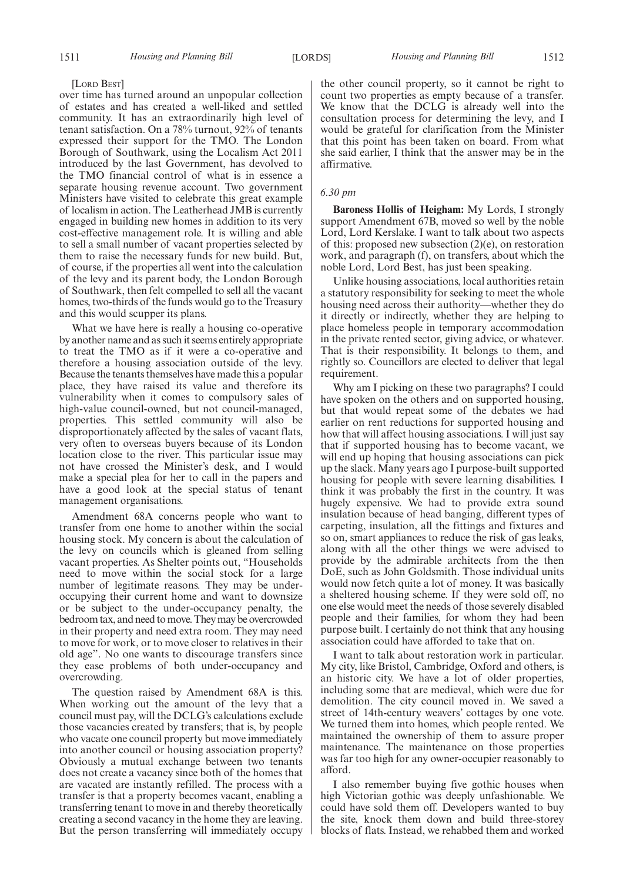[LORD BEST]

over time has turned around an unpopular collection of estates and has created a well-liked and settled community. It has an extraordinarily high level of tenant satisfaction. On a 78% turnout, 92% of tenants expressed their support for the TMO. The London Borough of Southwark, using the Localism Act 2011 introduced by the last Government, has devolved to the TMO financial control of what is in essence a separate housing revenue account. Two government Ministers have visited to celebrate this great example of localism in action. The Leatherhead JMB is currently engaged in building new homes in addition to its very cost-effective management role. It is willing and able to sell a small number of vacant properties selected by them to raise the necessary funds for new build. But, of course, if the properties all went into the calculation of the levy and its parent body, the London Borough of Southwark, then felt compelled to sell all the vacant homes, two-thirds of the funds would go to the Treasury and this would scupper its plans.

What we have here is really a housing co-operative by another name and as such it seems entirely appropriate to treat the TMO as if it were a co-operative and therefore a housing association outside of the levy. Because the tenants themselves have made this a popular place, they have raised its value and therefore its vulnerability when it comes to compulsory sales of high-value council-owned, but not council-managed, properties. This settled community will also be disproportionately affected by the sales of vacant flats, very often to overseas buyers because of its London location close to the river. This particular issue may not have crossed the Minister's desk, and I would make a special plea for her to call in the papers and have a good look at the special status of tenant management organisations.

Amendment 68A concerns people who want to transfer from one home to another within the social housing stock. My concern is about the calculation of the levy on councils which is gleaned from selling vacant properties. As Shelter points out, "Households need to move within the social stock for a large number of legitimate reasons. They may be under-occupying their current home and want to downsize or be subject to the under-occupancy penalty, the bedroom tax, and need to move. They may be overcrowded in their property and need extra room. They may need to move for work, or to move closer to relatives in their old age". No one wants to discourage transfers since they ease problems of both under-occupancy and overcrowding.

The question raised by Amendment 68A is this. When working out the amount of the levy that a council must pay, will the DCLG's calculations exclude those vacancies created by transfers; that is, by people who vacate one council property but move immediately into another council or housing association property? Obviously a mutual exchange between two tenants does not create a vacancy since both of the homes that are vacated are instantly refilled. The process with a transfer is that a property becomes vacant, enabling a transferring tenant to move in and thereby theoretically creating a second vacancy in the home they are leaving. But the person transferring will immediately occupy the other council property, so it cannot be right to count two properties as empty because of a transfer. We know that the DCLG is already well into the consultation process for determining the levy, and I would be grateful for clarification from the Minister that this point has been taken on board. From what she said earlier, I think that the answer may be in the affirmative.

*6.30 pm*

**Baroness Hollis of Heigham:** My Lords, I strongly support Amendment 67B, moved so well by the noble Lord, Lord Kerslake. I want to talk about two aspects of this: proposed new subsection (2)(e), on restoration work, and paragraph (f), on transfers, about which the noble Lord, Lord Best, has just been speaking.

Unlike housing associations, local authorities retain a statutory responsibility for seeking to meet the whole housing need across their authority—whether they do it directly or indirectly, whether they are helping to place homeless people in temporary accommodation in the private rented sector, giving advice, or whatever. That is their responsibility. It belongs to them, and rightly so. Councillors are elected to deliver that legal requirement.

Why am I picking on these two paragraphs? I could have spoken on the others and on supported housing, but that would repeat some of the debates we had earlier on rent reductions for supported housing and how that will affect housing associations. I will just say that if supported housing has to become vacant, we will end up hoping that housing associations can pick up the slack. Many years ago I purpose-built supported housing for people with severe learning disabilities. I think it was probably the first in the country. It was hugely expensive. We had to provide extra sound insulation because of head banging, different types of carpeting, insulation, all the fittings and fixtures and so on, smart appliances to reduce the risk of gas leaks, along with all the other things we were advised to provide by the admirable architects from the then DoE, such as John Goldsmith. Those individual units would now fetch quite a lot of money. It was basically a sheltered housing scheme. If they were sold off, no one else would meet the needs of those severely disabled people and their families, for whom they had been purpose built. I certainly do not think that any housing association could have afforded to take that on.

I want to talk about restoration work in particular. My city, like Bristol, Cambridge, Oxford and others, is an historic city. We have a lot of older properties, including some that are medieval, which were due for demolition. The city council moved in. We saved a street of 14th-century weavers' cottages by one vote. We turned them into homes, which people rented. We maintained the ownership of them to assure proper maintenance. The maintenance on those properties was far too high for any owner-occupier reasonably to afford.

I also remember buying five gothic houses when high Victorian gothic was deeply unfashionable. We could have sold them off. Developers wanted to buy the site, knock them down and build three-storey blocks of flats. Instead, we rehabbed them and worked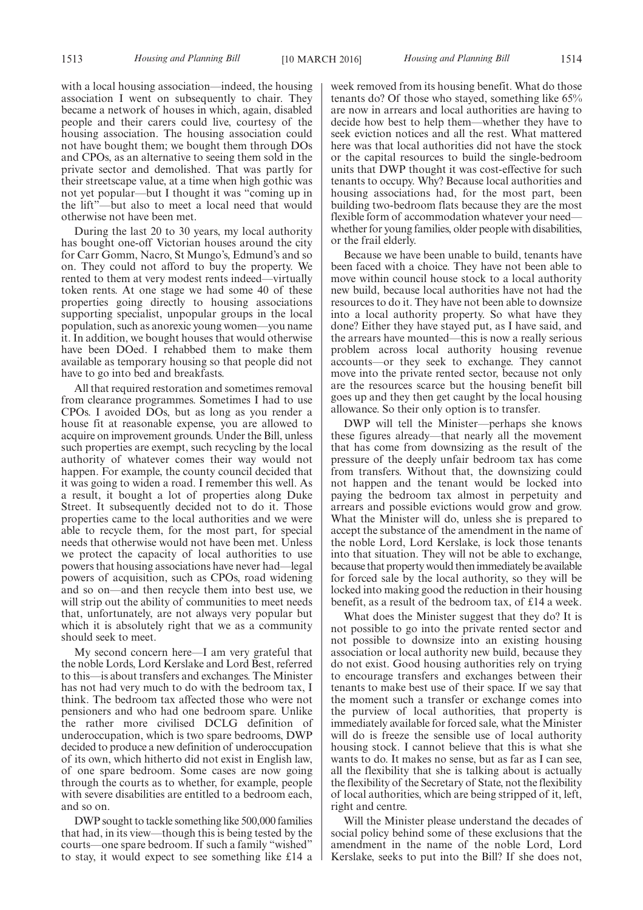with a local housing association—indeed, the housing association I went on subsequently to chair. They became a network of houses in which, again, disabled people and their carers could live, courtesy of the housing association. The housing association could not have bought them; we bought them through DOs and CPOs, as an alternative to seeing them sold in the private sector and demolished. That was partly for their streetscape value, at a time when high gothic was not yet popular—but I thought it was "coming up in the lift"—but also to meet a local need that would otherwise not have been met.

During the last 20 to 30 years, my local authority has bought one-off Victorian houses around the city for Carr Gomm, Nacro, St Mungo's, Edmund's and so on. They could not afford to buy the property. We rented to them at very modest rents indeed—virtually token rents. At one stage we had some 40 of these properties going directly to housing associations supporting specialist, unpopular groups in the local population, such as anorexic young women—you name it. In addition, we bought houses that would otherwise have been DOed. I rehabbed them to make them available as temporary housing so that people did not have to go into bed and breakfasts.

All that required restoration and sometimes removal from clearance programmes. Sometimes I had to use CPOs. I avoided DOs, but as long as you render a house fit at reasonable expense, you are allowed to acquire on improvement grounds. Under the Bill, unless such properties are exempt, such recycling by the local authority of whatever comes their way would not happen. For example, the county council decided that it was going to widen a road. I remember this well. As a result, it bought a lot of properties along Duke Street. It subsequently decided not to do it. Those properties came to the local authorities and we were able to recycle them, for the most part, for special needs that otherwise would not have been met. Unless we protect the capacity of local authorities to use powers that housing associations have never had—legal powers of acquisition, such as CPOs, road widening and so on—and then recycle them into best use, we will strip out the ability of communities to meet needs that, unfortunately, are not always very popular but which it is absolutely right that we as a community should seek to meet.

My second concern here—I am very grateful that the noble Lords, Lord Kerslake and Lord Best, referred to this—is about transfers and exchanges. The Minister has not had very much to do with the bedroom tax, I think. The bedroom tax affected those who were not pensioners and who had one bedroom spare. Unlike the rather more civilised DCLG definition of underoccupation, which is two spare bedrooms, DWP decided to produce a new definition of underoccupation of its own, which hitherto did not exist in English law, of one spare bedroom. Some cases are now going through the courts as to whether, for example, people with severe disabilities are entitled to a bedroom each, and so on.

DWP sought to tackle something like 500,000 families that had, in its view—though this is being tested by the courts—one spare bedroom. If such a family "wished" to stay, it would expect to see something like £14 a week removed from its housing benefit. What do those tenants do? Of those who stayed, something like 65% are now in arrears and local authorities are having to decide how best to help them—whether they have to seek eviction notices and all the rest. What mattered here was that local authorities did not have the stock or the capital resources to build the single-bedroom units that DWP thought it was cost-effective for such tenants to occupy. Why? Because local authorities and housing associations had, for the most part, been building two-bedroom flats because they are the most flexible form of accommodation whatever your need—whether for young families, older people with disabilities, or the frail elderly.

Because we have been unable to build, tenants have been faced with a choice. They have not been able to move within council house stock to a local authority new build, because local authorities have not had the resources to do it. They have not been able to downsize into a local authority property. So what have they done? Either they have stayed put, as I have said, and the arrears have mounted—this is now a really serious problem across local authority housing revenue accounts—or they seek to exchange. They cannot move into the private rented sector, because not only are the resources scarce but the housing benefit bill goes up and they then get caught by the local housing allowance. So their only option is to transfer.

DWP will tell the Minister—perhaps she knows these figures already—that nearly all the movement that has come from downsizing as the result of the pressure of the deeply unfair bedroom tax has come from transfers. Without that, the downsizing could not happen and the tenant would be locked into paying the bedroom tax almost in perpetuity and arrears and possible evictions would grow and grow. What the Minister will do, unless she is prepared to accept the substance of the amendment in the name of the noble Lord, Lord Kerslake, is lock those tenants into that situation. They will not be able to exchange, because that property would then immediately be available for forced sale by the local authority, so they will be locked into making good the reduction in their housing benefit, as a result of the bedroom tax, of £14 a week.

What does the Minister suggest that they do? It is not possible to go into the private rented sector and not possible to downsize into an existing housing association or local authority new build, because they do not exist. Good housing authorities rely on trying to encourage transfers and exchanges between their tenants to make best use of their space. If we say that the moment such a transfer or exchange comes into the purview of local authorities, that property is immediately available for forced sale, what the Minister will do is freeze the sensible use of local authority housing stock. I cannot believe that this is what she wants to do. It makes no sense, but as far as I can see, all the flexibility that she is talking about is actually the flexibility of the Secretary of State, not the flexibility of local authorities, which are being stripped of it, left, right and centre.

Will the Minister please understand the decades of social policy behind some of these exclusions that the amendment in the name of the noble Lord, Lord Kerslake, seeks to put into the Bill? If she does not,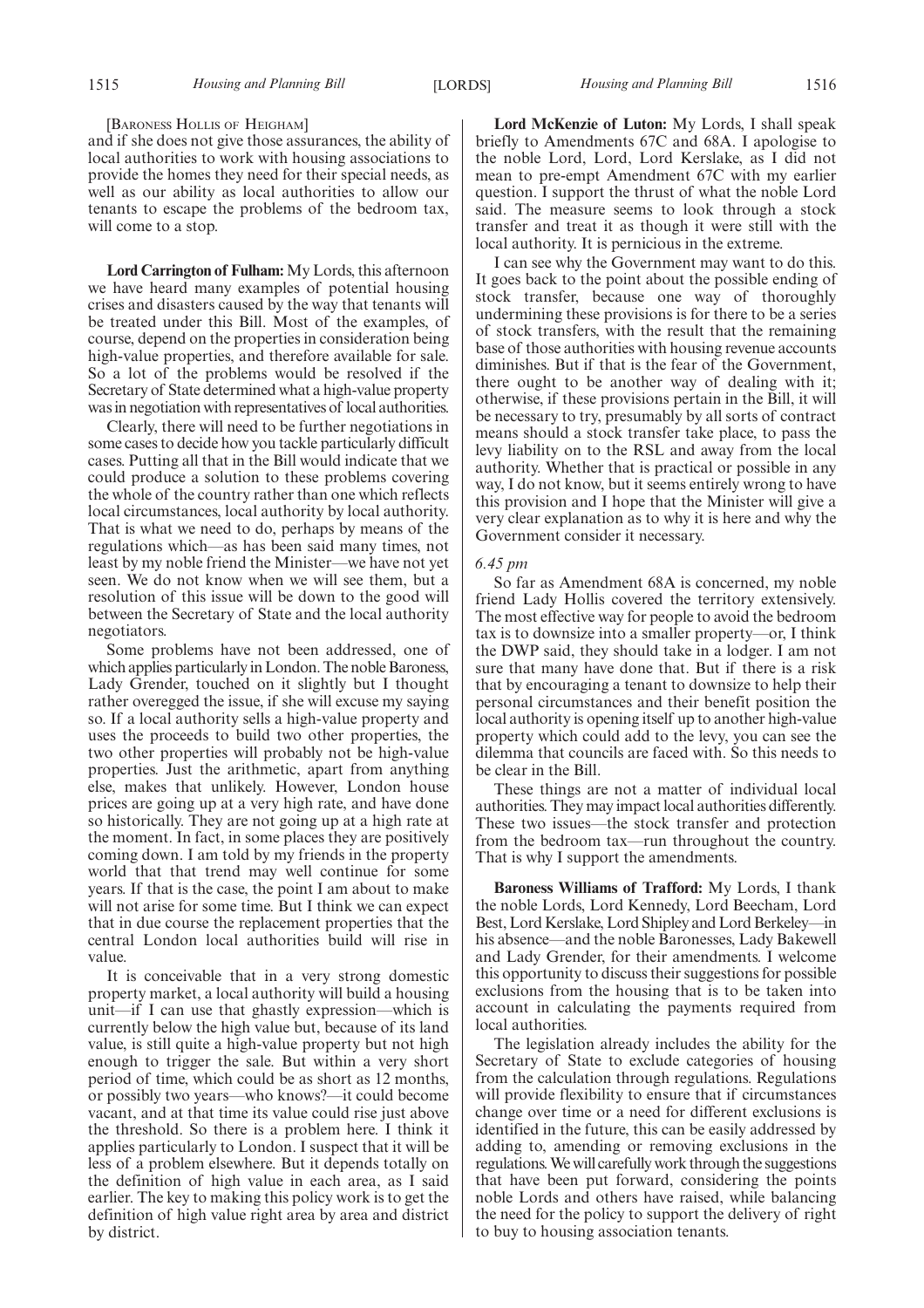[Baroness Hollis of Heigham]

and if she does not give those assurances, the ability of local authorities to work with housing associations to provide the homes they need for their special needs, as well as our ability as local authorities to allow our tenants to escape the problems of the bedroom tax, will come to a stop.

**Lord Carrington of Fulham:** My Lords, this afternoon we have heard many examples of potential housing crises and disasters caused by the way that tenants will be treated under this Bill. Most of the examples, of course, depend on the properties in consideration being high-value properties, and therefore available for sale. So a lot of the problems would be resolved if the Secretary of State determined what a high-value property was in negotiation with representatives of local authorities.

Clearly, there will need to be further negotiations in some cases to decide how you tackle particularly difficult cases. Putting all that in the Bill would indicate that we could produce a solution to these problems covering the whole of the country rather than one which reflects local circumstances, local authority by local authority. That is what we need to do, perhaps by means of the regulations which—as has been said many times, not least by my noble friend the Minister—we have not yet seen. We do not know when we will see them, but a resolution of this issue will be down to the good will between the Secretary of State and the local authority negotiators.

Some problems have not been addressed, one of which applies particularly in London. The noble Baroness, Lady Grender, touched on it slightly but I thought rather overegged the issue, if she will excuse my saying so. If a local authority sells a high-value property and uses the proceeds to build two other properties, the two other properties will probably not be high-value properties. Just the arithmetic, apart from anything else, makes that unlikely. However, London house prices are going up at a very high rate, and have done so historically. They are not going up at a high rate at the moment. In fact, in some places they are positively coming down. I am told by my friends in the property world that that trend may well continue for some years. If that is the case, the point I am about to make will not arise for some time. But I think we can expect that in due course the replacement properties that the central London local authorities build will rise in value.

It is conceivable that in a very strong domestic property market, a local authority will build a housing unit—if I can use that ghastly expression—which is currently below the high value but, because of its land value, is still quite a high-value property but not high enough to trigger the sale. But within a very short period of time, which could be as short as 12 months, or possibly two years—who knows?—it could become vacant, and at that time its value could rise just above the threshold. So there is a problem here. I think it applies particularly to London. I suspect that it will be less of a problem elsewhere. But it depends totally on the definition of high value in each area, as I said earlier. The key to making this policy work is to get the definition of high value right area by area and district by district.

**Lord McKenzie of Luton:** My Lords, I shall speak briefly to Amendments 67C and 68A. I apologise to the noble Lord, Lord, Lord Kerslake, as I did not mean to pre-empt Amendment 67C with my earlier question. I support the thrust of what the noble Lord said. The measure seems to look through a stock transfer and treat it as though it were still with the local authority. It is pernicious in the extreme.

I can see why the Government may want to do this. It goes back to the point about the possible ending of stock transfer, because one way of thoroughly undermining these provisions is for there to be a series of stock transfers, with the result that the remaining base of those authorities with housing revenue accounts diminishes. But if that is the fear of the Government, there ought to be another way of dealing with it; otherwise, if these provisions pertain in the Bill, it will be necessary to try, presumably by all sorts of contract means should a stock transfer take place, to pass the levy liability on to the RSL and away from the local authority. Whether that is practical or possible in any way, I do not know, but it seems entirely wrong to have this provision and I hope that the Minister will give a very clear explanation as to why it is here and why the Government consider it necessary.

*6.45 pm*

So far as Amendment 68A is concerned, my noble friend Lady Hollis covered the territory extensively. The most effective way for people to avoid the bedroom tax is to downsize into a smaller property—or, I think the DWP said, they should take in a lodger. I am not sure that many have done that. But if there is a risk that by encouraging a tenant to downsize to help their personal circumstances and their benefit position the local authority is opening itself up to another high-value property which could add to the levy, you can see the dilemma that councils are faced with. So this needs to be clear in the Bill.

These things are not a matter of individual local authorities. They may impact local authorities differently. These two issues—the stock transfer and protection from the bedroom tax—run throughout the country. That is why I support the amendments.

**Baroness Williams of Trafford:** My Lords, I thank the noble Lords, Lord Kennedy, Lord Beecham, Lord Best, Lord Kerslake, Lord Shipley and Lord Berkeley—in his absence—and the noble Baronesses, Lady Bakewell and Lady Grender, for their amendments. I welcome this opportunity to discuss their suggestions for possible exclusions from the housing that is to be taken into account in calculating the payments required from local authorities.

The legislation already includes the ability for the Secretary of State to exclude categories of housing from the calculation through regulations. Regulations will provide flexibility to ensure that if circumstances change over time or a need for different exclusions is identified in the future, this can be easily addressed by adding to, amending or removing exclusions in the regulations. We will carefully work through the suggestions that have been put forward, considering the points noble Lords and others have raised, while balancing the need for the policy to support the delivery of right to buy to housing association tenants.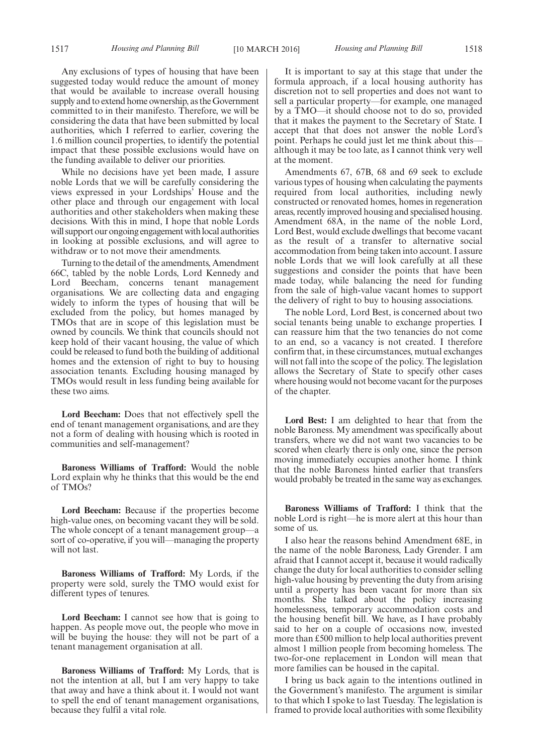Any exclusions of types of housing that have been suggested today would reduce the amount of money that would be available to increase overall housing supply and to extend home ownership, as the Government committed to in their manifesto. Therefore, we will be considering the data that have been submitted by local authorities, which I referred to earlier, covering the 1.6 million council properties, to identify the potential impact that these possible exclusions would have on the funding available to deliver our priorities.

While no decisions have yet been made, I assure noble Lords that we will be carefully considering the views expressed in your Lordships' House and the other place and through our engagement with local authorities and other stakeholders when making these decisions. With this in mind, I hope that noble Lords will support our ongoing engagement with local authorities in looking at possible exclusions, and will agree to withdraw or to not move their amendments.

Turning to the detail of the amendments, Amendment 66C, tabled by the noble Lords, Lord Kennedy and Lord Beecham, concerns tenant management organisations. We are collecting data and engaging widely to inform the types of housing that will be excluded from the policy, but homes managed by TMOs that are in scope of this legislation must be owned by councils. We think that councils should not keep hold of their vacant housing, the value of which could be released to fund both the building of additional homes and the extension of right to buy to housing association tenants. Excluding housing managed by TMOs would result in less funding being available for these two aims.

**Lord Beecham:** Does that not effectively spell the end of tenant management organisations, and are they not a form of dealing with housing which is rooted in communities and self-management?

**Baroness Williams of Trafford:** Would the noble Lord explain why he thinks that this would be the end of TMOs?

**Lord Beecham:** Because if the properties become high-value ones, on becoming vacant they will be sold. The whole concept of a tenant management group—a sort of co-operative, if you will—managing the property will not last.

**Baroness Williams of Trafford:** My Lords, if the property were sold, surely the TMO would exist for different types of tenures.

**Lord Beecham:** I cannot see how that is going to happen. As people move out, the people who move in will be buying the house: they will not be part of a tenant management organisation at all.

**Baroness Williams of Trafford:** My Lords, that is not the intention at all, but I am very happy to take that away and have a think about it. I would not want to spell the end of tenant management organisations, because they fulfil a vital role.

It is important to say at this stage that under the formula approach, if a local housing authority has discretion not to sell properties and does not want to sell a particular property—for example, one managed by a TMO—it should choose not to do so, provided that it makes the payment to the Secretary of State. I accept that that does not answer the noble Lord's point. Perhaps he could just let me think about this—although it may be too late, as I cannot think very well at the moment.

Amendments 67, 67B, 68 and 69 seek to exclude various types of housing when calculating the payments required from local authorities, including newly constructed or renovated homes, homes in regeneration areas, recently improved housing and specialised housing. Amendment 68A, in the name of the noble Lord, Lord Best, would exclude dwellings that become vacant as the result of a transfer to alternative social accommodation from being taken into account. I assure noble Lords that we will look carefully at all these suggestions and consider the points that have been made today, while balancing the need for funding from the sale of high-value vacant homes to support the delivery of right to buy to housing associations.

The noble Lord, Lord Best, is concerned about two social tenants being unable to exchange properties. I can reassure him that the two tenancies do not come to an end, so a vacancy is not created. I therefore confirm that, in these circumstances, mutual exchanges will not fall into the scope of the policy. The legislation allows the Secretary of State to specify other cases where housing would not become vacant for the purposes of the chapter.

**Lord Best:** I am delighted to hear that from the noble Baroness. My amendment was specifically about transfers, where we did not want two vacancies to be scored when clearly there is only one, since the person moving immediately occupies another home. I think that the noble Baroness hinted earlier that transfers would probably be treated in the same way as exchanges.

**Baroness Williams of Trafford:** I think that the noble Lord is right—he is more alert at this hour than some of us.

I also hear the reasons behind Amendment 68E, in the name of the noble Baroness, Lady Grender. I am afraid that I cannot accept it, because it would radically change the duty for local authorities to consider selling high-value housing by preventing the duty from arising until a property has been vacant for more than six months. She talked about the policy increasing homelessness, temporary accommodation costs and the housing benefit bill. We have, as I have probably said to her on a couple of occasions now, invested more than £500 million to help local authorities prevent almost 1 million people from becoming homeless. The two-for-one replacement in London will mean that more families can be housed in the capital.

I bring us back again to the intentions outlined in the Government's manifesto. The argument is similar to that which I spoke to last Tuesday. The legislation is framed to provide local authorities with some flexibility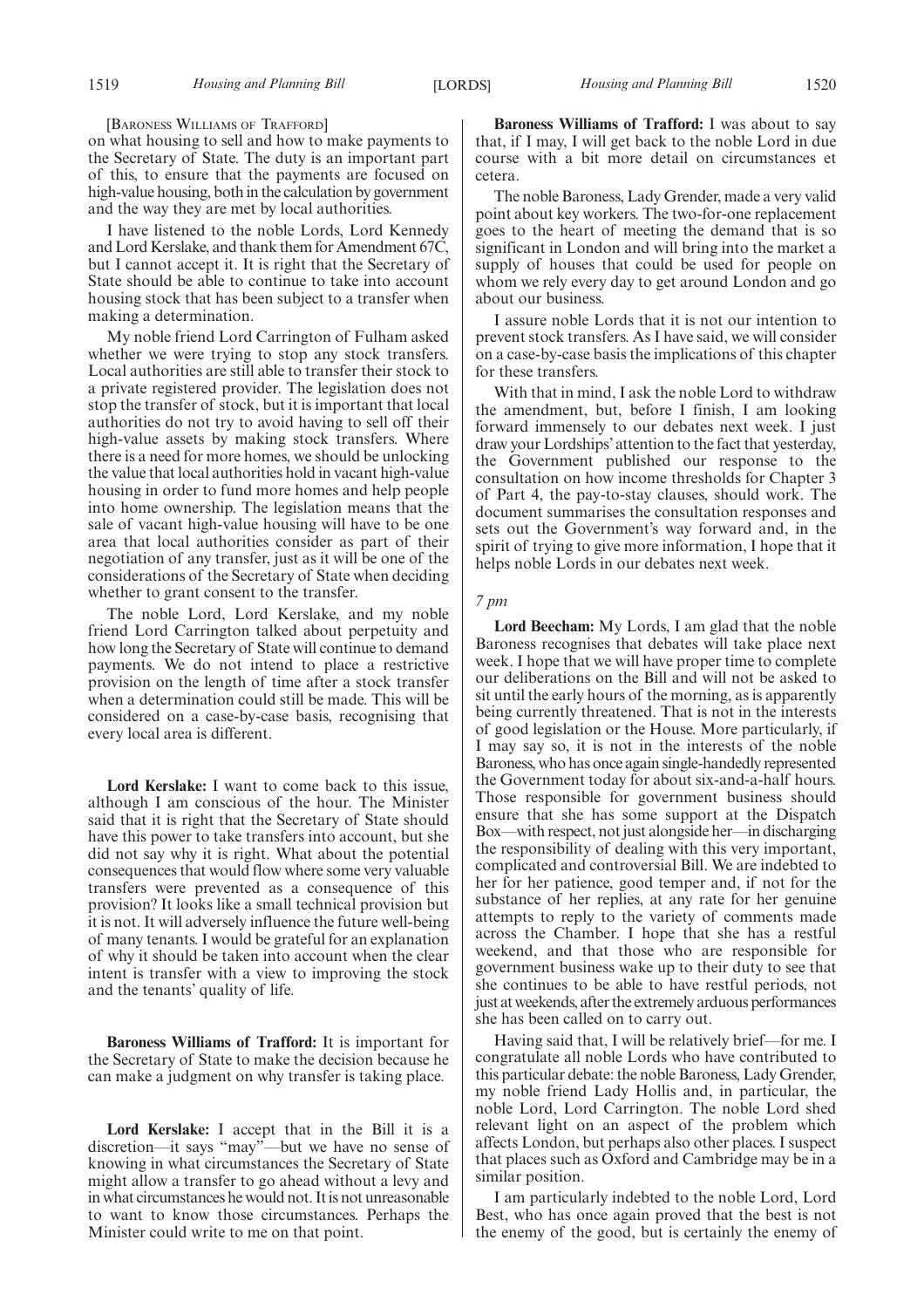[Baroness Williams of Trafford]

on what housing to sell and how to make payments to the Secretary of State. The duty is an important part of this, to ensure that the payments are focused on high-value housing, both in the calculation by government and the way they are met by local authorities.

I have listened to the noble Lords, Lord Kennedy and Lord Kerslake, and thank them for Amendment 67C, but I cannot accept it. It is right that the Secretary of State should be able to continue to take into account housing stock that has been subject to a transfer when making a determination.

My noble friend Lord Carrington of Fulham asked whether we were trying to stop any stock transfers. Local authorities are still able to transfer their stock to a private registered provider. The legislation does not stop the transfer of stock, but it is important that local authorities do not try to avoid having to sell off their high-value assets by making stock transfers. Where there is a need for more homes, we should be unlocking the value that local authorities hold in vacant high-value housing in order to fund more homes and help people into home ownership. The legislation means that the sale of vacant high-value housing will have to be one area that local authorities consider as part of their negotiation of any transfer, just as it will be one of the considerations of the Secretary of State when deciding whether to grant consent to the transfer.

The noble Lord, Lord Kerslake, and my noble friend Lord Carrington talked about perpetuity and how long the Secretary of State will continue to demand payments. We do not intend to place a restrictive provision on the length of time after a stock transfer when a determination could still be made. This will be considered on a case-by-case basis, recognising that every local area is different.

**Lord Kerslake:** I want to come back to this issue, although I am conscious of the hour. The Minister said that it is right that the Secretary of State should have this power to take transfers into account, but she did not say why it is right. What about the potential consequences that would flow where some very valuable transfers were prevented as a consequence of this provision? It looks like a small technical provision but it is not. It will adversely influence the future well-being of many tenants. I would be grateful for an explanation of why it should be taken into account when the clear intent is transfer with a view to improving the stock and the tenants' quality of life.

**Baroness Williams of Trafford:** It is important for the Secretary of State to make the decision because he can make a judgment on why transfer is taking place.

**Lord Kerslake:** I accept that in the Bill it is a discretion—it says "may"—but we have no sense of knowing in what circumstances the Secretary of State might allow a transfer to go ahead without a levy and in what circumstances he would not. It is not unreasonable to want to know those circumstances. Perhaps the Minister could write to me on that point.

**Baroness Williams of Trafford:** I was about to say that, if I may, I will get back to the noble Lord in due course with a bit more detail on circumstances et cetera.

The noble Baroness, Lady Grender, made a very valid point about key workers. The two-for-one replacement goes to the heart of meeting the demand that is so significant in London and will bring into the market a supply of houses that could be used for people on whom we rely every day to get around London and go about our business.

I assure noble Lords that it is not our intention to prevent stock transfers. As I have said, we will consider on a case-by-case basis the implications of this chapter for these transfers.

With that in mind, I ask the noble Lord to withdraw the amendment, but, before I finish, I am looking forward immensely to our debates next week. I just draw your Lordships' attention to the fact that yesterday, the Government published our response to the consultation on how income thresholds for Chapter 3 of Part 4, the pay-to-stay clauses, should work. The document summarises the consultation responses and sets out the Government's way forward and, in the spirit of trying to give more information, I hope that it helps noble Lords in our debates next week.

*7 pm*

**Lord Beecham:** My Lords, I am glad that the noble Baroness recognises that debates will take place next week. I hope that we will have proper time to complete our deliberations on the Bill and will not be asked to sit until the early hours of the morning, as is apparently being currently threatened. That is not in the interests of good legislation or the House. More particularly, if I may say so, it is not in the interests of the noble Baroness, who has once again single-handedly represented the Government today for about six-and-a-half hours. Those responsible for government business should ensure that she has some support at the Dispatch Box—with respect, not just alongside her—in discharging the responsibility of dealing with this very important, complicated and controversial Bill. We are indebted to her for her patience, good temper and, if not for the substance of her replies, at any rate for her genuine attempts to reply to the variety of comments made across the Chamber. I hope that she has a restful weekend, and that those who are responsible for government business wake up to their duty to see that she continues to be able to have restful periods, not just at weekends, after the extremely arduous performances she has been called on to carry out.

Having said that, I will be relatively brief—for me. I congratulate all noble Lords who have contributed to this particular debate: the noble Baroness, Lady Grender, my noble friend Lady Hollis and, in particular, the noble Lord, Lord Carrington. The noble Lord shed relevant light on an aspect of the problem which affects London, but perhaps also other places. I suspect that places such as Oxford and Cambridge may be in a similar position.

I am particularly indebted to the noble Lord, Lord Best, who has once again proved that the best is not the enemy of the good, but is certainly the enemy of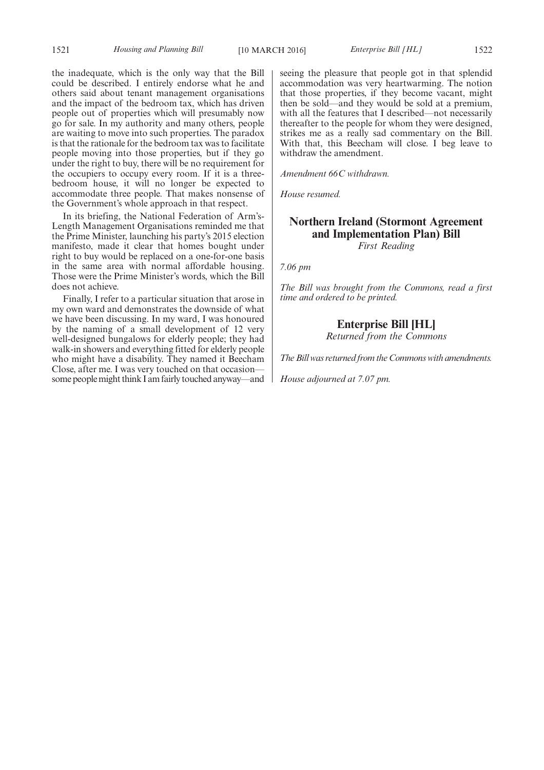the inadequate, which is the only way that the Bill could be described. I entirely endorse what he and others said about tenant management organisations and the impact of the bedroom tax, which has driven people out of properties which will presumably now go for sale. In my authority and many others, people are waiting to move into such properties. The paradox is that the rationale for the bedroom tax was to facilitate people moving into those properties, but if they go under the right to buy, there will be no requirement for the occupiers to occupy every room. If it is a three-bedroom house, it will no longer be expected to accommodate three people. That makes nonsense of the Government's whole approach in that respect.

In its briefing, the National Federation of Arm's-Length Management Organisations reminded me that the Prime Minister, launching his party's 2015 election manifesto, made it clear that homes bought under right to buy would be replaced on a one-for-one basis in the same area with normal affordable housing. Those were the Prime Minister's words, which the Bill does not achieve.

Finally, I refer to a particular situation that arose in my own ward and demonstrates the downside of what we have been discussing. In my ward, I was honoured by the naming of a small development of 12 very well-designed bungalows for elderly people; they had walk-in showers and everything fitted for elderly people who might have a disability. They named it Beecham Close, after me. I was very touched on that occasion—some people might think I am fairly touched anyway—and seeing the pleasure that people got in that splendid accommodation was very heartwarming. The notion that those properties, if they become vacant, might then be sold—and they would be sold at a premium, with all the features that I described—not necessarily thereafter to the people for whom they were designed, strikes me as a really sad commentary on the Bill. With that, this Beecham will close. I beg leave to withdraw the amendment.

*Amendment 66C withdrawn.*

*House resumed.*

## Northern Ireland (Stormont Agreement and Implementation Plan) Bill

*First Reading*

*7.06 pm*

*The Bill was brought from the Commons, read a first time and ordered to be printed.*

## Enterprise Bill [HL]

*Returned from the Commons*

*The Bill was returned from the Commons with amendments.*

*House adjourned at 7.07 pm.*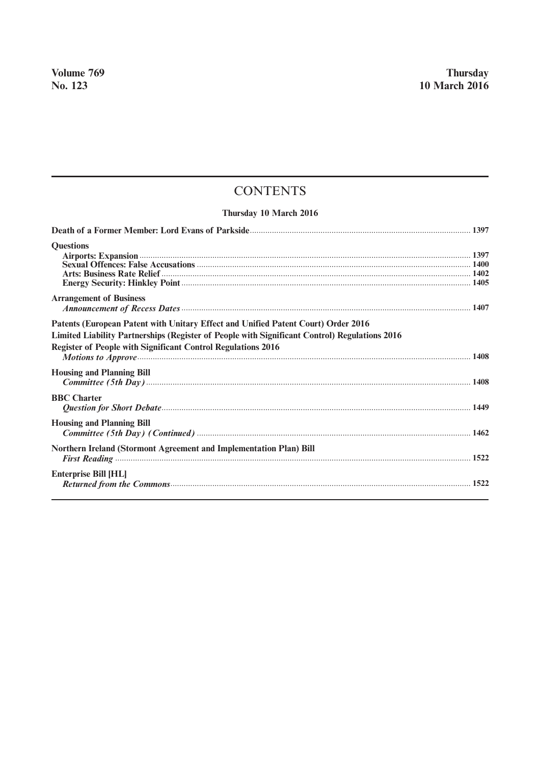**Volume 769**
**No. 123**

**Thursday**
**10 March 2016**

# CONTENTS

**Thursday 10 March 2016**

**Death of a Former Member: Lord Evans of Parkside** ..... 1397

**Questions**
**Airports: Expansion** ..... 1397
**Sexual Offences: False Accusations** ..... 1400
**Arts: Business Rate Relief** ..... 1402
**Energy Security: Hinkley Point** ..... 1405

**Arrangement of Business**
***Announcement of Recess Dates*** ..... 1407

**Patents (European Patent with Unitary Effect and Unified Patent Court) Order 2016**
**Limited Liability Partnerships (Register of People with Significant Control) Regulations 2016**
**Register of People with Significant Control Regulations 2016**
***Motions to Approve*** ..... 1408

**Housing and Planning Bill**
***Committee (5th Day)*** ..... 1408

**BBC Charter**
***Question for Short Debate*** ..... 1449

**Housing and Planning Bill**
***Committee (5th Day) (Continued)*** ..... 1462

**Northern Ireland (Stormont Agreement and Implementation Plan) Bill**
***First Reading*** ..... 1522

**Enterprise Bill [HL]**
***Returned from the Commons*** ..... 1522